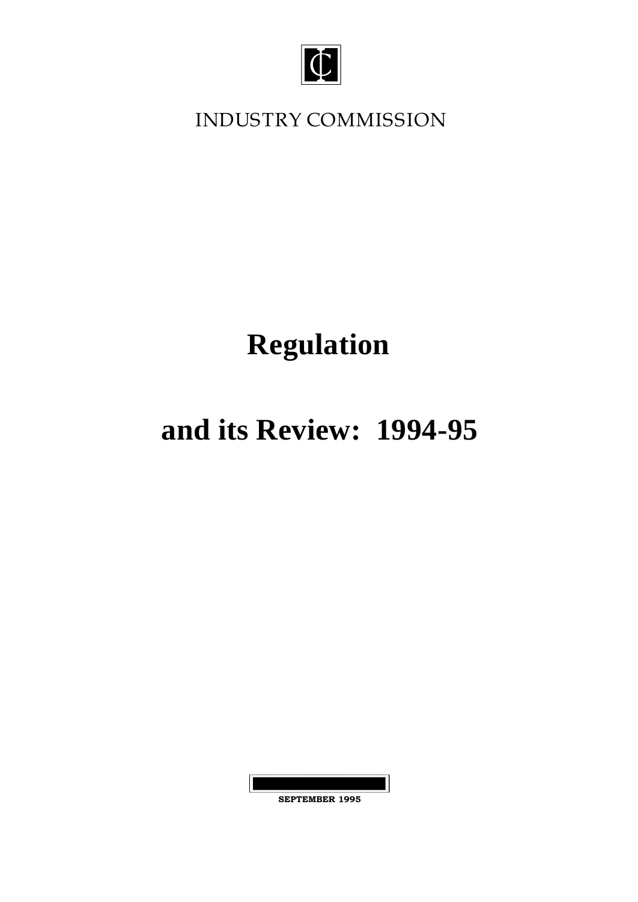INDUSTRY COMMISSION

# Regulation

# and its Review: 1994-95

**SEPTEMBER 1995**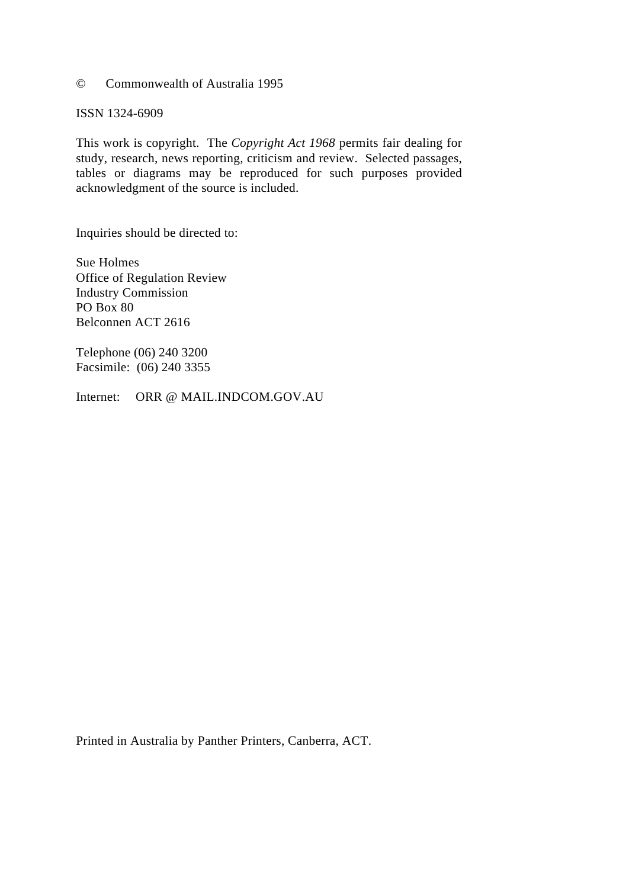© Commonwealth of Australia 1995

ISSN 1324-6909

This work is copyright. The *Copyright Act 1968* permits fair dealing for study, research, news reporting, criticism and review. Selected passages, tables or diagrams may be reproduced for such purposes provided acknowledgment of the source is included.

Inquiries should be directed to:

Sue Holmes
Office of Regulation Review
Industry Commission
PO Box 80
Belconnen ACT 2616

Telephone (06) 240 3200
Facsimile: (06) 240 3355

Internet: ORR @ MAIL.INDCOM.GOV.AU

Printed in Australia by Panther Printers, Canberra, ACT.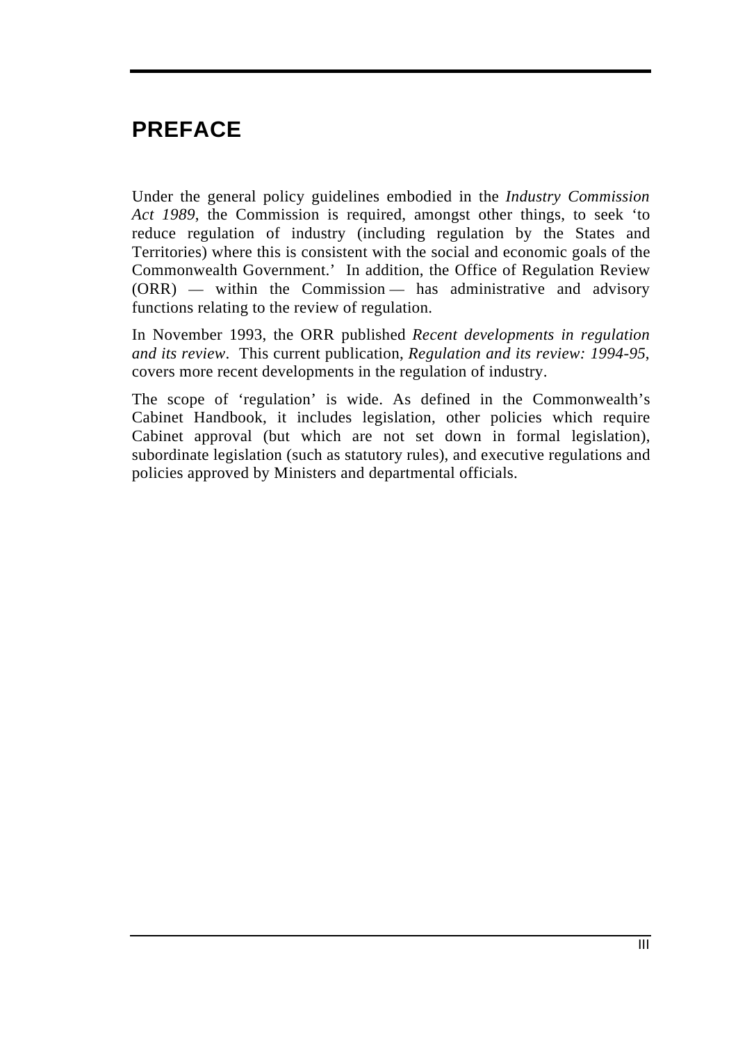# PREFACE

Under the general policy guidelines embodied in the *Industry Commission Act 1989*, the Commission is required, amongst other things, to seek 'to reduce regulation of industry (including regulation by the States and Territories) where this is consistent with the social and economic goals of the Commonwealth Government.' In addition, the Office of Regulation Review (ORR) — within the Commission — has administrative and advisory functions relating to the review of regulation.

In November 1993, the ORR published *Recent developments in regulation and its review*. This current publication, *Regulation and its review: 1994-95*, covers more recent developments in the regulation of industry.

The scope of 'regulation' is wide. As defined in the Commonwealth's Cabinet Handbook, it includes legislation, other policies which require Cabinet approval (but which are not set down in formal legislation), subordinate legislation (such as statutory rules), and executive regulations and policies approved by Ministers and departmental officials.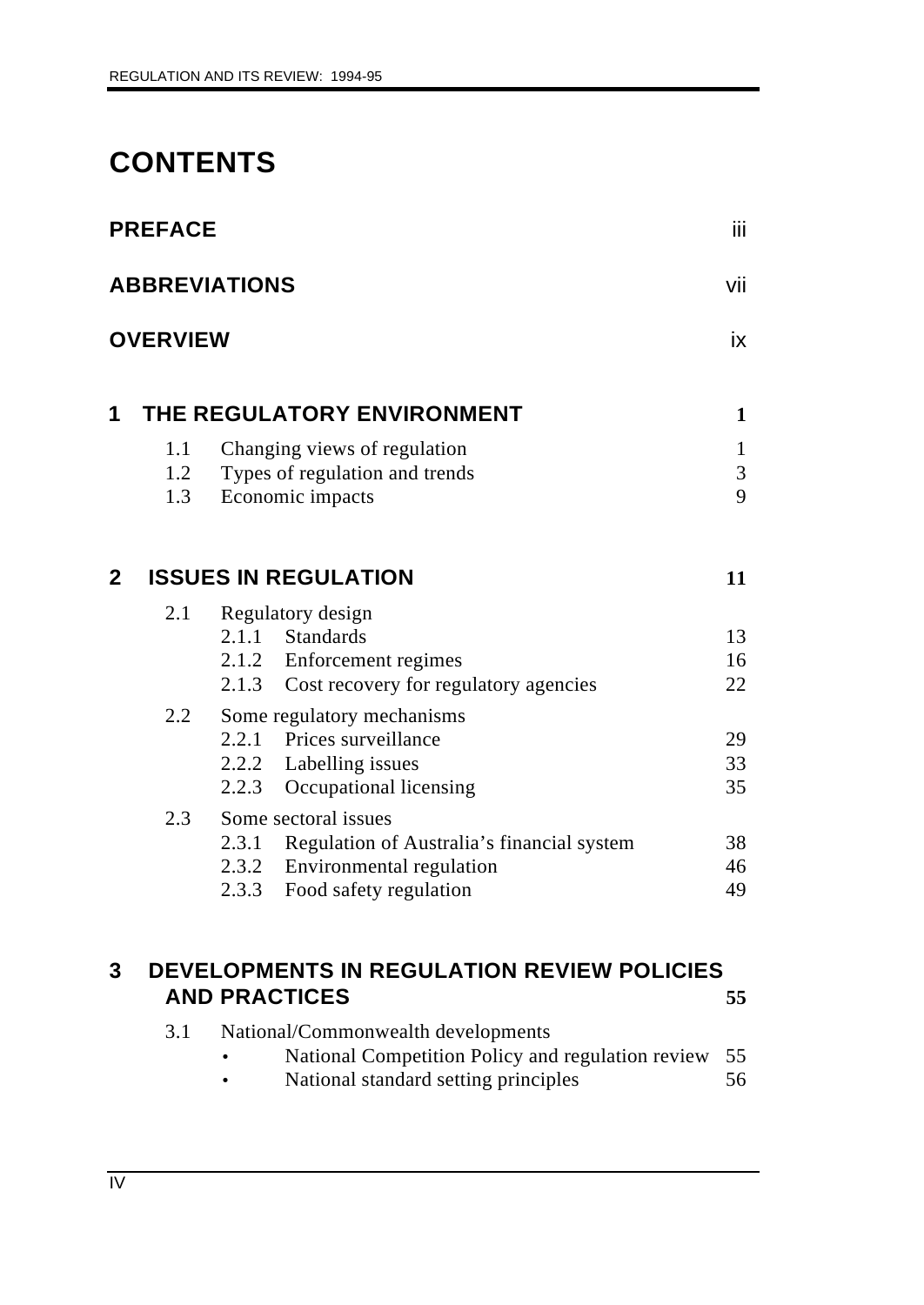# CONTENTS

| | |
|---|---|
| **PREFACE** | iii |
| **ABBREVIATIONS** | vii |
| **OVERVIEW** | ix |
| **1 THE REGULATORY ENVIRONMENT** | **1** |
| 1.1 Changing views of regulation | 1 |
| 1.2 Types of regulation and trends | 3 |
| 1.3 Economic impacts | 9 |
| **2 ISSUES IN REGULATION** | **11** |
| 2.1 Regulatory design | |
| 2.1.1 Standards | 13 |
| 2.1.2 Enforcement regimes | 16 |
| 2.1.3 Cost recovery for regulatory agencies | 22 |
| 2.2 Some regulatory mechanisms | |
| 2.2.1 Prices surveillance | 29 |
| 2.2.2 Labelling issues | 33 |
| 2.2.3 Occupational licensing | 35 |
| 2.3 Some sectoral issues | |
| 2.3.1 Regulation of Australia's financial system | 38 |
| 2.3.2 Environmental regulation | 46 |
| 2.3.3 Food safety regulation | 49 |
| **3 DEVELOPMENTS IN REGULATION REVIEW POLICIES AND PRACTICES** | **55** |
| 3.1 National/Commonwealth developments | |
| • National Competition Policy and regulation review | 55 |
| • National standard setting principles | 56 |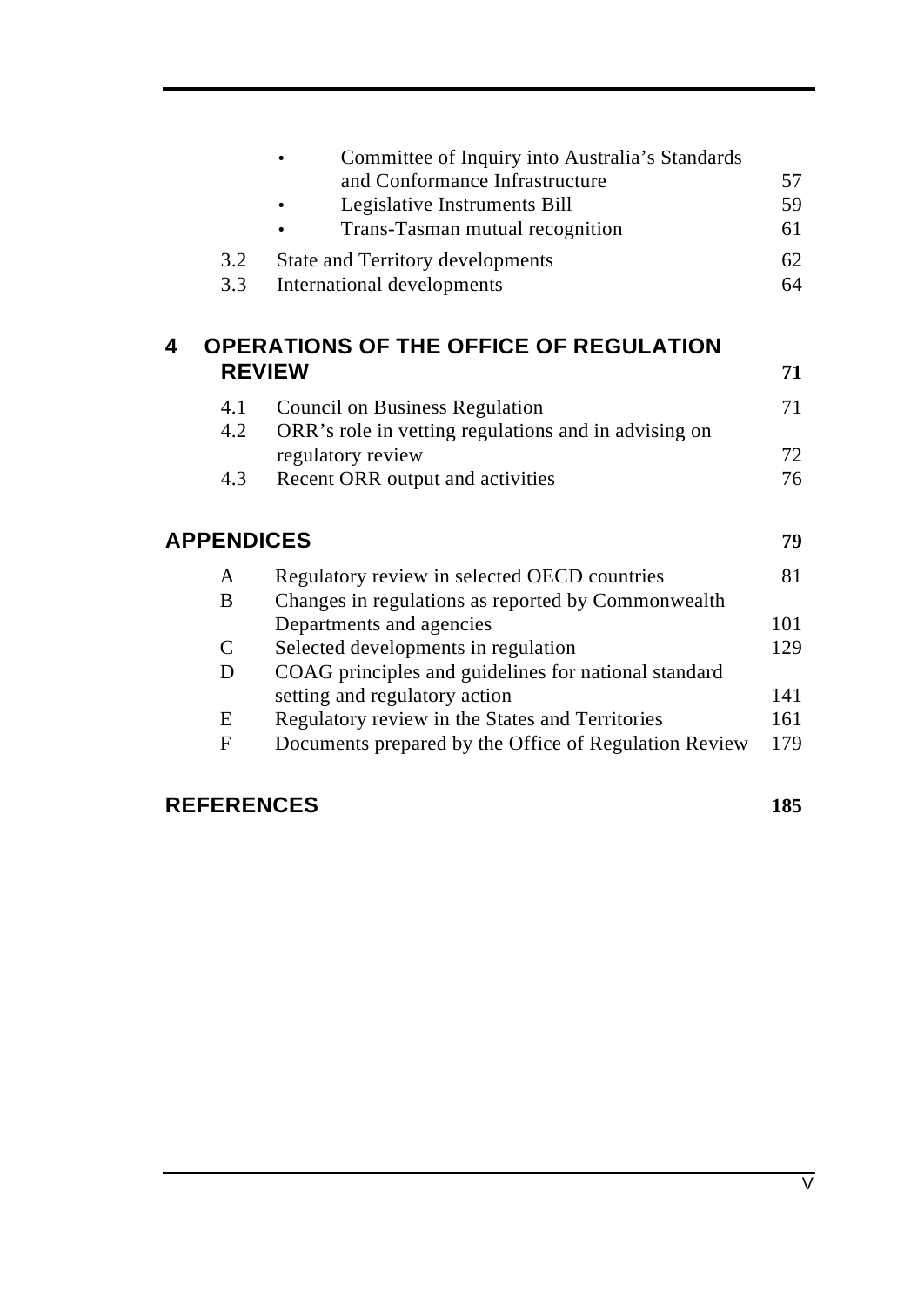- Committee of Inquiry into Australia's Standards and Conformance Infrastructure 57
- Legislative Instruments Bill 59
- Trans-Tasman mutual recognition 61

3.2 State and Territory developments 62
3.3 International developments 64

**4 OPERATIONS OF THE OFFICE OF REGULATION REVIEW** **71**

4.1 Council on Business Regulation 71
4.2 ORR's role in vetting regulations and in advising on regulatory review 72
4.3 Recent ORR output and activities 76

**APPENDICES** **79**

A Regulatory review in selected OECD countries 81
B Changes in regulations as reported by Commonwealth Departments and agencies 101
C Selected developments in regulation 129
D COAG principles and guidelines for national standard setting and regulatory action 141
E Regulatory review in the States and Territories 161
F Documents prepared by the Office of Regulation Review 179

**REFERENCES** **185**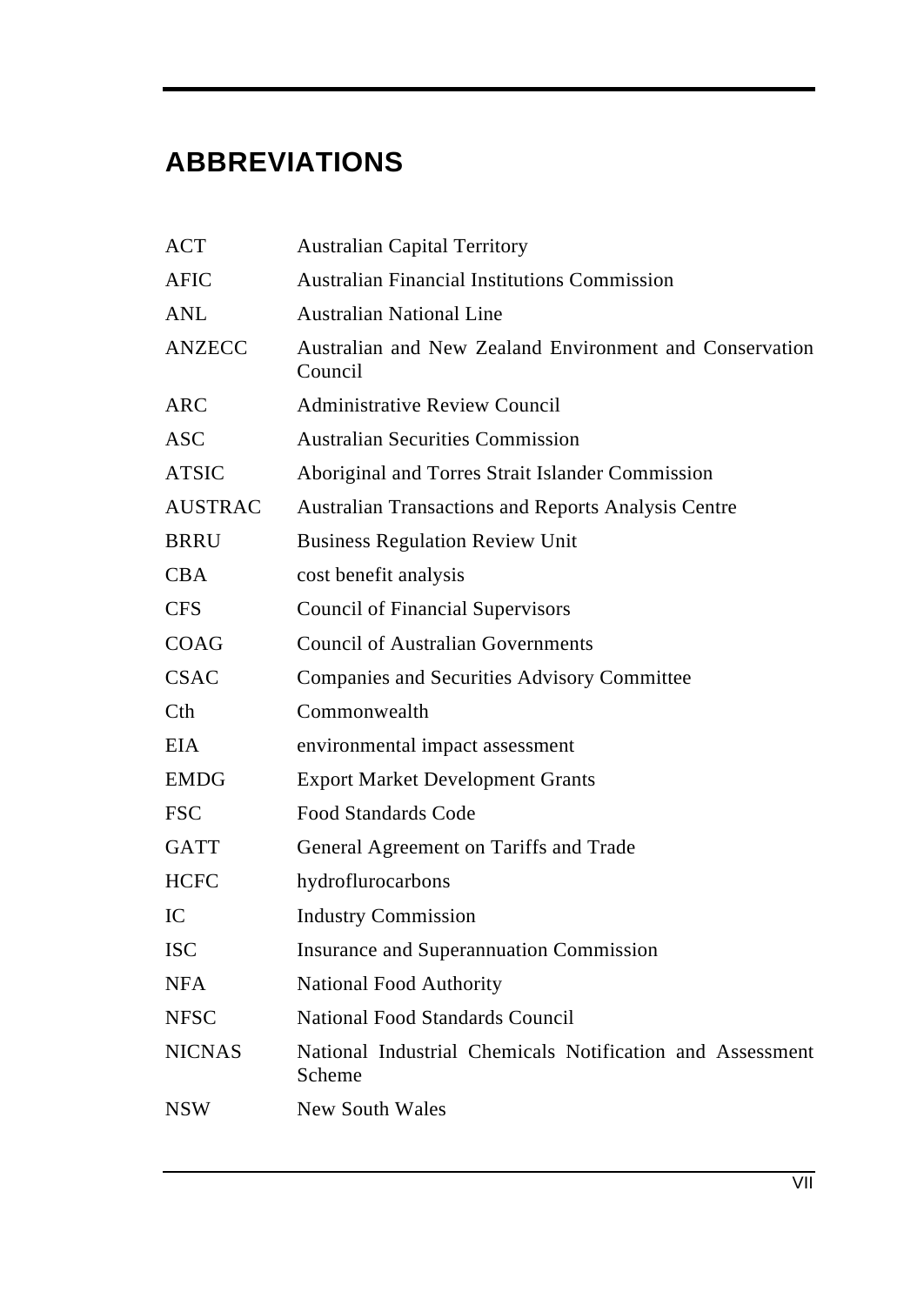# ABBREVIATIONS

| | |
|---|---|
| ACT | Australian Capital Territory |
| AFIC | Australian Financial Institutions Commission |
| ANL | Australian National Line |
| ANZECC | Australian and New Zealand Environment and Conservation Council |
| ARC | Administrative Review Council |
| ASC | Australian Securities Commission |
| ATSIC | Aboriginal and Torres Strait Islander Commission |
| AUSTRAC | Australian Transactions and Reports Analysis Centre |
| BRRU | Business Regulation Review Unit |
| CBA | cost benefit analysis |
| CFS | Council of Financial Supervisors |
| COAG | Council of Australian Governments |
| CSAC | Companies and Securities Advisory Committee |
| Cth | Commonwealth |
| EIA | environmental impact assessment |
| EMDG | Export Market Development Grants |
| FSC | Food Standards Code |
| GATT | General Agreement on Tariffs and Trade |
| HCFC | hydroflurocarbons |
| IC | Industry Commission |
| ISC | Insurance and Superannuation Commission |
| NFA | National Food Authority |
| NFSC | National Food Standards Council |
| NICNAS | National Industrial Chemicals Notification and Assessment Scheme |
| NSW | New South Wales |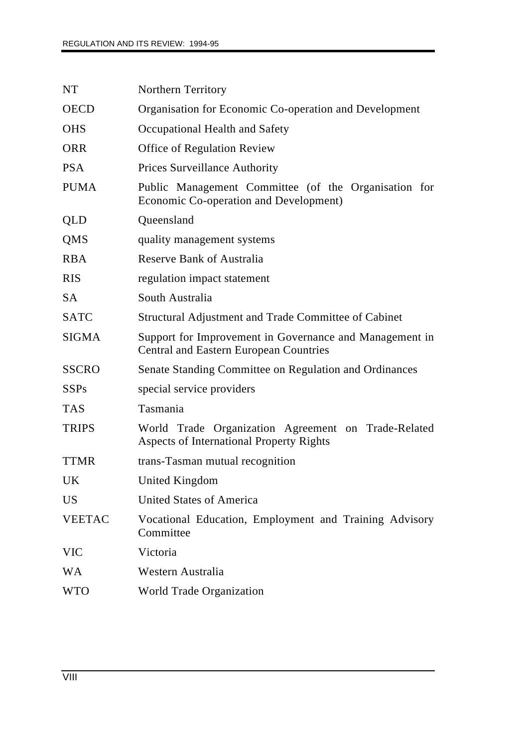| | |
|---|---|
| NT | Northern Territory |
| OECD | Organisation for Economic Co-operation and Development |
| OHS | Occupational Health and Safety |
| ORR | Office of Regulation Review |
| PSA | Prices Surveillance Authority |
| PUMA | Public Management Committee (of the Organisation for Economic Co-operation and Development) |
| QLD | Queensland |
| QMS | quality management systems |
| RBA | Reserve Bank of Australia |
| RIS | regulation impact statement |
| SA | South Australia |
| SATC | Structural Adjustment and Trade Committee of Cabinet |
| SIGMA | Support for Improvement in Governance and Management in Central and Eastern European Countries |
| SSCRO | Senate Standing Committee on Regulation and Ordinances |
| SSPs | special service providers |
| TAS | Tasmania |
| TRIPS | World Trade Organization Agreement on Trade-Related Aspects of International Property Rights |
| TTMR | trans-Tasman mutual recognition |
| UK | United Kingdom |
| US | United States of America |
| VEETAC | Vocational Education, Employment and Training Advisory Committee |
| VIC | Victoria |
| WA | Western Australia |
| WTO | World Trade Organization |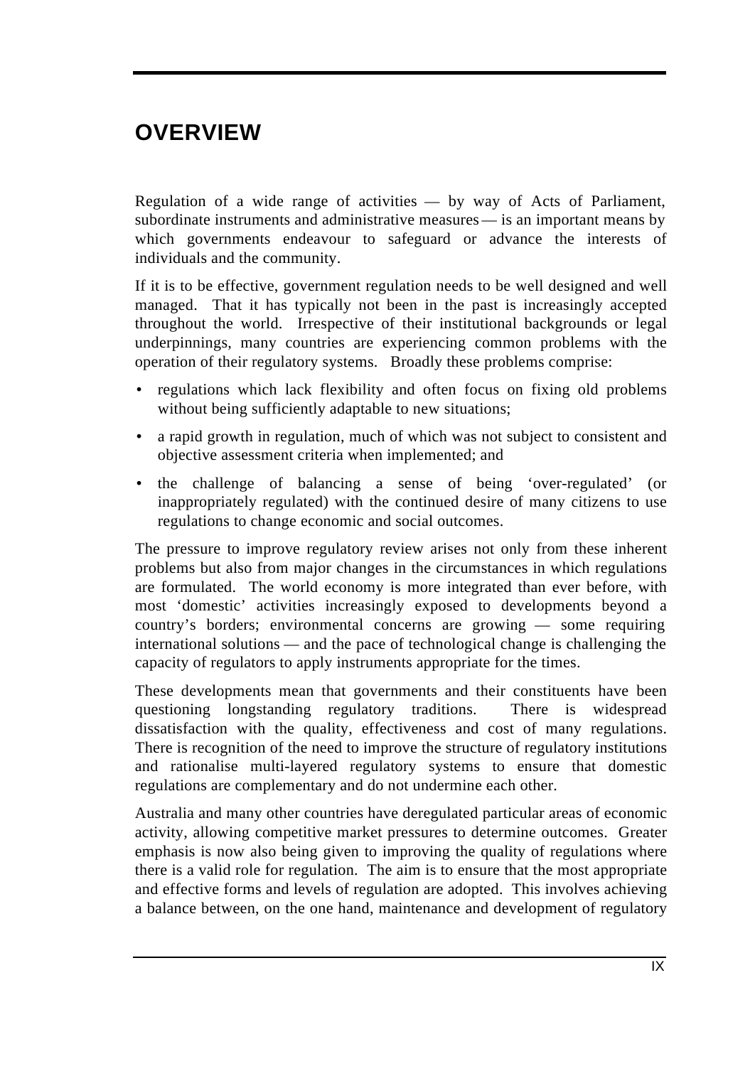# OVERVIEW

Regulation of a wide range of activities — by way of Acts of Parliament, subordinate instruments and administrative measures — is an important means by which governments endeavour to safeguard or advance the interests of individuals and the community.

If it is to be effective, government regulation needs to be well designed and well managed. That it has typically not been in the past is increasingly accepted throughout the world. Irrespective of their institutional backgrounds or legal underpinnings, many countries are experiencing common problems with the operation of their regulatory systems. Broadly these problems comprise:

- regulations which lack flexibility and often focus on fixing old problems without being sufficiently adaptable to new situations;
- a rapid growth in regulation, much of which was not subject to consistent and objective assessment criteria when implemented; and
- the challenge of balancing a sense of being 'over-regulated' (or inappropriately regulated) with the continued desire of many citizens to use regulations to change economic and social outcomes.

The pressure to improve regulatory review arises not only from these inherent problems but also from major changes in the circumstances in which regulations are formulated. The world economy is more integrated than ever before, with most 'domestic' activities increasingly exposed to developments beyond a country's borders; environmental concerns are growing — some requiring international solutions — and the pace of technological change is challenging the capacity of regulators to apply instruments appropriate for the times.

These developments mean that governments and their constituents have been questioning longstanding regulatory traditions. There is widespread dissatisfaction with the quality, effectiveness and cost of many regulations. There is recognition of the need to improve the structure of regulatory institutions and rationalise multi-layered regulatory systems to ensure that domestic regulations are complementary and do not undermine each other.

Australia and many other countries have deregulated particular areas of economic activity, allowing competitive market pressures to determine outcomes. Greater emphasis is now also being given to improving the quality of regulations where there is a valid role for regulation. The aim is to ensure that the most appropriate and effective forms and levels of regulation are adopted. This involves achieving a balance between, on the one hand, maintenance and development of regulatory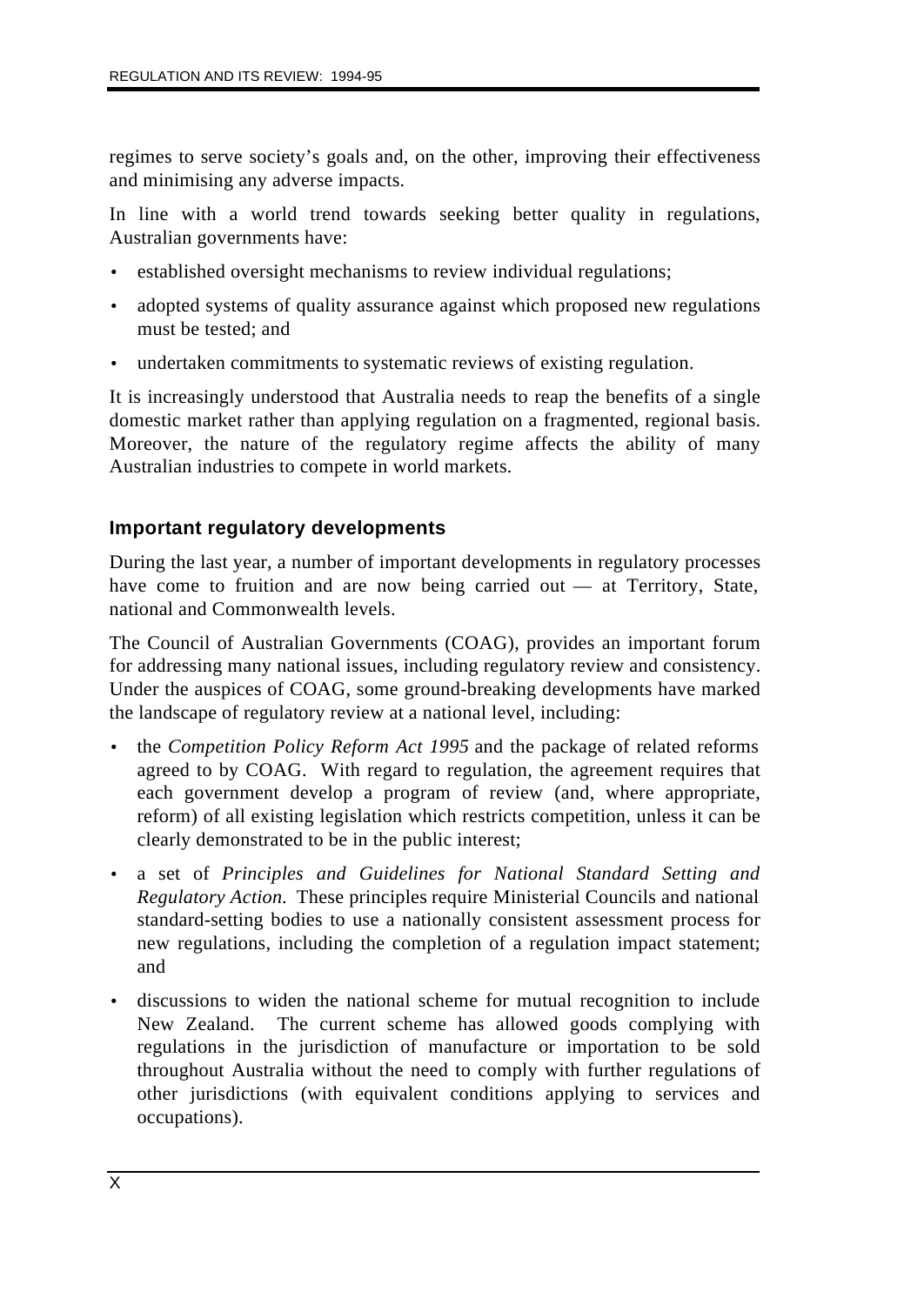regimes to serve society's goals and, on the other, improving their effectiveness and minimising any adverse impacts.

In line with a world trend towards seeking better quality in regulations, Australian governments have:

- established oversight mechanisms to review individual regulations;
- adopted systems of quality assurance against which proposed new regulations must be tested; and
- undertaken commitments to systematic reviews of existing regulation.

It is increasingly understood that Australia needs to reap the benefits of a single domestic market rather than applying regulation on a fragmented, regional basis. Moreover, the nature of the regulatory regime affects the ability of many Australian industries to compete in world markets.

### Important regulatory developments

During the last year, a number of important developments in regulatory processes have come to fruition and are now being carried out — at Territory, State, national and Commonwealth levels.

The Council of Australian Governments (COAG), provides an important forum for addressing many national issues, including regulatory review and consistency. Under the auspices of COAG, some ground-breaking developments have marked the landscape of regulatory review at a national level, including:

- the *Competition Policy Reform Act 1995* and the package of related reforms agreed to by COAG. With regard to regulation, the agreement requires that each government develop a program of review (and, where appropriate, reform) of all existing legislation which restricts competition, unless it can be clearly demonstrated to be in the public interest;
- a set of *Principles and Guidelines for National Standard Setting and Regulatory Action.* These principles require Ministerial Councils and national standard-setting bodies to use a nationally consistent assessment process for new regulations, including the completion of a regulation impact statement; and
- discussions to widen the national scheme for mutual recognition to include New Zealand. The current scheme has allowed goods complying with regulations in the jurisdiction of manufacture or importation to be sold throughout Australia without the need to comply with further regulations of other jurisdictions (with equivalent conditions applying to services and occupations).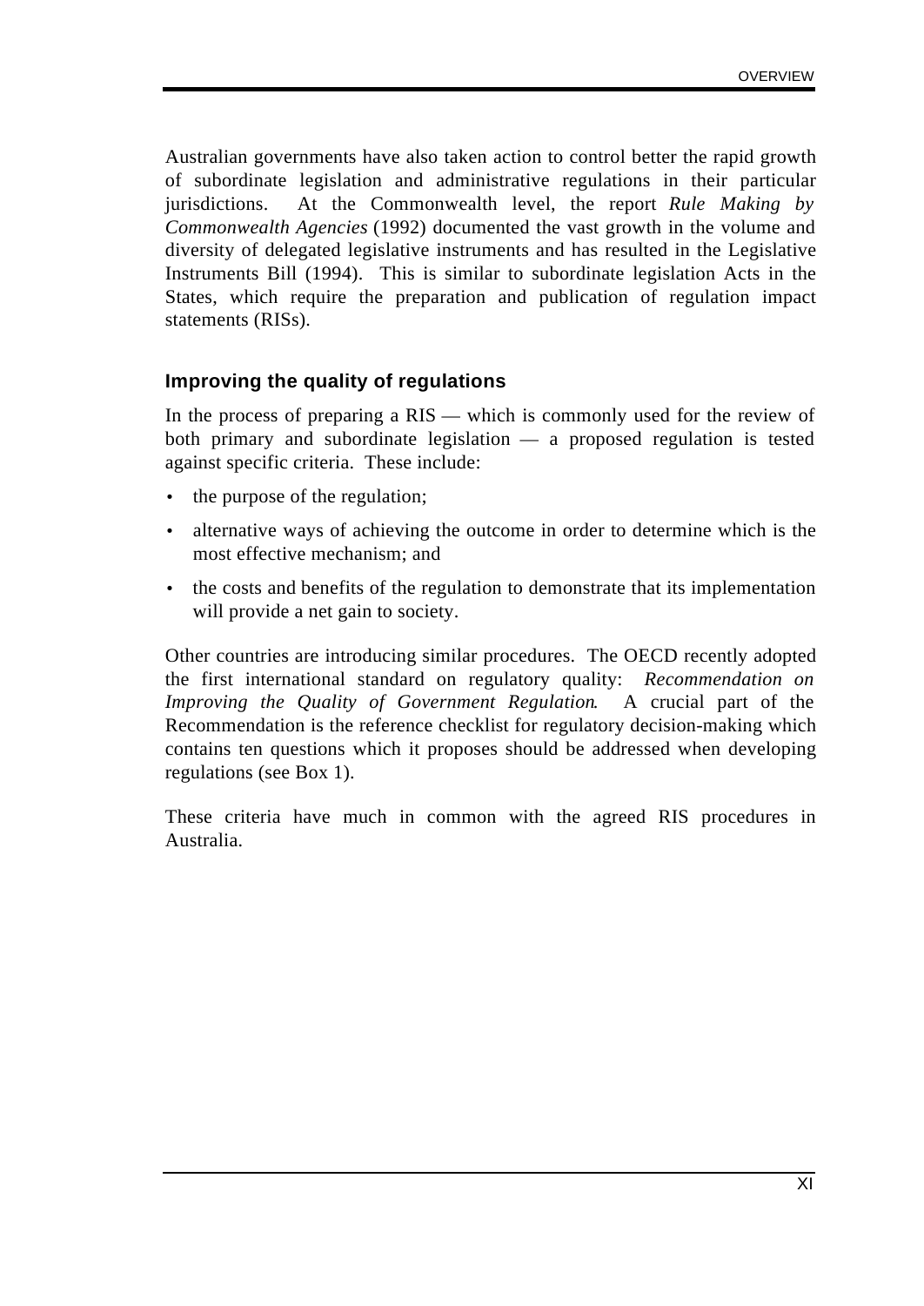Australian governments have also taken action to control better the rapid growth of subordinate legislation and administrative regulations in their particular jurisdictions. At the Commonwealth level, the report *Rule Making by Commonwealth Agencies* (1992) documented the vast growth in the volume and diversity of delegated legislative instruments and has resulted in the Legislative Instruments Bill (1994). This is similar to subordinate legislation Acts in the States, which require the preparation and publication of regulation impact statements (RISs).

### Improving the quality of regulations

In the process of preparing a RIS — which is commonly used for the review of both primary and subordinate legislation — a proposed regulation is tested against specific criteria. These include:

- the purpose of the regulation;
- alternative ways of achieving the outcome in order to determine which is the most effective mechanism; and
- the costs and benefits of the regulation to demonstrate that its implementation will provide a net gain to society.

Other countries are introducing similar procedures. The OECD recently adopted the first international standard on regulatory quality: *Recommendation on Improving the Quality of Government Regulation*. A crucial part of the Recommendation is the reference checklist for regulatory decision-making which contains ten questions which it proposes should be addressed when developing regulations (see Box 1).

These criteria have much in common with the agreed RIS procedures in Australia.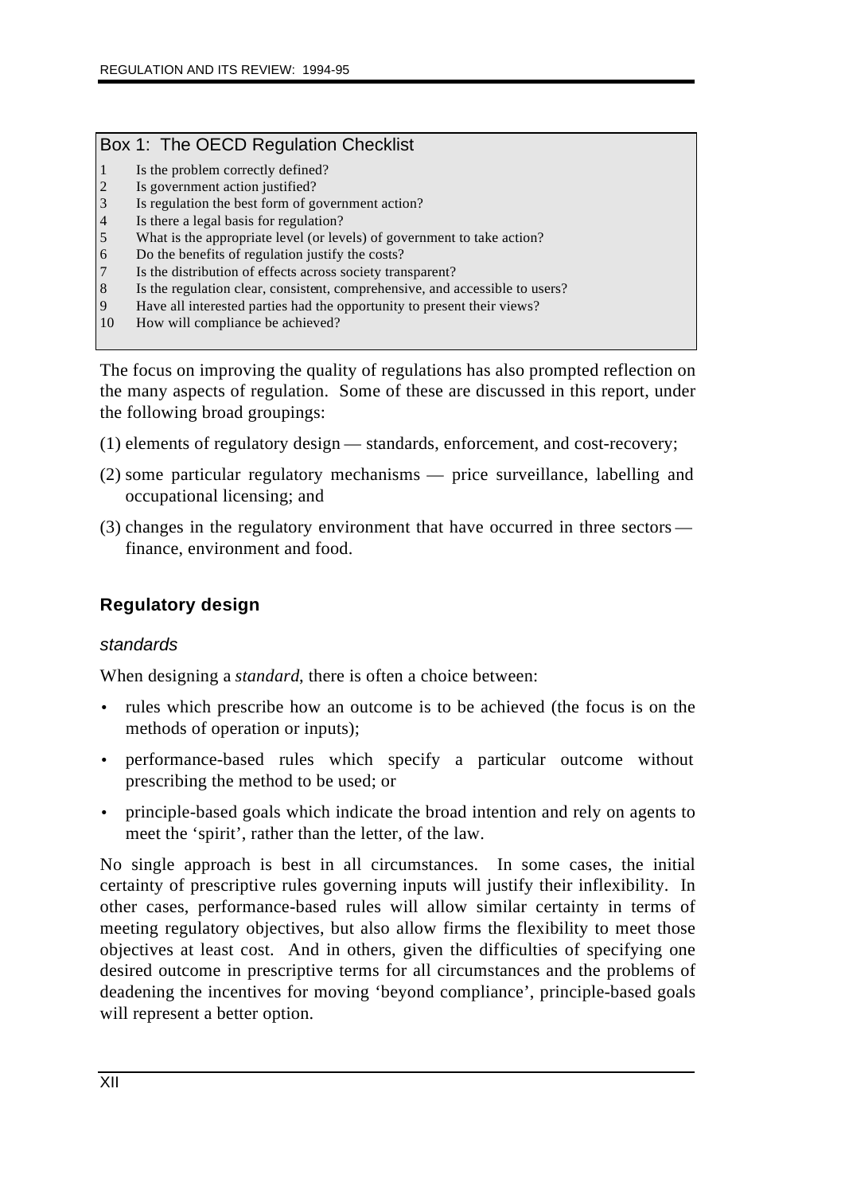**Box 1: The OECD Regulation Checklist**

1. Is the problem correctly defined?
2. Is government action justified?
3. Is regulation the best form of government action?
4. Is there a legal basis for regulation?
5. What is the appropriate level (or levels) of government to take action?
6. Do the benefits of regulation justify the costs?
7. Is the distribution of effects across society transparent?
8. Is the regulation clear, consistent, comprehensive, and accessible to users?
9. Have all interested parties had the opportunity to present their views?
10. How will compliance be achieved?

The focus on improving the quality of regulations has also prompted reflection on the many aspects of regulation. Some of these are discussed in this report, under the following broad groupings:

(1) elements of regulatory design — standards, enforcement, and cost-recovery;

(2) some particular regulatory mechanisms — price surveillance, labelling and occupational licensing; and

(3) changes in the regulatory environment that have occurred in three sectors — finance, environment and food.

## Regulatory design

### *standards*

When designing a *standard*, there is often a choice between:

- rules which prescribe how an outcome is to be achieved (the focus is on the methods of operation or inputs);
- performance-based rules which specify a particular outcome without prescribing the method to be used; or
- principle-based goals which indicate the broad intention and rely on agents to meet the 'spirit', rather than the letter, of the law.

No single approach is best in all circumstances. In some cases, the initial certainty of prescriptive rules governing inputs will justify their inflexibility. In other cases, performance-based rules will allow similar certainty in terms of meeting regulatory objectives, but also allow firms the flexibility to meet those objectives at least cost. And in others, given the difficulties of specifying one desired outcome in prescriptive terms for all circumstances and the problems of deadening the incentives for moving 'beyond compliance', principle-based goals will represent a better option.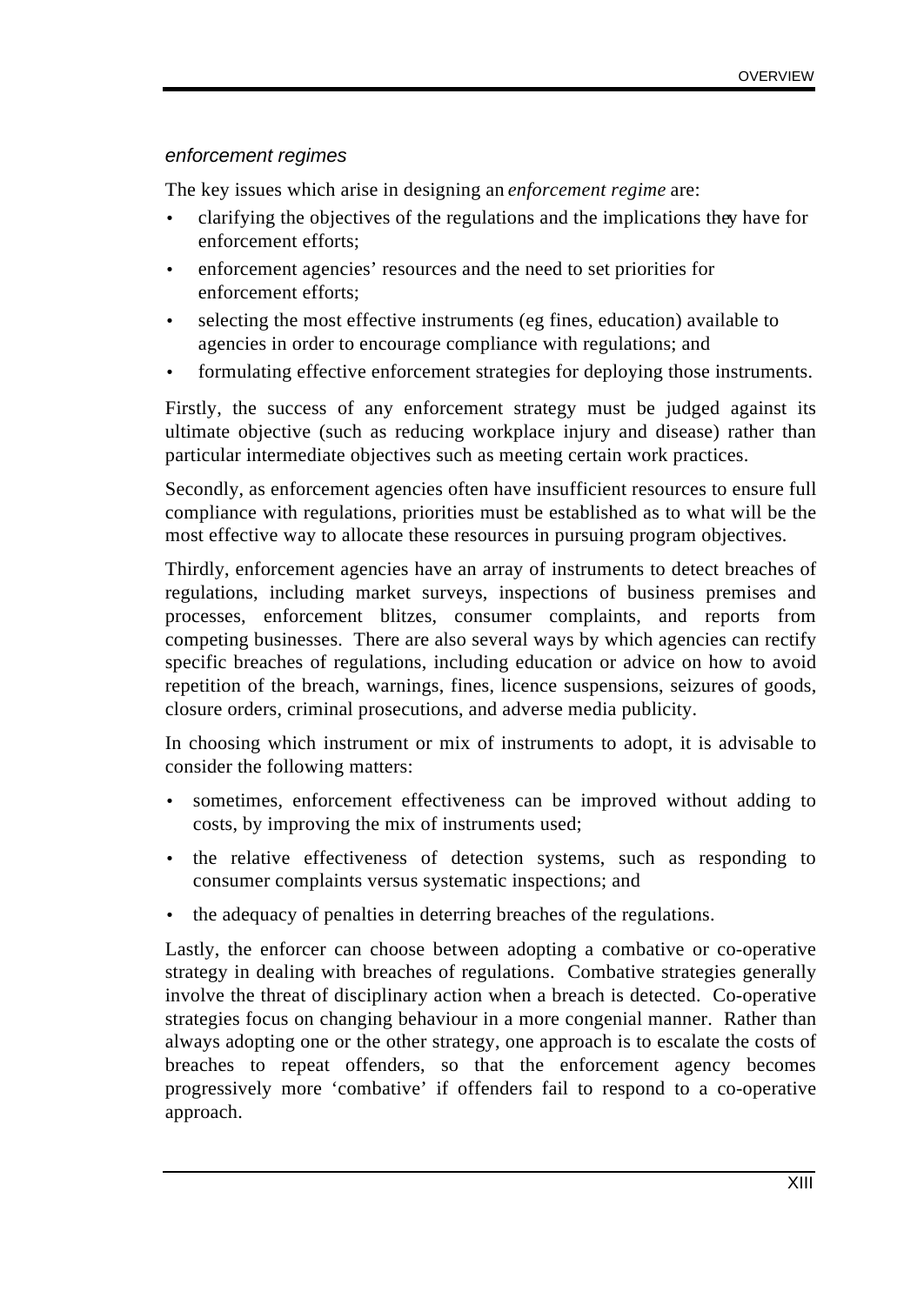### *enforcement regimes*

The key issues which arise in designing an *enforcement regime* are:

- clarifying the objectives of the regulations and the implications they have for enforcement efforts;
- enforcement agencies' resources and the need to set priorities for enforcement efforts;
- selecting the most effective instruments (eg fines, education) available to agencies in order to encourage compliance with regulations; and
- formulating effective enforcement strategies for deploying those instruments.

Firstly, the success of any enforcement strategy must be judged against its ultimate objective (such as reducing workplace injury and disease) rather than particular intermediate objectives such as meeting certain work practices.

Secondly, as enforcement agencies often have insufficient resources to ensure full compliance with regulations, priorities must be established as to what will be the most effective way to allocate these resources in pursuing program objectives.

Thirdly, enforcement agencies have an array of instruments to detect breaches of regulations, including market surveys, inspections of business premises and processes, enforcement blitzes, consumer complaints, and reports from competing businesses. There are also several ways by which agencies can rectify specific breaches of regulations, including education or advice on how to avoid repetition of the breach, warnings, fines, licence suspensions, seizures of goods, closure orders, criminal prosecutions, and adverse media publicity.

In choosing which instrument or mix of instruments to adopt, it is advisable to consider the following matters:

- sometimes, enforcement effectiveness can be improved without adding to costs, by improving the mix of instruments used;
- the relative effectiveness of detection systems, such as responding to consumer complaints versus systematic inspections; and
- the adequacy of penalties in deterring breaches of the regulations.

Lastly, the enforcer can choose between adopting a combative or co-operative strategy in dealing with breaches of regulations. Combative strategies generally involve the threat of disciplinary action when a breach is detected. Co-operative strategies focus on changing behaviour in a more congenial manner. Rather than always adopting one or the other strategy, one approach is to escalate the costs of breaches to repeat offenders, so that the enforcement agency becomes progressively more 'combative' if offenders fail to respond to a co-operative approach.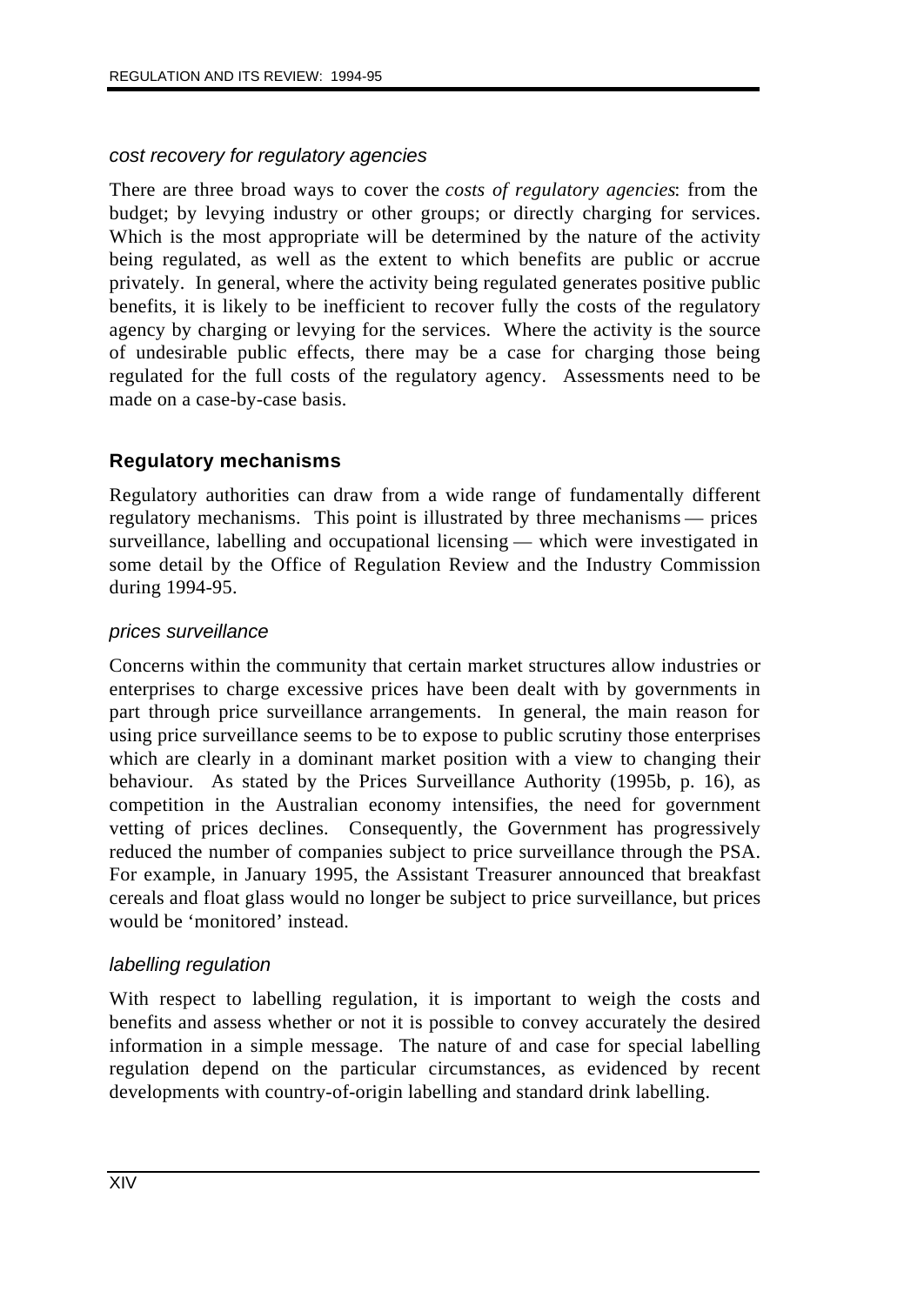*cost recovery for regulatory agencies*

There are three broad ways to cover the *costs of regulatory agencies*: from the budget; by levying industry or other groups; or directly charging for services. Which is the most appropriate will be determined by the nature of the activity being regulated, as well as the extent to which benefits are public or accrue privately. In general, where the activity being regulated generates positive public benefits, it is likely to be inefficient to recover fully the costs of the regulatory agency by charging or levying for the services. Where the activity is the source of undesirable public effects, there may be a case for charging those being regulated for the full costs of the regulatory agency. Assessments need to be made on a case-by-case basis.

## Regulatory mechanisms

Regulatory authorities can draw from a wide range of fundamentally different regulatory mechanisms. This point is illustrated by three mechanisms — prices surveillance, labelling and occupational licensing — which were investigated in some detail by the Office of Regulation Review and the Industry Commission during 1994-95.

*prices surveillance*

Concerns within the community that certain market structures allow industries or enterprises to charge excessive prices have been dealt with by governments in part through price surveillance arrangements. In general, the main reason for using price surveillance seems to be to expose to public scrutiny those enterprises which are clearly in a dominant market position with a view to changing their behaviour. As stated by the Prices Surveillance Authority (1995b, p. 16), as competition in the Australian economy intensifies, the need for government vetting of prices declines. Consequently, the Government has progressively reduced the number of companies subject to price surveillance through the PSA. For example, in January 1995, the Assistant Treasurer announced that breakfast cereals and float glass would no longer be subject to price surveillance, but prices would be 'monitored' instead.

*labelling regulation*

With respect to labelling regulation, it is important to weigh the costs and benefits and assess whether or not it is possible to convey accurately the desired information in a simple message. The nature of and case for special labelling regulation depend on the particular circumstances, as evidenced by recent developments with country-of-origin labelling and standard drink labelling.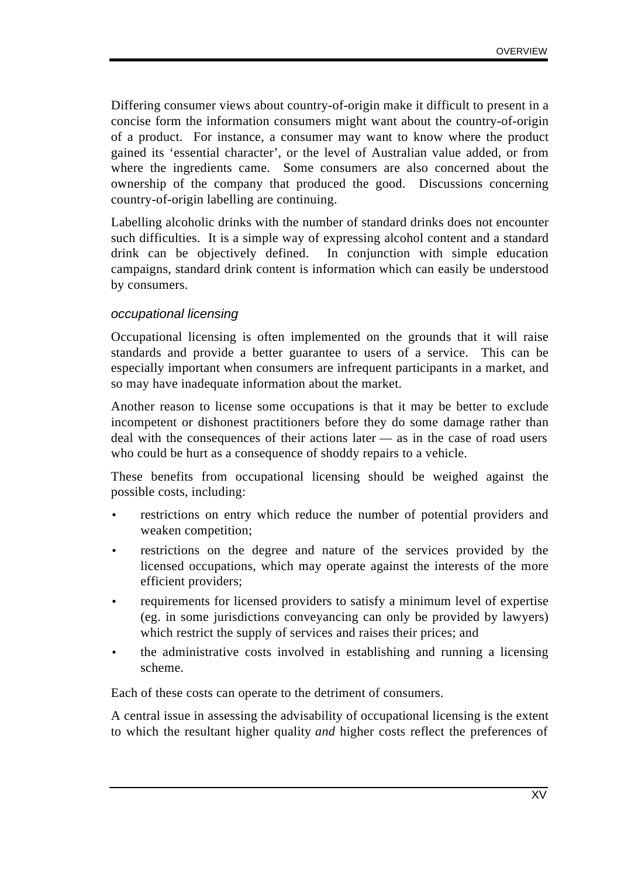Differing consumer views about country-of-origin make it difficult to present in a concise form the information consumers might want about the country-of-origin of a product. For instance, a consumer may want to know where the product gained its ‘essential character’, or the level of Australian value added, or from where the ingredients came. Some consumers are also concerned about the ownership of the company that produced the good. Discussions concerning country-of-origin labelling are continuing.

Labelling alcoholic drinks with the number of standard drinks does not encounter such difficulties. It is a simple way of expressing alcohol content and a standard drink can be objectively defined. In conjunction with simple education campaigns, standard drink content is information which can easily be understood by consumers.

### *occupational licensing*

Occupational licensing is often implemented on the grounds that it will raise standards and provide a better guarantee to users of a service. This can be especially important when consumers are infrequent participants in a market, and so may have inadequate information about the market.

Another reason to license some occupations is that it may be better to exclude incompetent or dishonest practitioners before they do some damage rather than deal with the consequences of their actions later — as in the case of road users who could be hurt as a consequence of shoddy repairs to a vehicle.

These benefits from occupational licensing should be weighed against the possible costs, including:

- restrictions on entry which reduce the number of potential providers and weaken competition;
- restrictions on the degree and nature of the services provided by the licensed occupations, which may operate against the interests of the more efficient providers;
- requirements for licensed providers to satisfy a minimum level of expertise (eg. in some jurisdictions conveyancing can only be provided by lawyers) which restrict the supply of services and raises their prices; and
- the administrative costs involved in establishing and running a licensing scheme.

Each of these costs can operate to the detriment of consumers.

A central issue in assessing the advisability of occupational licensing is the extent to which the resultant higher quality *and* higher costs reflect the preferences of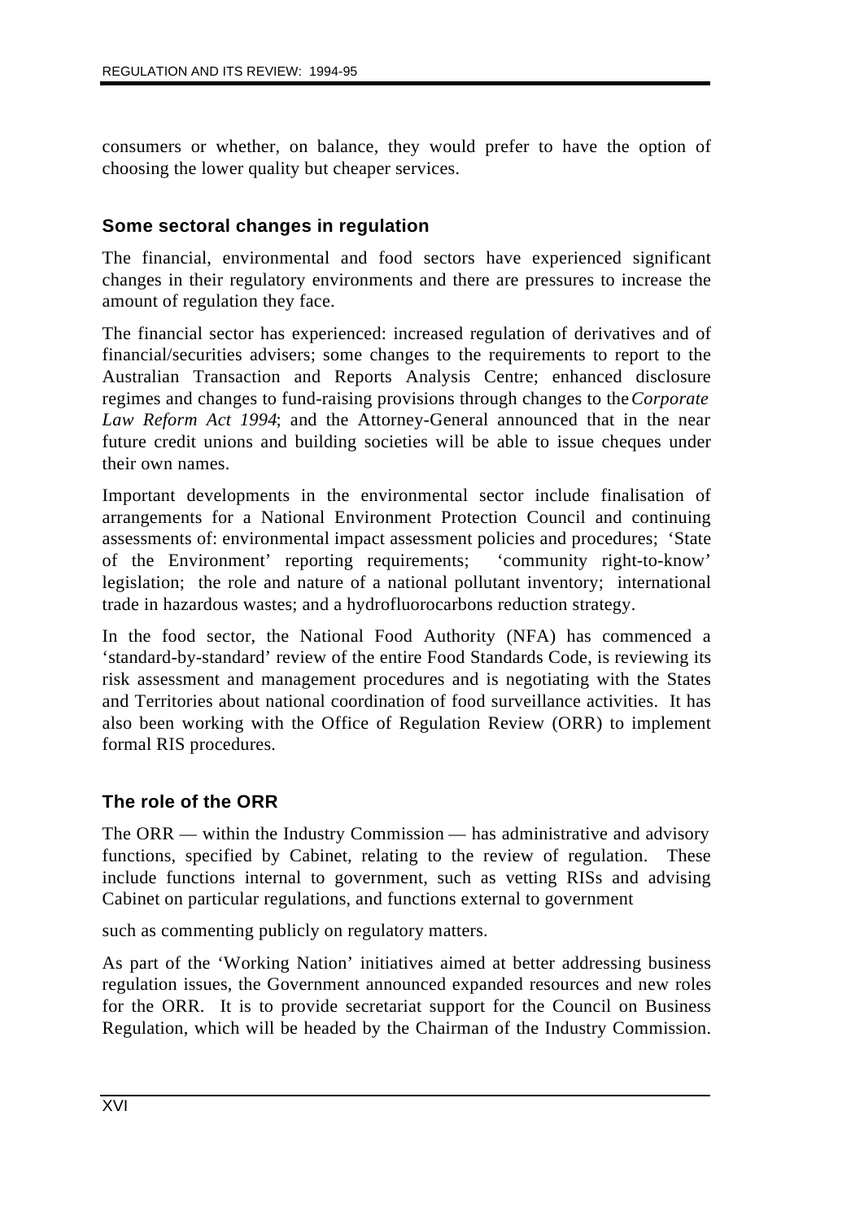consumers or whether, on balance, they would prefer to have the option of choosing the lower quality but cheaper services.

### Some sectoral changes in regulation

The financial, environmental and food sectors have experienced significant changes in their regulatory environments and there are pressures to increase the amount of regulation they face.

The financial sector has experienced: increased regulation of derivatives and of financial/securities advisers; some changes to the requirements to report to the Australian Transaction and Reports Analysis Centre; enhanced disclosure regimes and changes to fund-raising provisions through changes to the *Corporate Law Reform Act 1994*; and the Attorney-General announced that in the near future credit unions and building societies will be able to issue cheques under their own names.

Important developments in the environmental sector include finalisation of arrangements for a National Environment Protection Council and continuing assessments of: environmental impact assessment policies and procedures; 'State of the Environment' reporting requirements; 'community right-to-know' legislation; the role and nature of a national pollutant inventory; international trade in hazardous wastes; and a hydrofluorocarbons reduction strategy.

In the food sector, the National Food Authority (NFA) has commenced a 'standard-by-standard' review of the entire Food Standards Code, is reviewing its risk assessment and management procedures and is negotiating with the States and Territories about national coordination of food surveillance activities. It has also been working with the Office of Regulation Review (ORR) to implement formal RIS procedures.

### The role of the ORR

The ORR — within the Industry Commission — has administrative and advisory functions, specified by Cabinet, relating to the review of regulation. These include functions internal to government, such as vetting RISs and advising Cabinet on particular regulations, and functions external to government such as commenting publicly on regulatory matters.

As part of the 'Working Nation' initiatives aimed at better addressing business regulation issues, the Government announced expanded resources and new roles for the ORR. It is to provide secretariat support for the Council on Business Regulation, which will be headed by the Chairman of the Industry Commission.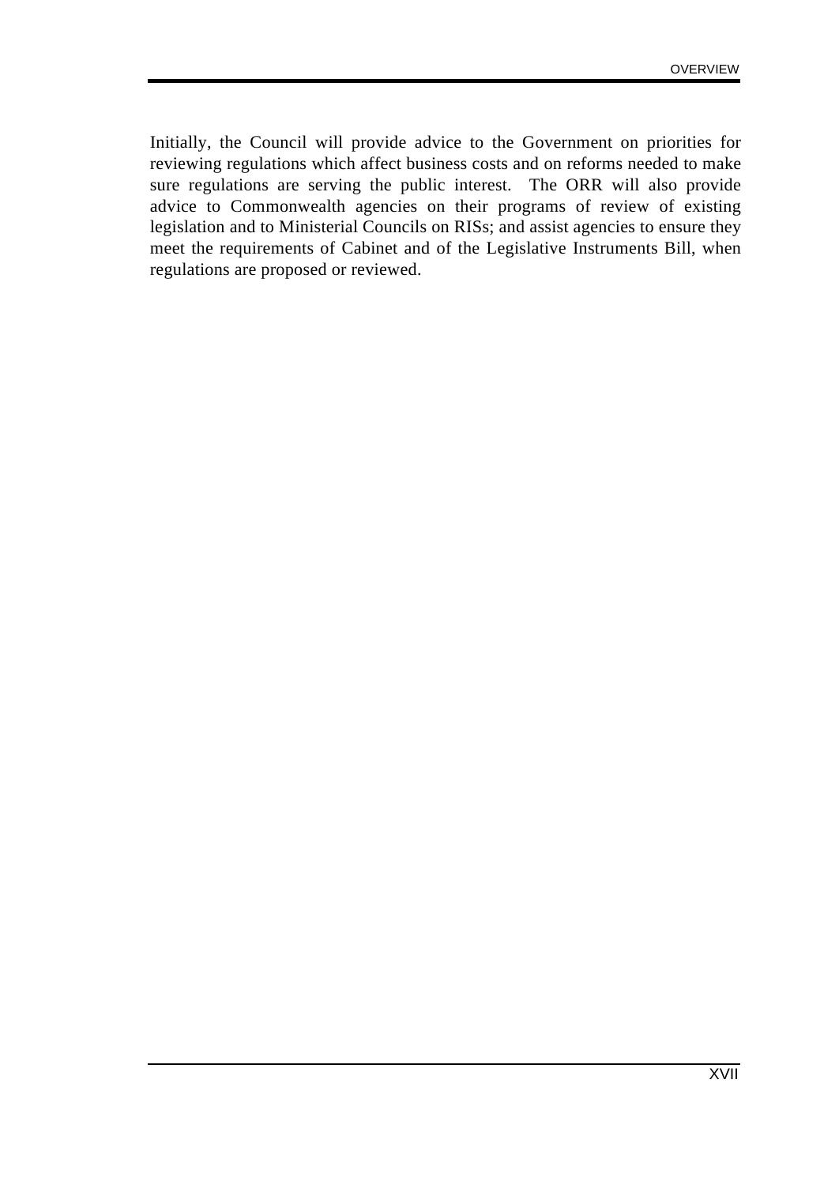Initially, the Council will provide advice to the Government on priorities for reviewing regulations which affect business costs and on reforms needed to make sure regulations are serving the public interest. The ORR will also provide advice to Commonwealth agencies on their programs of review of existing legislation and to Ministerial Councils on RISs; and assist agencies to ensure they meet the requirements of Cabinet and of the Legislative Instruments Bill, when regulations are proposed or reviewed.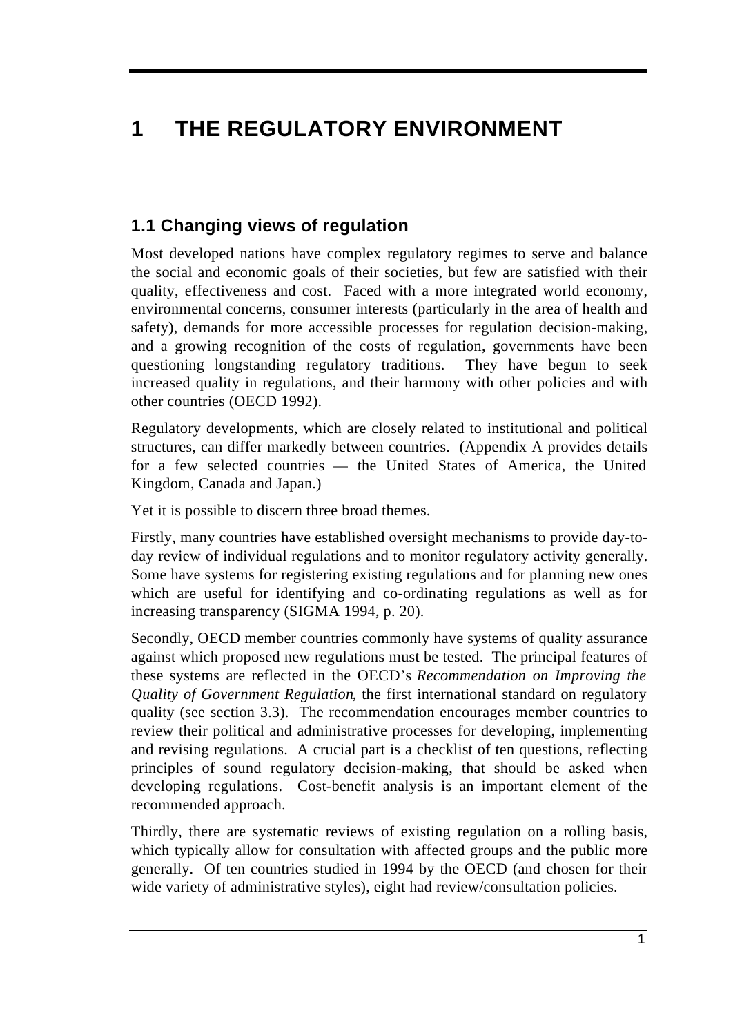# 1 THE REGULATORY ENVIRONMENT

## 1.1 Changing views of regulation

Most developed nations have complex regulatory regimes to serve and balance the social and economic goals of their societies, but few are satisfied with their quality, effectiveness and cost. Faced with a more integrated world economy, environmental concerns, consumer interests (particularly in the area of health and safety), demands for more accessible processes for regulation decision-making, and a growing recognition of the costs of regulation, governments have been questioning longstanding regulatory traditions. They have begun to seek increased quality in regulations, and their harmony with other policies and with other countries (OECD 1992).

Regulatory developments, which are closely related to institutional and political structures, can differ markedly between countries. (Appendix A provides details for a few selected countries — the United States of America, the United Kingdom, Canada and Japan.)

Yet it is possible to discern three broad themes.

Firstly, many countries have established oversight mechanisms to provide day-to-day review of individual regulations and to monitor regulatory activity generally. Some have systems for registering existing regulations and for planning new ones which are useful for identifying and co-ordinating regulations as well as for increasing transparency (SIGMA 1994, p. 20).

Secondly, OECD member countries commonly have systems of quality assurance against which proposed new regulations must be tested. The principal features of these systems are reflected in the OECD's *Recommendation on Improving the Quality of Government Regulation*, the first international standard on regulatory quality (see section 3.3). The recommendation encourages member countries to review their political and administrative processes for developing, implementing and revising regulations. A crucial part is a checklist of ten questions, reflecting principles of sound regulatory decision-making, that should be asked when developing regulations. Cost-benefit analysis is an important element of the recommended approach.

Thirdly, there are systematic reviews of existing regulation on a rolling basis, which typically allow for consultation with affected groups and the public more generally. Of ten countries studied in 1994 by the OECD (and chosen for their wide variety of administrative styles), eight had review/consultation policies.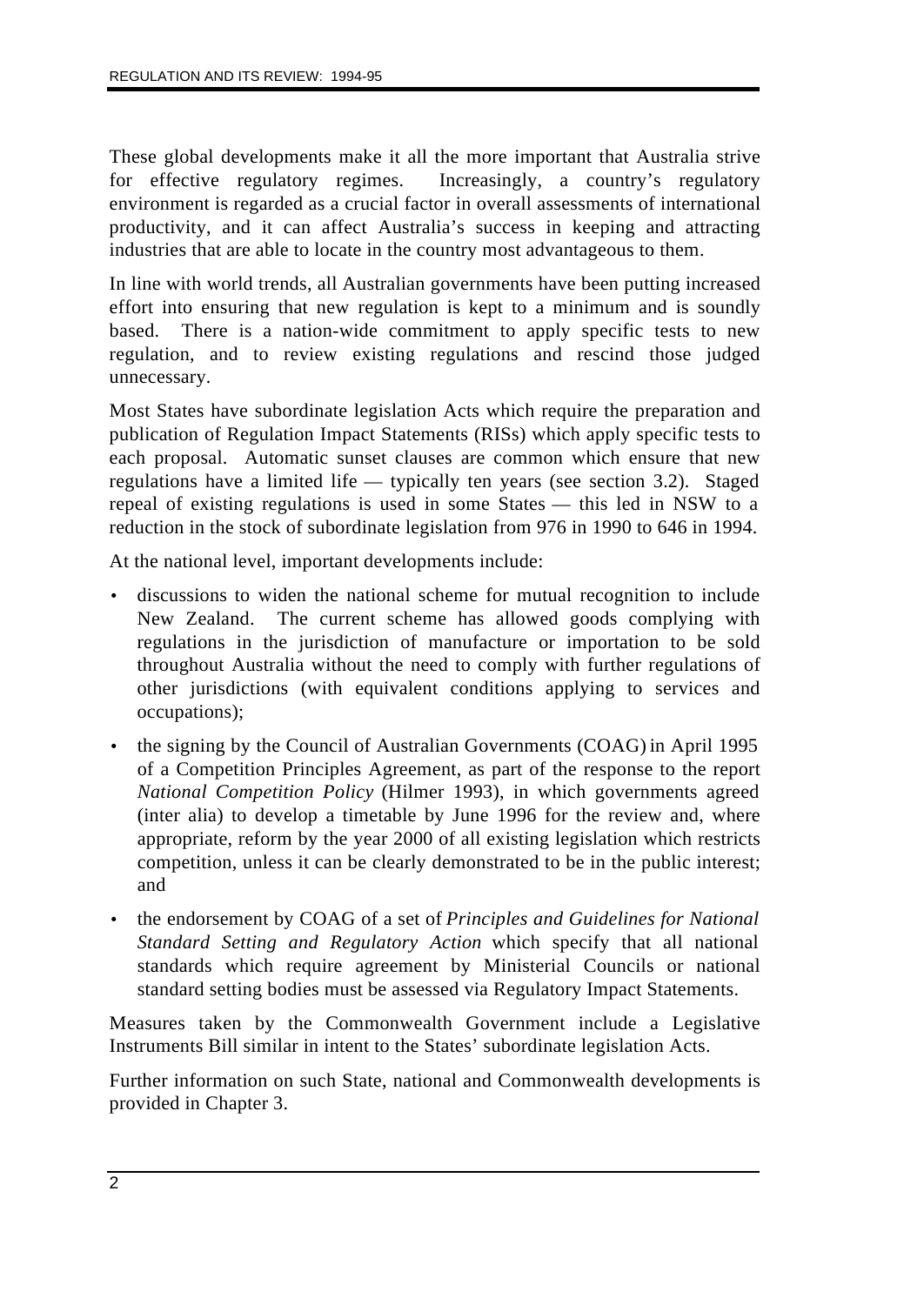These global developments make it all the more important that Australia strive for effective regulatory regimes. Increasingly, a country's regulatory environment is regarded as a crucial factor in overall assessments of international productivity, and it can affect Australia's success in keeping and attracting industries that are able to locate in the country most advantageous to them.

In line with world trends, all Australian governments have been putting increased effort into ensuring that new regulation is kept to a minimum and is soundly based. There is a nation-wide commitment to apply specific tests to new regulation, and to review existing regulations and rescind those judged unnecessary.

Most States have subordinate legislation Acts which require the preparation and publication of Regulation Impact Statements (RISs) which apply specific tests to each proposal. Automatic sunset clauses are common which ensure that new regulations have a limited life — typically ten years (see section 3.2). Staged repeal of existing regulations is used in some States — this led in NSW to a reduction in the stock of subordinate legislation from 976 in 1990 to 646 in 1994.

At the national level, important developments include:

- discussions to widen the national scheme for mutual recognition to include New Zealand. The current scheme has allowed goods complying with regulations in the jurisdiction of manufacture or importation to be sold throughout Australia without the need to comply with further regulations of other jurisdictions (with equivalent conditions applying to services and occupations);
- the signing by the Council of Australian Governments (COAG) in April 1995 of a Competition Principles Agreement, as part of the response to the report *National Competition Policy* (Hilmer 1993), in which governments agreed (inter alia) to develop a timetable by June 1996 for the review and, where appropriate, reform by the year 2000 of all existing legislation which restricts competition, unless it can be clearly demonstrated to be in the public interest; and
- the endorsement by COAG of a set of *Principles and Guidelines for National Standard Setting and Regulatory Action* which specify that all national standards which require agreement by Ministerial Councils or national standard setting bodies must be assessed via Regulatory Impact Statements.

Measures taken by the Commonwealth Government include a Legislative Instruments Bill similar in intent to the States' subordinate legislation Acts.

Further information on such State, national and Commonwealth developments is provided in Chapter 3.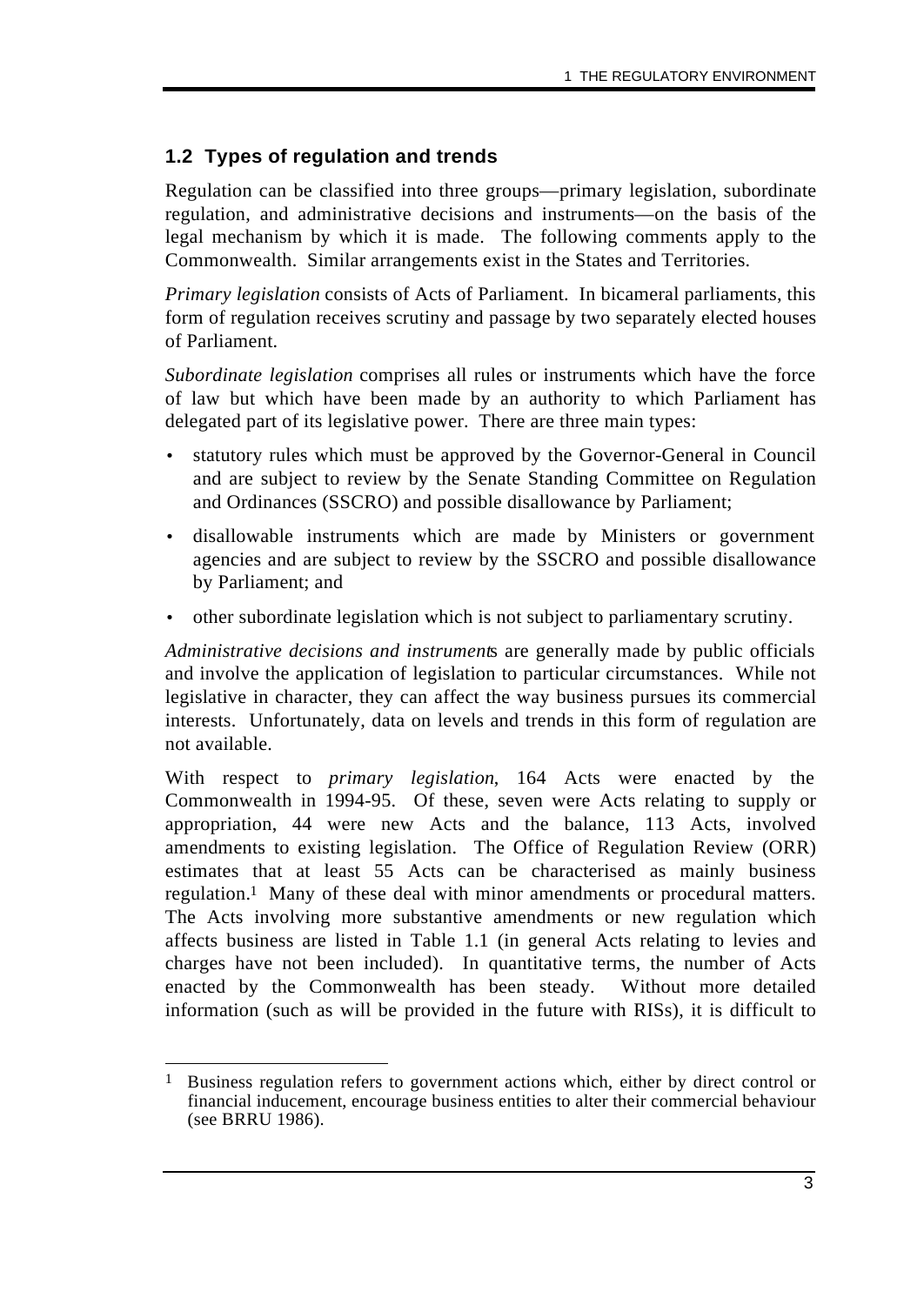## 1.2 Types of regulation and trends

Regulation can be classified into three groups—primary legislation, subordinate regulation, and administrative decisions and instruments—on the basis of the legal mechanism by which it is made. The following comments apply to the Commonwealth. Similar arrangements exist in the States and Territories.

*Primary legislation* consists of Acts of Parliament. In bicameral parliaments, this form of regulation receives scrutiny and passage by two separately elected houses of Parliament.

*Subordinate legislation* comprises all rules or instruments which have the force of law but which have been made by an authority to which Parliament has delegated part of its legislative power. There are three main types:

- statutory rules which must be approved by the Governor-General in Council and are subject to review by the Senate Standing Committee on Regulation and Ordinances (SSCRO) and possible disallowance by Parliament;
- disallowable instruments which are made by Ministers or government agencies and are subject to review by the SSCRO and possible disallowance by Parliament; and
- other subordinate legislation which is not subject to parliamentary scrutiny.

*Administrative decisions and instruments* are generally made by public officials and involve the application of legislation to particular circumstances. While not legislative in character, they can affect the way business pursues its commercial interests. Unfortunately, data on levels and trends in this form of regulation are not available.

With respect to *primary legislation*, 164 Acts were enacted by the Commonwealth in 1994-95. Of these, seven were Acts relating to supply or appropriation, 44 were new Acts and the balance, 113 Acts, involved amendments to existing legislation. The Office of Regulation Review (ORR) estimates that at least 55 Acts can be characterised as mainly business regulation.[1] Many of these deal with minor amendments or procedural matters. The Acts involving more substantive amendments or new regulation which affects business are listed in Table 1.1 (in general Acts relating to levies and charges have not been included). In quantitative terms, the number of Acts enacted by the Commonwealth has been steady. Without more detailed information (such as will be provided in the future with RISs), it is difficult to

[1] Business regulation refers to government actions which, either by direct control or financial inducement, encourage business entities to alter their commercial behaviour (see BRRU 1986).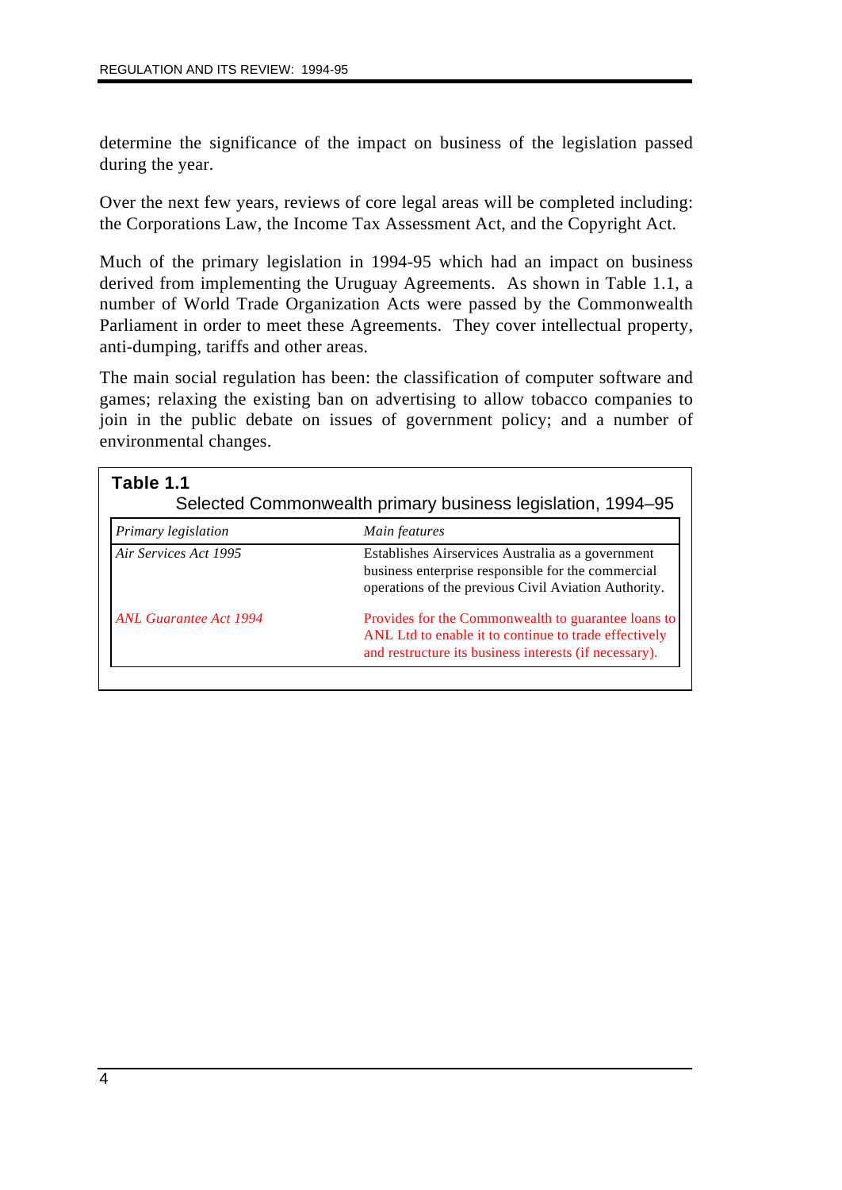determine the significance of the impact on business of the legislation passed during the year.

Over the next few years, reviews of core legal areas will be completed including: the Corporations Law, the Income Tax Assessment Act, and the Copyright Act.

Much of the primary legislation in 1994-95 which had an impact on business derived from implementing the Uruguay Agreements. As shown in Table 1.1, a number of World Trade Organization Acts were passed by the Commonwealth Parliament in order to meet these Agreements. They cover intellectual property, anti-dumping, tariffs and other areas.

The main social regulation has been: the classification of computer software and games; relaxing the existing ban on advertising to allow tobacco companies to join in the public debate on issues of government policy; and a number of environmental changes.

**Table 1.1**
Selected Commonwealth primary business legislation, 1994–95

| *Primary legislation* | *Main features* |
|---|---|
| *Air Services Act 1995* | Establishes Airservices Australia as a government business enterprise responsible for the commercial operations of the previous Civil Aviation Authority. |
| *ANL Guarantee Act 1994* | Provides for the Commonwealth to guarantee loans to ANL Ltd to enable it to continue to trade effectively and restructure its business interests (if necessary). |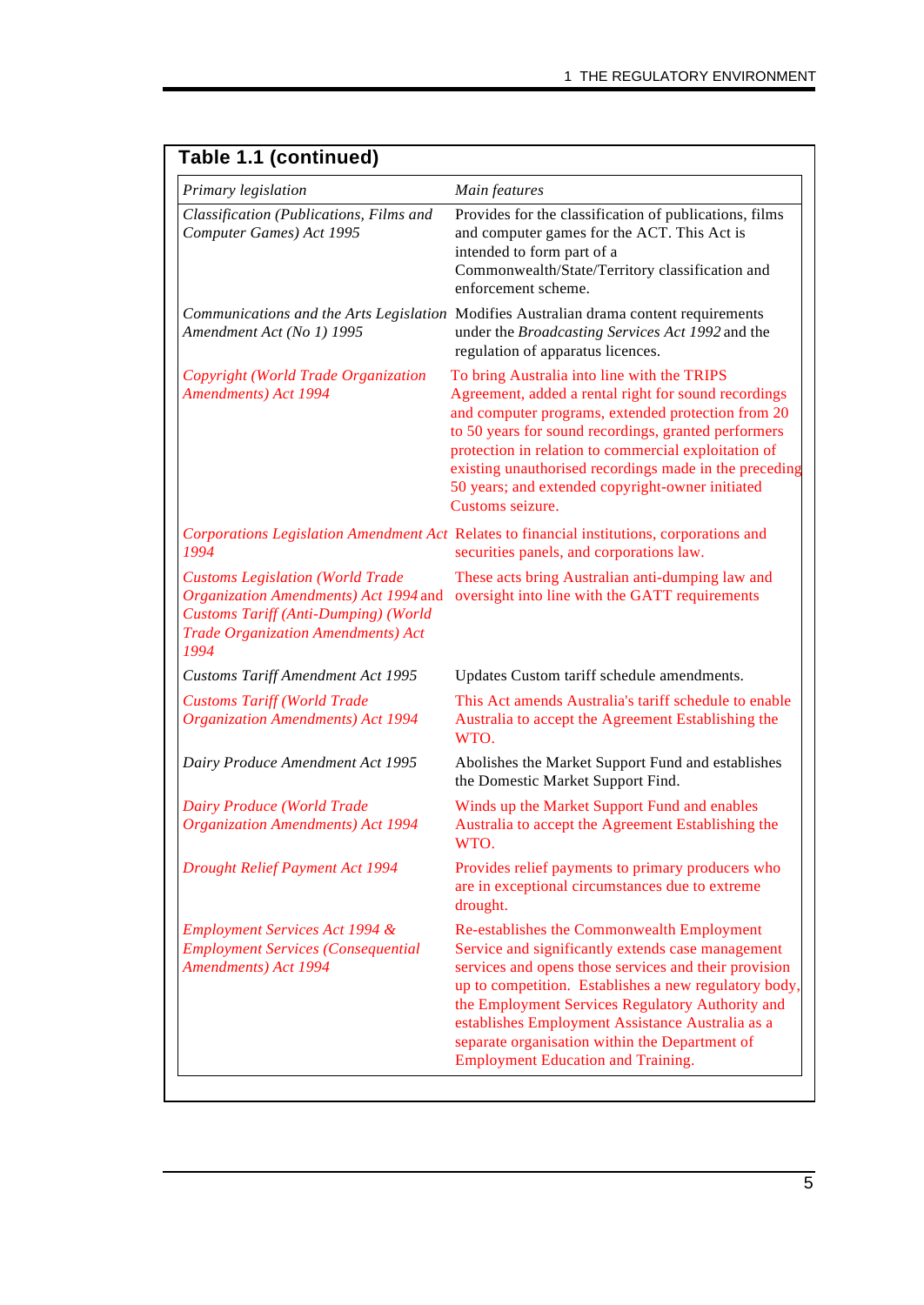**Table 1.1 (continued)**

| *Primary legislation* | *Main features* |
|---|---|
| *Classification (Publications, Films and Computer Games) Act 1995* | Provides for the classification of publications, films and computer games for the ACT. This Act is intended to form part of a Commonwealth/State/Territory classification and enforcement scheme. |
| *Communications and the Arts Legislation Amendment Act (No 1) 1995* | Modifies Australian drama content requirements under the *Broadcasting Services Act 1992* and the regulation of apparatus licences. |
| *Copyright (World Trade Organization Amendments) Act 1994* | To bring Australia into line with the TRIPS Agreement, added a rental right for sound recordings and computer programs, extended protection from 20 to 50 years for sound recordings, granted performers protection in relation to commercial exploitation of existing unauthorised recordings made in the preceding 50 years; and extended copyright-owner initiated Customs seizure. |
| *Corporations Legislation Amendment Act 1994* | Relates to financial institutions, corporations and securities panels, and corporations law. |
| *Customs Legislation (World Trade Organization Amendments) Act 1994* and *Customs Tariff (Anti-Dumping) (World Trade Organization Amendments) Act 1994* | These acts bring Australian anti-dumping law and oversight into line with the GATT requirements |
| *Customs Tariff Amendment Act 1995* | Updates Custom tariff schedule amendments. |
| *Customs Tariff (World Trade Organization Amendments) Act 1994* | This Act amends Australia's tariff schedule to enable Australia to accept the Agreement Establishing the WTO. |
| *Dairy Produce Amendment Act 1995* | Abolishes the Market Support Fund and establishes the Domestic Market Support Find. |
| *Dairy Produce (World Trade Organization Amendments) Act 1994* | Winds up the Market Support Fund and enables Australia to accept the Agreement Establishing the WTO. |
| *Drought Relief Payment Act 1994* | Provides relief payments to primary producers who are in exceptional circumstances due to extreme drought. |
| *Employment Services Act 1994 & Employment Services (Consequential Amendments) Act 1994* | Re-establishes the Commonwealth Employment Service and significantly extends case management services and opens those services and their provision up to competition. Establishes a new regulatory body, the Employment Services Regulatory Authority and establishes Employment Assistance Australia as a separate organisation within the Department of Employment Education and Training. |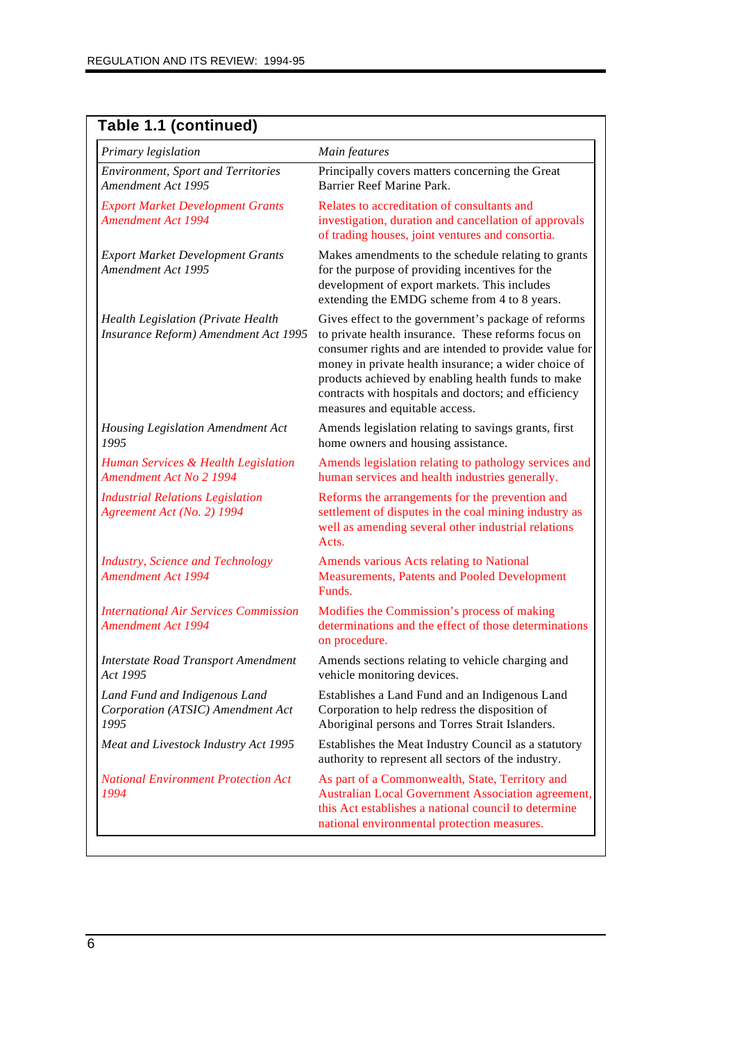**Table 1.1 (continued)**

| *Primary legislation* | *Main features* |
|---|---|
| *Environment, Sport and Territories Amendment Act 1995* | Principally covers matters concerning the Great Barrier Reef Marine Park. |
| *Export Market Development Grants Amendment Act 1994* | Relates to accreditation of consultants and investigation, duration and cancellation of approvals of trading houses, joint ventures and consortia. |
| *Export Market Development Grants Amendment Act 1995* | Makes amendments to the schedule relating to grants for the purpose of providing incentives for the development of export markets. This includes extending the EMDG scheme from 4 to 8 years. |
| *Health Legislation (Private Health Insurance Reform) Amendment Act 1995* | Gives effect to the government's package of reforms to private health insurance. These reforms focus on consumer rights and are intended to provide: value for money in private health insurance; a wider choice of products achieved by enabling health funds to make contracts with hospitals and doctors; and efficiency measures and equitable access. |
| *Housing Legislation Amendment Act 1995* | Amends legislation relating to savings grants, first home owners and housing assistance. |
| *Human Services & Health Legislation Amendment Act No 2 1994* | Amends legislation relating to pathology services and human services and health industries generally. |
| *Industrial Relations Legislation Agreement Act (No. 2) 1994* | Reforms the arrangements for the prevention and settlement of disputes in the coal mining industry as well as amending several other industrial relations Acts. |
| *Industry, Science and Technology Amendment Act 1994* | Amends various Acts relating to National Measurements, Patents and Pooled Development Funds. |
| *International Air Services Commission Amendment Act 1994* | Modifies the Commission's process of making determinations and the effect of those determinations on procedure. |
| *Interstate Road Transport Amendment Act 1995* | Amends sections relating to vehicle charging and vehicle monitoring devices. |
| *Land Fund and Indigenous Land Corporation (ATSIC) Amendment Act 1995* | Establishes a Land Fund and an Indigenous Land Corporation to help redress the disposition of Aboriginal persons and Torres Strait Islanders. |
| *Meat and Livestock Industry Act 1995* | Establishes the Meat Industry Council as a statutory authority to represent all sectors of the industry. |
| *National Environment Protection Act 1994* | As part of a Commonwealth, State, Territory and Australian Local Government Association agreement, this Act establishes a national council to determine national environmental protection measures. |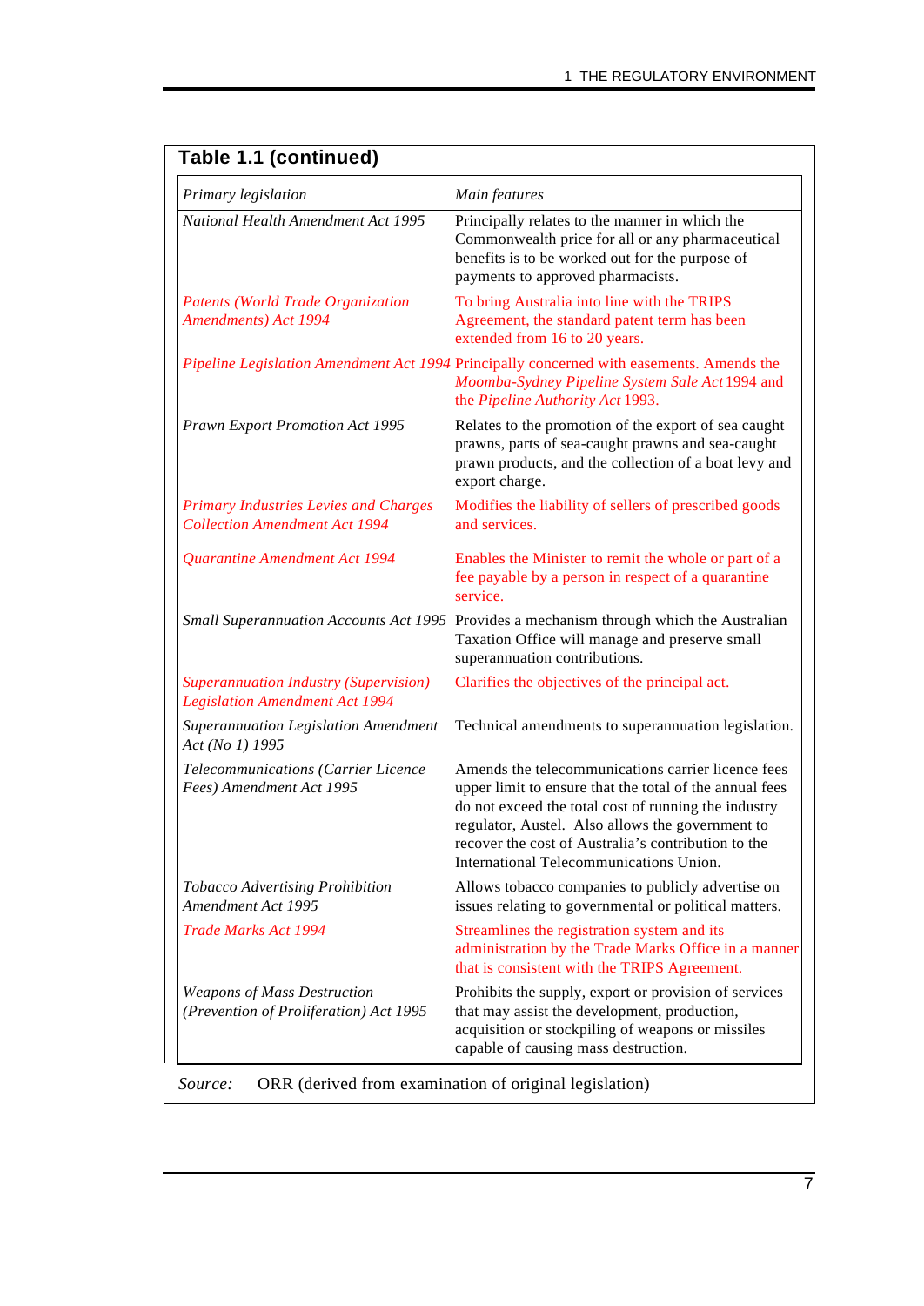**Table 1.1 (continued)**

| *Primary legislation* | *Main features* |
|---|---|
| *National Health Amendment Act 1995* | Principally relates to the manner in which the Commonwealth price for all or any pharmaceutical benefits is to be worked out for the purpose of payments to approved pharmacists. |
| *Patents (World Trade Organization Amendments) Act 1994* | To bring Australia into line with the TRIPS Agreement, the standard patent term has been extended from 16 to 20 years. |
| *Pipeline Legislation Amendment Act 1994* | Principally concerned with easements. Amends the *Moomba-Sydney Pipeline System Sale Act* 1994 and the *Pipeline Authority Act* 1993. |
| *Prawn Export Promotion Act 1995* | Relates to the promotion of the export of sea caught prawns, parts of sea-caught prawns and sea-caught prawn products, and the collection of a boat levy and export charge. |
| *Primary Industries Levies and Charges Collection Amendment Act 1994* | Modifies the liability of sellers of prescribed goods and services. |
| *Quarantine Amendment Act 1994* | Enables the Minister to remit the whole or part of a fee payable by a person in respect of a quarantine service. |
| *Small Superannuation Accounts Act 1995* | Provides a mechanism through which the Australian Taxation Office will manage and preserve small superannuation contributions. |
| *Superannuation Industry (Supervision) Legislation Amendment Act 1994* | Clarifies the objectives of the principal act. |
| *Superannuation Legislation Amendment Act (No 1) 1995* | Technical amendments to superannuation legislation. |
| *Telecommunications (Carrier Licence Fees) Amendment Act 1995* | Amends the telecommunications carrier licence fees upper limit to ensure that the total of the annual fees do not exceed the total cost of running the industry regulator, Austel. Also allows the government to recover the cost of Australia's contribution to the International Telecommunications Union. |
| *Tobacco Advertising Prohibition Amendment Act 1995* | Allows tobacco companies to publicly advertise on issues relating to governmental or political matters. |
| *Trade Marks Act 1994* | Streamlines the registration system and its administration by the Trade Marks Office in a manner that is consistent with the TRIPS Agreement. |
| *Weapons of Mass Destruction (Prevention of Proliferation) Act 1995* | Prohibits the supply, export or provision of services that may assist the development, production, acquisition or stockpiling of weapons or missiles capable of causing mass destruction. |

*Source:* ORR (derived from examination of original legislation)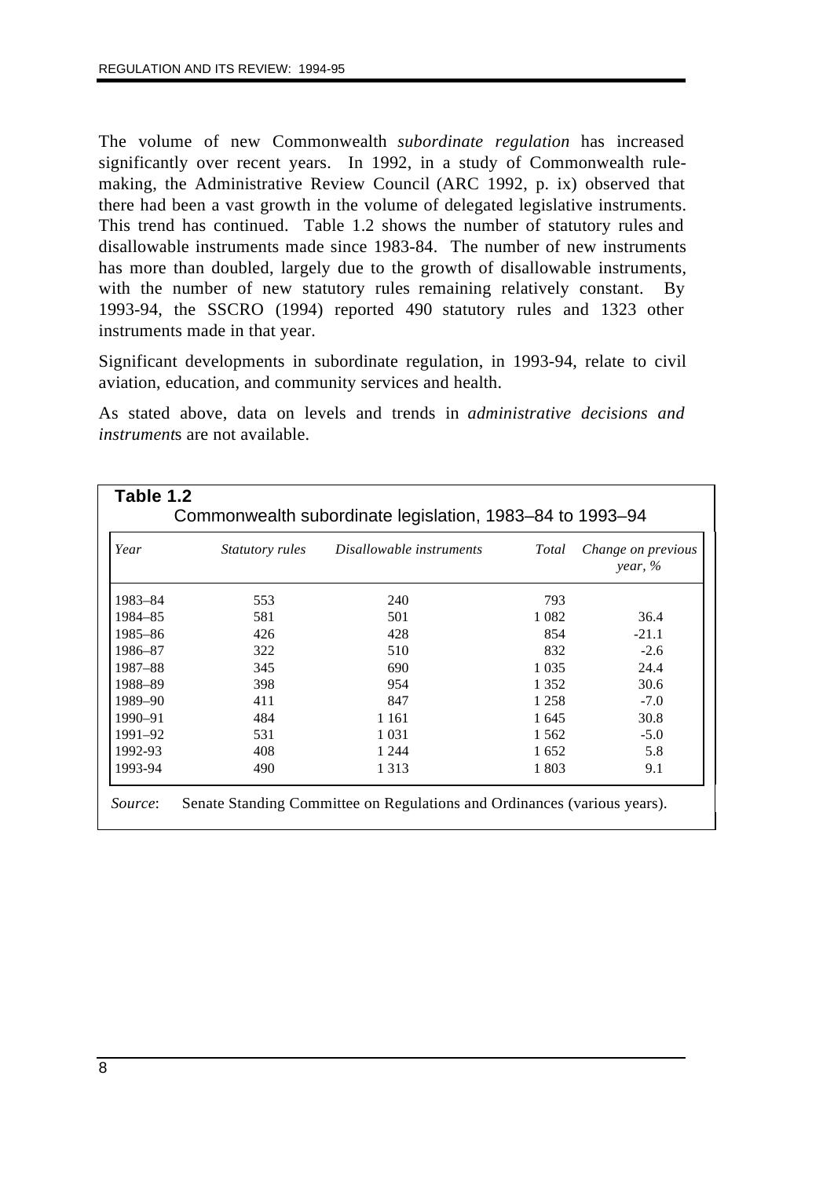The volume of new Commonwealth *subordinate regulation* has increased significantly over recent years. In 1992, in a study of Commonwealth rule-making, the Administrative Review Council (ARC 1992, p. ix) observed that there had been a vast growth in the volume of delegated legislative instruments. This trend has continued. Table 1.2 shows the number of statutory rules and disallowable instruments made since 1983-84. The number of new instruments has more than doubled, largely due to the growth of disallowable instruments, with the number of new statutory rules remaining relatively constant. By 1993-94, the SSCRO (1994) reported 490 statutory rules and 1323 other instruments made in that year.

Significant developments in subordinate regulation, in 1993-94, relate to civil aviation, education, and community services and health.

As stated above, data on levels and trends in *administrative decisions and instruments* are not available.

**Table 1.2**
Commonwealth subordinate legislation, 1983–84 to 1993–94

| *Year* | *Statutory rules* | *Disallowable instruments* | *Total* | *Change on previous year, %* |
|---|---|---|---|---|
| 1983–84 | 553 | 240 | 793 | |
| 1984–85 | 581 | 501 | 1 082 | 36.4 |
| 1985–86 | 426 | 428 | 854 | -21.1 |
| 1986–87 | 322 | 510 | 832 | -2.6 |
| 1987–88 | 345 | 690 | 1 035 | 24.4 |
| 1988–89 | 398 | 954 | 1 352 | 30.6 |
| 1989–90 | 411 | 847 | 1 258 | -7.0 |
| 1990–91 | 484 | 1 161 | 1 645 | 30.8 |
| 1991–92 | 531 | 1 031 | 1 562 | -5.0 |
| 1992-93 | 408 | 1 244 | 1 652 | 5.8 |
| 1993-94 | 490 | 1 313 | 1 803 | 9.1 |

*Source*: Senate Standing Committee on Regulations and Ordinances (various years).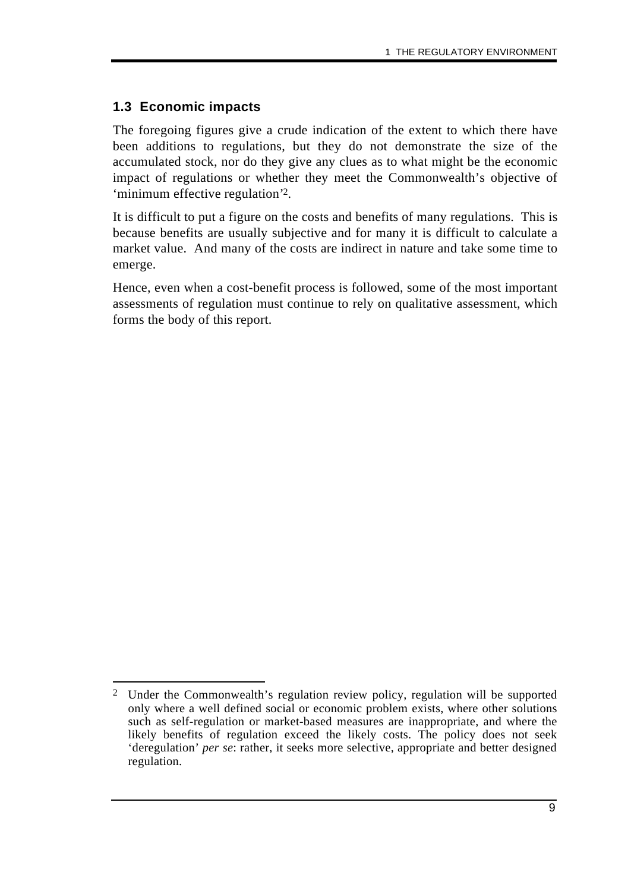## 1.3 Economic impacts

The foregoing figures give a crude indication of the extent to which there have been additions to regulations, but they do not demonstrate the size of the accumulated stock, nor do they give any clues as to what might be the economic impact of regulations or whether they meet the Commonwealth's objective of 'minimum effective regulation'[2].

It is difficult to put a figure on the costs and benefits of many regulations. This is because benefits are usually subjective and for many it is difficult to calculate a market value. And many of the costs are indirect in nature and take some time to emerge.

Hence, even when a cost-benefit process is followed, some of the most important assessments of regulation must continue to rely on qualitative assessment, which forms the body of this report.

---

[2] Under the Commonwealth's regulation review policy, regulation will be supported only where a well defined social or economic problem exists, where other solutions such as self-regulation or market-based measures are inappropriate, and where the likely benefits of regulation exceed the likely costs. The policy does not seek 'deregulation' *per se*: rather, it seeks more selective, appropriate and better designed regulation.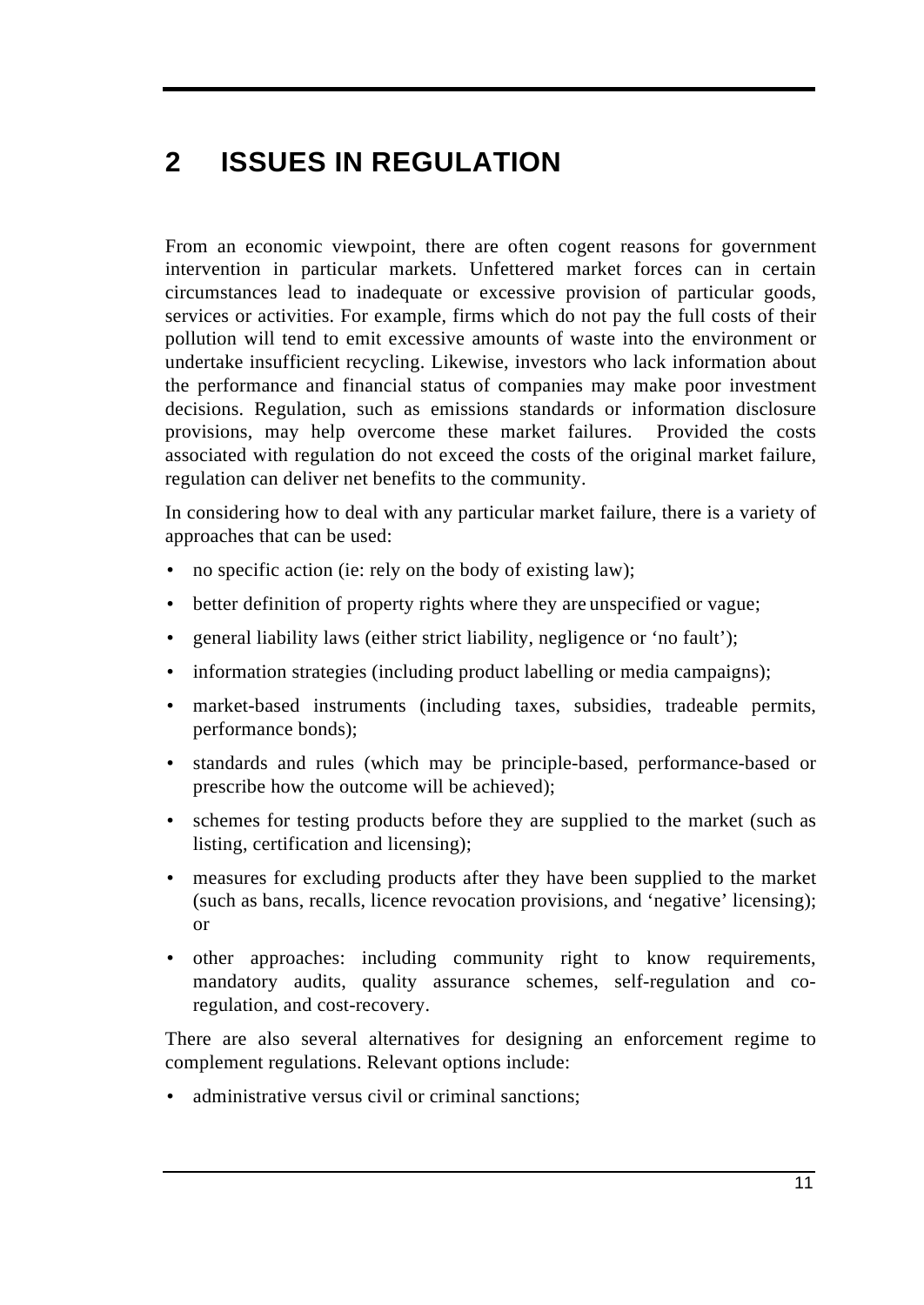# 2 ISSUES IN REGULATION

From an economic viewpoint, there are often cogent reasons for government intervention in particular markets. Unfettered market forces can in certain circumstances lead to inadequate or excessive provision of particular goods, services or activities. For example, firms which do not pay the full costs of their pollution will tend to emit excessive amounts of waste into the environment or undertake insufficient recycling. Likewise, investors who lack information about the performance and financial status of companies may make poor investment decisions. Regulation, such as emissions standards or information disclosure provisions, may help overcome these market failures. Provided the costs associated with regulation do not exceed the costs of the original market failure, regulation can deliver net benefits to the community.

In considering how to deal with any particular market failure, there is a variety of approaches that can be used:

- no specific action (ie: rely on the body of existing law);
- better definition of property rights where they are unspecified or vague;
- general liability laws (either strict liability, negligence or 'no fault');
- information strategies (including product labelling or media campaigns);
- market-based instruments (including taxes, subsidies, tradeable permits, performance bonds);
- standards and rules (which may be principle-based, performance-based or prescribe how the outcome will be achieved);
- schemes for testing products before they are supplied to the market (such as listing, certification and licensing);
- measures for excluding products after they have been supplied to the market (such as bans, recalls, licence revocation provisions, and 'negative' licensing); or
- other approaches: including community right to know requirements, mandatory audits, quality assurance schemes, self-regulation and co-regulation, and cost-recovery.

There are also several alternatives for designing an enforcement regime to complement regulations. Relevant options include:

- administrative versus civil or criminal sanctions;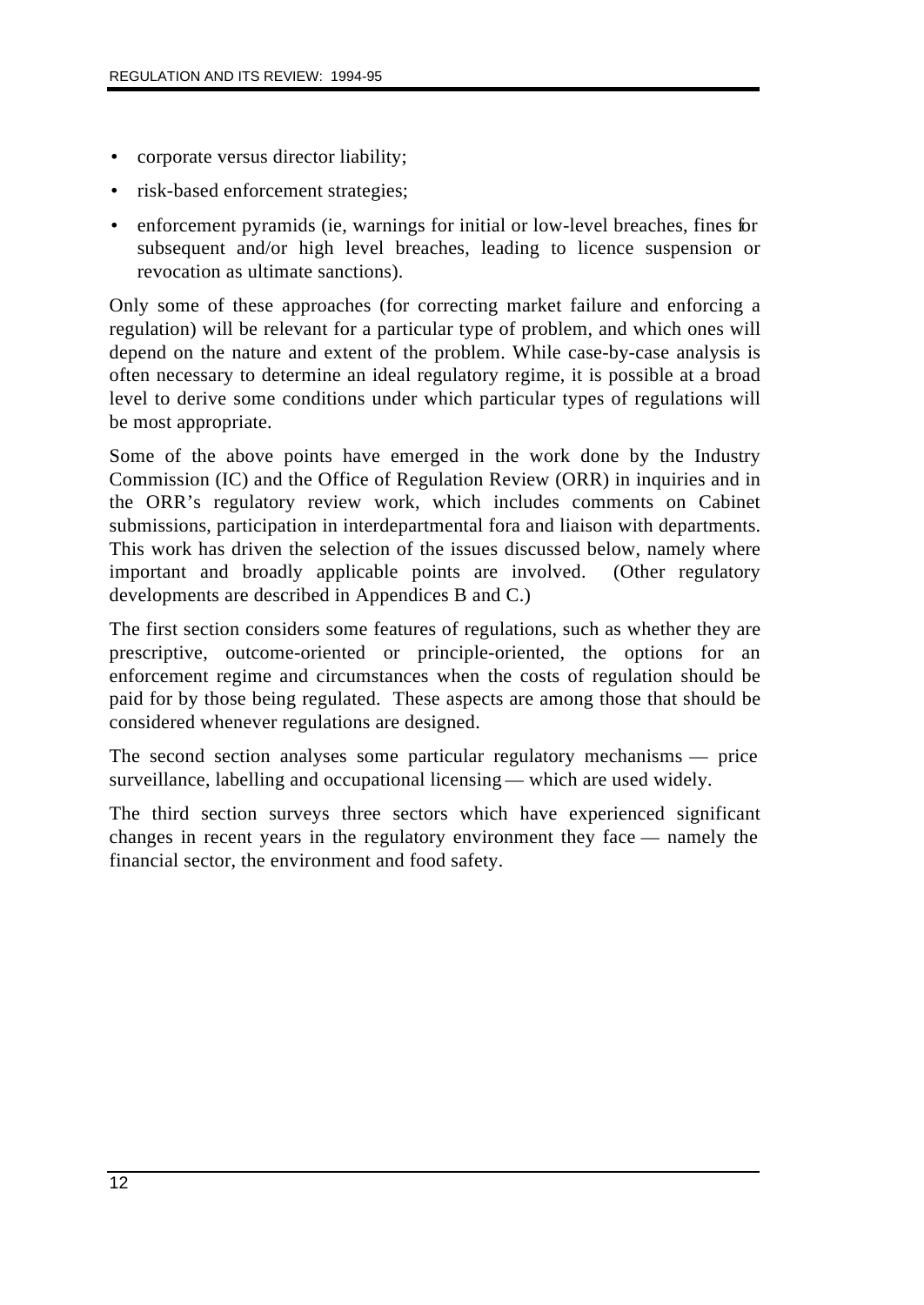- corporate versus director liability;
- risk-based enforcement strategies;
- enforcement pyramids (ie, warnings for initial or low-level breaches, fines for subsequent and/or high level breaches, leading to licence suspension or revocation as ultimate sanctions).

Only some of these approaches (for correcting market failure and enforcing a regulation) will be relevant for a particular type of problem, and which ones will depend on the nature and extent of the problem. While case-by-case analysis is often necessary to determine an ideal regulatory regime, it is possible at a broad level to derive some conditions under which particular types of regulations will be most appropriate.

Some of the above points have emerged in the work done by the Industry Commission (IC) and the Office of Regulation Review (ORR) in inquiries and in the ORR's regulatory review work, which includes comments on Cabinet submissions, participation in interdepartmental fora and liaison with departments. This work has driven the selection of the issues discussed below, namely where important and broadly applicable points are involved. (Other regulatory developments are described in Appendices B and C.)

The first section considers some features of regulations, such as whether they are prescriptive, outcome-oriented or principle-oriented, the options for an enforcement regime and circumstances when the costs of regulation should be paid for by those being regulated. These aspects are among those that should be considered whenever regulations are designed.

The second section analyses some particular regulatory mechanisms — price surveillance, labelling and occupational licensing — which are used widely.

The third section surveys three sectors which have experienced significant changes in recent years in the regulatory environment they face — namely the financial sector, the environment and food safety.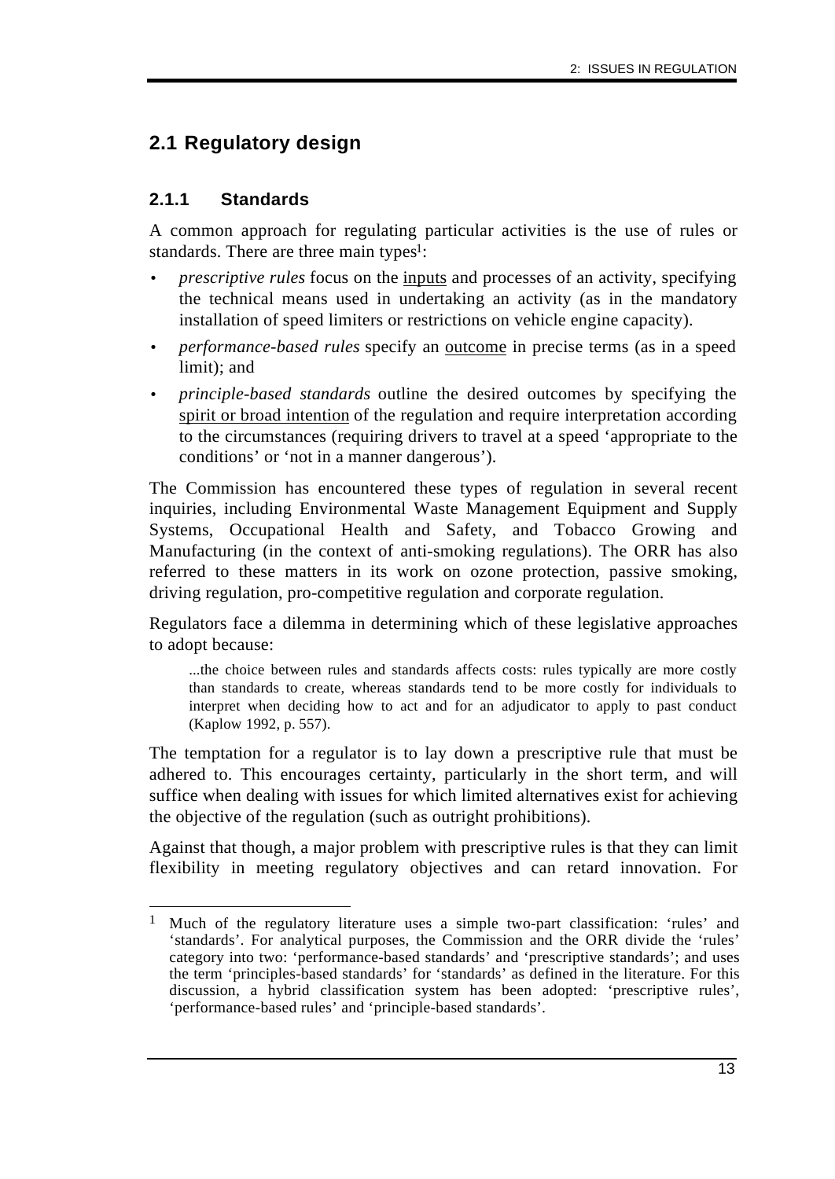## 2.1 Regulatory design

### 2.1.1 Standards

A common approach for regulating particular activities is the use of rules or standards. There are three main types[1]:

- *prescriptive rules* focus on the inputs and processes of an activity, specifying the technical means used in undertaking an activity (as in the mandatory installation of speed limiters or restrictions on vehicle engine capacity).
- *performance-based rules* specify an outcome in precise terms (as in a speed limit); and
- *principle-based standards* outline the desired outcomes by specifying the spirit or broad intention of the regulation and require interpretation according to the circumstances (requiring drivers to travel at a speed 'appropriate to the conditions' or 'not in a manner dangerous').

The Commission has encountered these types of regulation in several recent inquiries, including Environmental Waste Management Equipment and Supply Systems, Occupational Health and Safety, and Tobacco Growing and Manufacturing (in the context of anti-smoking regulations). The ORR has also referred to these matters in its work on ozone protection, passive smoking, driving regulation, pro-competitive regulation and corporate regulation.

Regulators face a dilemma in determining which of these legislative approaches to adopt because:

> ...the choice between rules and standards affects costs: rules typically are more costly than standards to create, whereas standards tend to be more costly for individuals to interpret when deciding how to act and for an adjudicator to apply to past conduct (Kaplow 1992, p. 557).

The temptation for a regulator is to lay down a prescriptive rule that must be adhered to. This encourages certainty, particularly in the short term, and will suffice when dealing with issues for which limited alternatives exist for achieving the objective of the regulation (such as outright prohibitions).

Against that though, a major problem with prescriptive rules is that they can limit flexibility in meeting regulatory objectives and can retard innovation. For

---

[1] Much of the regulatory literature uses a simple two-part classification: 'rules' and 'standards'. For analytical purposes, the Commission and the ORR divide the 'rules' category into two: 'performance-based standards' and 'prescriptive standards'; and uses the term 'principles-based standards' for 'standards' as defined in the literature. For this discussion, a hybrid classification system has been adopted: 'prescriptive rules', 'performance-based rules' and 'principle-based standards'.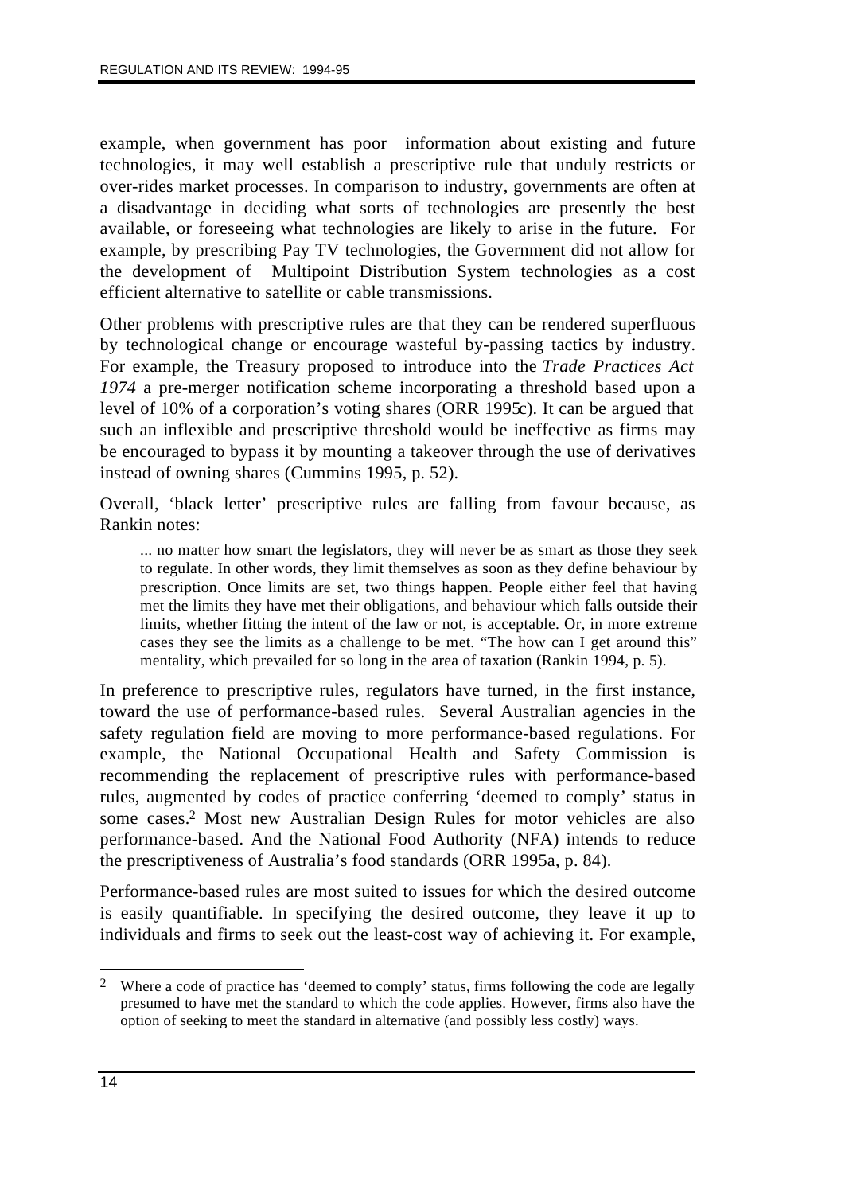example, when government has poor information about existing and future technologies, it may well establish a prescriptive rule that unduly restricts or over-rides market processes. In comparison to industry, governments are often at a disadvantage in deciding what sorts of technologies are presently the best available, or foreseeing what technologies are likely to arise in the future. For example, by prescribing Pay TV technologies, the Government did not allow for the development of Multipoint Distribution System technologies as a cost efficient alternative to satellite or cable transmissions.

Other problems with prescriptive rules are that they can be rendered superfluous by technological change or encourage wasteful by-passing tactics by industry. For example, the Treasury proposed to introduce into the *Trade Practices Act 1974* a pre-merger notification scheme incorporating a threshold based upon a level of 10% of a corporation's voting shares (ORR 1995c). It can be argued that such an inflexible and prescriptive threshold would be ineffective as firms may be encouraged to bypass it by mounting a takeover through the use of derivatives instead of owning shares (Cummins 1995, p. 52).

Overall, 'black letter' prescriptive rules are falling from favour because, as Rankin notes:

> ... no matter how smart the legislators, they will never be as smart as those they seek to regulate. In other words, they limit themselves as soon as they define behaviour by prescription. Once limits are set, two things happen. People either feel that having met the limits they have met their obligations, and behaviour which falls outside their limits, whether fitting the intent of the law or not, is acceptable. Or, in more extreme cases they see the limits as a challenge to be met. "The how can I get around this" mentality, which prevailed for so long in the area of taxation (Rankin 1994, p. 5).

In preference to prescriptive rules, regulators have turned, in the first instance, toward the use of performance-based rules. Several Australian agencies in the safety regulation field are moving to more performance-based regulations. For example, the National Occupational Health and Safety Commission is recommending the replacement of prescriptive rules with performance-based rules, augmented by codes of practice conferring 'deemed to comply' status in some cases.[2] Most new Australian Design Rules for motor vehicles are also performance-based. And the National Food Authority (NFA) intends to reduce the prescriptiveness of Australia's food standards (ORR 1995a, p. 84).

Performance-based rules are most suited to issues for which the desired outcome is easily quantifiable. In specifying the desired outcome, they leave it up to individuals and firms to seek out the least-cost way of achieving it. For example,

[2] Where a code of practice has 'deemed to comply' status, firms following the code are legally presumed to have met the standard to which the code applies. However, firms also have the option of seeking to meet the standard in alternative (and possibly less costly) ways.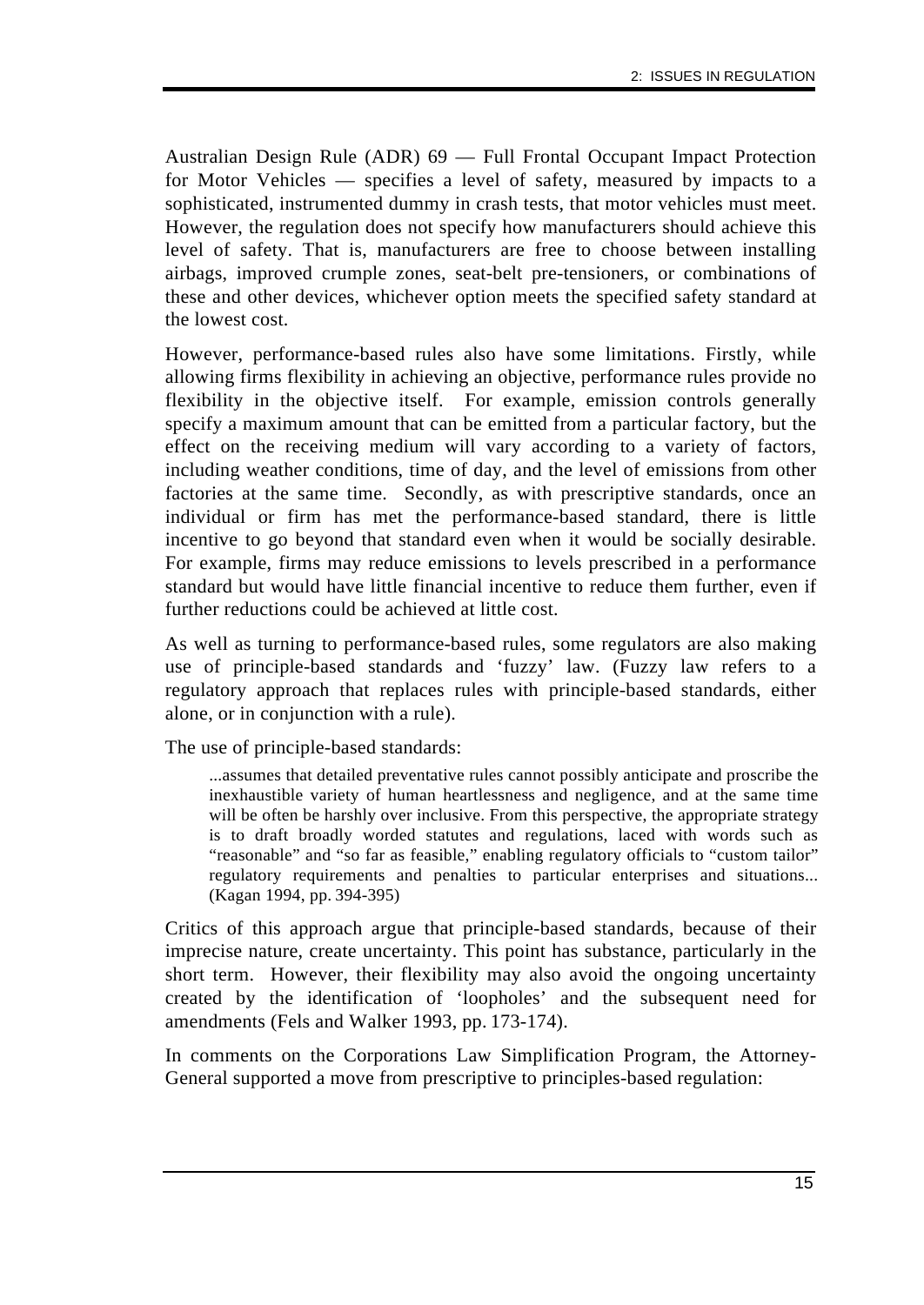Australian Design Rule (ADR) 69 — Full Frontal Occupant Impact Protection for Motor Vehicles — specifies a level of safety, measured by impacts to a sophisticated, instrumented dummy in crash tests, that motor vehicles must meet. However, the regulation does not specify how manufacturers should achieve this level of safety. That is, manufacturers are free to choose between installing airbags, improved crumple zones, seat-belt pre-tensioners, or combinations of these and other devices, whichever option meets the specified safety standard at the lowest cost.

However, performance-based rules also have some limitations. Firstly, while allowing firms flexibility in achieving an objective, performance rules provide no flexibility in the objective itself. For example, emission controls generally specify a maximum amount that can be emitted from a particular factory, but the effect on the receiving medium will vary according to a variety of factors, including weather conditions, time of day, and the level of emissions from other factories at the same time. Secondly, as with prescriptive standards, once an individual or firm has met the performance-based standard, there is little incentive to go beyond that standard even when it would be socially desirable. For example, firms may reduce emissions to levels prescribed in a performance standard but would have little financial incentive to reduce them further, even if further reductions could be achieved at little cost.

As well as turning to performance-based rules, some regulators are also making use of principle-based standards and 'fuzzy' law. (Fuzzy law refers to a regulatory approach that replaces rules with principle-based standards, either alone, or in conjunction with a rule).

The use of principle-based standards:

> ...assumes that detailed preventative rules cannot possibly anticipate and proscribe the inexhaustible variety of human heartlessness and negligence, and at the same time will be often be harshly over inclusive. From this perspective, the appropriate strategy is to draft broadly worded statutes and regulations, laced with words such as "reasonable" and "so far as feasible," enabling regulatory officials to "custom tailor" regulatory requirements and penalties to particular enterprises and situations... (Kagan 1994, pp. 394-395)

Critics of this approach argue that principle-based standards, because of their imprecise nature, create uncertainty. This point has substance, particularly in the short term. However, their flexibility may also avoid the ongoing uncertainty created by the identification of 'loopholes' and the subsequent need for amendments (Fels and Walker 1993, pp. 173-174).

In comments on the Corporations Law Simplification Program, the Attorney-General supported a move from prescriptive to principles-based regulation: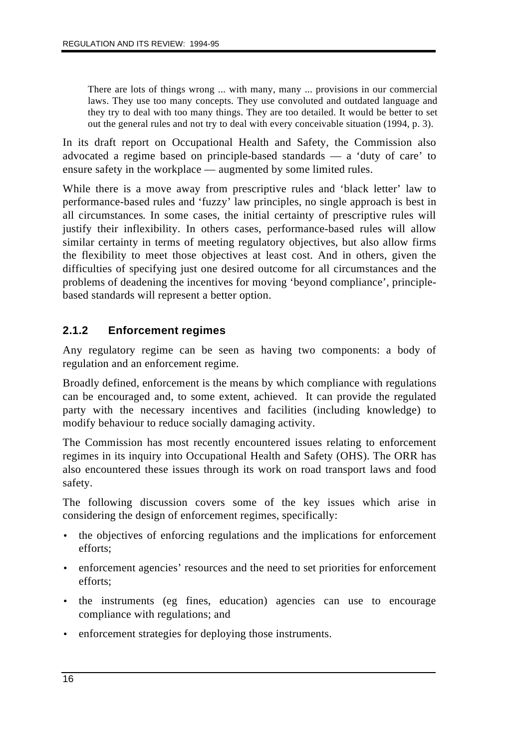> There are lots of things wrong ... with many, many ... provisions in our commercial laws. They use too many concepts. They use convoluted and outdated language and they try to deal with too many things. They are too detailed. It would be better to set out the general rules and not try to deal with every conceivable situation (1994, p. 3).

In its draft report on Occupational Health and Safety, the Commission also advocated a regime based on principle-based standards — a 'duty of care' to ensure safety in the workplace — augmented by some limited rules.

While there is a move away from prescriptive rules and 'black letter' law to performance-based rules and 'fuzzy' law principles, no single approach is best in all circumstances. In some cases, the initial certainty of prescriptive rules will justify their inflexibility. In others cases, performance-based rules will allow similar certainty in terms of meeting regulatory objectives, but also allow firms the flexibility to meet those objectives at least cost. And in others, given the difficulties of specifying just one desired outcome for all circumstances and the problems of deadening the incentives for moving 'beyond compliance', principle-based standards will represent a better option.

### 2.1.2 Enforcement regimes

Any regulatory regime can be seen as having two components: a body of regulation and an enforcement regime.

Broadly defined, enforcement is the means by which compliance with regulations can be encouraged and, to some extent, achieved. It can provide the regulated party with the necessary incentives and facilities (including knowledge) to modify behaviour to reduce socially damaging activity.

The Commission has most recently encountered issues relating to enforcement regimes in its inquiry into Occupational Health and Safety (OHS). The ORR has also encountered these issues through its work on road transport laws and food safety.

The following discussion covers some of the key issues which arise in considering the design of enforcement regimes, specifically:

- the objectives of enforcing regulations and the implications for enforcement efforts;
- enforcement agencies' resources and the need to set priorities for enforcement efforts;
- the instruments (eg fines, education) agencies can use to encourage compliance with regulations; and
- enforcement strategies for deploying those instruments.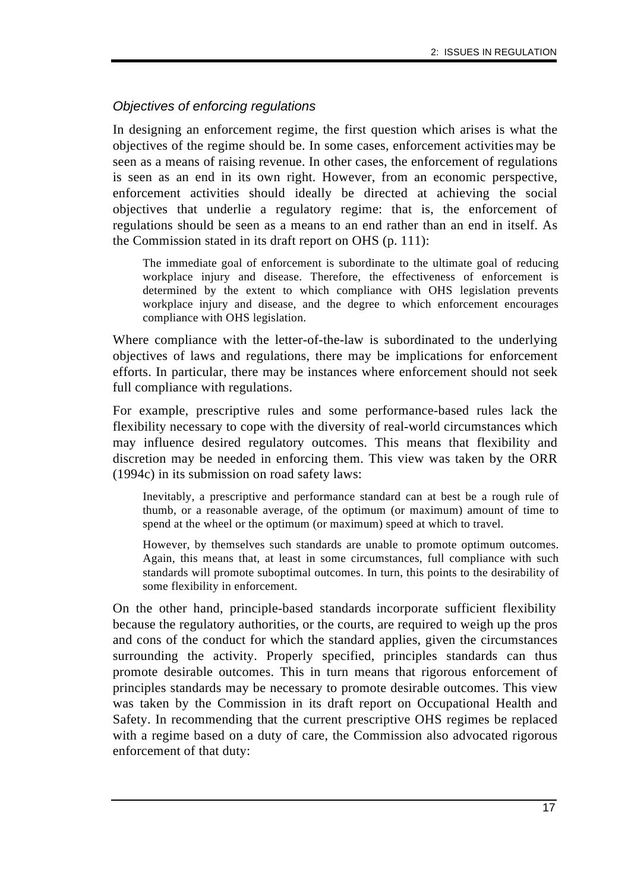### *Objectives of enforcing regulations*

In designing an enforcement regime, the first question which arises is what the objectives of the regime should be. In some cases, enforcement activities may be seen as a means of raising revenue. In other cases, the enforcement of regulations is seen as an end in its own right. However, from an economic perspective, enforcement activities should ideally be directed at achieving the social objectives that underlie a regulatory regime: that is, the enforcement of regulations should be seen as a means to an end rather than an end in itself. As the Commission stated in its draft report on OHS (p. 111):

> The immediate goal of enforcement is subordinate to the ultimate goal of reducing workplace injury and disease. Therefore, the effectiveness of enforcement is determined by the extent to which compliance with OHS legislation prevents workplace injury and disease, and the degree to which enforcement encourages compliance with OHS legislation.

Where compliance with the letter-of-the-law is subordinated to the underlying objectives of laws and regulations, there may be implications for enforcement efforts. In particular, there may be instances where enforcement should not seek full compliance with regulations.

For example, prescriptive rules and some performance-based rules lack the flexibility necessary to cope with the diversity of real-world circumstances which may influence desired regulatory outcomes. This means that flexibility and discretion may be needed in enforcing them. This view was taken by the ORR (1994c) in its submission on road safety laws:

> Inevitably, a prescriptive and performance standard can at best be a rough rule of thumb, or a reasonable average, of the optimum (or maximum) amount of time to spend at the wheel or the optimum (or maximum) speed at which to travel.
>
> However, by themselves such standards are unable to promote optimum outcomes. Again, this means that, at least in some circumstances, full compliance with such standards will promote suboptimal outcomes. In turn, this points to the desirability of some flexibility in enforcement.

On the other hand, principle-based standards incorporate sufficient flexibility because the regulatory authorities, or the courts, are required to weigh up the pros and cons of the conduct for which the standard applies, given the circumstances surrounding the activity. Properly specified, principles standards can thus promote desirable outcomes. This in turn means that rigorous enforcement of principles standards may be necessary to promote desirable outcomes. This view was taken by the Commission in its draft report on Occupational Health and Safety. In recommending that the current prescriptive OHS regimes be replaced with a regime based on a duty of care, the Commission also advocated rigorous enforcement of that duty: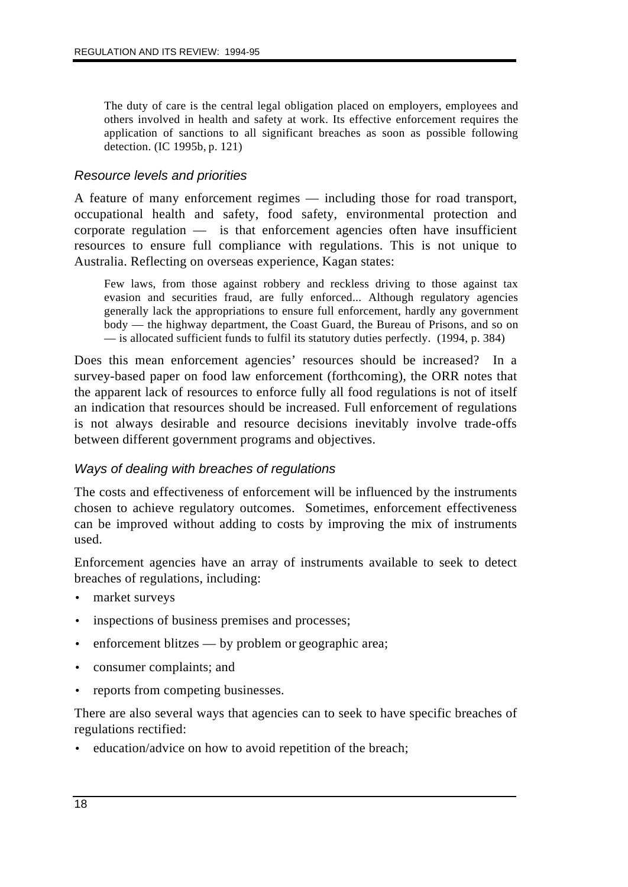> The duty of care is the central legal obligation placed on employers, employees and others involved in health and safety at work. Its effective enforcement requires the application of sanctions to all significant breaches as soon as possible following detection. (IC 1995b, p. 121)

### *Resource levels and priorities*

A feature of many enforcement regimes — including those for road transport, occupational health and safety, food safety, environmental protection and corporate regulation — is that enforcement agencies often have insufficient resources to ensure full compliance with regulations. This is not unique to Australia. Reflecting on overseas experience, Kagan states:

> Few laws, from those against robbery and reckless driving to those against tax evasion and securities fraud, are fully enforced... Although regulatory agencies generally lack the appropriations to ensure full enforcement, hardly any government body — the highway department, the Coast Guard, the Bureau of Prisons, and so on — is allocated sufficient funds to fulfil its statutory duties perfectly. (1994, p. 384)

Does this mean enforcement agencies' resources should be increased? In a survey-based paper on food law enforcement (forthcoming), the ORR notes that the apparent lack of resources to enforce fully all food regulations is not of itself an indication that resources should be increased. Full enforcement of regulations is not always desirable and resource decisions inevitably involve trade-offs between different government programs and objectives.

### *Ways of dealing with breaches of regulations*

The costs and effectiveness of enforcement will be influenced by the instruments chosen to achieve regulatory outcomes. Sometimes, enforcement effectiveness can be improved without adding to costs by improving the mix of instruments used.

Enforcement agencies have an array of instruments available to seek to detect breaches of regulations, including:

- market surveys
- inspections of business premises and processes;
- enforcement blitzes — by problem or geographic area;
- consumer complaints; and
- reports from competing businesses.

There are also several ways that agencies can to seek to have specific breaches of regulations rectified:

- education/advice on how to avoid repetition of the breach;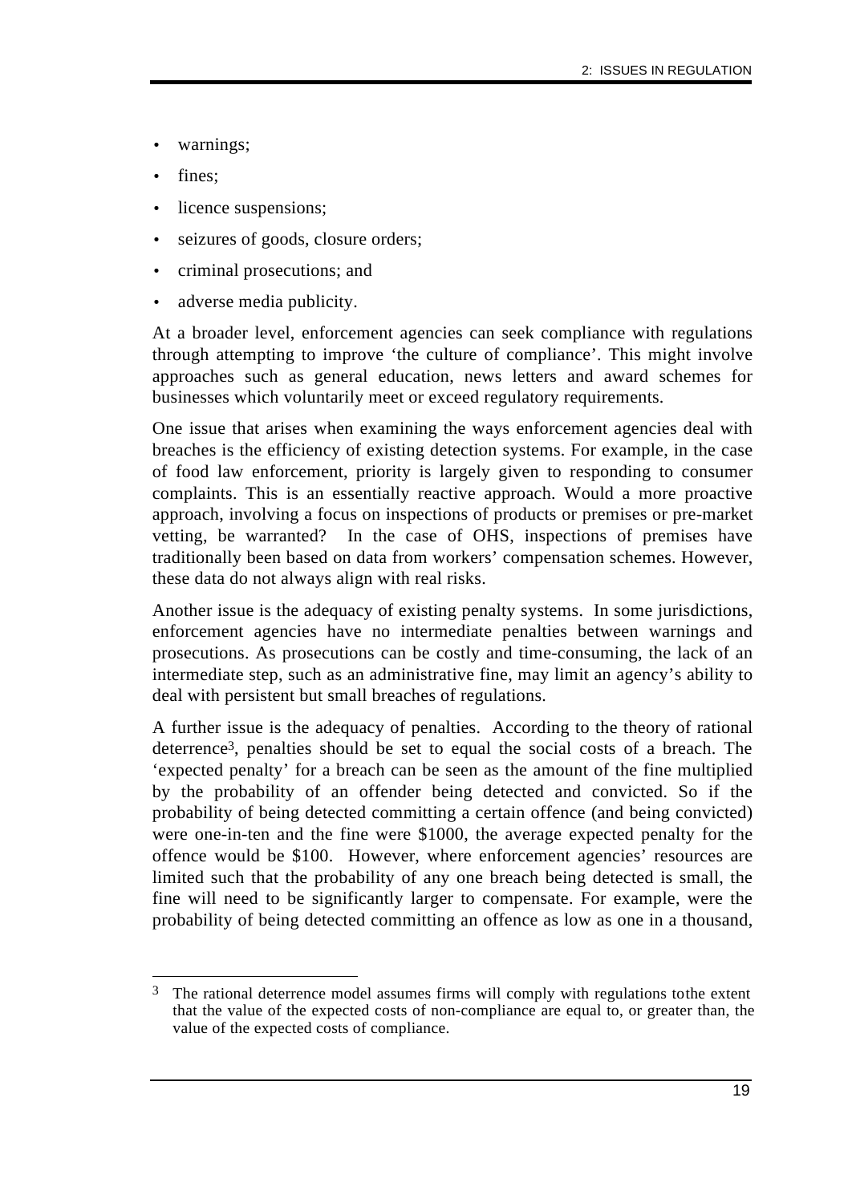- warnings;
- fines;
- licence suspensions;
- seizures of goods, closure orders;
- criminal prosecutions; and
- adverse media publicity.

At a broader level, enforcement agencies can seek compliance with regulations through attempting to improve 'the culture of compliance'. This might involve approaches such as general education, news letters and award schemes for businesses which voluntarily meet or exceed regulatory requirements.

One issue that arises when examining the ways enforcement agencies deal with breaches is the efficiency of existing detection systems. For example, in the case of food law enforcement, priority is largely given to responding to consumer complaints. This is an essentially reactive approach. Would a more proactive approach, involving a focus on inspections of products or premises or pre-market vetting, be warranted? In the case of OHS, inspections of premises have traditionally been based on data from workers' compensation schemes. However, these data do not always align with real risks.

Another issue is the adequacy of existing penalty systems. In some jurisdictions, enforcement agencies have no intermediate penalties between warnings and prosecutions. As prosecutions can be costly and time-consuming, the lack of an intermediate step, such as an administrative fine, may limit an agency's ability to deal with persistent but small breaches of regulations.

A further issue is the adequacy of penalties. According to the theory of rational deterrence[3], penalties should be set to equal the social costs of a breach. The 'expected penalty' for a breach can be seen as the amount of the fine multiplied by the probability of an offender being detected and convicted. So if the probability of being detected committing a certain offence (and being convicted) were one-in-ten and the fine were $1000, the average expected penalty for the offence would be $100. However, where enforcement agencies' resources are limited such that the probability of any one breach being detected is small, the fine will need to be significantly larger to compensate. For example, were the probability of being detected committing an offence as low as one in a thousand,

---

[3] The rational deterrence model assumes firms will comply with regulations to the extent that the value of the expected costs of non-compliance are equal to, or greater than, the value of the expected costs of compliance.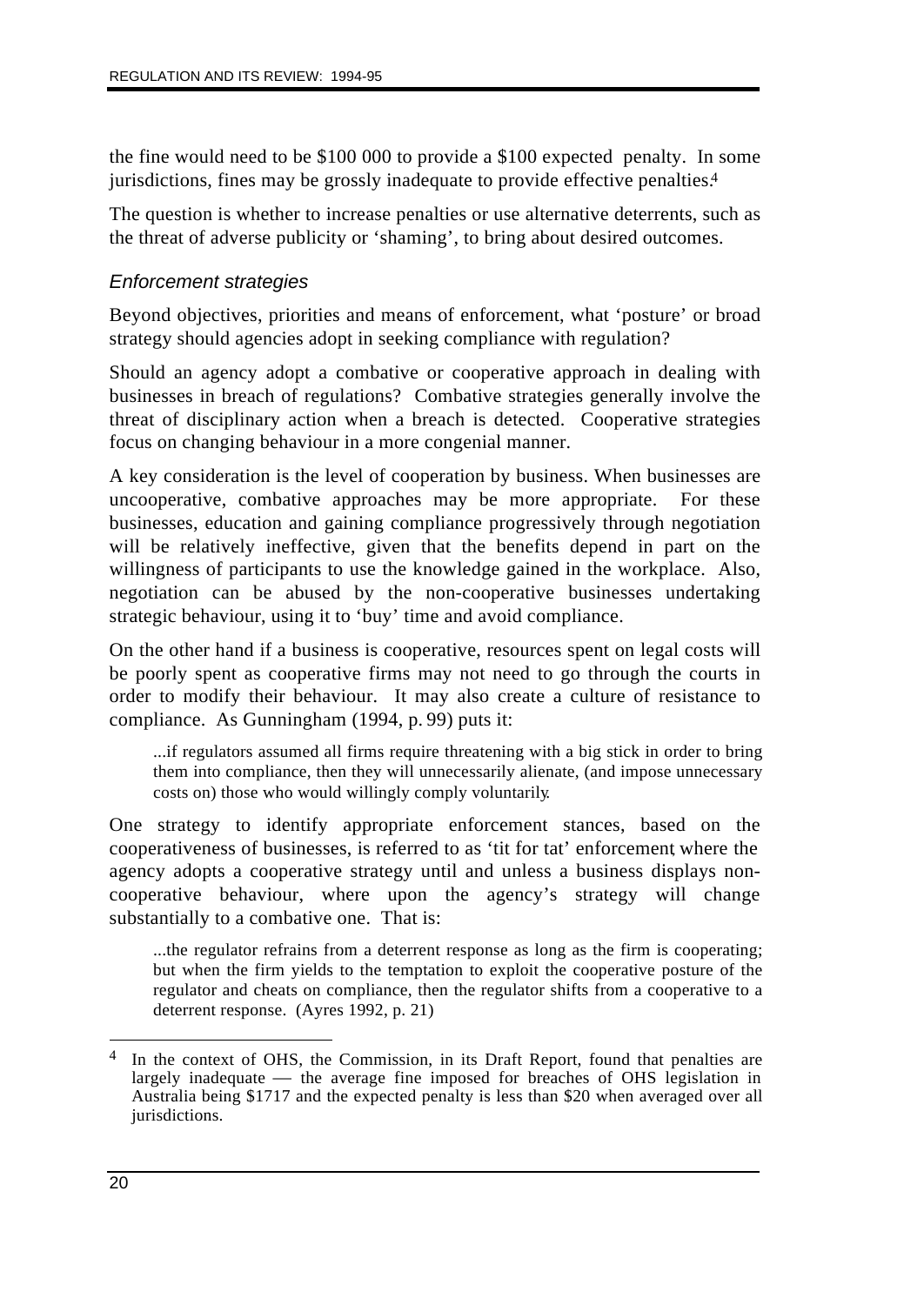the fine would need to be $100 000 to provide a $100 expected penalty. In some jurisdictions, fines may be grossly inadequate to provide effective penalties.[4]

The question is whether to increase penalties or use alternative deterrents, such as the threat of adverse publicity or 'shaming', to bring about desired outcomes.

### *Enforcement strategies*

Beyond objectives, priorities and means of enforcement, what 'posture' or broad strategy should agencies adopt in seeking compliance with regulation?

Should an agency adopt a combative or cooperative approach in dealing with businesses in breach of regulations? Combative strategies generally involve the threat of disciplinary action when a breach is detected. Cooperative strategies focus on changing behaviour in a more congenial manner.

A key consideration is the level of cooperation by business. When businesses are uncooperative, combative approaches may be more appropriate. For these businesses, education and gaining compliance progressively through negotiation will be relatively ineffective, given that the benefits depend in part on the willingness of participants to use the knowledge gained in the workplace. Also, negotiation can be abused by the non-cooperative businesses undertaking strategic behaviour, using it to 'buy' time and avoid compliance.

On the other hand if a business is cooperative, resources spent on legal costs will be poorly spent as cooperative firms may not need to go through the courts in order to modify their behaviour. It may also create a culture of resistance to compliance. As Gunningham (1994, p. 99) puts it:

> ...if regulators assumed all firms require threatening with a big stick in order to bring them into compliance, then they will unnecessarily alienate, (and impose unnecessary costs on) those who would willingly comply voluntarily.

One strategy to identify appropriate enforcement stances, based on the cooperativeness of businesses, is referred to as 'tit for tat' enforcement, where the agency adopts a cooperative strategy until and unless a business displays non-cooperative behaviour, where upon the agency's strategy will change substantially to a combative one. That is:

> ...the regulator refrains from a deterrent response as long as the firm is cooperating; but when the firm yields to the temptation to exploit the cooperative posture of the regulator and cheats on compliance, then the regulator shifts from a cooperative to a deterrent response. (Ayres 1992, p. 21)

---

[4] In the context of OHS, the Commission, in its Draft Report, found that penalties are largely inadequate — the average fine imposed for breaches of OHS legislation in Australia being $1717 and the expected penalty is less than $20 when averaged over all jurisdictions.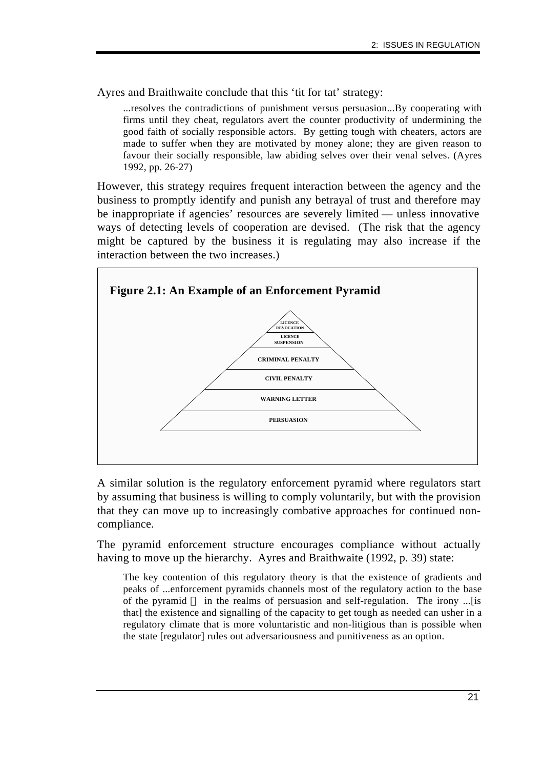Ayres and Braithwaite conclude that this 'tit for tat' strategy:

> ...resolves the contradictions of punishment versus persuasion...By cooperating with firms until they cheat, regulators avert the counter productivity of undermining the good faith of socially responsible actors. By getting tough with cheaters, actors are made to suffer when they are motivated by money alone; they are given reason to favour their socially responsible, law abiding selves over their venal selves. (Ayres 1992, pp. 26-27)

However, this strategy requires frequent interaction between the agency and the business to promptly identify and punish any betrayal of trust and therefore may be inappropriate if agencies' resources are severely limited — unless innovative ways of detecting levels of cooperation are devised. (The risk that the agency might be captured by the business it is regulating may also increase if the interaction between the two increases.)

**Figure 2.1: An Example of an Enforcement Pyramid**

LICENCE REVOCATION

LICENCE SUSPENSION

CRIMINAL PENALTY

CIVIL PENALTY

WARNING LETTER

PERSUASION

A similar solution is the regulatory enforcement pyramid where regulators start by assuming that business is willing to comply voluntarily, but with the provision that they can move up to increasingly combative approaches for continued non-compliance.

The pyramid enforcement structure encourages compliance without actually having to move up the hierarchy. Ayres and Braithwaite (1992, p. 39) state:

> The key contention of this regulatory theory is that the existence of gradients and peaks of ...enforcement pyramids channels most of the regulatory action to the base of the pyramid — in the realms of persuasion and self-regulation. The irony ...[is that] the existence and signalling of the capacity to get tough as needed can usher in a regulatory climate that is more voluntaristic and non-litigious than is possible when the state [regulator] rules out adversariousness and punitiveness as an option.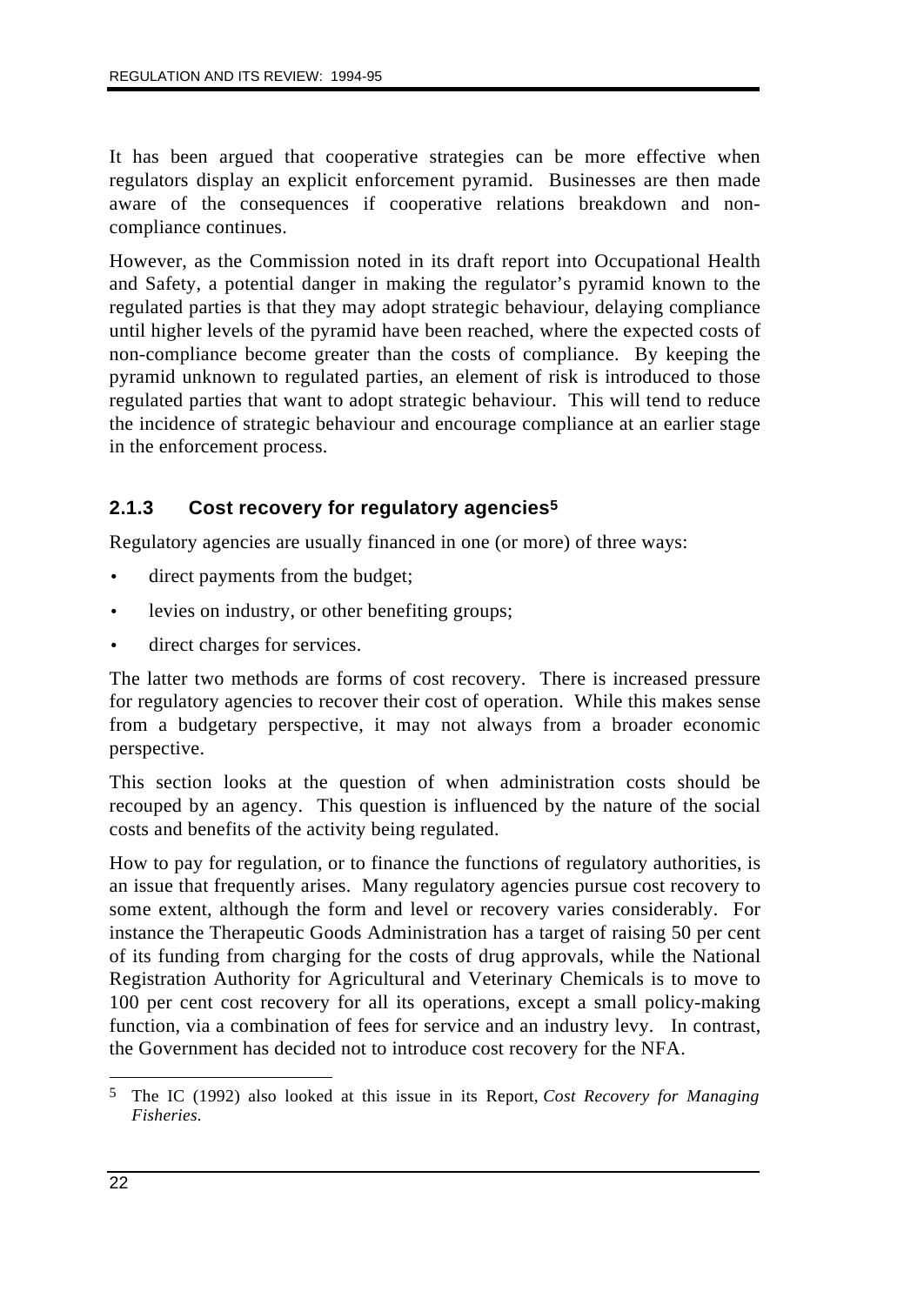It has been argued that cooperative strategies can be more effective when regulators display an explicit enforcement pyramid. Businesses are then made aware of the consequences if cooperative relations breakdown and non-compliance continues.

However, as the Commission noted in its draft report into Occupational Health and Safety, a potential danger in making the regulator's pyramid known to the regulated parties is that they may adopt strategic behaviour, delaying compliance until higher levels of the pyramid have been reached, where the expected costs of non-compliance become greater than the costs of compliance. By keeping the pyramid unknown to regulated parties, an element of risk is introduced to those regulated parties that want to adopt strategic behaviour. This will tend to reduce the incidence of strategic behaviour and encourage compliance at an earlier stage in the enforcement process.

### 2.1.3 Cost recovery for regulatory agencies[5]

Regulatory agencies are usually financed in one (or more) of three ways:

- direct payments from the budget;
- levies on industry, or other benefiting groups;
- direct charges for services.

The latter two methods are forms of cost recovery. There is increased pressure for regulatory agencies to recover their cost of operation. While this makes sense from a budgetary perspective, it may not always from a broader economic perspective.

This section looks at the question of when administration costs should be recouped by an agency. This question is influenced by the nature of the social costs and benefits of the activity being regulated.

How to pay for regulation, or to finance the functions of regulatory authorities, is an issue that frequently arises. Many regulatory agencies pursue cost recovery to some extent, although the form and level or recovery varies considerably. For instance the Therapeutic Goods Administration has a target of raising 50 per cent of its funding from charging for the costs of drug approvals, while the National Registration Authority for Agricultural and Veterinary Chemicals is to move to 100 per cent cost recovery for all its operations, except a small policy-making function, via a combination of fees for service and an industry levy. In contrast, the Government has decided not to introduce cost recovery for the NFA.

---

[5] The IC (1992) also looked at this issue in its Report, *Cost Recovery for Managing Fisheries.*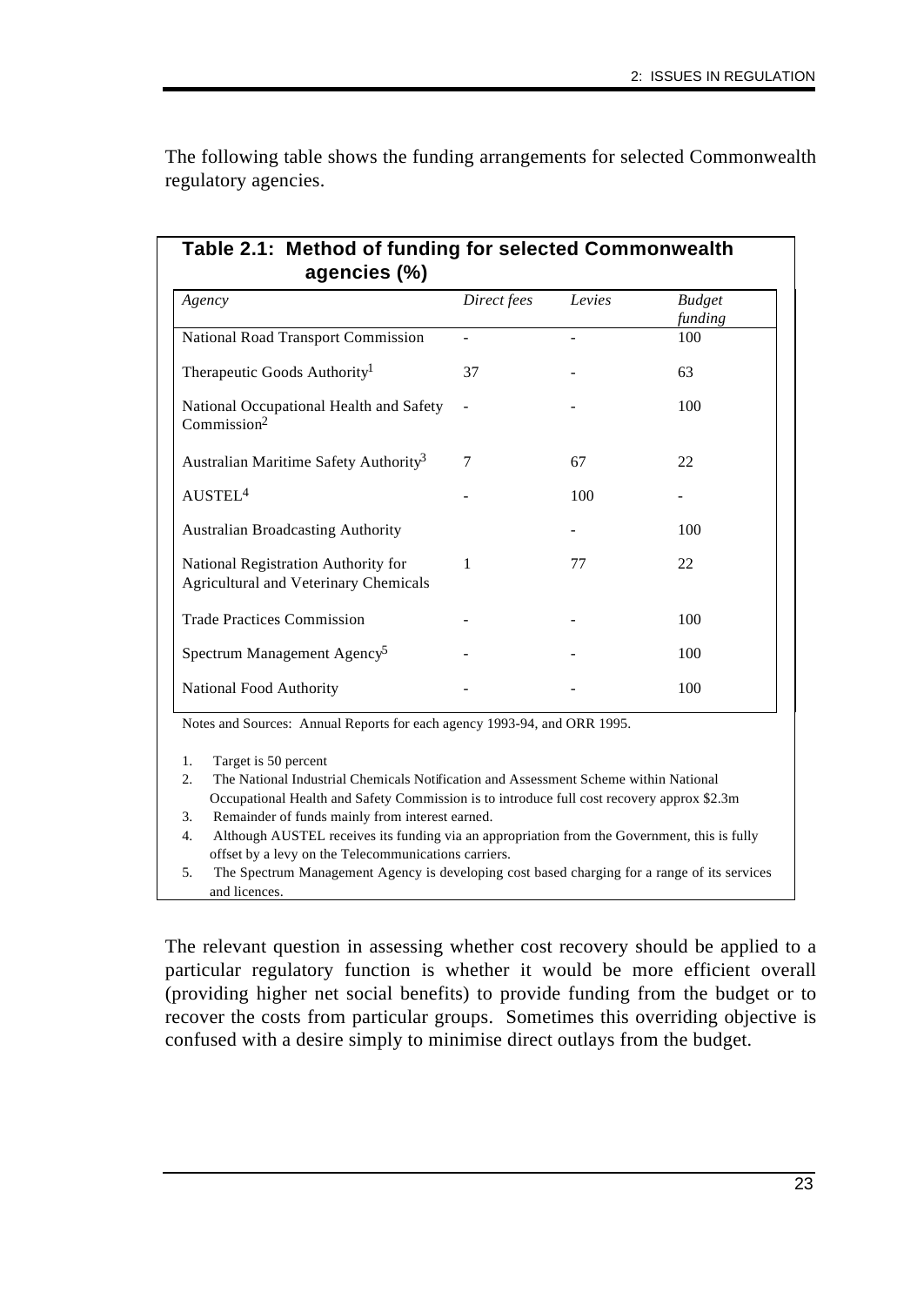The following table shows the funding arrangements for selected Commonwealth regulatory agencies.

**Table 2.1: Method of funding for selected Commonwealth agencies (%)**

| *Agency* | *Direct fees* | *Levies* | *Budget funding* |
|---|---|---|---|
| National Road Transport Commission | - | - | 100 |
| Therapeutic Goods Authority[1] | 37 | - | 63 |
| National Occupational Health and Safety Commission[2] | - | - | 100 |
| Australian Maritime Safety Authority[3] | 7 | 67 | 22 |
| AUSTEL[4] | - | 100 | - |
| Australian Broadcasting Authority | | - | 100 |
| National Registration Authority for Agricultural and Veterinary Chemicals | 1 | 77 | 22 |
| Trade Practices Commission | - | - | 100 |
| Spectrum Management Agency[5] | - | - | 100 |
| National Food Authority | - | - | 100 |

Notes and Sources: Annual Reports for each agency 1993-94, and ORR 1995.

1. Target is 50 percent
2. The National Industrial Chemicals Notification and Assessment Scheme within National Occupational Health and Safety Commission is to introduce full cost recovery approx $2.3m
3. Remainder of funds mainly from interest earned.
4. Although AUSTEL receives its funding via an appropriation from the Government, this is fully offset by a levy on the Telecommunications carriers.
5. The Spectrum Management Agency is developing cost based charging for a range of its services and licences.

The relevant question in assessing whether cost recovery should be applied to a particular regulatory function is whether it would be more efficient overall (providing higher net social benefits) to provide funding from the budget or to recover the costs from particular groups. Sometimes this overriding objective is confused with a desire simply to minimise direct outlays from the budget.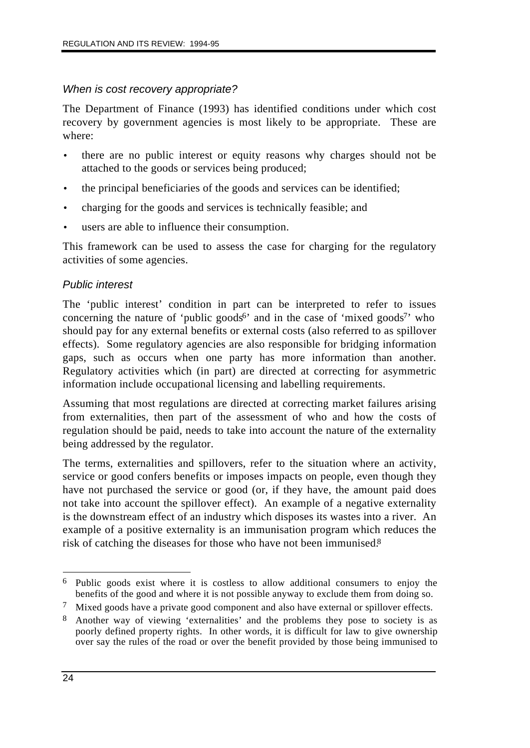### *When is cost recovery appropriate?*

The Department of Finance (1993) has identified conditions under which cost recovery by government agencies is most likely to be appropriate. These are where:

- there are no public interest or equity reasons why charges should not be attached to the goods or services being produced;
- the principal beneficiaries of the goods and services can be identified;
- charging for the goods and services is technically feasible; and
- users are able to influence their consumption.

This framework can be used to assess the case for charging for the regulatory activities of some agencies.

### *Public interest*

The 'public interest' condition in part can be interpreted to refer to issues concerning the nature of 'public goods[6]' and in the case of 'mixed goods[7]' who should pay for any external benefits or external costs (also referred to as spillover effects). Some regulatory agencies are also responsible for bridging information gaps, such as occurs when one party has more information than another. Regulatory activities which (in part) are directed at correcting for asymmetric information include occupational licensing and labelling requirements.

Assuming that most regulations are directed at correcting market failures arising from externalities, then part of the assessment of who and how the costs of regulation should be paid, needs to take into account the nature of the externality being addressed by the regulator.

The terms, externalities and spillovers, refer to the situation where an activity, service or good confers benefits or imposes impacts on people, even though they have not purchased the service or good (or, if they have, the amount paid does not take into account the spillover effect). An example of a negative externality is the downstream effect of an industry which disposes its wastes into a river. An example of a positive externality is an immunisation program which reduces the risk of catching the diseases for those who have not been immunised.[8]

---

[6] Public goods exist where it is costless to allow additional consumers to enjoy the benefits of the good and where it is not possible anyway to exclude them from doing so.

[7] Mixed goods have a private good component and also have external or spillover effects.

[8] Another way of viewing 'externalities' and the problems they pose to society is as poorly defined property rights. In other words, it is difficult for law to give ownership over say the rules of the road or over the benefit provided by those being immunised to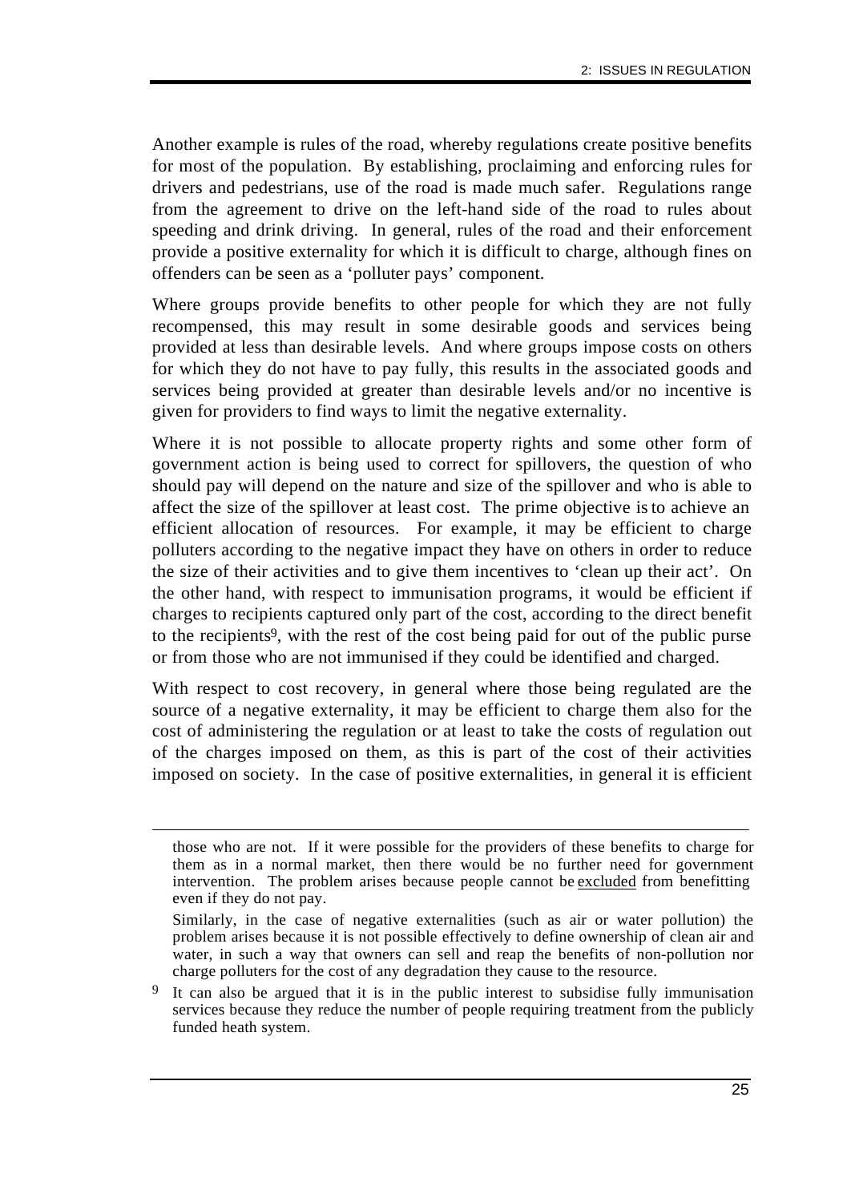Another example is rules of the road, whereby regulations create positive benefits for most of the population. By establishing, proclaiming and enforcing rules for drivers and pedestrians, use of the road is made much safer. Regulations range from the agreement to drive on the left-hand side of the road to rules about speeding and drink driving. In general, rules of the road and their enforcement provide a positive externality for which it is difficult to charge, although fines on offenders can be seen as a 'polluter pays' component.

Where groups provide benefits to other people for which they are not fully recompensed, this may result in some desirable goods and services being provided at less than desirable levels. And where groups impose costs on others for which they do not have to pay fully, this results in the associated goods and services being provided at greater than desirable levels and/or no incentive is given for providers to find ways to limit the negative externality.

Where it is not possible to allocate property rights and some other form of government action is being used to correct for spillovers, the question of who should pay will depend on the nature and size of the spillover and who is able to affect the size of the spillover at least cost. The prime objective is to achieve an efficient allocation of resources. For example, it may be efficient to charge polluters according to the negative impact they have on others in order to reduce the size of their activities and to give them incentives to 'clean up their act'. On the other hand, with respect to immunisation programs, it would be efficient if charges to recipients captured only part of the cost, according to the direct benefit to the recipients[9], with the rest of the cost being paid for out of the public purse or from those who are not immunised if they could be identified and charged.

With respect to cost recovery, in general where those being regulated are the source of a negative externality, it may be efficient to charge them also for the cost of administering the regulation or at least to take the costs of regulation out of the charges imposed on them, as this is part of the cost of their activities imposed on society. In the case of positive externalities, in general it is efficient

---

those who are not. If it were possible for the providers of these benefits to charge for them as in a normal market, then there would be no further need for government intervention. The problem arises because people cannot be <u>excluded</u> from benefitting even if they do not pay.

Similarly, in the case of negative externalities (such as air or water pollution) the problem arises because it is not possible effectively to define ownership of clean air and water, in such a way that owners can sell and reap the benefits of non-pollution nor charge polluters for the cost of any degradation they cause to the resource.

[9] It can also be argued that it is in the public interest to subsidise fully immunisation services because they reduce the number of people requiring treatment from the publicly funded heath system.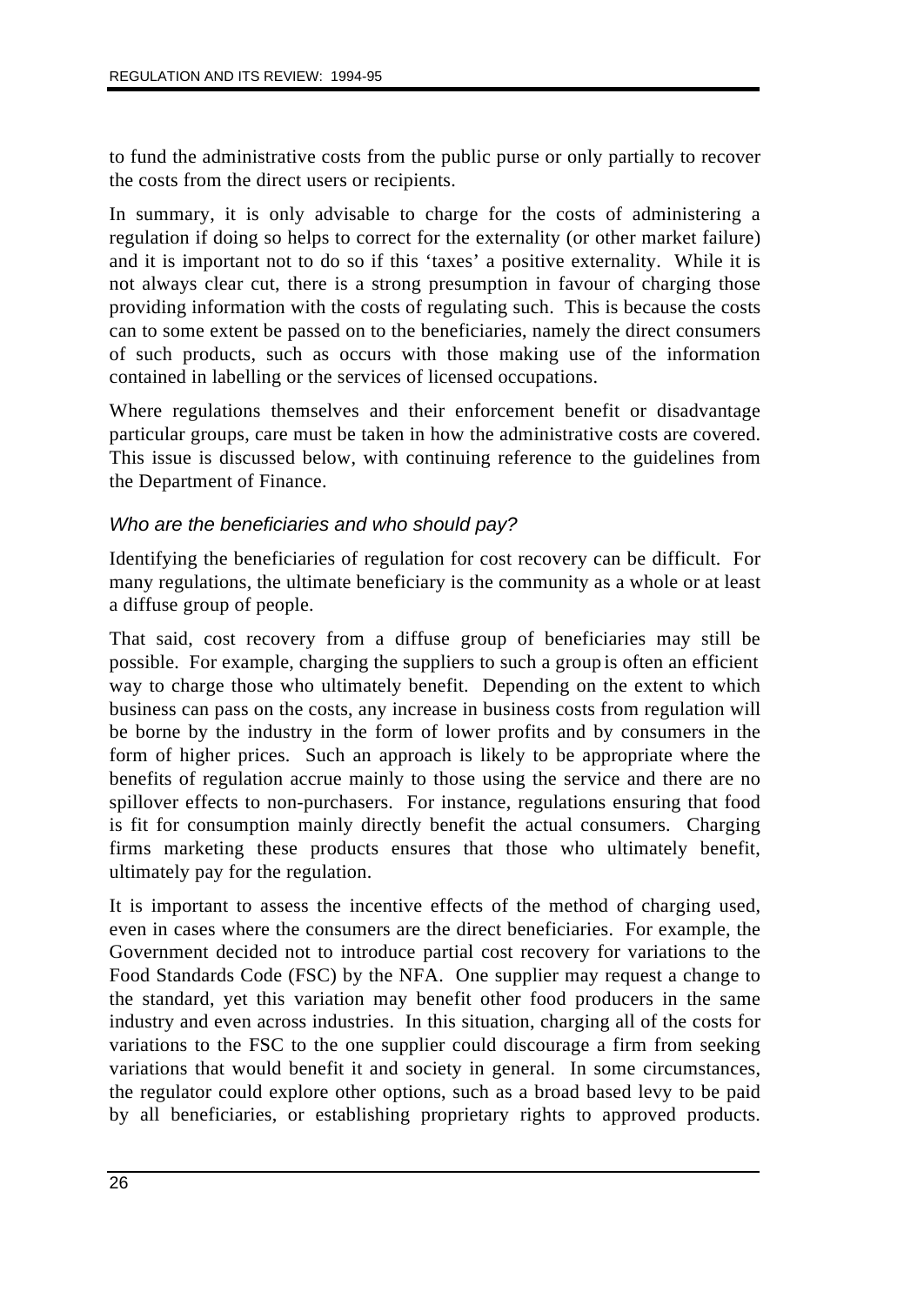to fund the administrative costs from the public purse or only partially to recover the costs from the direct users or recipients.

In summary, it is only advisable to charge for the costs of administering a regulation if doing so helps to correct for the externality (or other market failure) and it is important not to do so if this 'taxes' a positive externality. While it is not always clear cut, there is a strong presumption in favour of charging those providing information with the costs of regulating such. This is because the costs can to some extent be passed on to the beneficiaries, namely the direct consumers of such products, such as occurs with those making use of the information contained in labelling or the services of licensed occupations.

Where regulations themselves and their enforcement benefit or disadvantage particular groups, care must be taken in how the administrative costs are covered. This issue is discussed below, with continuing reference to the guidelines from the Department of Finance.

### *Who are the beneficiaries and who should pay?*

Identifying the beneficiaries of regulation for cost recovery can be difficult. For many regulations, the ultimate beneficiary is the community as a whole or at least a diffuse group of people.

That said, cost recovery from a diffuse group of beneficiaries may still be possible. For example, charging the suppliers to such a group is often an efficient way to charge those who ultimately benefit. Depending on the extent to which business can pass on the costs, any increase in business costs from regulation will be borne by the industry in the form of lower profits and by consumers in the form of higher prices. Such an approach is likely to be appropriate where the benefits of regulation accrue mainly to those using the service and there are no spillover effects to non-purchasers. For instance, regulations ensuring that food is fit for consumption mainly directly benefit the actual consumers. Charging firms marketing these products ensures that those who ultimately benefit, ultimately pay for the regulation.

It is important to assess the incentive effects of the method of charging used, even in cases where the consumers are the direct beneficiaries. For example, the Government decided not to introduce partial cost recovery for variations to the Food Standards Code (FSC) by the NFA. One supplier may request a change to the standard, yet this variation may benefit other food producers in the same industry and even across industries. In this situation, charging all of the costs for variations to the FSC to the one supplier could discourage a firm from seeking variations that would benefit it and society in general. In some circumstances, the regulator could explore other options, such as a broad based levy to be paid by all beneficiaries, or establishing proprietary rights to approved products.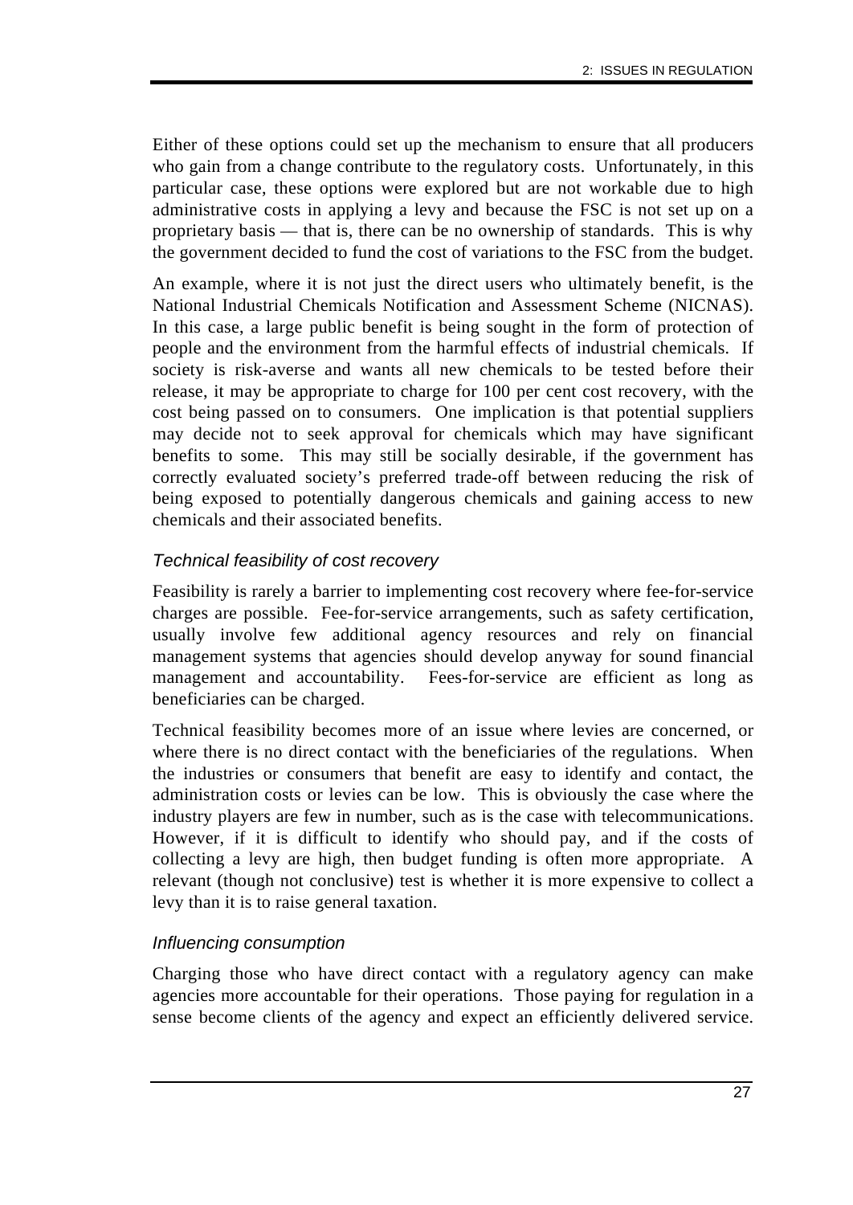Either of these options could set up the mechanism to ensure that all producers who gain from a change contribute to the regulatory costs. Unfortunately, in this particular case, these options were explored but are not workable due to high administrative costs in applying a levy and because the FSC is not set up on a proprietary basis — that is, there can be no ownership of standards. This is why the government decided to fund the cost of variations to the FSC from the budget.

An example, where it is not just the direct users who ultimately benefit, is the National Industrial Chemicals Notification and Assessment Scheme (NICNAS). In this case, a large public benefit is being sought in the form of protection of people and the environment from the harmful effects of industrial chemicals. If society is risk-averse and wants all new chemicals to be tested before their release, it may be appropriate to charge for 100 per cent cost recovery, with the cost being passed on to consumers. One implication is that potential suppliers may decide not to seek approval for chemicals which may have significant benefits to some. This may still be socially desirable, if the government has correctly evaluated society's preferred trade-off between reducing the risk of being exposed to potentially dangerous chemicals and gaining access to new chemicals and their associated benefits.

### *Technical feasibility of cost recovery*

Feasibility is rarely a barrier to implementing cost recovery where fee-for-service charges are possible. Fee-for-service arrangements, such as safety certification, usually involve few additional agency resources and rely on financial management systems that agencies should develop anyway for sound financial management and accountability. Fees-for-service are efficient as long as beneficiaries can be charged.

Technical feasibility becomes more of an issue where levies are concerned, or where there is no direct contact with the beneficiaries of the regulations. When the industries or consumers that benefit are easy to identify and contact, the administration costs or levies can be low. This is obviously the case where the industry players are few in number, such as is the case with telecommunications. However, if it is difficult to identify who should pay, and if the costs of collecting a levy are high, then budget funding is often more appropriate. A relevant (though not conclusive) test is whether it is more expensive to collect a levy than it is to raise general taxation.

### *Influencing consumption*

Charging those who have direct contact with a regulatory agency can make agencies more accountable for their operations. Those paying for regulation in a sense become clients of the agency and expect an efficiently delivered service.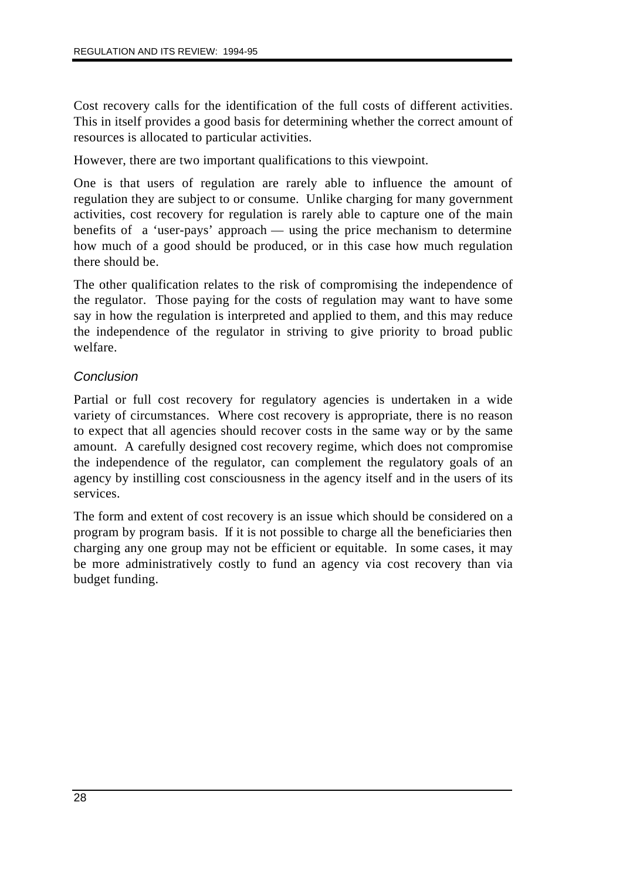Cost recovery calls for the identification of the full costs of different activities. This in itself provides a good basis for determining whether the correct amount of resources is allocated to particular activities.

However, there are two important qualifications to this viewpoint.

One is that users of regulation are rarely able to influence the amount of regulation they are subject to or consume. Unlike charging for many government activities, cost recovery for regulation is rarely able to capture one of the main benefits of a 'user-pays' approach — using the price mechanism to determine how much of a good should be produced, or in this case how much regulation there should be.

The other qualification relates to the risk of compromising the independence of the regulator. Those paying for the costs of regulation may want to have some say in how the regulation is interpreted and applied to them, and this may reduce the independence of the regulator in striving to give priority to broad public welfare.

### *Conclusion*

Partial or full cost recovery for regulatory agencies is undertaken in a wide variety of circumstances. Where cost recovery is appropriate, there is no reason to expect that all agencies should recover costs in the same way or by the same amount. A carefully designed cost recovery regime, which does not compromise the independence of the regulator, can complement the regulatory goals of an agency by instilling cost consciousness in the agency itself and in the users of its services.

The form and extent of cost recovery is an issue which should be considered on a program by program basis. If it is not possible to charge all the beneficiaries then charging any one group may not be efficient or equitable. In some cases, it may be more administratively costly to fund an agency via cost recovery than via budget funding.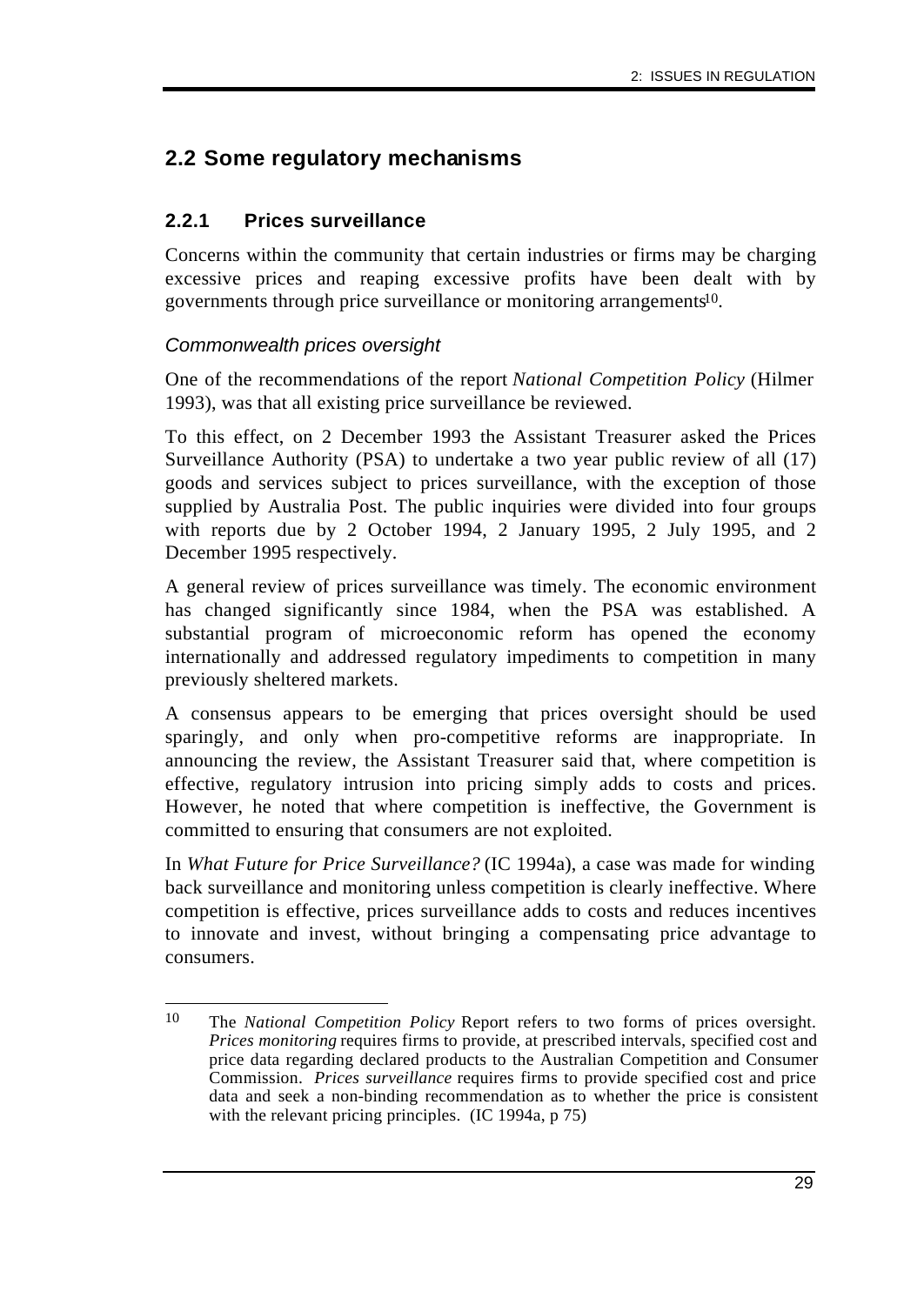## 2.2 Some regulatory mechanisms

### 2.2.1 Prices surveillance

Concerns within the community that certain industries or firms may be charging excessive prices and reaping excessive profits have been dealt with by governments through price surveillance or monitoring arrangements[10].

#### *Commonwealth prices oversight*

One of the recommendations of the report *National Competition Policy* (Hilmer 1993), was that all existing price surveillance be reviewed.

To this effect, on 2 December 1993 the Assistant Treasurer asked the Prices Surveillance Authority (PSA) to undertake a two year public review of all (17) goods and services subject to prices surveillance, with the exception of those supplied by Australia Post. The public inquiries were divided into four groups with reports due by 2 October 1994, 2 January 1995, 2 July 1995, and 2 December 1995 respectively.

A general review of prices surveillance was timely. The economic environment has changed significantly since 1984, when the PSA was established. A substantial program of microeconomic reform has opened the economy internationally and addressed regulatory impediments to competition in many previously sheltered markets.

A consensus appears to be emerging that prices oversight should be used sparingly, and only when pro-competitive reforms are inappropriate. In announcing the review, the Assistant Treasurer said that, where competition is effective, regulatory intrusion into pricing simply adds to costs and prices. However, he noted that where competition is ineffective, the Government is committed to ensuring that consumers are not exploited.

In *What Future for Price Surveillance?* (IC 1994a), a case was made for winding back surveillance and monitoring unless competition is clearly ineffective. Where competition is effective, prices surveillance adds to costs and reduces incentives to innovate and invest, without bringing a compensating price advantage to consumers.

---

[10] The *National Competition Policy* Report refers to two forms of prices oversight. *Prices monitoring* requires firms to provide, at prescribed intervals, specified cost and price data regarding declared products to the Australian Competition and Consumer Commission. *Prices surveillance* requires firms to provide specified cost and price data and seek a non-binding recommendation as to whether the price is consistent with the relevant pricing principles. (IC 1994a, p 75)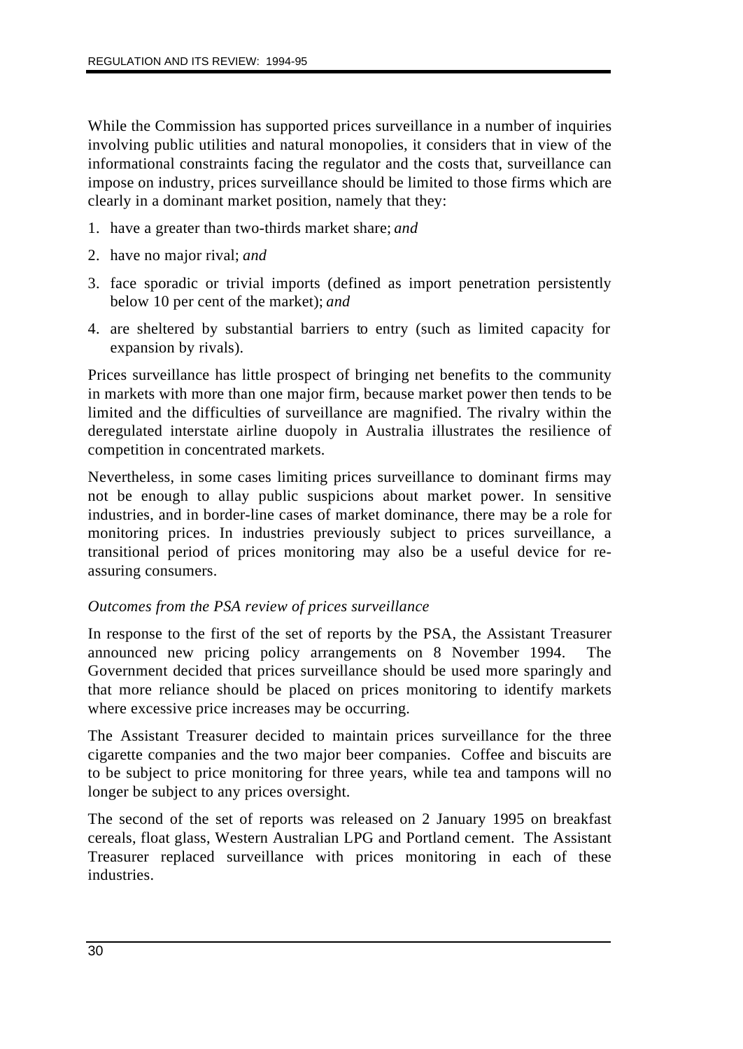While the Commission has supported prices surveillance in a number of inquiries involving public utilities and natural monopolies, it considers that in view of the informational constraints facing the regulator and the costs that, surveillance can impose on industry, prices surveillance should be limited to those firms which are clearly in a dominant market position, namely that they:

1. have a greater than two-thirds market share; *and*
2. have no major rival; *and*
3. face sporadic or trivial imports (defined as import penetration persistently below 10 per cent of the market); *and*
4. are sheltered by substantial barriers to entry (such as limited capacity for expansion by rivals).

Prices surveillance has little prospect of bringing net benefits to the community in markets with more than one major firm, because market power then tends to be limited and the difficulties of surveillance are magnified. The rivalry within the deregulated interstate airline duopoly in Australia illustrates the resilience of competition in concentrated markets.

Nevertheless, in some cases limiting prices surveillance to dominant firms may not be enough to allay public suspicions about market power. In sensitive industries, and in border-line cases of market dominance, there may be a role for monitoring prices. In industries previously subject to prices surveillance, a transitional period of prices monitoring may also be a useful device for re-assuring consumers.

*Outcomes from the PSA review of prices surveillance*

In response to the first of the set of reports by the PSA, the Assistant Treasurer announced new pricing policy arrangements on 8 November 1994. The Government decided that prices surveillance should be used more sparingly and that more reliance should be placed on prices monitoring to identify markets where excessive price increases may be occurring.

The Assistant Treasurer decided to maintain prices surveillance for the three cigarette companies and the two major beer companies. Coffee and biscuits are to be subject to price monitoring for three years, while tea and tampons will no longer be subject to any prices oversight.

The second of the set of reports was released on 2 January 1995 on breakfast cereals, float glass, Western Australian LPG and Portland cement. The Assistant Treasurer replaced surveillance with prices monitoring in each of these industries.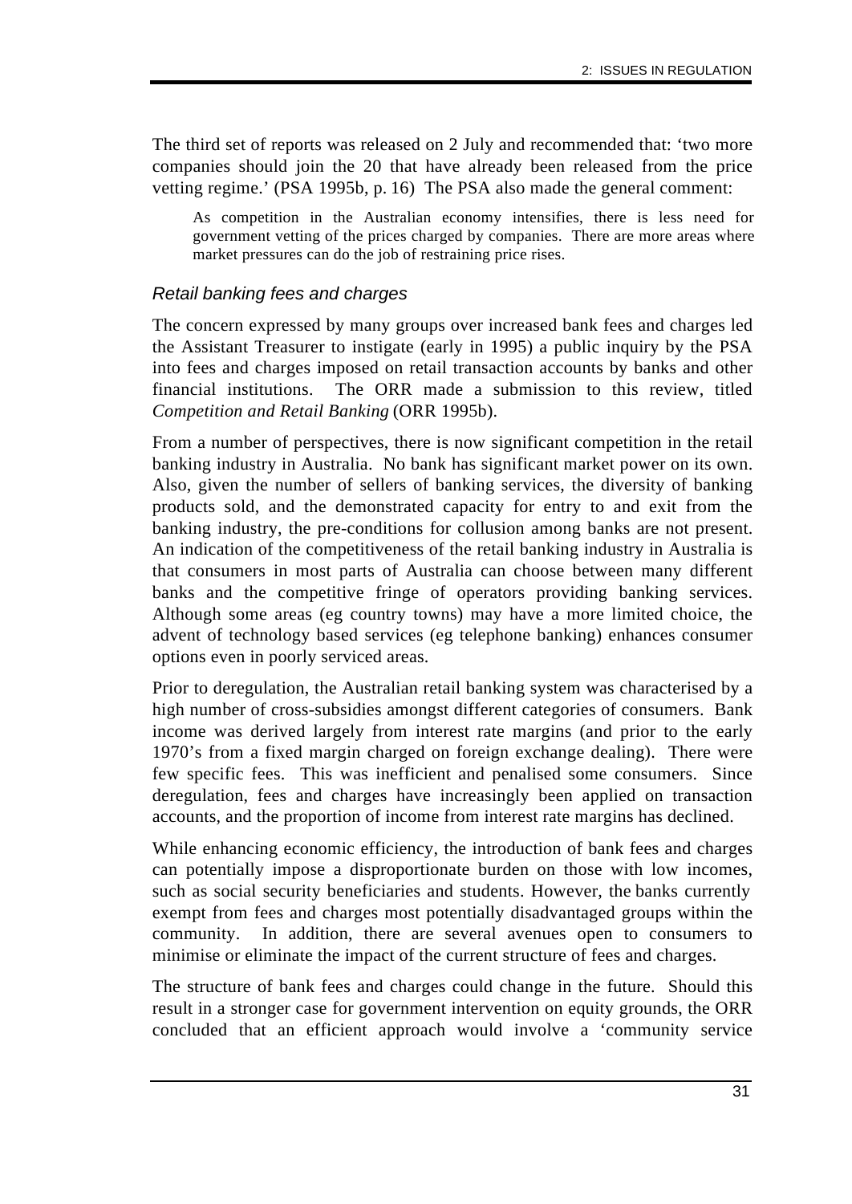The third set of reports was released on 2 July and recommended that: 'two more companies should join the 20 that have already been released from the price vetting regime.' (PSA 1995b, p. 16) The PSA also made the general comment:

> As competition in the Australian economy intensifies, there is less need for government vetting of the prices charged by companies. There are more areas where market pressures can do the job of restraining price rises.

### *Retail banking fees and charges*

The concern expressed by many groups over increased bank fees and charges led the Assistant Treasurer to instigate (early in 1995) a public inquiry by the PSA into fees and charges imposed on retail transaction accounts by banks and other financial institutions. The ORR made a submission to this review, titled *Competition and Retail Banking* (ORR 1995b).

From a number of perspectives, there is now significant competition in the retail banking industry in Australia. No bank has significant market power on its own. Also, given the number of sellers of banking services, the diversity of banking products sold, and the demonstrated capacity for entry to and exit from the banking industry, the pre-conditions for collusion among banks are not present. An indication of the competitiveness of the retail banking industry in Australia is that consumers in most parts of Australia can choose between many different banks and the competitive fringe of operators providing banking services. Although some areas (eg country towns) may have a more limited choice, the advent of technology based services (eg telephone banking) enhances consumer options even in poorly serviced areas.

Prior to deregulation, the Australian retail banking system was characterised by a high number of cross-subsidies amongst different categories of consumers. Bank income was derived largely from interest rate margins (and prior to the early 1970's from a fixed margin charged on foreign exchange dealing). There were few specific fees. This was inefficient and penalised some consumers. Since deregulation, fees and charges have increasingly been applied on transaction accounts, and the proportion of income from interest rate margins has declined.

While enhancing economic efficiency, the introduction of bank fees and charges can potentially impose a disproportionate burden on those with low incomes, such as social security beneficiaries and students. However, the banks currently exempt from fees and charges most potentially disadvantaged groups within the community. In addition, there are several avenues open to consumers to minimise or eliminate the impact of the current structure of fees and charges.

The structure of bank fees and charges could change in the future. Should this result in a stronger case for government intervention on equity grounds, the ORR concluded that an efficient approach would involve a 'community service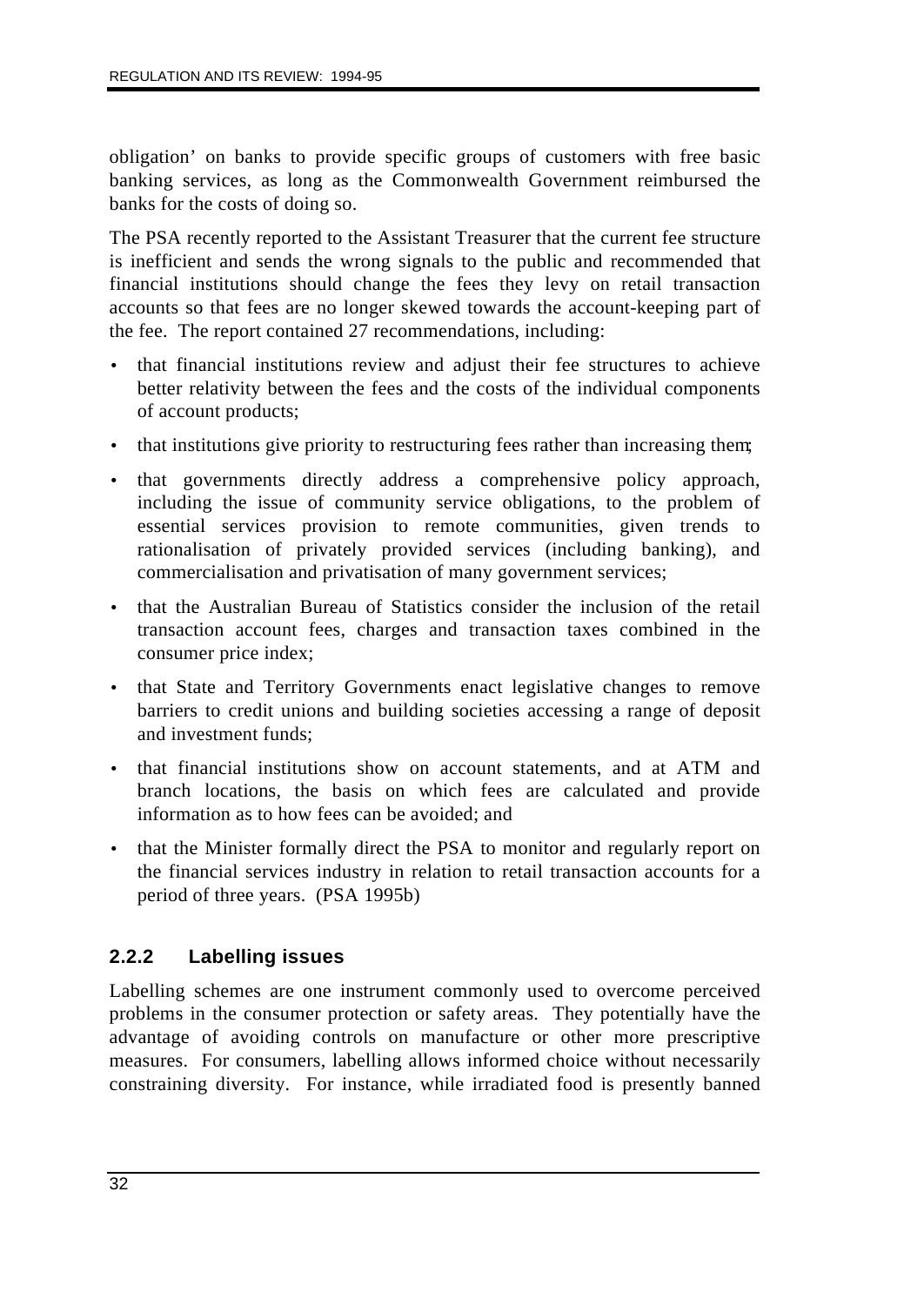obligation' on banks to provide specific groups of customers with free basic banking services, as long as the Commonwealth Government reimbursed the banks for the costs of doing so.

The PSA recently reported to the Assistant Treasurer that the current fee structure is inefficient and sends the wrong signals to the public and recommended that financial institutions should change the fees they levy on retail transaction accounts so that fees are no longer skewed towards the account-keeping part of the fee. The report contained 27 recommendations, including:

- that financial institutions review and adjust their fee structures to achieve better relativity between the fees and the costs of the individual components of account products;
- that institutions give priority to restructuring fees rather than increasing them;
- that governments directly address a comprehensive policy approach, including the issue of community service obligations, to the problem of essential services provision to remote communities, given trends to rationalisation of privately provided services (including banking), and commercialisation and privatisation of many government services;
- that the Australian Bureau of Statistics consider the inclusion of the retail transaction account fees, charges and transaction taxes combined in the consumer price index;
- that State and Territory Governments enact legislative changes to remove barriers to credit unions and building societies accessing a range of deposit and investment funds;
- that financial institutions show on account statements, and at ATM and branch locations, the basis on which fees are calculated and provide information as to how fees can be avoided; and
- that the Minister formally direct the PSA to monitor and regularly report on the financial services industry in relation to retail transaction accounts for a period of three years. (PSA 1995b)

### 2.2.2 Labelling issues

Labelling schemes are one instrument commonly used to overcome perceived problems in the consumer protection or safety areas. They potentially have the advantage of avoiding controls on manufacture or other more prescriptive measures. For consumers, labelling allows informed choice without necessarily constraining diversity. For instance, while irradiated food is presently banned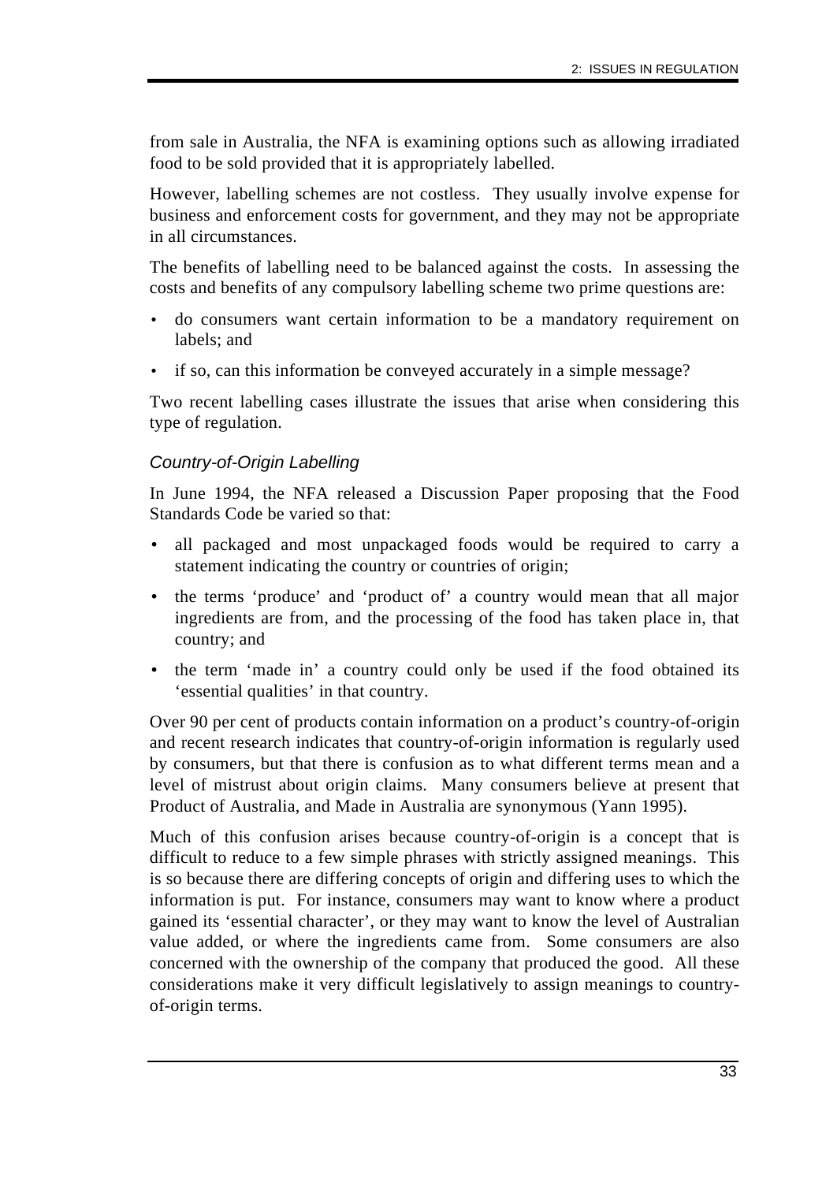from sale in Australia, the NFA is examining options such as allowing irradiated food to be sold provided that it is appropriately labelled.

However, labelling schemes are not costless. They usually involve expense for business and enforcement costs for government, and they may not be appropriate in all circumstances.

The benefits of labelling need to be balanced against the costs. In assessing the costs and benefits of any compulsory labelling scheme two prime questions are:

- do consumers want certain information to be a mandatory requirement on labels; and
- if so, can this information be conveyed accurately in a simple message?

Two recent labelling cases illustrate the issues that arise when considering this type of regulation.

### *Country-of-Origin Labelling*

In June 1994, the NFA released a Discussion Paper proposing that the Food Standards Code be varied so that:

- all packaged and most unpackaged foods would be required to carry a statement indicating the country or countries of origin;
- the terms 'produce' and 'product of' a country would mean that all major ingredients are from, and the processing of the food has taken place in, that country; and
- the term 'made in' a country could only be used if the food obtained its 'essential qualities' in that country.

Over 90 per cent of products contain information on a product's country-of-origin and recent research indicates that country-of-origin information is regularly used by consumers, but that there is confusion as to what different terms mean and a level of mistrust about origin claims. Many consumers believe at present that Product of Australia, and Made in Australia are synonymous (Yann 1995).

Much of this confusion arises because country-of-origin is a concept that is difficult to reduce to a few simple phrases with strictly assigned meanings. This is so because there are differing concepts of origin and differing uses to which the information is put. For instance, consumers may want to know where a product gained its 'essential character', or they may want to know the level of Australian value added, or where the ingredients came from. Some consumers are also concerned with the ownership of the company that produced the good. All these considerations make it very difficult legislatively to assign meanings to country-of-origin terms.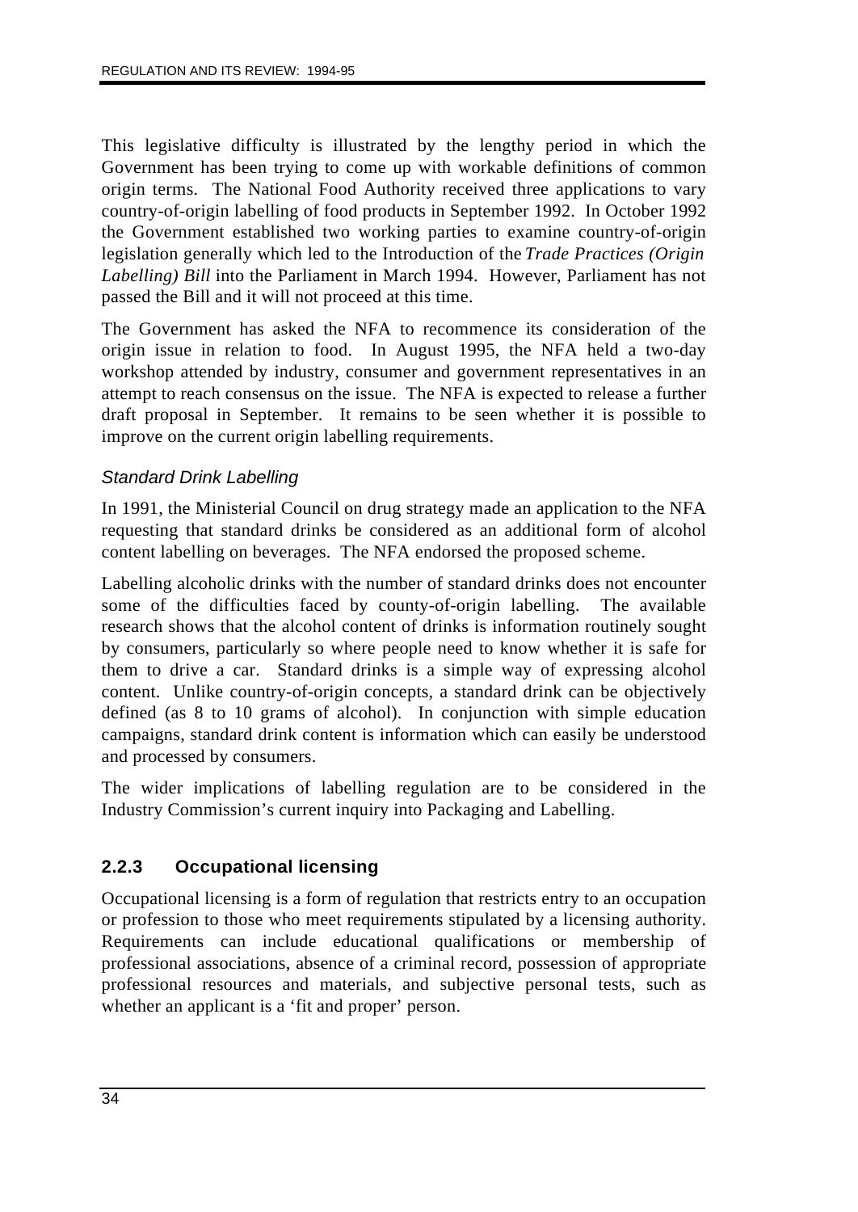This legislative difficulty is illustrated by the lengthy period in which the Government has been trying to come up with workable definitions of common origin terms. The National Food Authority received three applications to vary country-of-origin labelling of food products in September 1992. In October 1992 the Government established two working parties to examine country-of-origin legislation generally which led to the Introduction of the *Trade Practices (Origin Labelling) Bill* into the Parliament in March 1994. However, Parliament has not passed the Bill and it will not proceed at this time.

The Government has asked the NFA to recommence its consideration of the origin issue in relation to food. In August 1995, the NFA held a two-day workshop attended by industry, consumer and government representatives in an attempt to reach consensus on the issue. The NFA is expected to release a further draft proposal in September. It remains to be seen whether it is possible to improve on the current origin labelling requirements.

#### *Standard Drink Labelling*

In 1991, the Ministerial Council on drug strategy made an application to the NFA requesting that standard drinks be considered as an additional form of alcohol content labelling on beverages. The NFA endorsed the proposed scheme.

Labelling alcoholic drinks with the number of standard drinks does not encounter some of the difficulties faced by county-of-origin labelling. The available research shows that the alcohol content of drinks is information routinely sought by consumers, particularly so where people need to know whether it is safe for them to drive a car. Standard drinks is a simple way of expressing alcohol content. Unlike country-of-origin concepts, a standard drink can be objectively defined (as 8 to 10 grams of alcohol). In conjunction with simple education campaigns, standard drink content is information which can easily be understood and processed by consumers.

The wider implications of labelling regulation are to be considered in the Industry Commission's current inquiry into Packaging and Labelling.

### 2.2.3 Occupational licensing

Occupational licensing is a form of regulation that restricts entry to an occupation or profession to those who meet requirements stipulated by a licensing authority. Requirements can include educational qualifications or membership of professional associations, absence of a criminal record, possession of appropriate professional resources and materials, and subjective personal tests, such as whether an applicant is a 'fit and proper' person.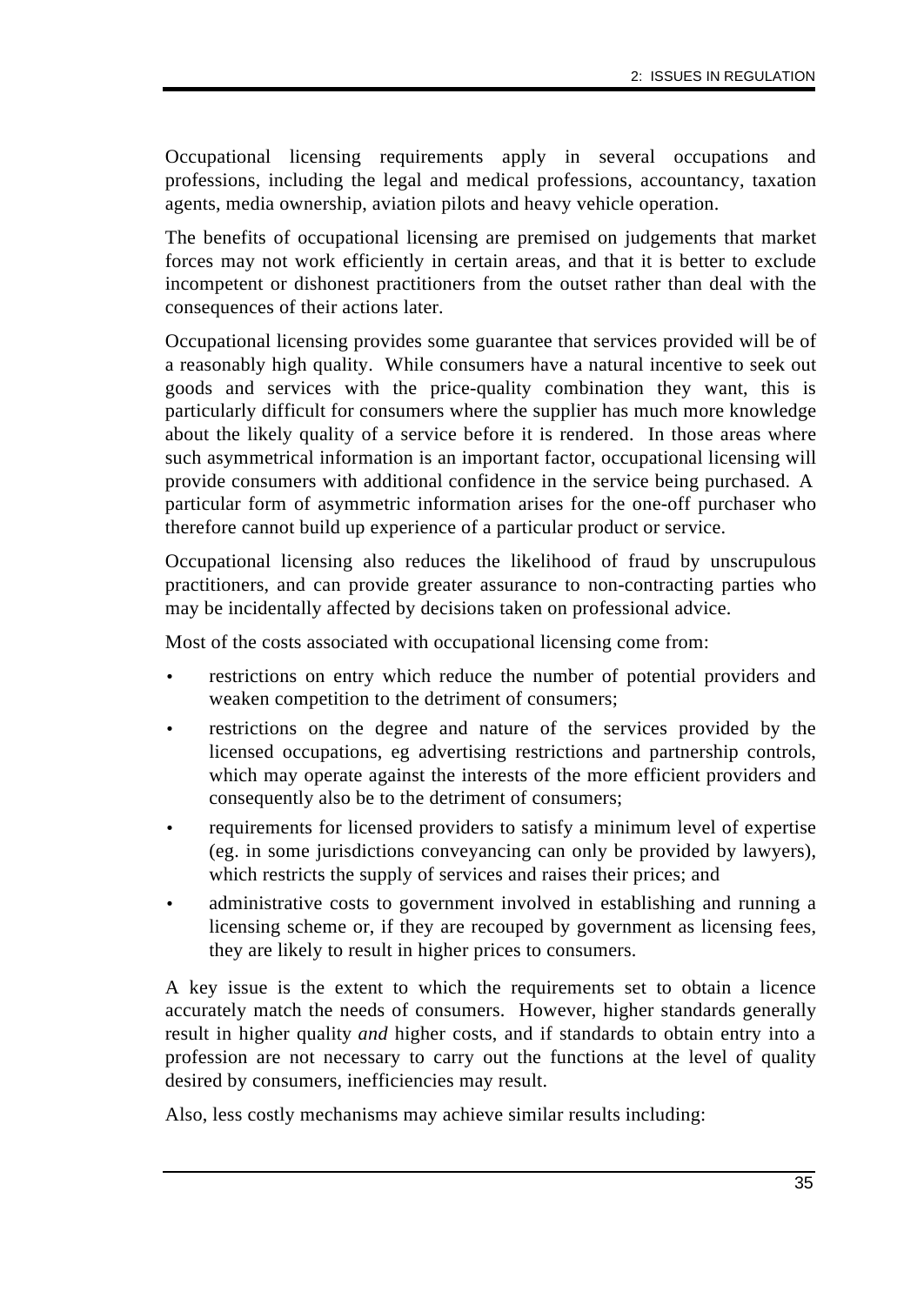Occupational licensing requirements apply in several occupations and professions, including the legal and medical professions, accountancy, taxation agents, media ownership, aviation pilots and heavy vehicle operation.

The benefits of occupational licensing are premised on judgements that market forces may not work efficiently in certain areas, and that it is better to exclude incompetent or dishonest practitioners from the outset rather than deal with the consequences of their actions later.

Occupational licensing provides some guarantee that services provided will be of a reasonably high quality. While consumers have a natural incentive to seek out goods and services with the price-quality combination they want, this is particularly difficult for consumers where the supplier has much more knowledge about the likely quality of a service before it is rendered. In those areas where such asymmetrical information is an important factor, occupational licensing will provide consumers with additional confidence in the service being purchased. A particular form of asymmetric information arises for the one-off purchaser who therefore cannot build up experience of a particular product or service.

Occupational licensing also reduces the likelihood of fraud by unscrupulous practitioners, and can provide greater assurance to non-contracting parties who may be incidentally affected by decisions taken on professional advice.

Most of the costs associated with occupational licensing come from:

- restrictions on entry which reduce the number of potential providers and weaken competition to the detriment of consumers;
- restrictions on the degree and nature of the services provided by the licensed occupations, eg advertising restrictions and partnership controls, which may operate against the interests of the more efficient providers and consequently also be to the detriment of consumers;
- requirements for licensed providers to satisfy a minimum level of expertise (eg. in some jurisdictions conveyancing can only be provided by lawyers), which restricts the supply of services and raises their prices; and
- administrative costs to government involved in establishing and running a licensing scheme or, if they are recouped by government as licensing fees, they are likely to result in higher prices to consumers.

A key issue is the extent to which the requirements set to obtain a licence accurately match the needs of consumers. However, higher standards generally result in higher quality *and* higher costs, and if standards to obtain entry into a profession are not necessary to carry out the functions at the level of quality desired by consumers, inefficiencies may result.

Also, less costly mechanisms may achieve similar results including: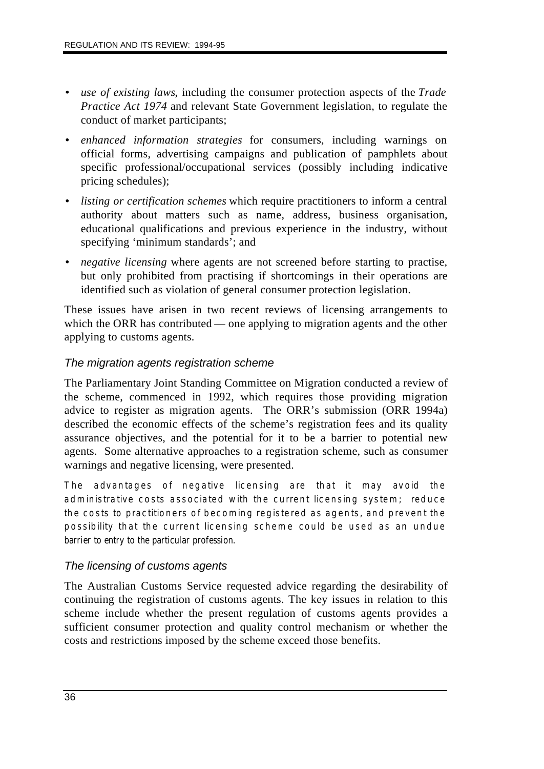- *use of existing laws*, including the consumer protection aspects of the *Trade Practice Act 1974* and relevant State Government legislation, to regulate the conduct of market participants;
- *enhanced information strategies* for consumers, including warnings on official forms, advertising campaigns and publication of pamphlets about specific professional/occupational services (possibly including indicative pricing schedules);
- *listing or certification schemes* which require practitioners to inform a central authority about matters such as name, address, business organisation, educational qualifications and previous experience in the industry, without specifying 'minimum standards'; and
- *negative licensing* where agents are not screened before starting to practise, but only prohibited from practising if shortcomings in their operations are identified such as violation of general consumer protection legislation.

These issues have arisen in two recent reviews of licensing arrangements to which the ORR has contributed — one applying to migration agents and the other applying to customs agents.

### *The migration agents registration scheme*

The Parliamentary Joint Standing Committee on Migration conducted a review of the scheme, commenced in 1992, which requires those providing migration advice to register as migration agents. The ORR's submission (ORR 1994a) described the economic effects of the scheme's registration fees and its quality assurance objectives, and the potential for it to be a barrier to potential new agents. Some alternative approaches to a registration scheme, such as consumer warnings and negative licensing, were presented.

The advantages of negative licensing are that it may avoid the administrative costs associated with the current licensing system; reduce the costs to practitioners of becoming registered as agents, and prevent the possibility that the current licensing scheme could be used as an undue barrier to entry to the particular profession.

### *The licensing of customs agents*

The Australian Customs Service requested advice regarding the desirability of continuing the registration of customs agents. The key issues in relation to this scheme include whether the present regulation of customs agents provides a sufficient consumer protection and quality control mechanism or whether the costs and restrictions imposed by the scheme exceed those benefits.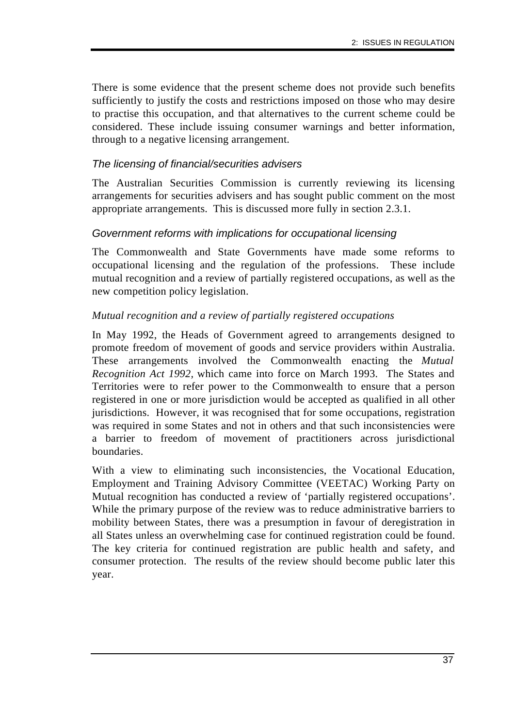There is some evidence that the present scheme does not provide such benefits sufficiently to justify the costs and restrictions imposed on those who may desire to practise this occupation, and that alternatives to the current scheme could be considered. These include issuing consumer warnings and better information, through to a negative licensing arrangement.

### *The licensing of financial/securities advisers*

The Australian Securities Commission is currently reviewing its licensing arrangements for securities advisers and has sought public comment on the most appropriate arrangements. This is discussed more fully in section 2.3.1.

### *Government reforms with implications for occupational licensing*

The Commonwealth and State Governments have made some reforms to occupational licensing and the regulation of the professions. These include mutual recognition and a review of partially registered occupations, as well as the new competition policy legislation.

#### *Mutual recognition and a review of partially registered occupations*

In May 1992, the Heads of Government agreed to arrangements designed to promote freedom of movement of goods and service providers within Australia. These arrangements involved the Commonwealth enacting the *Mutual Recognition Act 1992*, which came into force on March 1993. The States and Territories were to refer power to the Commonwealth to ensure that a person registered in one or more jurisdiction would be accepted as qualified in all other jurisdictions. However, it was recognised that for some occupations, registration was required in some States and not in others and that such inconsistencies were a barrier to freedom of movement of practitioners across jurisdictional boundaries.

With a view to eliminating such inconsistencies, the Vocational Education, Employment and Training Advisory Committee (VEETAC) Working Party on Mutual recognition has conducted a review of 'partially registered occupations'. While the primary purpose of the review was to reduce administrative barriers to mobility between States, there was a presumption in favour of deregistration in all States unless an overwhelming case for continued registration could be found. The key criteria for continued registration are public health and safety, and consumer protection. The results of the review should become public later this year.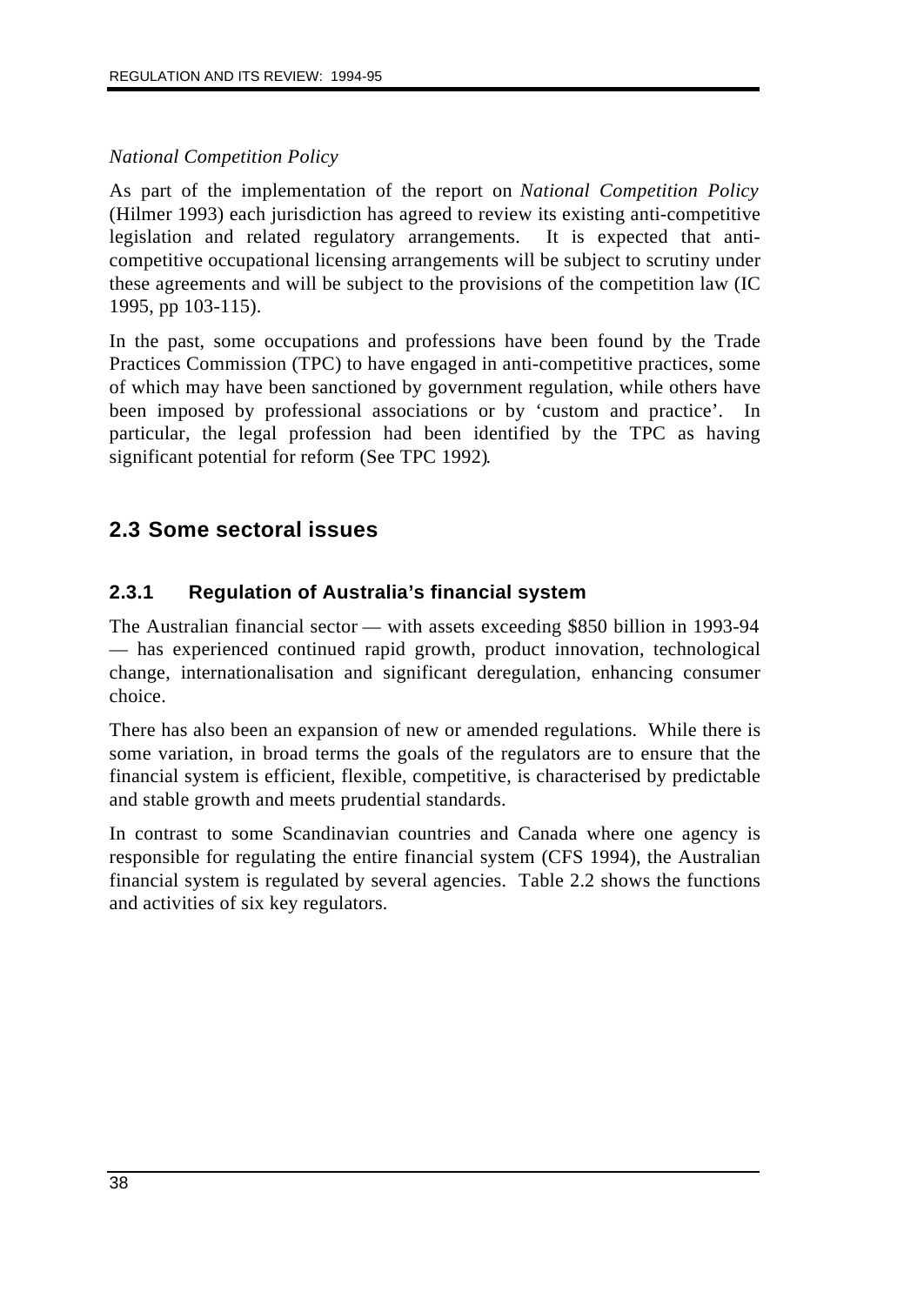*National Competition Policy*

As part of the implementation of the report on *National Competition Policy* (Hilmer 1993) each jurisdiction has agreed to review its existing anti-competitive legislation and related regulatory arrangements. It is expected that anti-competitive occupational licensing arrangements will be subject to scrutiny under these agreements and will be subject to the provisions of the competition law (IC 1995, pp 103-115).

In the past, some occupations and professions have been found by the Trade Practices Commission (TPC) to have engaged in anti-competitive practices, some of which may have been sanctioned by government regulation, while others have been imposed by professional associations or by 'custom and practice'. In particular, the legal profession had been identified by the TPC as having significant potential for reform (See TPC 1992).

## 2.3 Some sectoral issues

### 2.3.1 Regulation of Australia's financial system

The Australian financial sector — with assets exceeding $850 billion in 1993-94 — has experienced continued rapid growth, product innovation, technological change, internationalisation and significant deregulation, enhancing consumer choice.

There has also been an expansion of new or amended regulations. While there is some variation, in broad terms the goals of the regulators are to ensure that the financial system is efficient, flexible, competitive, is characterised by predictable and stable growth and meets prudential standards.

In contrast to some Scandinavian countries and Canada where one agency is responsible for regulating the entire financial system (CFS 1994), the Australian financial system is regulated by several agencies. Table 2.2 shows the functions and activities of six key regulators.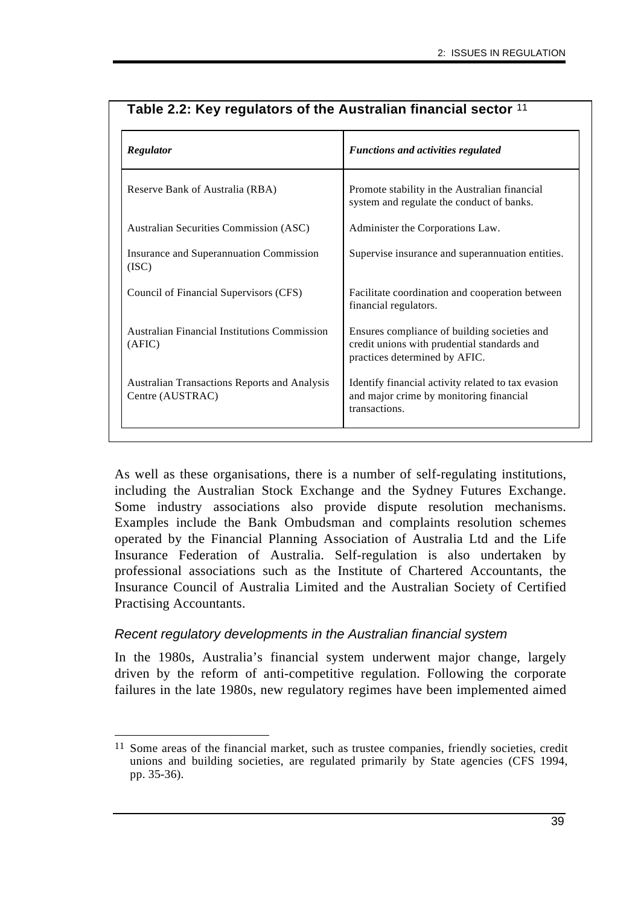**Table 2.2: Key regulators of the Australian financial sector** [11]

| *Regulator* | *Functions and activities regulated* |
|---|---|
| Reserve Bank of Australia (RBA) | Promote stability in the Australian financial system and regulate the conduct of banks. |
| Australian Securities Commission (ASC) | Administer the Corporations Law. |
| Insurance and Superannuation Commission (ISC) | Supervise insurance and superannuation entities. |
| Council of Financial Supervisors (CFS) | Facilitate coordination and cooperation between financial regulators. |
| Australian Financial Institutions Commission (AFIC) | Ensures compliance of building societies and credit unions with prudential standards and practices determined by AFIC. |
| Australian Transactions Reports and Analysis Centre (AUSTRAC) | Identify financial activity related to tax evasion and major crime by monitoring financial transactions. |

As well as these organisations, there is a number of self-regulating institutions, including the Australian Stock Exchange and the Sydney Futures Exchange. Some industry associations also provide dispute resolution mechanisms. Examples include the Bank Ombudsman and complaints resolution schemes operated by the Financial Planning Association of Australia Ltd and the Life Insurance Federation of Australia. Self-regulation is also undertaken by professional associations such as the Institute of Chartered Accountants, the Insurance Council of Australia Limited and the Australian Society of Certified Practising Accountants.

### *Recent regulatory developments in the Australian financial system*

In the 1980s, Australia's financial system underwent major change, largely driven by the reform of anti-competitive regulation. Following the corporate failures in the late 1980s, new regulatory regimes have been implemented aimed

---

[11] Some areas of the financial market, such as trustee companies, friendly societies, credit unions and building societies, are regulated primarily by State agencies (CFS 1994, pp. 35-36).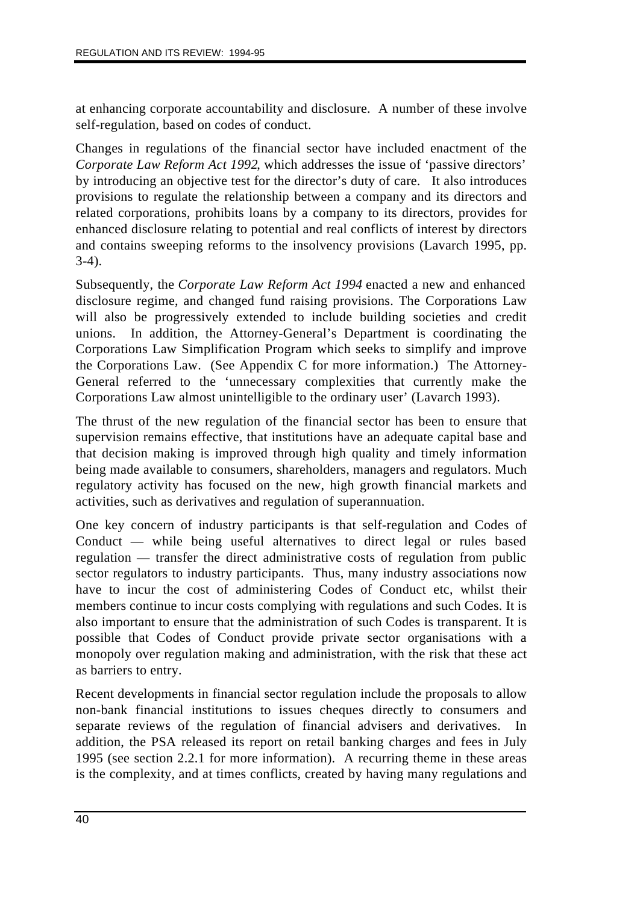at enhancing corporate accountability and disclosure. A number of these involve self-regulation, based on codes of conduct.

Changes in regulations of the financial sector have included enactment of the *Corporate Law Reform Act 1992*, which addresses the issue of 'passive directors' by introducing an objective test for the director's duty of care. It also introduces provisions to regulate the relationship between a company and its directors and related corporations, prohibits loans by a company to its directors, provides for enhanced disclosure relating to potential and real conflicts of interest by directors and contains sweeping reforms to the insolvency provisions (Lavarch 1995, pp. 3-4).

Subsequently, the *Corporate Law Reform Act 1994* enacted a new and enhanced disclosure regime, and changed fund raising provisions. The Corporations Law will also be progressively extended to include building societies and credit unions. In addition, the Attorney-General's Department is coordinating the Corporations Law Simplification Program which seeks to simplify and improve the Corporations Law. (See Appendix C for more information.) The Attorney-General referred to the 'unnecessary complexities that currently make the Corporations Law almost unintelligible to the ordinary user' (Lavarch 1993).

The thrust of the new regulation of the financial sector has been to ensure that supervision remains effective, that institutions have an adequate capital base and that decision making is improved through high quality and timely information being made available to consumers, shareholders, managers and regulators. Much regulatory activity has focused on the new, high growth financial markets and activities, such as derivatives and regulation of superannuation.

One key concern of industry participants is that self-regulation and Codes of Conduct — while being useful alternatives to direct legal or rules based regulation — transfer the direct administrative costs of regulation from public sector regulators to industry participants. Thus, many industry associations now have to incur the cost of administering Codes of Conduct etc, whilst their members continue to incur costs complying with regulations and such Codes. It is also important to ensure that the administration of such Codes is transparent. It is possible that Codes of Conduct provide private sector organisations with a monopoly over regulation making and administration, with the risk that these act as barriers to entry.

Recent developments in financial sector regulation include the proposals to allow non-bank financial institutions to issues cheques directly to consumers and separate reviews of the regulation of financial advisers and derivatives. In addition, the PSA released its report on retail banking charges and fees in July 1995 (see section 2.2.1 for more information). A recurring theme in these areas is the complexity, and at times conflicts, created by having many regulations and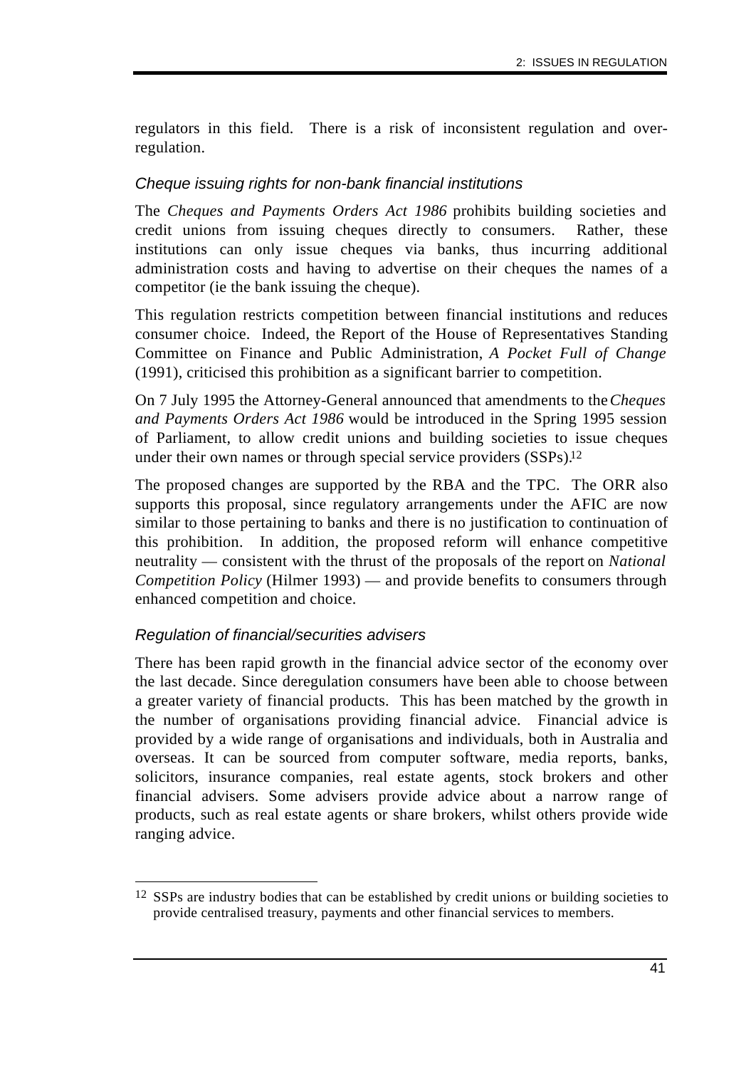regulators in this field. There is a risk of inconsistent regulation and over-regulation.

### *Cheque issuing rights for non-bank financial institutions*

The *Cheques and Payments Orders Act 1986* prohibits building societies and credit unions from issuing cheques directly to consumers. Rather, these institutions can only issue cheques via banks, thus incurring additional administration costs and having to advertise on their cheques the names of a competitor (ie the bank issuing the cheque).

This regulation restricts competition between financial institutions and reduces consumer choice. Indeed, the Report of the House of Representatives Standing Committee on Finance and Public Administration, *A Pocket Full of Change* (1991), criticised this prohibition as a significant barrier to competition.

On 7 July 1995 the Attorney-General announced that amendments to the *Cheques and Payments Orders Act 1986* would be introduced in the Spring 1995 session of Parliament, to allow credit unions and building societies to issue cheques under their own names or through special service providers (SSPs).[12]

The proposed changes are supported by the RBA and the TPC. The ORR also supports this proposal, since regulatory arrangements under the AFIC are now similar to those pertaining to banks and there is no justification to continuation of this prohibition. In addition, the proposed reform will enhance competitive neutrality — consistent with the thrust of the proposals of the report on *National Competition Policy* (Hilmer 1993) — and provide benefits to consumers through enhanced competition and choice.

### *Regulation of financial/securities advisers*

There has been rapid growth in the financial advice sector of the economy over the last decade. Since deregulation consumers have been able to choose between a greater variety of financial products. This has been matched by the growth in the number of organisations providing financial advice. Financial advice is provided by a wide range of organisations and individuals, both in Australia and overseas. It can be sourced from computer software, media reports, banks, solicitors, insurance companies, real estate agents, stock brokers and other financial advisers. Some advisers provide advice about a narrow range of products, such as real estate agents or share brokers, whilst others provide wide ranging advice.

---

[12] SSPs are industry bodies that can be established by credit unions or building societies to provide centralised treasury, payments and other financial services to members.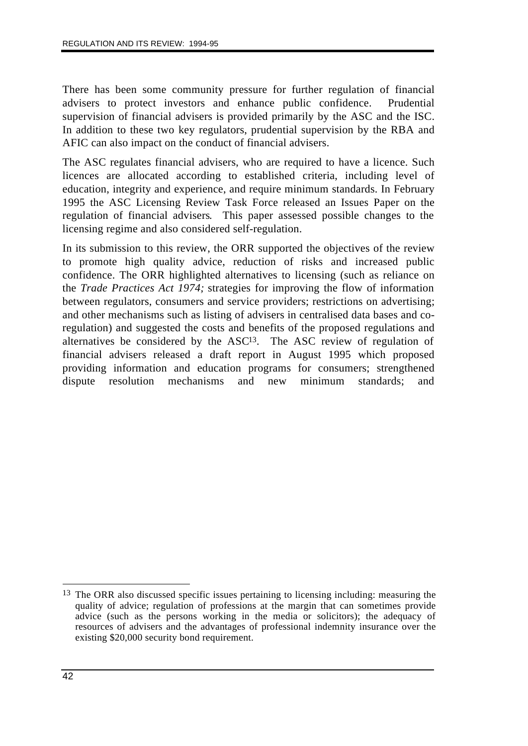There has been some community pressure for further regulation of financial advisers to protect investors and enhance public confidence. Prudential supervision of financial advisers is provided primarily by the ASC and the ISC. In addition to these two key regulators, prudential supervision by the RBA and AFIC can also impact on the conduct of financial advisers.

The ASC regulates financial advisers, who are required to have a licence. Such licences are allocated according to established criteria, including level of education, integrity and experience, and require minimum standards. In February 1995 the ASC Licensing Review Task Force released an Issues Paper on the regulation of financial advisers. This paper assessed possible changes to the licensing regime and also considered self-regulation.

In its submission to this review, the ORR supported the objectives of the review to promote high quality advice, reduction of risks and increased public confidence. The ORR highlighted alternatives to licensing (such as reliance on the *Trade Practices Act 1974;* strategies for improving the flow of information between regulators, consumers and service providers; restrictions on advertising; and other mechanisms such as listing of advisers in centralised data bases and co-regulation) and suggested the costs and benefits of the proposed regulations and alternatives be considered by the ASC[13]. The ASC review of regulation of financial advisers released a draft report in August 1995 which proposed providing information and education programs for consumers; strengthened dispute resolution mechanisms and new minimum standards; and

[13] The ORR also discussed specific issues pertaining to licensing including: measuring the quality of advice; regulation of professions at the margin that can sometimes provide advice (such as the persons working in the media or solicitors); the adequacy of resources of advisers and the advantages of professional indemnity insurance over the existing $20,000 security bond requirement.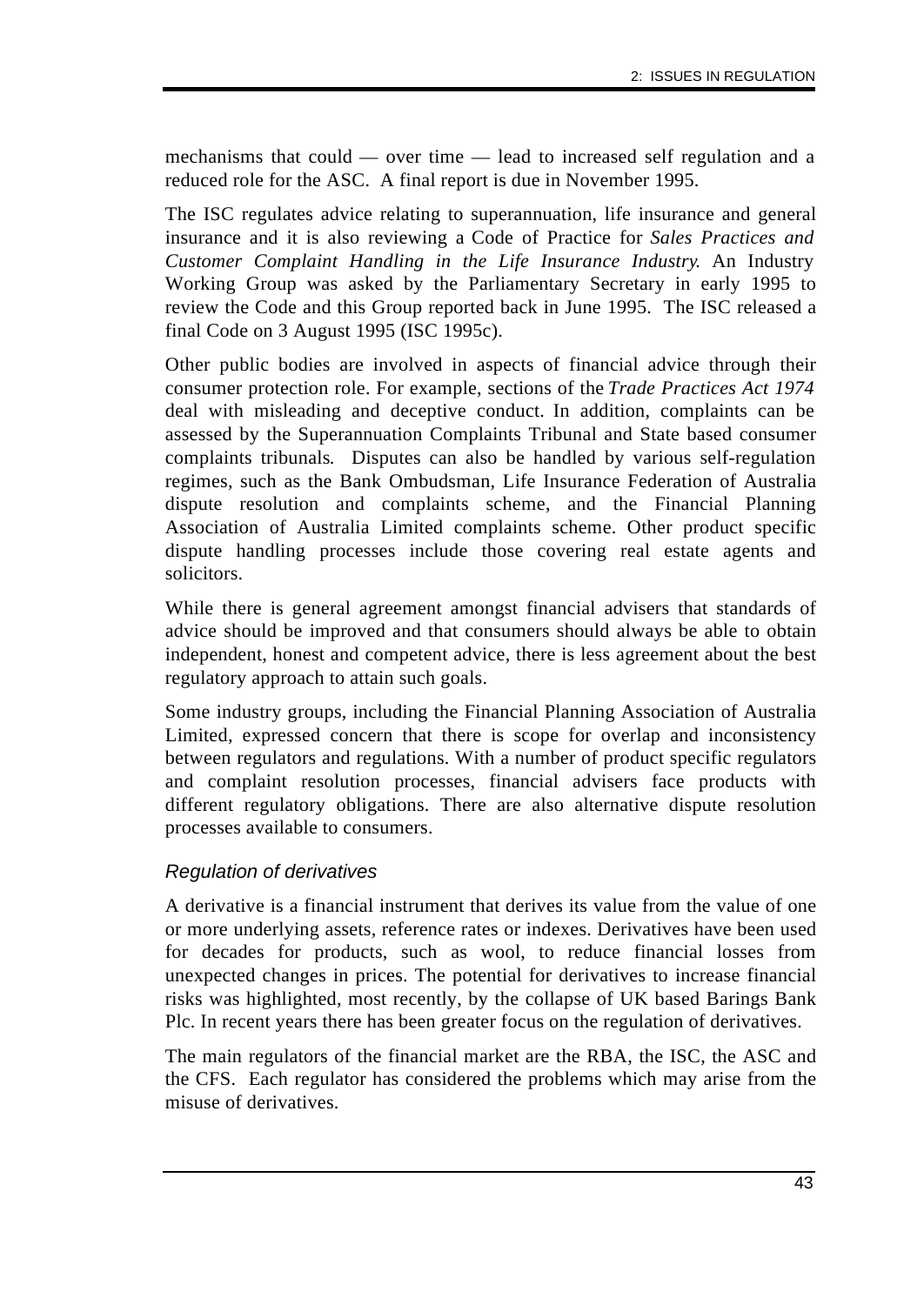mechanisms that could — over time — lead to increased self regulation and a reduced role for the ASC. A final report is due in November 1995.

The ISC regulates advice relating to superannuation, life insurance and general insurance and it is also reviewing a Code of Practice for *Sales Practices and Customer Complaint Handling in the Life Insurance Industry.* An Industry Working Group was asked by the Parliamentary Secretary in early 1995 to review the Code and this Group reported back in June 1995. The ISC released a final Code on 3 August 1995 (ISC 1995c).

Other public bodies are involved in aspects of financial advice through their consumer protection role. For example, sections of the *Trade Practices Act 1974* deal with misleading and deceptive conduct. In addition, complaints can be assessed by the Superannuation Complaints Tribunal and State based consumer complaints tribunals. Disputes can also be handled by various self-regulation regimes, such as the Bank Ombudsman, Life Insurance Federation of Australia dispute resolution and complaints scheme, and the Financial Planning Association of Australia Limited complaints scheme. Other product specific dispute handling processes include those covering real estate agents and solicitors.

While there is general agreement amongst financial advisers that standards of advice should be improved and that consumers should always be able to obtain independent, honest and competent advice, there is less agreement about the best regulatory approach to attain such goals.

Some industry groups, including the Financial Planning Association of Australia Limited, expressed concern that there is scope for overlap and inconsistency between regulators and regulations. With a number of product specific regulators and complaint resolution processes, financial advisers face products with different regulatory obligations. There are also alternative dispute resolution processes available to consumers.

### *Regulation of derivatives*

A derivative is a financial instrument that derives its value from the value of one or more underlying assets, reference rates or indexes. Derivatives have been used for decades for products, such as wool, to reduce financial losses from unexpected changes in prices. The potential for derivatives to increase financial risks was highlighted, most recently, by the collapse of UK based Barings Bank Plc. In recent years there has been greater focus on the regulation of derivatives.

The main regulators of the financial market are the RBA, the ISC, the ASC and the CFS. Each regulator has considered the problems which may arise from the misuse of derivatives.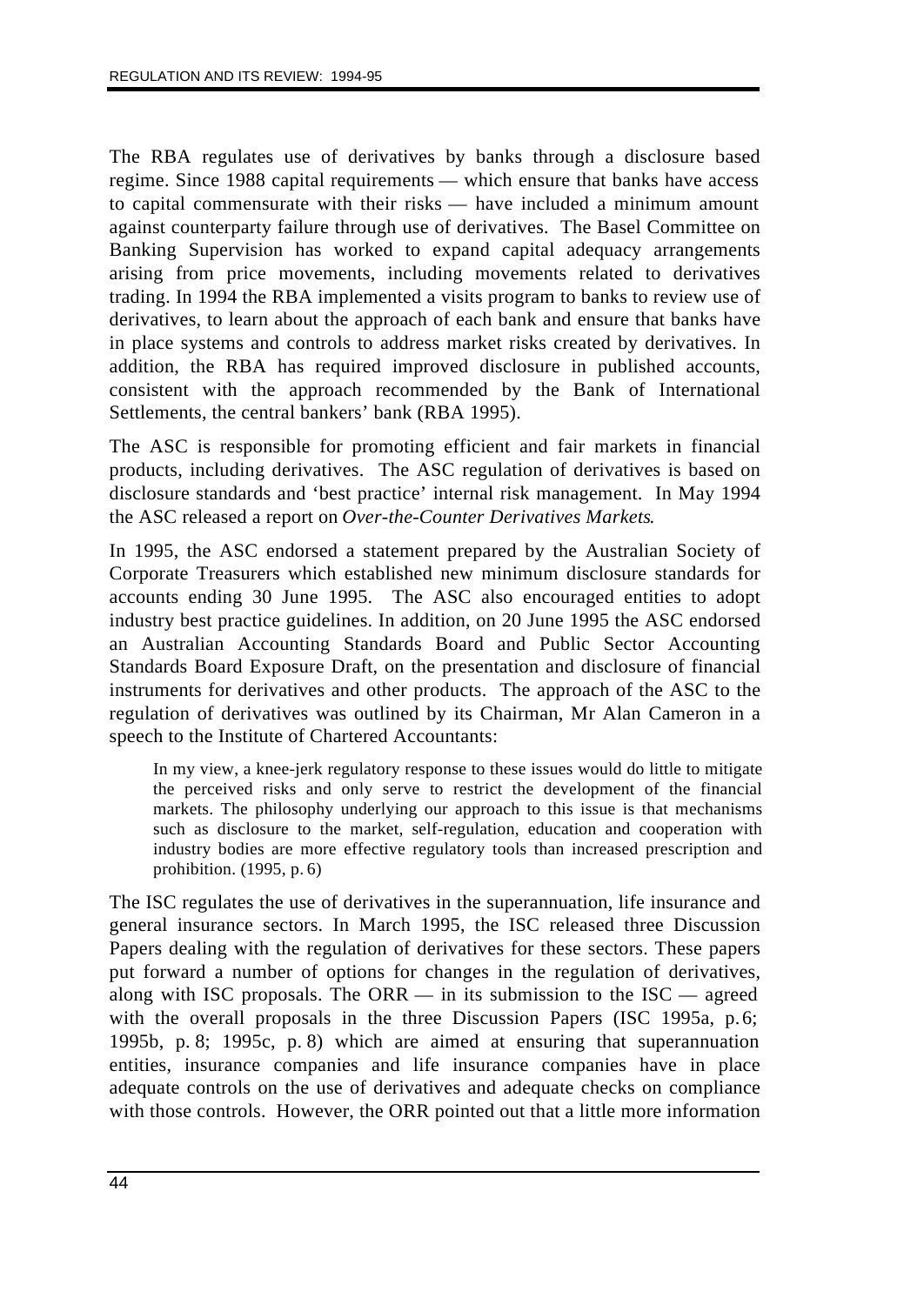The RBA regulates use of derivatives by banks through a disclosure based regime. Since 1988 capital requirements — which ensure that banks have access to capital commensurate with their risks — have included a minimum amount against counterparty failure through use of derivatives. The Basel Committee on Banking Supervision has worked to expand capital adequacy arrangements arising from price movements, including movements related to derivatives trading. In 1994 the RBA implemented a visits program to banks to review use of derivatives, to learn about the approach of each bank and ensure that banks have in place systems and controls to address market risks created by derivatives. In addition, the RBA has required improved disclosure in published accounts, consistent with the approach recommended by the Bank of International Settlements, the central bankers' bank (RBA 1995).

The ASC is responsible for promoting efficient and fair markets in financial products, including derivatives. The ASC regulation of derivatives is based on disclosure standards and 'best practice' internal risk management. In May 1994 the ASC released a report on *Over-the-Counter Derivatives Markets*.

In 1995, the ASC endorsed a statement prepared by the Australian Society of Corporate Treasurers which established new minimum disclosure standards for accounts ending 30 June 1995. The ASC also encouraged entities to adopt industry best practice guidelines. In addition, on 20 June 1995 the ASC endorsed an Australian Accounting Standards Board and Public Sector Accounting Standards Board Exposure Draft, on the presentation and disclosure of financial instruments for derivatives and other products. The approach of the ASC to the regulation of derivatives was outlined by its Chairman, Mr Alan Cameron in a speech to the Institute of Chartered Accountants:

> In my view, a knee-jerk regulatory response to these issues would do little to mitigate the perceived risks and only serve to restrict the development of the financial markets. The philosophy underlying our approach to this issue is that mechanisms such as disclosure to the market, self-regulation, education and cooperation with industry bodies are more effective regulatory tools than increased prescription and prohibition. (1995, p. 6)

The ISC regulates the use of derivatives in the superannuation, life insurance and general insurance sectors. In March 1995, the ISC released three Discussion Papers dealing with the regulation of derivatives for these sectors. These papers put forward a number of options for changes in the regulation of derivatives, along with ISC proposals. The ORR — in its submission to the ISC — agreed with the overall proposals in the three Discussion Papers (ISC 1995a, p. 6; 1995b, p. 8; 1995c, p. 8) which are aimed at ensuring that superannuation entities, insurance companies and life insurance companies have in place adequate controls on the use of derivatives and adequate checks on compliance with those controls. However, the ORR pointed out that a little more information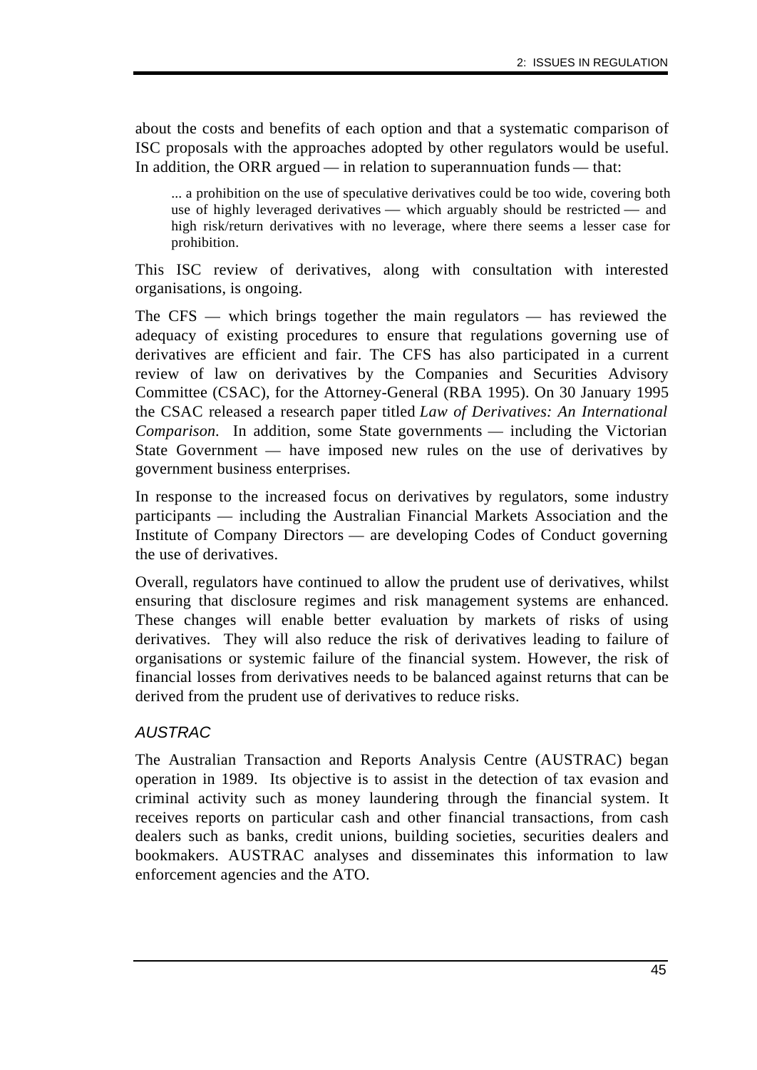about the costs and benefits of each option and that a systematic comparison of ISC proposals with the approaches adopted by other regulators would be useful. In addition, the ORR argued — in relation to superannuation funds — that:

> ... a prohibition on the use of speculative derivatives could be too wide, covering both use of highly leveraged derivatives — which arguably should be restricted — and high risk/return derivatives with no leverage, where there seems a lesser case for prohibition.

This ISC review of derivatives, along with consultation with interested organisations, is ongoing.

The CFS — which brings together the main regulators — has reviewed the adequacy of existing procedures to ensure that regulations governing use of derivatives are efficient and fair. The CFS has also participated in a current review of law on derivatives by the Companies and Securities Advisory Committee (CSAC), for the Attorney-General (RBA 1995). On 30 January 1995 the CSAC released a research paper titled *Law of Derivatives: An International Comparison.* In addition, some State governments — including the Victorian State Government — have imposed new rules on the use of derivatives by government business enterprises.

In response to the increased focus on derivatives by regulators, some industry participants — including the Australian Financial Markets Association and the Institute of Company Directors — are developing Codes of Conduct governing the use of derivatives.

Overall, regulators have continued to allow the prudent use of derivatives, whilst ensuring that disclosure regimes and risk management systems are enhanced. These changes will enable better evaluation by markets of risks of using derivatives. They will also reduce the risk of derivatives leading to failure of organisations or systemic failure of the financial system. However, the risk of financial losses from derivatives needs to be balanced against returns that can be derived from the prudent use of derivatives to reduce risks.

### *AUSTRAC*

The Australian Transaction and Reports Analysis Centre (AUSTRAC) began operation in 1989. Its objective is to assist in the detection of tax evasion and criminal activity such as money laundering through the financial system. It receives reports on particular cash and other financial transactions, from cash dealers such as banks, credit unions, building societies, securities dealers and bookmakers. AUSTRAC analyses and disseminates this information to law enforcement agencies and the ATO.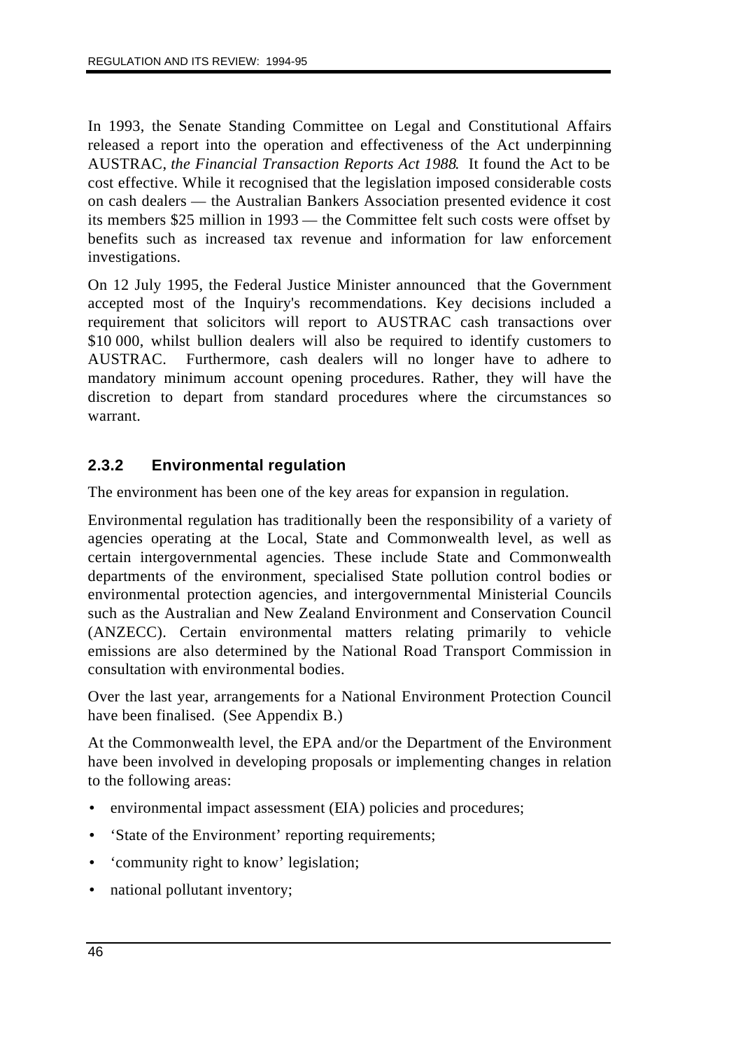In 1993, the Senate Standing Committee on Legal and Constitutional Affairs released a report into the operation and effectiveness of the Act underpinning AUSTRAC, *the Financial Transaction Reports Act 1988*. It found the Act to be cost effective. While it recognised that the legislation imposed considerable costs on cash dealers — the Australian Bankers Association presented evidence it cost its members $25 million in 1993 — the Committee felt such costs were offset by benefits such as increased tax revenue and information for law enforcement investigations.

On 12 July 1995, the Federal Justice Minister announced that the Government accepted most of the Inquiry's recommendations. Key decisions included a requirement that solicitors will report to AUSTRAC cash transactions over $10 000, whilst bullion dealers will also be required to identify customers to AUSTRAC. Furthermore, cash dealers will no longer have to adhere to mandatory minimum account opening procedures. Rather, they will have the discretion to depart from standard procedures where the circumstances so warrant.

### 2.3.2 Environmental regulation

The environment has been one of the key areas for expansion in regulation.

Environmental regulation has traditionally been the responsibility of a variety of agencies operating at the Local, State and Commonwealth level, as well as certain intergovernmental agencies. These include State and Commonwealth departments of the environment, specialised State pollution control bodies or environmental protection agencies, and intergovernmental Ministerial Councils such as the Australian and New Zealand Environment and Conservation Council (ANZECC). Certain environmental matters relating primarily to vehicle emissions are also determined by the National Road Transport Commission in consultation with environmental bodies.

Over the last year, arrangements for a National Environment Protection Council have been finalised. (See Appendix B.)

At the Commonwealth level, the EPA and/or the Department of the Environment have been involved in developing proposals or implementing changes in relation to the following areas:

- environmental impact assessment (EIA) policies and procedures;
- 'State of the Environment' reporting requirements;
- 'community right to know' legislation;
- national pollutant inventory;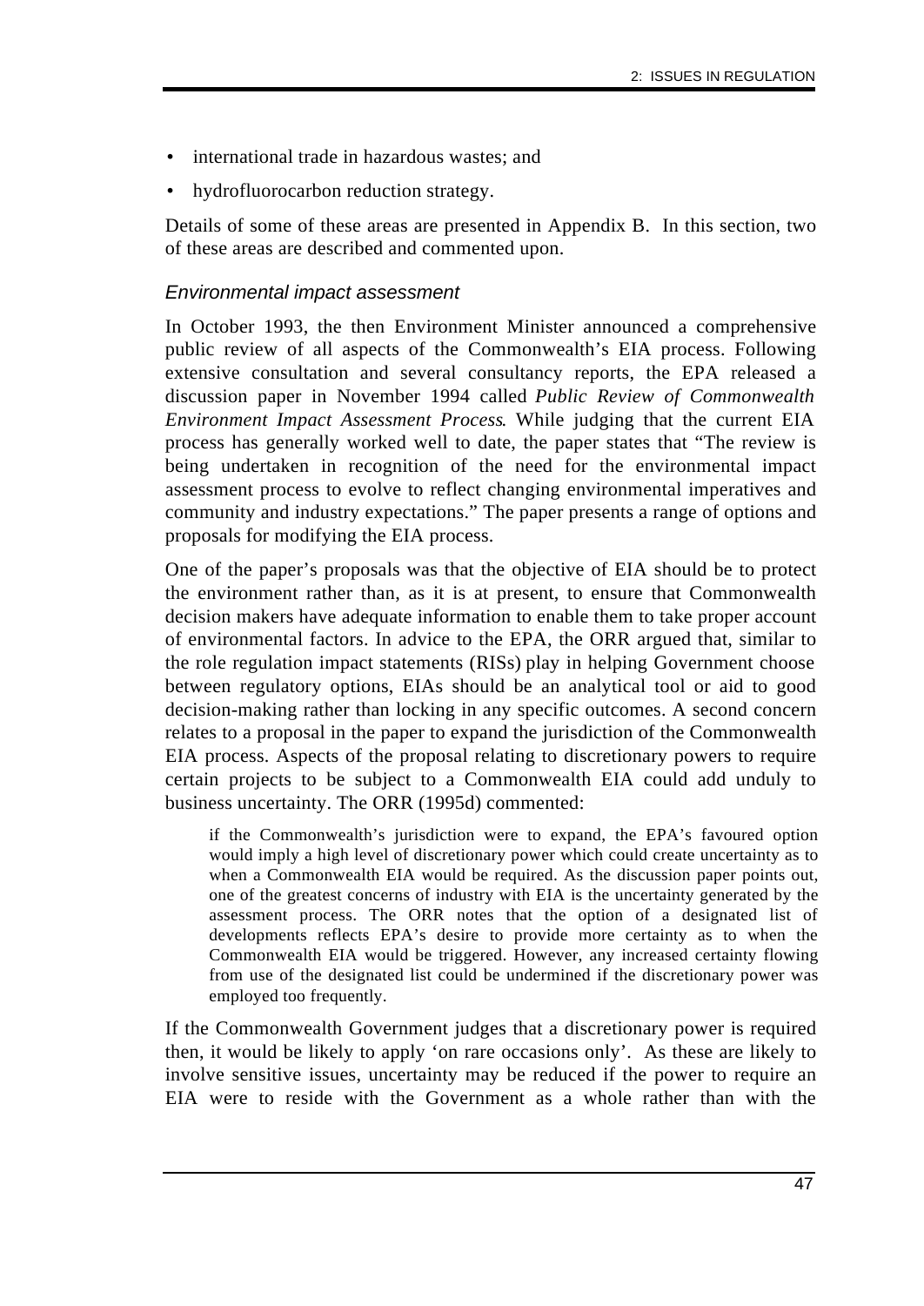- international trade in hazardous wastes; and
- hydrofluorocarbon reduction strategy.

Details of some of these areas are presented in Appendix B. In this section, two of these areas are described and commented upon.

### *Environmental impact assessment*

In October 1993, the then Environment Minister announced a comprehensive public review of all aspects of the Commonwealth's EIA process. Following extensive consultation and several consultancy reports, the EPA released a discussion paper in November 1994 called *Public Review of Commonwealth Environment Impact Assessment Process*. While judging that the current EIA process has generally worked well to date, the paper states that "The review is being undertaken in recognition of the need for the environmental impact assessment process to evolve to reflect changing environmental imperatives and community and industry expectations." The paper presents a range of options and proposals for modifying the EIA process.

One of the paper's proposals was that the objective of EIA should be to protect the environment rather than, as it is at present, to ensure that Commonwealth decision makers have adequate information to enable them to take proper account of environmental factors. In advice to the EPA, the ORR argued that, similar to the role regulation impact statements (RISs) play in helping Government choose between regulatory options, EIAs should be an analytical tool or aid to good decision-making rather than locking in any specific outcomes. A second concern relates to a proposal in the paper to expand the jurisdiction of the Commonwealth EIA process. Aspects of the proposal relating to discretionary powers to require certain projects to be subject to a Commonwealth EIA could add unduly to business uncertainty. The ORR (1995d) commented:

> if the Commonwealth's jurisdiction were to expand, the EPA's favoured option would imply a high level of discretionary power which could create uncertainty as to when a Commonwealth EIA would be required. As the discussion paper points out, one of the greatest concerns of industry with EIA is the uncertainty generated by the assessment process. The ORR notes that the option of a designated list of developments reflects EPA's desire to provide more certainty as to when the Commonwealth EIA would be triggered. However, any increased certainty flowing from use of the designated list could be undermined if the discretionary power was employed too frequently.

If the Commonwealth Government judges that a discretionary power is required then, it would be likely to apply 'on rare occasions only'. As these are likely to involve sensitive issues, uncertainty may be reduced if the power to require an EIA were to reside with the Government as a whole rather than with the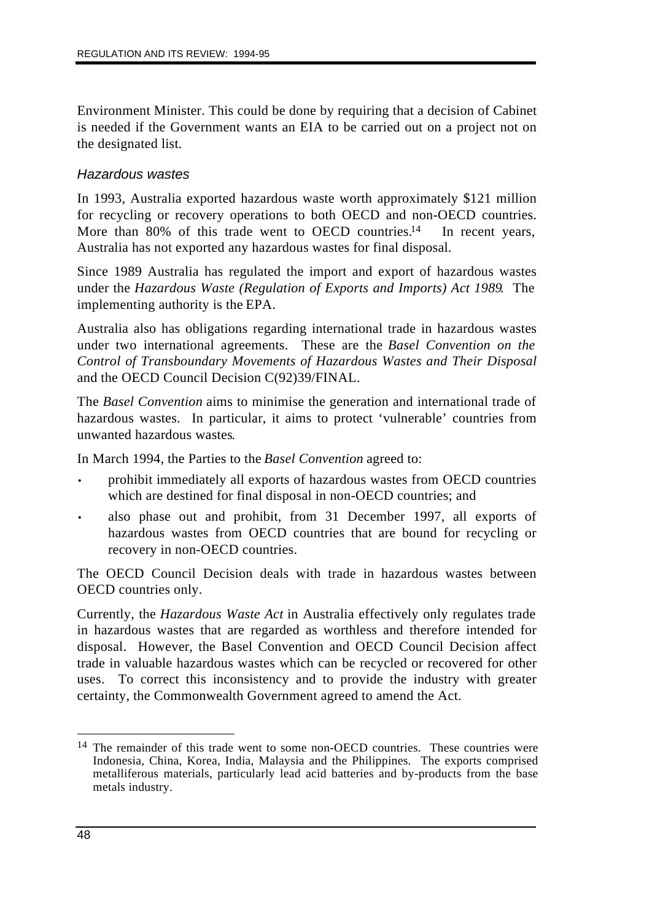Environment Minister. This could be done by requiring that a decision of Cabinet is needed if the Government wants an EIA to be carried out on a project not on the designated list.

### *Hazardous wastes*

In 1993, Australia exported hazardous waste worth approximately $121 million for recycling or recovery operations to both OECD and non-OECD countries. More than 80% of this trade went to OECD countries.[14] In recent years, Australia has not exported any hazardous wastes for final disposal.

Since 1989 Australia has regulated the import and export of hazardous wastes under the *Hazardous Waste (Regulation of Exports and Imports) Act 1989*. The implementing authority is the EPA.

Australia also has obligations regarding international trade in hazardous wastes under two international agreements. These are the *Basel Convention on the Control of Transboundary Movements of Hazardous Wastes and Their Disposal* and the OECD Council Decision C(92)39/FINAL.

The *Basel Convention* aims to minimise the generation and international trade of hazardous wastes. In particular, it aims to protect 'vulnerable' countries from unwanted hazardous wastes.

In March 1994, the Parties to the *Basel Convention* agreed to:

- prohibit immediately all exports of hazardous wastes from OECD countries which are destined for final disposal in non-OECD countries; and
- also phase out and prohibit, from 31 December 1997, all exports of hazardous wastes from OECD countries that are bound for recycling or recovery in non-OECD countries.

The OECD Council Decision deals with trade in hazardous wastes between OECD countries only.

Currently, the *Hazardous Waste Act* in Australia effectively only regulates trade in hazardous wastes that are regarded as worthless and therefore intended for disposal. However, the Basel Convention and OECD Council Decision affect trade in valuable hazardous wastes which can be recycled or recovered for other uses. To correct this inconsistency and to provide the industry with greater certainty, the Commonwealth Government agreed to amend the Act.

---

[14] The remainder of this trade went to some non-OECD countries. These countries were Indonesia, China, Korea, India, Malaysia and the Philippines. The exports comprised metalliferous materials, particularly lead acid batteries and by-products from the base metals industry.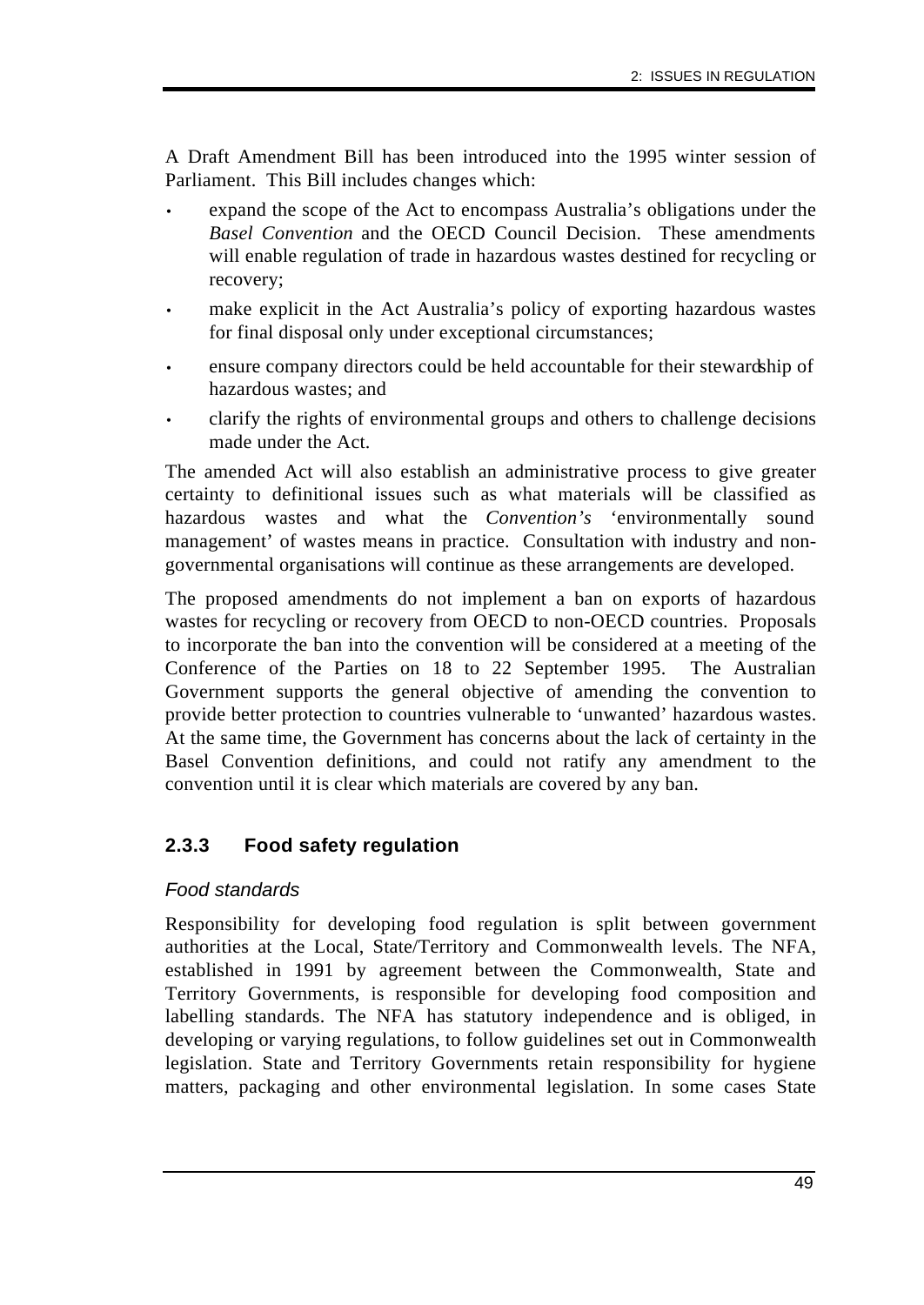A Draft Amendment Bill has been introduced into the 1995 winter session of Parliament. This Bill includes changes which:

- expand the scope of the Act to encompass Australia's obligations under the *Basel Convention* and the OECD Council Decision. These amendments will enable regulation of trade in hazardous wastes destined for recycling or recovery;
- make explicit in the Act Australia's policy of exporting hazardous wastes for final disposal only under exceptional circumstances;
- ensure company directors could be held accountable for their stewardship of hazardous wastes; and
- clarify the rights of environmental groups and others to challenge decisions made under the Act.

The amended Act will also establish an administrative process to give greater certainty to definitional issues such as what materials will be classified as hazardous wastes and what the *Convention's* 'environmentally sound management' of wastes means in practice. Consultation with industry and non-governmental organisations will continue as these arrangements are developed.

The proposed amendments do not implement a ban on exports of hazardous wastes for recycling or recovery from OECD to non-OECD countries. Proposals to incorporate the ban into the convention will be considered at a meeting of the Conference of the Parties on 18 to 22 September 1995. The Australian Government supports the general objective of amending the convention to provide better protection to countries vulnerable to 'unwanted' hazardous wastes. At the same time, the Government has concerns about the lack of certainty in the Basel Convention definitions, and could not ratify any amendment to the convention until it is clear which materials are covered by any ban.

### 2.3.3 Food safety regulation

*Food standards*

Responsibility for developing food regulation is split between government authorities at the Local, State/Territory and Commonwealth levels. The NFA, established in 1991 by agreement between the Commonwealth, State and Territory Governments, is responsible for developing food composition and labelling standards. The NFA has statutory independence and is obliged, in developing or varying regulations, to follow guidelines set out in Commonwealth legislation. State and Territory Governments retain responsibility for hygiene matters, packaging and other environmental legislation. In some cases State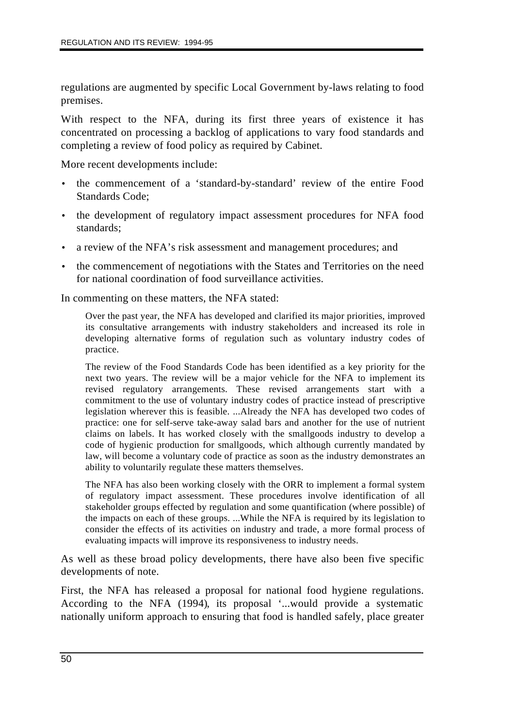regulations are augmented by specific Local Government by-laws relating to food premises.

With respect to the NFA, during its first three years of existence it has concentrated on processing a backlog of applications to vary food standards and completing a review of food policy as required by Cabinet.

More recent developments include:

- the commencement of a 'standard-by-standard' review of the entire Food Standards Code;
- the development of regulatory impact assessment procedures for NFA food standards;
- a review of the NFA's risk assessment and management procedures; and
- the commencement of negotiations with the States and Territories on the need for national coordination of food surveillance activities.

In commenting on these matters, the NFA stated:

> Over the past year, the NFA has developed and clarified its major priorities, improved its consultative arrangements with industry stakeholders and increased its role in developing alternative forms of regulation such as voluntary industry codes of practice.
>
> The review of the Food Standards Code has been identified as a key priority for the next two years. The review will be a major vehicle for the NFA to implement its revised regulatory arrangements. These revised arrangements start with a commitment to the use of voluntary industry codes of practice instead of prescriptive legislation wherever this is feasible. ...Already the NFA has developed two codes of practice: one for self-serve take-away salad bars and another for the use of nutrient claims on labels. It has worked closely with the smallgoods industry to develop a code of hygienic production for smallgoods, which although currently mandated by law, will become a voluntary code of practice as soon as the industry demonstrates an ability to voluntarily regulate these matters themselves.
>
> The NFA has also been working closely with the ORR to implement a formal system of regulatory impact assessment. These procedures involve identification of all stakeholder groups effected by regulation and some quantification (where possible) of the impacts on each of these groups. ...While the NFA is required by its legislation to consider the effects of its activities on industry and trade, a more formal process of evaluating impacts will improve its responsiveness to industry needs.

As well as these broad policy developments, there have also been five specific developments of note.

First, the NFA has released a proposal for national food hygiene regulations. According to the NFA (1994), its proposal '...would provide a systematic nationally uniform approach to ensuring that food is handled safely, place greater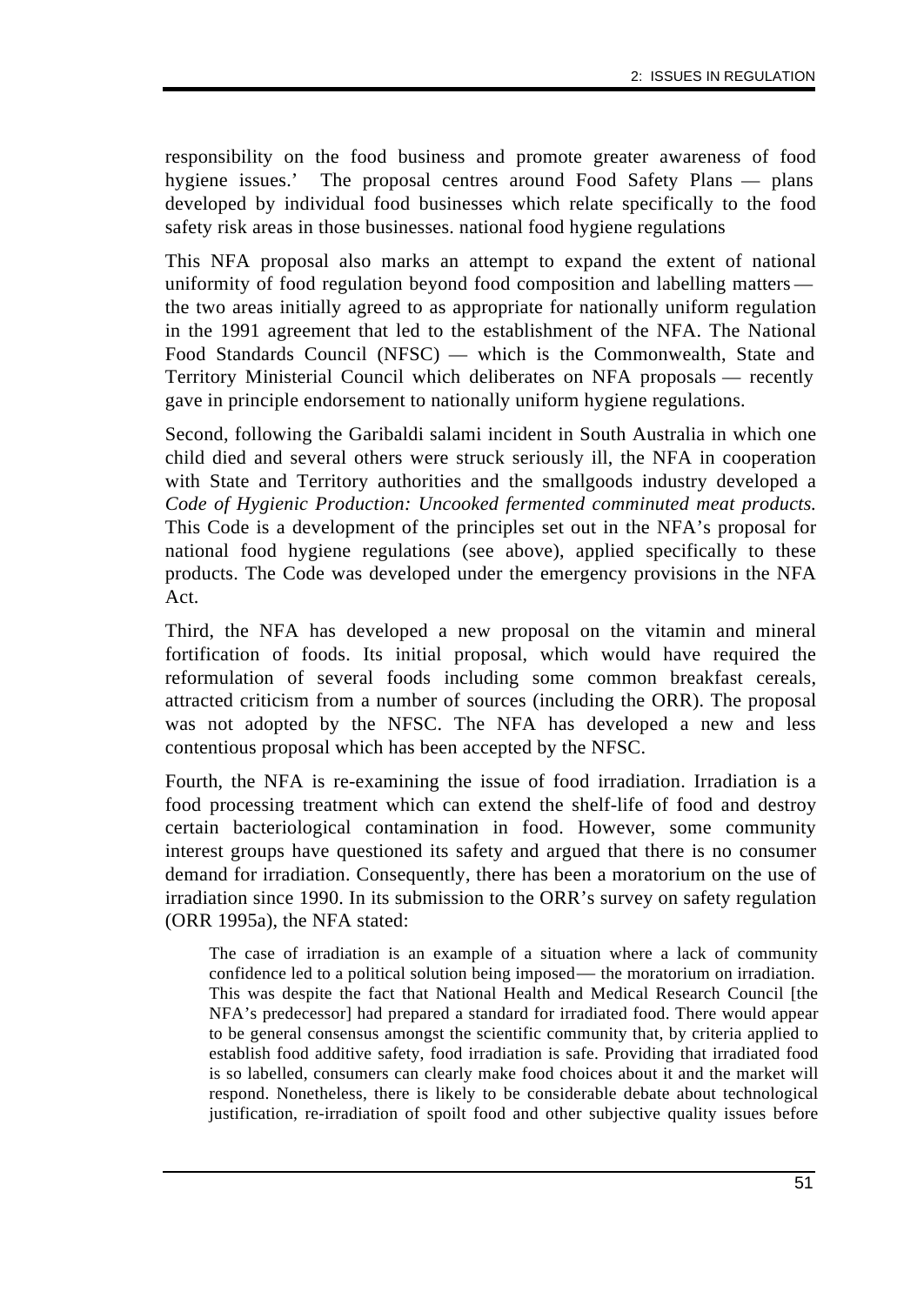responsibility on the food business and promote greater awareness of food hygiene issues.' The proposal centres around Food Safety Plans — plans developed by individual food businesses which relate specifically to the food safety risk areas in those businesses. national food hygiene regulations

This NFA proposal also marks an attempt to expand the extent of national uniformity of food regulation beyond food composition and labelling matters — the two areas initially agreed to as appropriate for nationally uniform regulation in the 1991 agreement that led to the establishment of the NFA. The National Food Standards Council (NFSC) — which is the Commonwealth, State and Territory Ministerial Council which deliberates on NFA proposals — recently gave in principle endorsement to nationally uniform hygiene regulations.

Second, following the Garibaldi salami incident in South Australia in which one child died and several others were struck seriously ill, the NFA in cooperation with State and Territory authorities and the smallgoods industry developed a *Code of Hygienic Production: Uncooked fermented comminuted meat products.* This Code is a development of the principles set out in the NFA's proposal for national food hygiene regulations (see above), applied specifically to these products. The Code was developed under the emergency provisions in the NFA Act.

Third, the NFA has developed a new proposal on the vitamin and mineral fortification of foods. Its initial proposal, which would have required the reformulation of several foods including some common breakfast cereals, attracted criticism from a number of sources (including the ORR). The proposal was not adopted by the NFSC. The NFA has developed a new and less contentious proposal which has been accepted by the NFSC.

Fourth, the NFA is re-examining the issue of food irradiation. Irradiation is a food processing treatment which can extend the shelf-life of food and destroy certain bacteriological contamination in food. However, some community interest groups have questioned its safety and argued that there is no consumer demand for irradiation. Consequently, there has been a moratorium on the use of irradiation since 1990. In its submission to the ORR's survey on safety regulation (ORR 1995a), the NFA stated:

> The case of irradiation is an example of a situation where a lack of community confidence led to a political solution being imposed — the moratorium on irradiation. This was despite the fact that National Health and Medical Research Council [the NFA's predecessor] had prepared a standard for irradiated food. There would appear to be general consensus amongst the scientific community that, by criteria applied to establish food additive safety, food irradiation is safe. Providing that irradiated food is so labelled, consumers can clearly make food choices about it and the market will respond. Nonetheless, there is likely to be considerable debate about technological justification, re-irradiation of spoilt food and other subjective quality issues before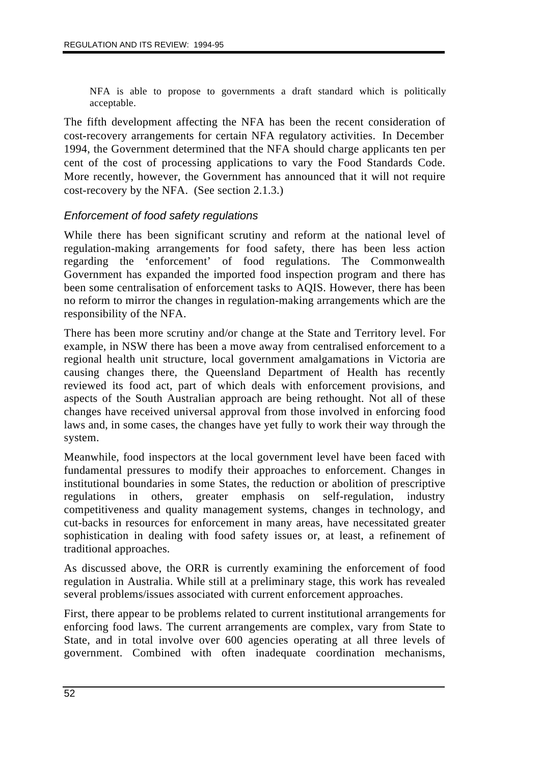NFA is able to propose to governments a draft standard which is politically acceptable.

The fifth development affecting the NFA has been the recent consideration of cost-recovery arrangements for certain NFA regulatory activities. In December 1994, the Government determined that the NFA should charge applicants ten per cent of the cost of processing applications to vary the Food Standards Code. More recently, however, the Government has announced that it will not require cost-recovery by the NFA. (See section 2.1.3.)

### *Enforcement of food safety regulations*

While there has been significant scrutiny and reform at the national level of regulation-making arrangements for food safety, there has been less action regarding the 'enforcement' of food regulations. The Commonwealth Government has expanded the imported food inspection program and there has been some centralisation of enforcement tasks to AQIS. However, there has been no reform to mirror the changes in regulation-making arrangements which are the responsibility of the NFA.

There has been more scrutiny and/or change at the State and Territory level. For example, in NSW there has been a move away from centralised enforcement to a regional health unit structure, local government amalgamations in Victoria are causing changes there, the Queensland Department of Health has recently reviewed its food act, part of which deals with enforcement provisions, and aspects of the South Australian approach are being rethought. Not all of these changes have received universal approval from those involved in enforcing food laws and, in some cases, the changes have yet fully to work their way through the system.

Meanwhile, food inspectors at the local government level have been faced with fundamental pressures to modify their approaches to enforcement. Changes in institutional boundaries in some States, the reduction or abolition of prescriptive regulations in others, greater emphasis on self-regulation, industry competitiveness and quality management systems, changes in technology, and cut-backs in resources for enforcement in many areas, have necessitated greater sophistication in dealing with food safety issues or, at least, a refinement of traditional approaches.

As discussed above, the ORR is currently examining the enforcement of food regulation in Australia. While still at a preliminary stage, this work has revealed several problems/issues associated with current enforcement approaches.

First, there appear to be problems related to current institutional arrangements for enforcing food laws. The current arrangements are complex, vary from State to State, and in total involve over 600 agencies operating at all three levels of government. Combined with often inadequate coordination mechanisms,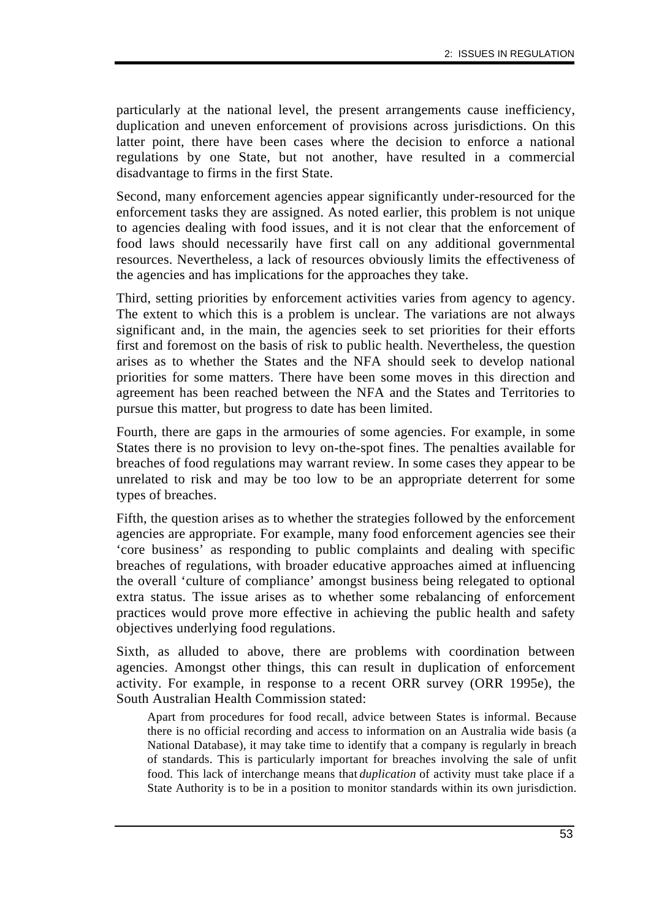particularly at the national level, the present arrangements cause inefficiency, duplication and uneven enforcement of provisions across jurisdictions. On this latter point, there have been cases where the decision to enforce a national regulations by one State, but not another, have resulted in a commercial disadvantage to firms in the first State.

Second, many enforcement agencies appear significantly under-resourced for the enforcement tasks they are assigned. As noted earlier, this problem is not unique to agencies dealing with food issues, and it is not clear that the enforcement of food laws should necessarily have first call on any additional governmental resources. Nevertheless, a lack of resources obviously limits the effectiveness of the agencies and has implications for the approaches they take.

Third, setting priorities by enforcement activities varies from agency to agency. The extent to which this is a problem is unclear. The variations are not always significant and, in the main, the agencies seek to set priorities for their efforts first and foremost on the basis of risk to public health. Nevertheless, the question arises as to whether the States and the NFA should seek to develop national priorities for some matters. There have been some moves in this direction and agreement has been reached between the NFA and the States and Territories to pursue this matter, but progress to date has been limited.

Fourth, there are gaps in the armouries of some agencies. For example, in some States there is no provision to levy on-the-spot fines. The penalties available for breaches of food regulations may warrant review. In some cases they appear to be unrelated to risk and may be too low to be an appropriate deterrent for some types of breaches.

Fifth, the question arises as to whether the strategies followed by the enforcement agencies are appropriate. For example, many food enforcement agencies see their 'core business' as responding to public complaints and dealing with specific breaches of regulations, with broader educative approaches aimed at influencing the overall 'culture of compliance' amongst business being relegated to optional extra status. The issue arises as to whether some rebalancing of enforcement practices would prove more effective in achieving the public health and safety objectives underlying food regulations.

Sixth, as alluded to above, there are problems with coordination between agencies. Amongst other things, this can result in duplication of enforcement activity. For example, in response to a recent ORR survey (ORR 1995e), the South Australian Health Commission stated:

> Apart from procedures for food recall, advice between States is informal. Because there is no official recording and access to information on an Australia wide basis (a National Database), it may take time to identify that a company is regularly in breach of standards. This is particularly important for breaches involving the sale of unfit food. This lack of interchange means that *duplication* of activity must take place if a State Authority is to be in a position to monitor standards within its own jurisdiction.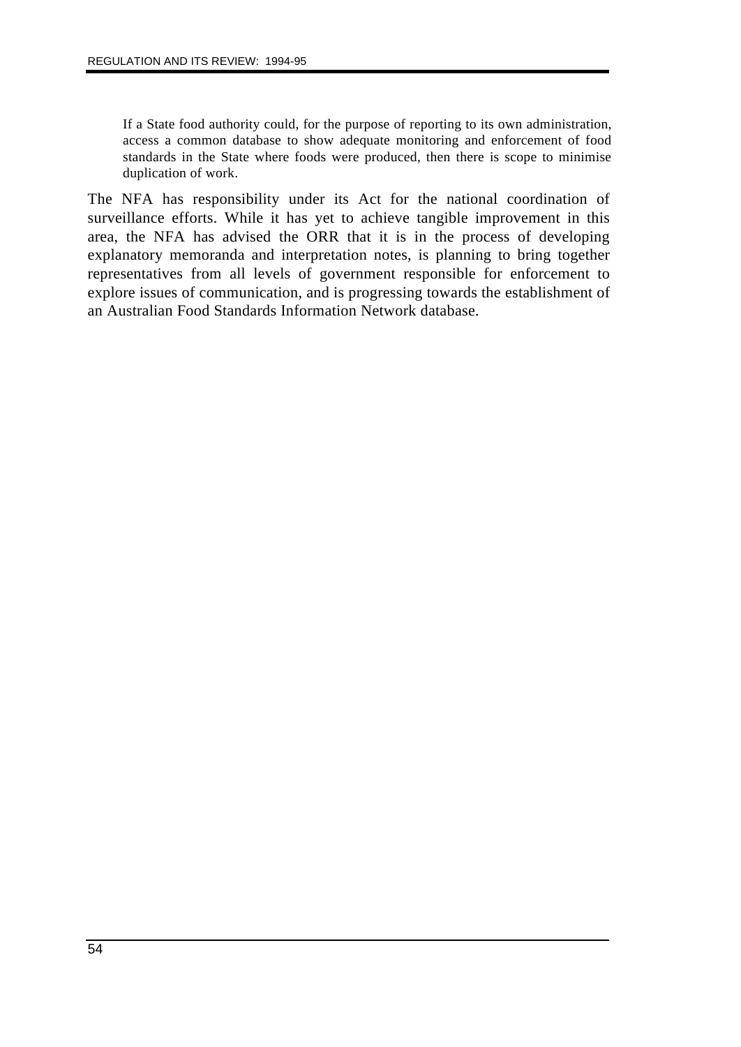> If a State food authority could, for the purpose of reporting to its own administration, access a common database to show adequate monitoring and enforcement of food standards in the State where foods were produced, then there is scope to minimise duplication of work.

The NFA has responsibility under its Act for the national coordination of surveillance efforts. While it has yet to achieve tangible improvement in this area, the NFA has advised the ORR that it is in the process of developing explanatory memoranda and interpretation notes, is planning to bring together representatives from all levels of government responsible for enforcement to explore issues of communication, and is progressing towards the establishment of an Australian Food Standards Information Network database.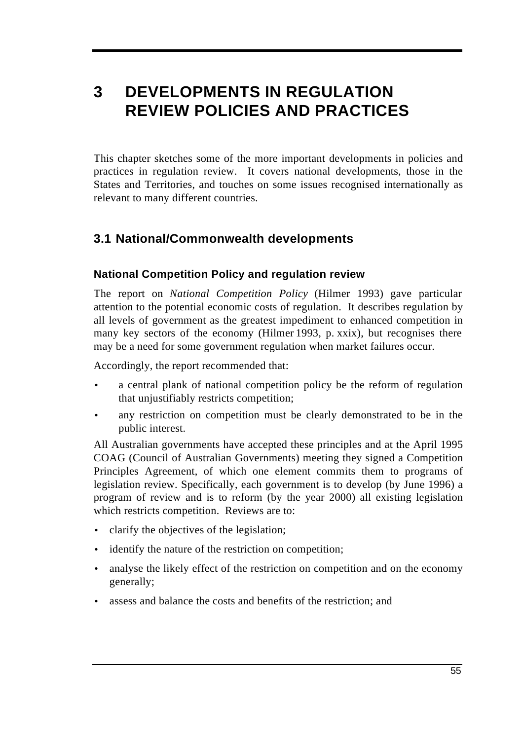# 3 DEVELOPMENTS IN REGULATION REVIEW POLICIES AND PRACTICES

This chapter sketches some of the more important developments in policies and practices in regulation review. It covers national developments, those in the States and Territories, and touches on some issues recognised internationally as relevant to many different countries.

## 3.1 National/Commonwealth developments

### National Competition Policy and regulation review

The report on *National Competition Policy* (Hilmer 1993) gave particular attention to the potential economic costs of regulation. It describes regulation by all levels of government as the greatest impediment to enhanced competition in many key sectors of the economy (Hilmer 1993, p. xxix), but recognises there may be a need for some government regulation when market failures occur.

Accordingly, the report recommended that:

- a central plank of national competition policy be the reform of regulation that unjustifiably restricts competition;
- any restriction on competition must be clearly demonstrated to be in the public interest.

All Australian governments have accepted these principles and at the April 1995 COAG (Council of Australian Governments) meeting they signed a Competition Principles Agreement, of which one element commits them to programs of legislation review. Specifically, each government is to develop (by June 1996) a program of review and is to reform (by the year 2000) all existing legislation which restricts competition. Reviews are to:

- clarify the objectives of the legislation;
- identify the nature of the restriction on competition;
- analyse the likely effect of the restriction on competition and on the economy generally;
- assess and balance the costs and benefits of the restriction; and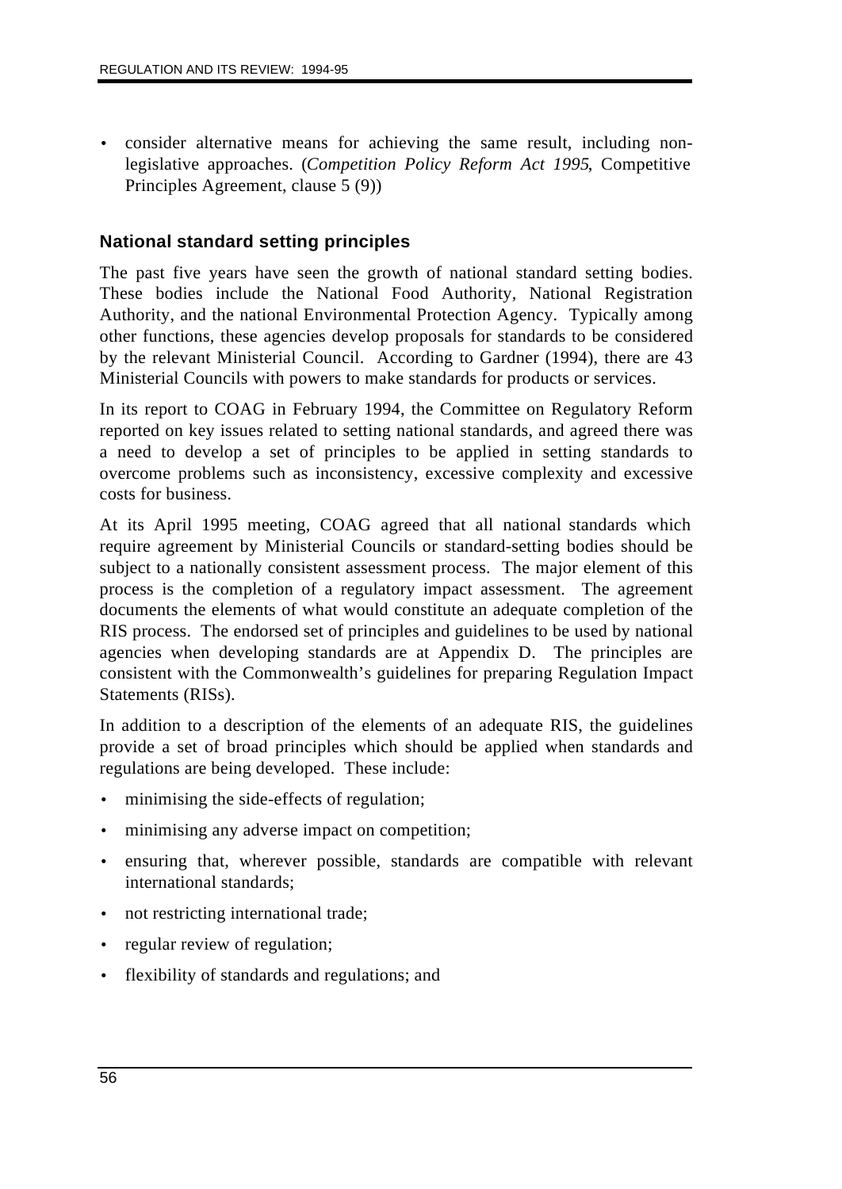- consider alternative means for achieving the same result, including non-legislative approaches. (*Competition Policy Reform Act 1995*, Competitive Principles Agreement, clause 5 (9))

### National standard setting principles

The past five years have seen the growth of national standard setting bodies. These bodies include the National Food Authority, National Registration Authority, and the national Environmental Protection Agency. Typically among other functions, these agencies develop proposals for standards to be considered by the relevant Ministerial Council. According to Gardner (1994), there are 43 Ministerial Councils with powers to make standards for products or services.

In its report to COAG in February 1994, the Committee on Regulatory Reform reported on key issues related to setting national standards, and agreed there was a need to develop a set of principles to be applied in setting standards to overcome problems such as inconsistency, excessive complexity and excessive costs for business.

At its April 1995 meeting, COAG agreed that all national standards which require agreement by Ministerial Councils or standard-setting bodies should be subject to a nationally consistent assessment process. The major element of this process is the completion of a regulatory impact assessment. The agreement documents the elements of what would constitute an adequate completion of the RIS process. The endorsed set of principles and guidelines to be used by national agencies when developing standards are at Appendix D. The principles are consistent with the Commonwealth's guidelines for preparing Regulation Impact Statements (RISs).

In addition to a description of the elements of an adequate RIS, the guidelines provide a set of broad principles which should be applied when standards and regulations are being developed. These include:

- minimising the side-effects of regulation;
- minimising any adverse impact on competition;
- ensuring that, wherever possible, standards are compatible with relevant international standards;
- not restricting international trade;
- regular review of regulation;
- flexibility of standards and regulations; and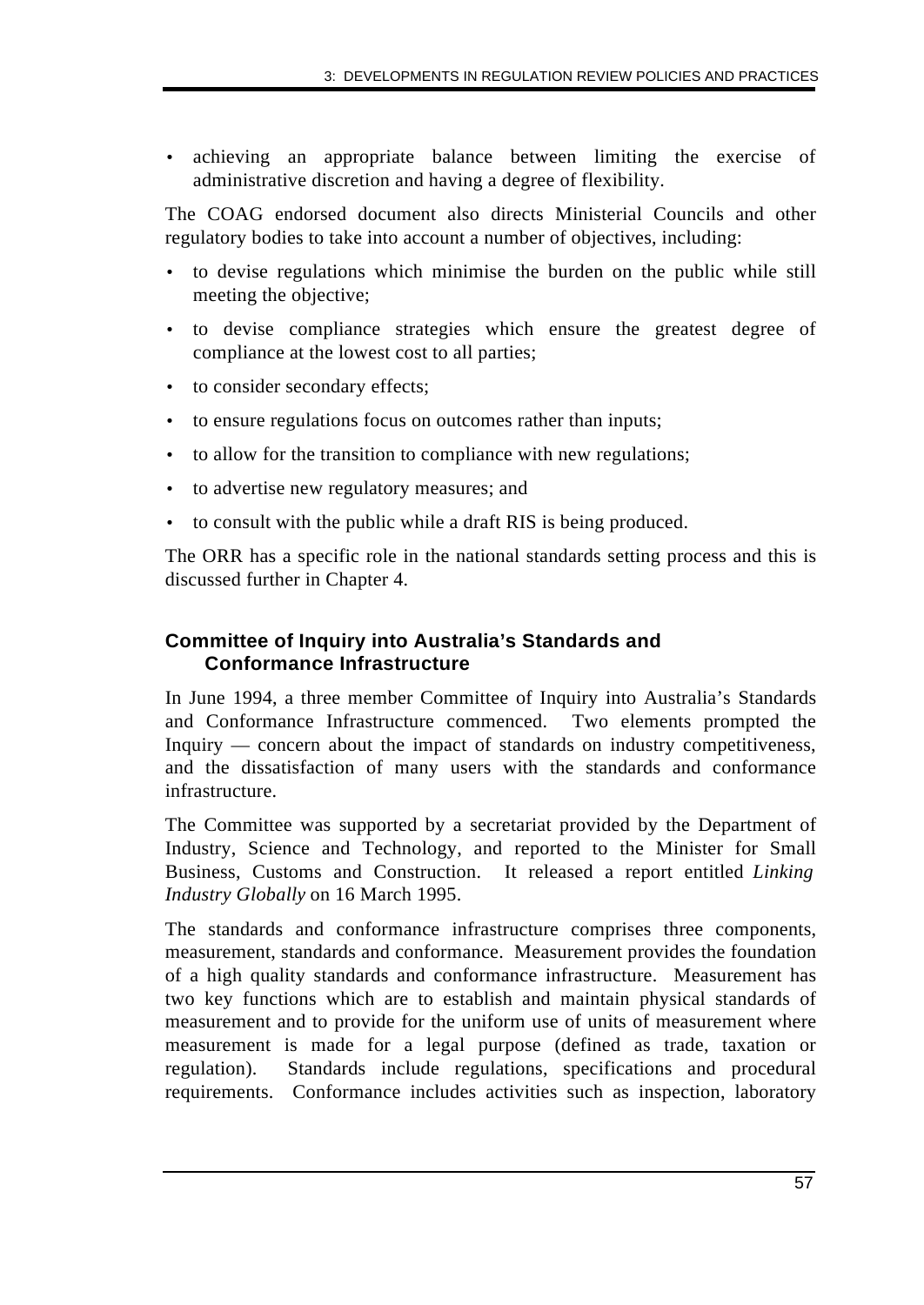- achieving an appropriate balance between limiting the exercise of administrative discretion and having a degree of flexibility.

The COAG endorsed document also directs Ministerial Councils and other regulatory bodies to take into account a number of objectives, including:

- to devise regulations which minimise the burden on the public while still meeting the objective;
- to devise compliance strategies which ensure the greatest degree of compliance at the lowest cost to all parties;
- to consider secondary effects;
- to ensure regulations focus on outcomes rather than inputs;
- to allow for the transition to compliance with new regulations;
- to advertise new regulatory measures; and
- to consult with the public while a draft RIS is being produced.

The ORR has a specific role in the national standards setting process and this is discussed further in Chapter 4.

### Committee of Inquiry into Australia's Standards and Conformance Infrastructure

In June 1994, a three member Committee of Inquiry into Australia's Standards and Conformance Infrastructure commenced. Two elements prompted the Inquiry — concern about the impact of standards on industry competitiveness, and the dissatisfaction of many users with the standards and conformance infrastructure.

The Committee was supported by a secretariat provided by the Department of Industry, Science and Technology, and reported to the Minister for Small Business, Customs and Construction. It released a report entitled *Linking Industry Globally* on 16 March 1995.

The standards and conformance infrastructure comprises three components, measurement, standards and conformance. Measurement provides the foundation of a high quality standards and conformance infrastructure. Measurement has two key functions which are to establish and maintain physical standards of measurement and to provide for the uniform use of units of measurement where measurement is made for a legal purpose (defined as trade, taxation or regulation). Standards include regulations, specifications and procedural requirements. Conformance includes activities such as inspection, laboratory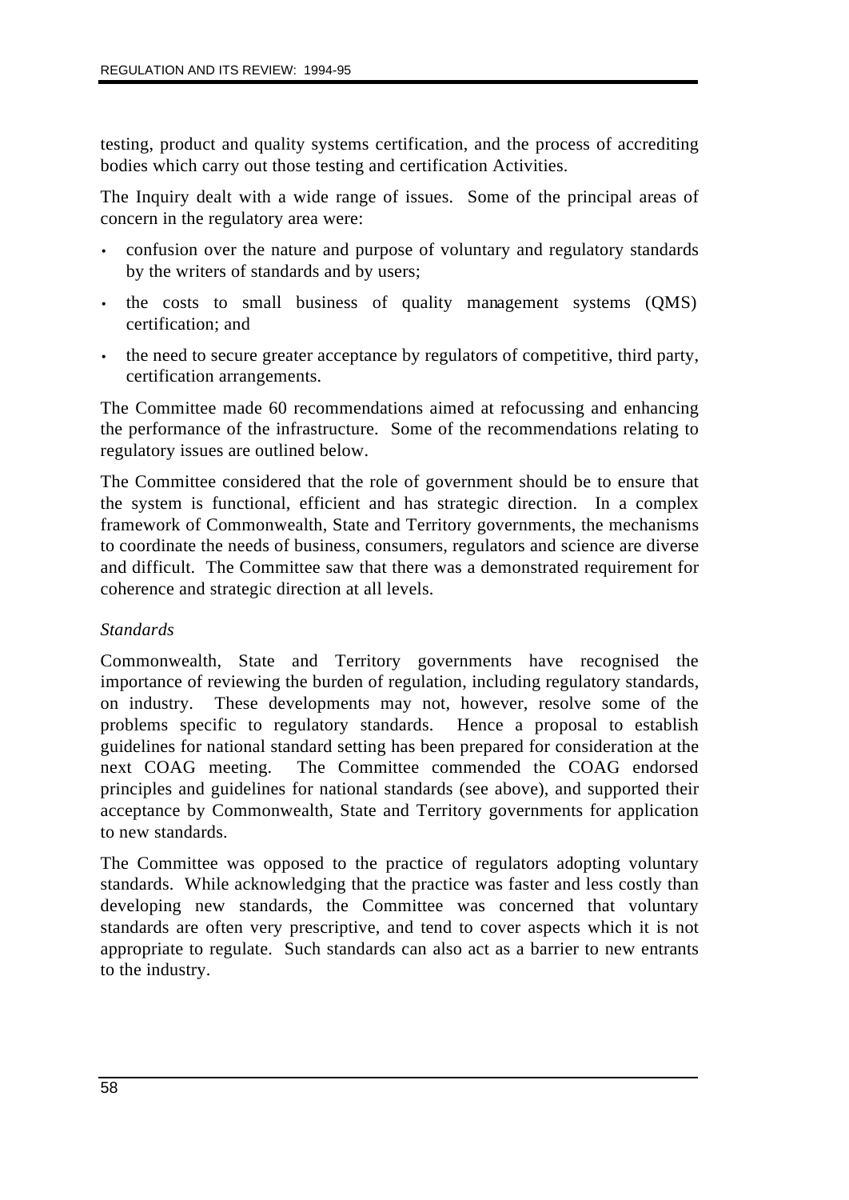testing, product and quality systems certification, and the process of accrediting bodies which carry out those testing and certification Activities.

The Inquiry dealt with a wide range of issues. Some of the principal areas of concern in the regulatory area were:

- confusion over the nature and purpose of voluntary and regulatory standards by the writers of standards and by users;
- the costs to small business of quality management systems (QMS) certification; and
- the need to secure greater acceptance by regulators of competitive, third party, certification arrangements.

The Committee made 60 recommendations aimed at refocussing and enhancing the performance of the infrastructure. Some of the recommendations relating to regulatory issues are outlined below.

The Committee considered that the role of government should be to ensure that the system is functional, efficient and has strategic direction. In a complex framework of Commonwealth, State and Territory governments, the mechanisms to coordinate the needs of business, consumers, regulators and science are diverse and difficult. The Committee saw that there was a demonstrated requirement for coherence and strategic direction at all levels.

*Standards*

Commonwealth, State and Territory governments have recognised the importance of reviewing the burden of regulation, including regulatory standards, on industry. These developments may not, however, resolve some of the problems specific to regulatory standards. Hence a proposal to establish guidelines for national standard setting has been prepared for consideration at the next COAG meeting. The Committee commended the COAG endorsed principles and guidelines for national standards (see above), and supported their acceptance by Commonwealth, State and Territory governments for application to new standards.

The Committee was opposed to the practice of regulators adopting voluntary standards. While acknowledging that the practice was faster and less costly than developing new standards, the Committee was concerned that voluntary standards are often very prescriptive, and tend to cover aspects which it is not appropriate to regulate. Such standards can also act as a barrier to new entrants to the industry.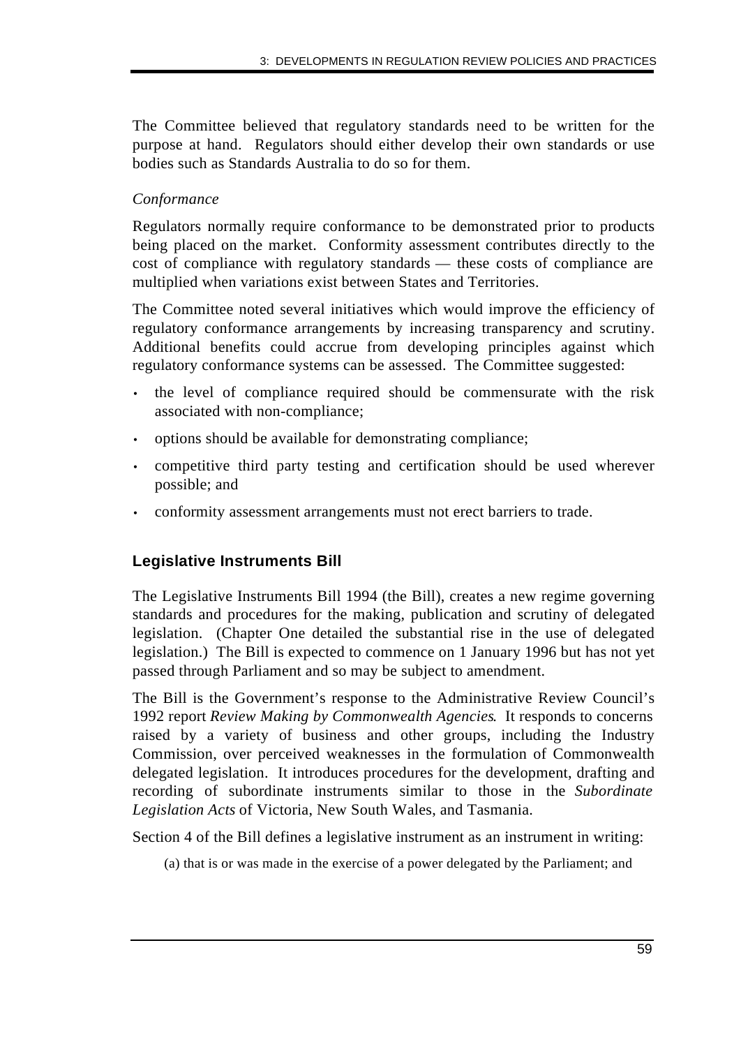The Committee believed that regulatory standards need to be written for the purpose at hand. Regulators should either develop their own standards or use bodies such as Standards Australia to do so for them.

*Conformance*

Regulators normally require conformance to be demonstrated prior to products being placed on the market. Conformity assessment contributes directly to the cost of compliance with regulatory standards — these costs of compliance are multiplied when variations exist between States and Territories.

The Committee noted several initiatives which would improve the efficiency of regulatory conformance arrangements by increasing transparency and scrutiny. Additional benefits could accrue from developing principles against which regulatory conformance systems can be assessed. The Committee suggested:

- the level of compliance required should be commensurate with the risk associated with non-compliance;
- options should be available for demonstrating compliance;
- competitive third party testing and certification should be used wherever possible; and
- conformity assessment arrangements must not erect barriers to trade.

## Legislative Instruments Bill

The Legislative Instruments Bill 1994 (the Bill), creates a new regime governing standards and procedures for the making, publication and scrutiny of delegated legislation. (Chapter One detailed the substantial rise in the use of delegated legislation.) The Bill is expected to commence on 1 January 1996 but has not yet passed through Parliament and so may be subject to amendment.

The Bill is the Government's response to the Administrative Review Council's 1992 report *Review Making by Commonwealth Agencies*. It responds to concerns raised by a variety of business and other groups, including the Industry Commission, over perceived weaknesses in the formulation of Commonwealth delegated legislation. It introduces procedures for the development, drafting and recording of subordinate instruments similar to those in the *Subordinate Legislation Acts* of Victoria, New South Wales, and Tasmania.

Section 4 of the Bill defines a legislative instrument as an instrument in writing:

> (a) that is or was made in the exercise of a power delegated by the Parliament; and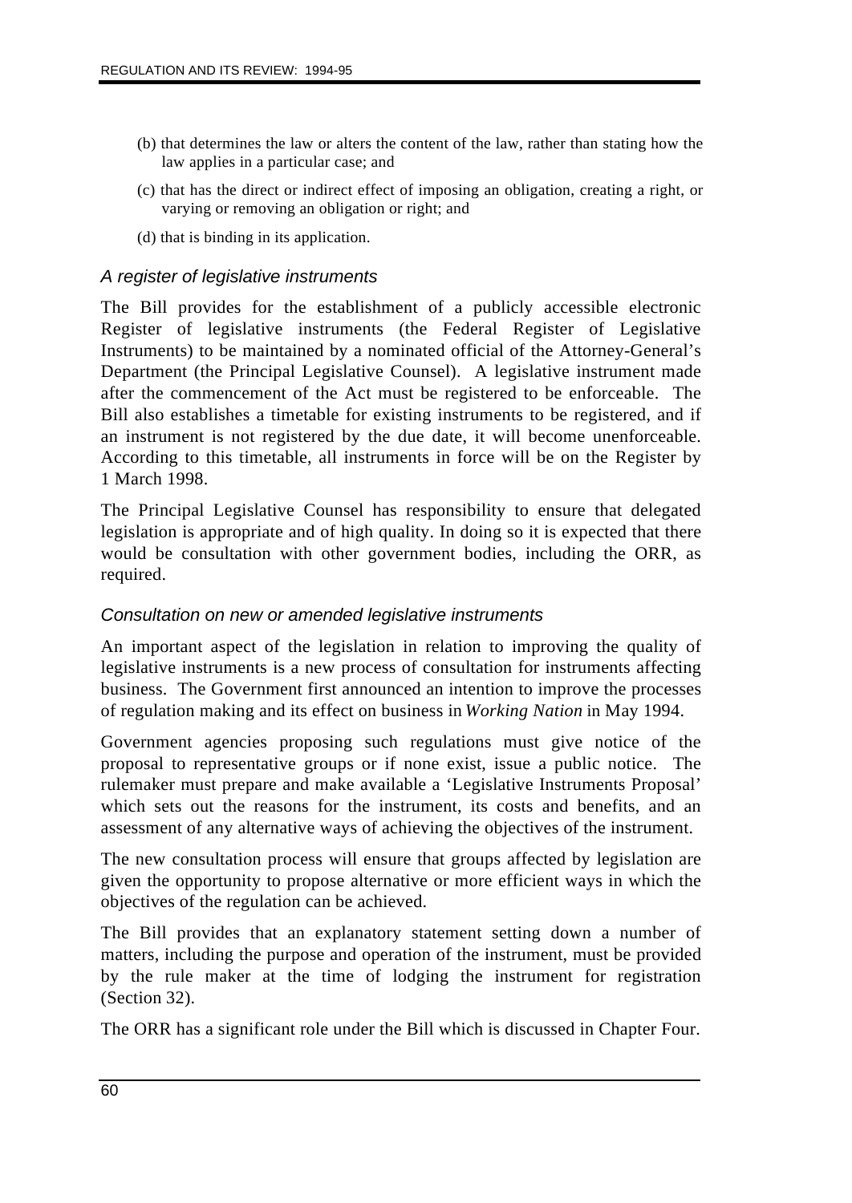(b) that determines the law or alters the content of the law, rather than stating how the law applies in a particular case; and

(c) that has the direct or indirect effect of imposing an obligation, creating a right, or varying or removing an obligation or right; and

(d) that is binding in its application.

### *A register of legislative instruments*

The Bill provides for the establishment of a publicly accessible electronic Register of legislative instruments (the Federal Register of Legislative Instruments) to be maintained by a nominated official of the Attorney-General's Department (the Principal Legislative Counsel). A legislative instrument made after the commencement of the Act must be registered to be enforceable. The Bill also establishes a timetable for existing instruments to be registered, and if an instrument is not registered by the due date, it will become unenforceable. According to this timetable, all instruments in force will be on the Register by 1 March 1998.

The Principal Legislative Counsel has responsibility to ensure that delegated legislation is appropriate and of high quality. In doing so it is expected that there would be consultation with other government bodies, including the ORR, as required.

### *Consultation on new or amended legislative instruments*

An important aspect of the legislation in relation to improving the quality of legislative instruments is a new process of consultation for instruments affecting business. The Government first announced an intention to improve the processes of regulation making and its effect on business in *Working Nation* in May 1994.

Government agencies proposing such regulations must give notice of the proposal to representative groups or if none exist, issue a public notice. The rulemaker must prepare and make available a 'Legislative Instruments Proposal' which sets out the reasons for the instrument, its costs and benefits, and an assessment of any alternative ways of achieving the objectives of the instrument.

The new consultation process will ensure that groups affected by legislation are given the opportunity to propose alternative or more efficient ways in which the objectives of the regulation can be achieved.

The Bill provides that an explanatory statement setting down a number of matters, including the purpose and operation of the instrument, must be provided by the rule maker at the time of lodging the instrument for registration (Section 32).

The ORR has a significant role under the Bill which is discussed in Chapter Four.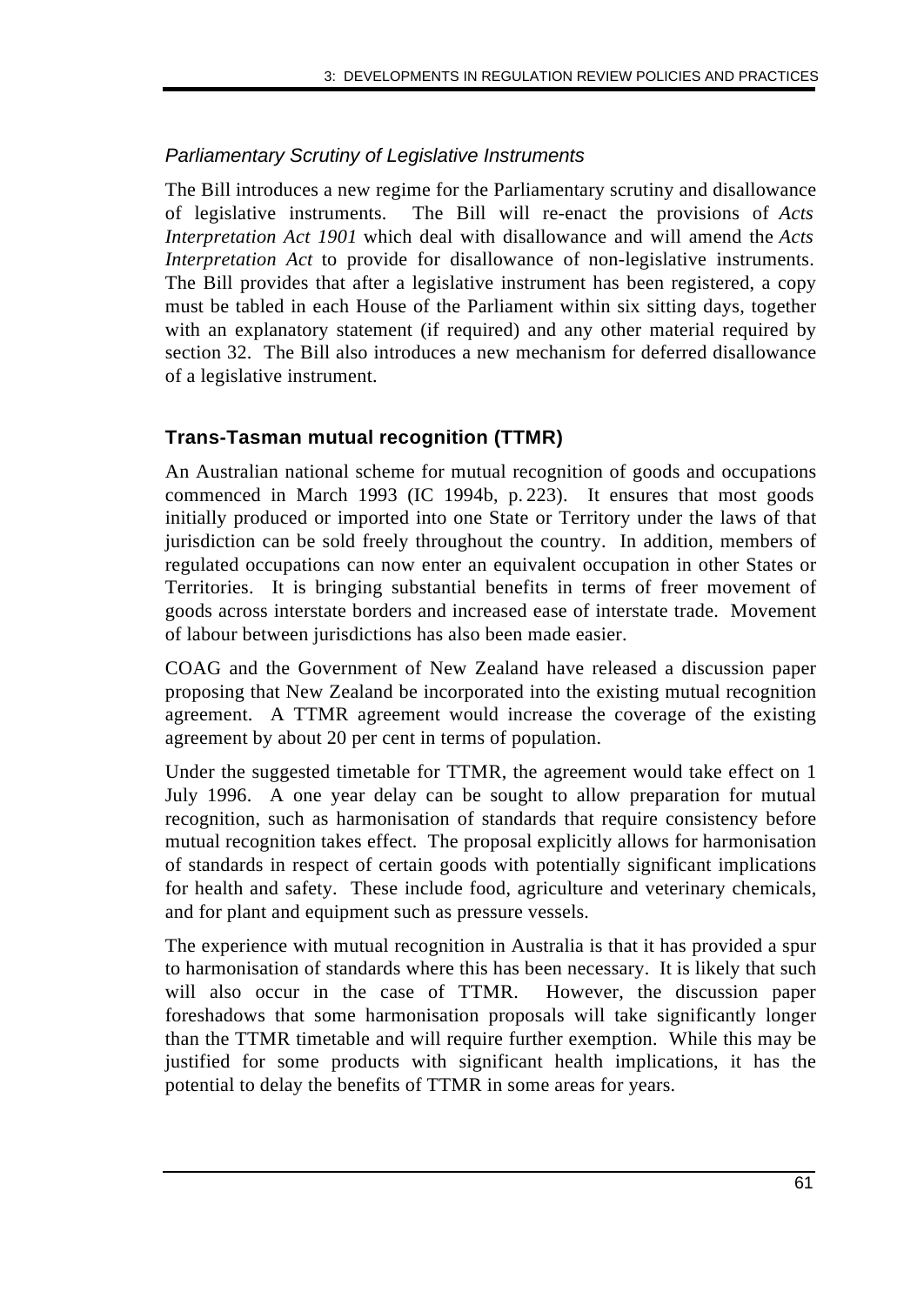*Parliamentary Scrutiny of Legislative Instruments*

The Bill introduces a new regime for the Parliamentary scrutiny and disallowance of legislative instruments. The Bill will re-enact the provisions of *Acts Interpretation Act 1901* which deal with disallowance and will amend the *Acts Interpretation Act* to provide for disallowance of non-legislative instruments. The Bill provides that after a legislative instrument has been registered, a copy must be tabled in each House of the Parliament within six sitting days, together with an explanatory statement (if required) and any other material required by section 32. The Bill also introduces a new mechanism for deferred disallowance of a legislative instrument.

## Trans-Tasman mutual recognition (TTMR)

An Australian national scheme for mutual recognition of goods and occupations commenced in March 1993 (IC 1994b, p. 223). It ensures that most goods initially produced or imported into one State or Territory under the laws of that jurisdiction can be sold freely throughout the country. In addition, members of regulated occupations can now enter an equivalent occupation in other States or Territories. It is bringing substantial benefits in terms of freer movement of goods across interstate borders and increased ease of interstate trade. Movement of labour between jurisdictions has also been made easier.

COAG and the Government of New Zealand have released a discussion paper proposing that New Zealand be incorporated into the existing mutual recognition agreement. A TTMR agreement would increase the coverage of the existing agreement by about 20 per cent in terms of population.

Under the suggested timetable for TTMR, the agreement would take effect on 1 July 1996. A one year delay can be sought to allow preparation for mutual recognition, such as harmonisation of standards that require consistency before mutual recognition takes effect. The proposal explicitly allows for harmonisation of standards in respect of certain goods with potentially significant implications for health and safety. These include food, agriculture and veterinary chemicals, and for plant and equipment such as pressure vessels.

The experience with mutual recognition in Australia is that it has provided a spur to harmonisation of standards where this has been necessary. It is likely that such will also occur in the case of TTMR. However, the discussion paper foreshadows that some harmonisation proposals will take significantly longer than the TTMR timetable and will require further exemption. While this may be justified for some products with significant health implications, it has the potential to delay the benefits of TTMR in some areas for years.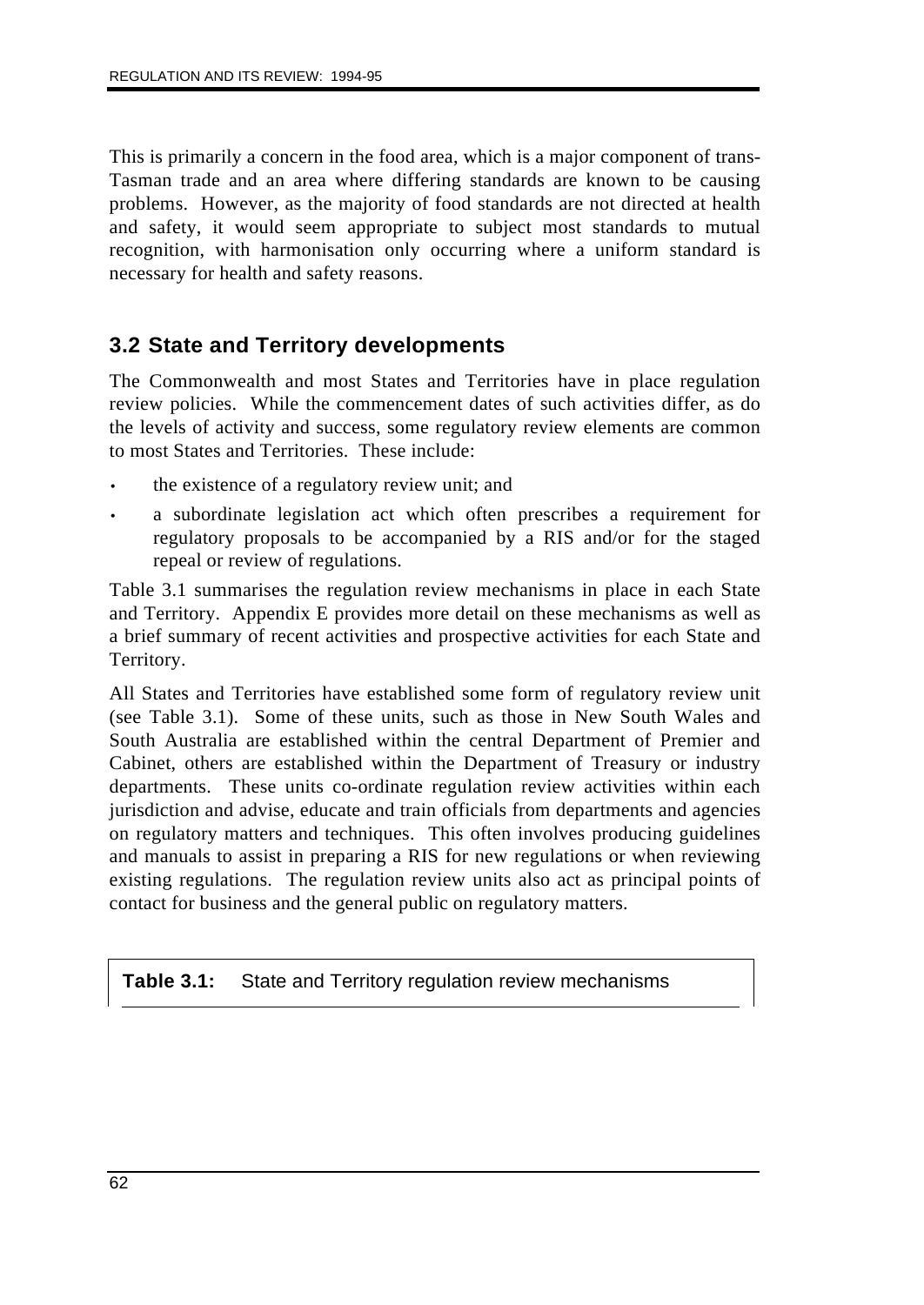This is primarily a concern in the food area, which is a major component of trans-Tasman trade and an area where differing standards are known to be causing problems. However, as the majority of food standards are not directed at health and safety, it would seem appropriate to subject most standards to mutual recognition, with harmonisation only occurring where a uniform standard is necessary for health and safety reasons.

## 3.2 State and Territory developments

The Commonwealth and most States and Territories have in place regulation review policies. While the commencement dates of such activities differ, as do the levels of activity and success, some regulatory review elements are common to most States and Territories. These include:

- the existence of a regulatory review unit; and
- a subordinate legislation act which often prescribes a requirement for regulatory proposals to be accompanied by a RIS and/or for the staged repeal or review of regulations.

Table 3.1 summarises the regulation review mechanisms in place in each State and Territory. Appendix E provides more detail on these mechanisms as well as a brief summary of recent activities and prospective activities for each State and Territory.

All States and Territories have established some form of regulatory review unit (see Table 3.1). Some of these units, such as those in New South Wales and South Australia are established within the central Department of Premier and Cabinet, others are established within the Department of Treasury or industry departments. These units co-ordinate regulation review activities within each jurisdiction and advise, educate and train officials from departments and agencies on regulatory matters and techniques. This often involves producing guidelines and manuals to assist in preparing a RIS for new regulations or when reviewing existing regulations. The regulation review units also act as principal points of contact for business and the general public on regulatory matters.

**Table 3.1:** State and Territory regulation review mechanisms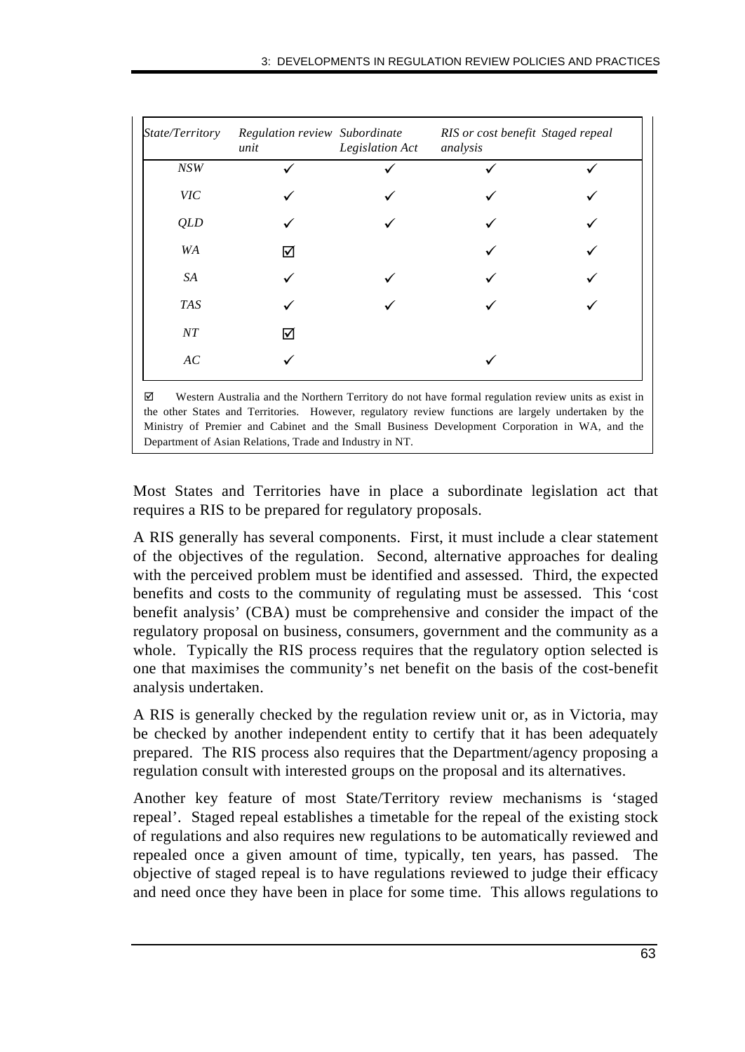| *State/Territory* | *Regulation review unit* | *Subordinate Legislation Act* | *RIS or cost benefit analysis* | *Staged repeal* |
|---|---|---|---|---|
| *NSW* | ✓ | ✓ | ✓ | ✓ |
| *VIC* | ✓ | ✓ | ✓ | ✓ |
| *QLD* | ✓ | ✓ | ✓ | ✓ |
| *WA* | ☑ | | ✓ | ✓ |
| *SA* | ✓ | ✓ | ✓ | ✓ |
| *TAS* | ✓ | ✓ | ✓ | ✓ |
| *NT* | ☑ | | | |
| *AC* | ✓ | | ✓ | |

☑ Western Australia and the Northern Territory do not have formal regulation review units as exist in the other States and Territories. However, regulatory review functions are largely undertaken by the Ministry of Premier and Cabinet and the Small Business Development Corporation in WA, and the Department of Asian Relations, Trade and Industry in NT.

Most States and Territories have in place a subordinate legislation act that requires a RIS to be prepared for regulatory proposals.

A RIS generally has several components. First, it must include a clear statement of the objectives of the regulation. Second, alternative approaches for dealing with the perceived problem must be identified and assessed. Third, the expected benefits and costs to the community of regulating must be assessed. This 'cost benefit analysis' (CBA) must be comprehensive and consider the impact of the regulatory proposal on business, consumers, government and the community as a whole. Typically the RIS process requires that the regulatory option selected is one that maximises the community's net benefit on the basis of the cost-benefit analysis undertaken.

A RIS is generally checked by the regulation review unit or, as in Victoria, may be checked by another independent entity to certify that it has been adequately prepared. The RIS process also requires that the Department/agency proposing a regulation consult with interested groups on the proposal and its alternatives.

Another key feature of most State/Territory review mechanisms is 'staged repeal'. Staged repeal establishes a timetable for the repeal of the existing stock of regulations and also requires new regulations to be automatically reviewed and repealed once a given amount of time, typically, ten years, has passed. The objective of staged repeal is to have regulations reviewed to judge their efficacy and need once they have been in place for some time. This allows regulations to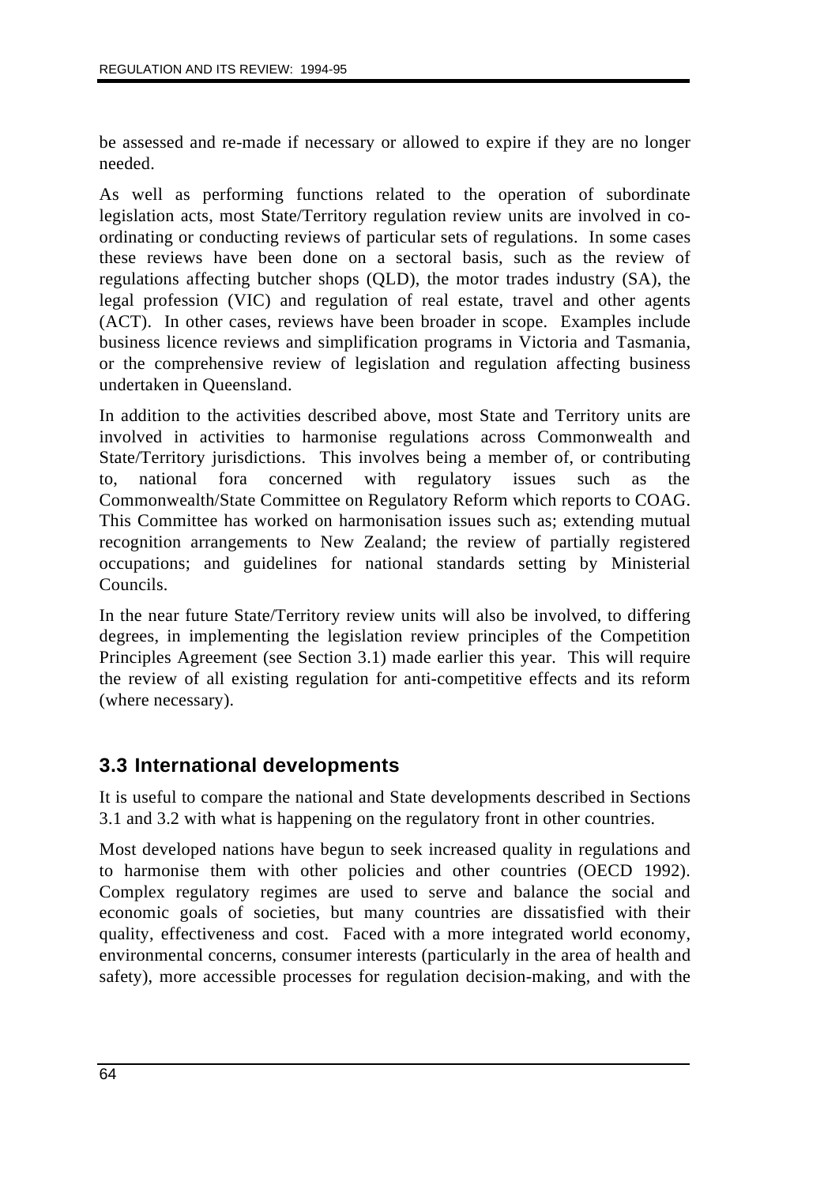be assessed and re-made if necessary or allowed to expire if they are no longer needed.

As well as performing functions related to the operation of subordinate legislation acts, most State/Territory regulation review units are involved in co-ordinating or conducting reviews of particular sets of regulations. In some cases these reviews have been done on a sectoral basis, such as the review of regulations affecting butcher shops (QLD), the motor trades industry (SA), the legal profession (VIC) and regulation of real estate, travel and other agents (ACT). In other cases, reviews have been broader in scope. Examples include business licence reviews and simplification programs in Victoria and Tasmania, or the comprehensive review of legislation and regulation affecting business undertaken in Queensland.

In addition to the activities described above, most State and Territory units are involved in activities to harmonise regulations across Commonwealth and State/Territory jurisdictions. This involves being a member of, or contributing to, national fora concerned with regulatory issues such as the Commonwealth/State Committee on Regulatory Reform which reports to COAG. This Committee has worked on harmonisation issues such as; extending mutual recognition arrangements to New Zealand; the review of partially registered occupations; and guidelines for national standards setting by Ministerial Councils.

In the near future State/Territory review units will also be involved, to differing degrees, in implementing the legislation review principles of the Competition Principles Agreement (see Section 3.1) made earlier this year. This will require the review of all existing regulation for anti-competitive effects and its reform (where necessary).

## 3.3 International developments

It is useful to compare the national and State developments described in Sections 3.1 and 3.2 with what is happening on the regulatory front in other countries.

Most developed nations have begun to seek increased quality in regulations and to harmonise them with other policies and other countries (OECD 1992). Complex regulatory regimes are used to serve and balance the social and economic goals of societies, but many countries are dissatisfied with their quality, effectiveness and cost. Faced with a more integrated world economy, environmental concerns, consumer interests (particularly in the area of health and safety), more accessible processes for regulation decision-making, and with the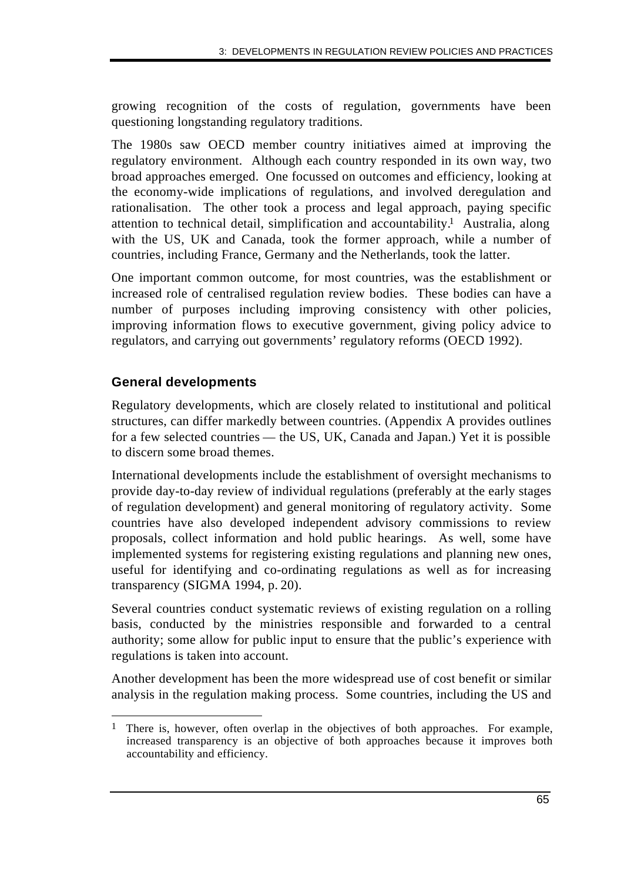growing recognition of the costs of regulation, governments have been questioning longstanding regulatory traditions.

The 1980s saw OECD member country initiatives aimed at improving the regulatory environment. Although each country responded in its own way, two broad approaches emerged. One focussed on outcomes and efficiency, looking at the economy-wide implications of regulations, and involved deregulation and rationalisation. The other took a process and legal approach, paying specific attention to technical detail, simplification and accountability.[1] Australia, along with the US, UK and Canada, took the former approach, while a number of countries, including France, Germany and the Netherlands, took the latter.

One important common outcome, for most countries, was the establishment or increased role of centralised regulation review bodies. These bodies can have a number of purposes including improving consistency with other policies, improving information flows to executive government, giving policy advice to regulators, and carrying out governments' regulatory reforms (OECD 1992).

### General developments

Regulatory developments, which are closely related to institutional and political structures, can differ markedly between countries. (Appendix A provides outlines for a few selected countries — the US, UK, Canada and Japan.) Yet it is possible to discern some broad themes.

International developments include the establishment of oversight mechanisms to provide day-to-day review of individual regulations (preferably at the early stages of regulation development) and general monitoring of regulatory activity. Some countries have also developed independent advisory commissions to review proposals, collect information and hold public hearings. As well, some have implemented systems for registering existing regulations and planning new ones, useful for identifying and co-ordinating regulations as well as for increasing transparency (SIGMA 1994, p. 20).

Several countries conduct systematic reviews of existing regulation on a rolling basis, conducted by the ministries responsible and forwarded to a central authority; some allow for public input to ensure that the public's experience with regulations is taken into account.

Another development has been the more widespread use of cost benefit or similar analysis in the regulation making process. Some countries, including the US and

[1] There is, however, often overlap in the objectives of both approaches. For example, increased transparency is an objective of both approaches because it improves both accountability and efficiency.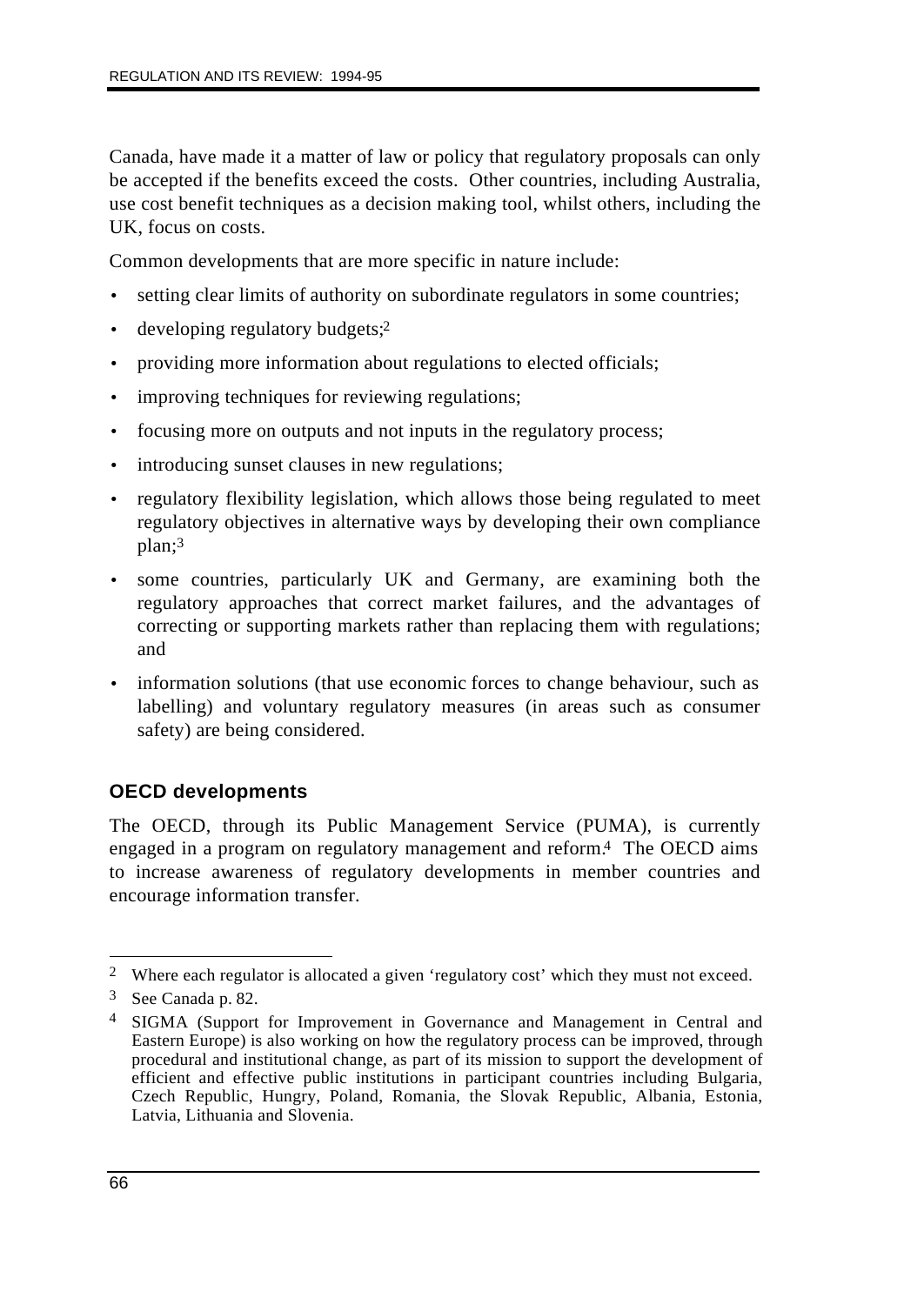Canada, have made it a matter of law or policy that regulatory proposals can only be accepted if the benefits exceed the costs. Other countries, including Australia, use cost benefit techniques as a decision making tool, whilst others, including the UK, focus on costs.

Common developments that are more specific in nature include:

- setting clear limits of authority on subordinate regulators in some countries;
- developing regulatory budgets;[2]
- providing more information about regulations to elected officials;
- improving techniques for reviewing regulations;
- focusing more on outputs and not inputs in the regulatory process;
- introducing sunset clauses in new regulations;
- regulatory flexibility legislation, which allows those being regulated to meet regulatory objectives in alternative ways by developing their own compliance plan;[3]
- some countries, particularly UK and Germany, are examining both the regulatory approaches that correct market failures, and the advantages of correcting or supporting markets rather than replacing them with regulations; and
- information solutions (that use economic forces to change behaviour, such as labelling) and voluntary regulatory measures (in areas such as consumer safety) are being considered.

### OECD developments

The OECD, through its Public Management Service (PUMA), is currently engaged in a program on regulatory management and reform.[4] The OECD aims to increase awareness of regulatory developments in member countries and encourage information transfer.

---

[2] Where each regulator is allocated a given 'regulatory cost' which they must not exceed.

[3] See Canada p. 82.

[4] SIGMA (Support for Improvement in Governance and Management in Central and Eastern Europe) is also working on how the regulatory process can be improved, through procedural and institutional change, as part of its mission to support the development of efficient and effective public institutions in participant countries including Bulgaria, Czech Republic, Hungry, Poland, Romania, the Slovak Republic, Albania, Estonia, Latvia, Lithuania and Slovenia.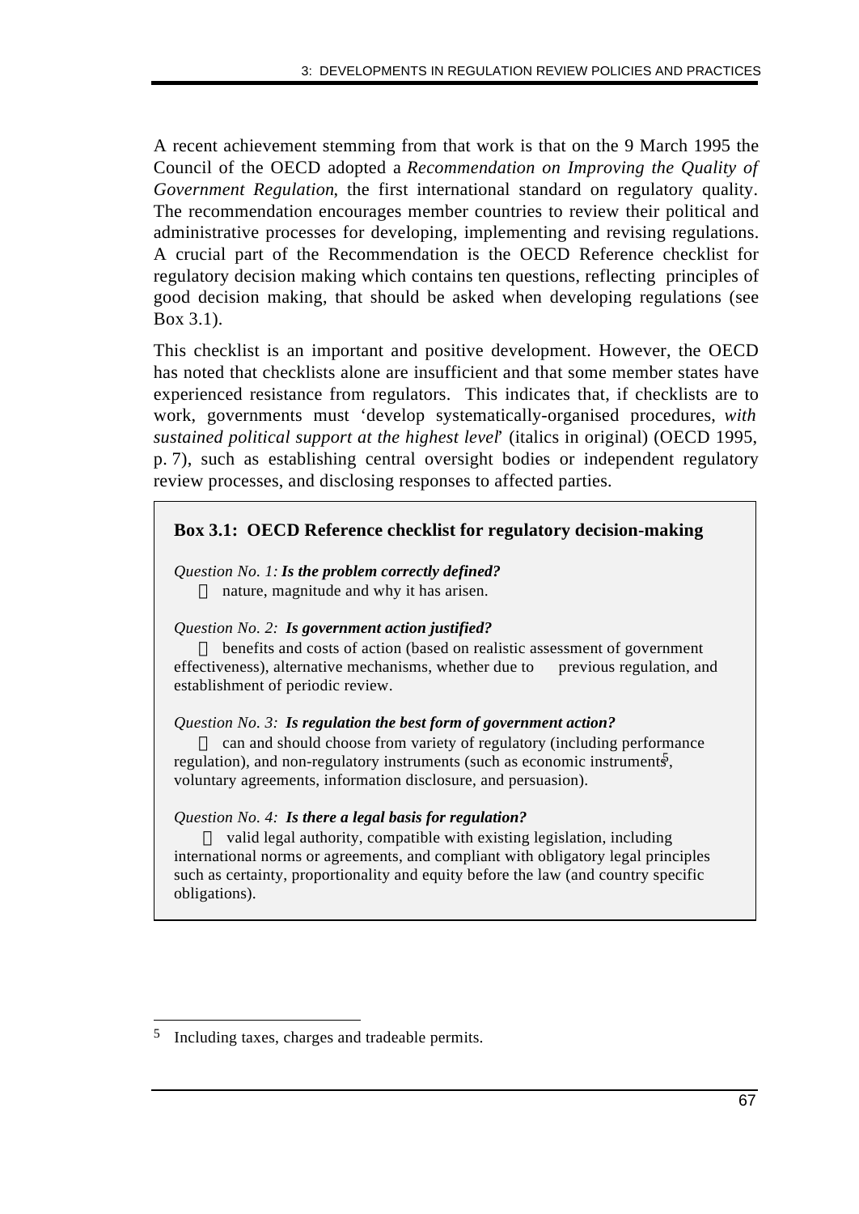A recent achievement stemming from that work is that on the 9 March 1995 the Council of the OECD adopted a *Recommendation on Improving the Quality of Government Regulation*, the first international standard on regulatory quality. The recommendation encourages member countries to review their political and administrative processes for developing, implementing and revising regulations. A crucial part of the Recommendation is the OECD Reference checklist for regulatory decision making which contains ten questions, reflecting principles of good decision making, that should be asked when developing regulations (see Box 3.1).

This checklist is an important and positive development. However, the OECD has noted that checklists alone are insufficient and that some member states have experienced resistance from regulators. This indicates that, if checklists are to work, governments must 'develop systematically-organised procedures, *with sustained political support at the highest level*' (italics in original) (OECD 1995, p. 7), such as establishing central oversight bodies or independent regulatory review processes, and disclosing responses to affected parties.

> **Box 3.1: OECD Reference checklist for regulatory decision-making**
>
> *Question No. 1:* ***Is the problem correctly defined?***
>
> - nature, magnitude and why it has arisen.
>
> *Question No. 2:* ***Is government action justified?***
>
> - benefits and costs of action (based on realistic assessment of government effectiveness), alternative mechanisms, whether due to previous regulation, and establishment of periodic review.
>
> *Question No. 3:* ***Is regulation the best form of government action?***
>
> - can and should choose from variety of regulatory (including performance regulation), and non-regulatory instruments (such as economic instruments[5], voluntary agreements, information disclosure, and persuasion).
>
> *Question No. 4:* ***Is there a legal basis for regulation?***
>
> - valid legal authority, compatible with existing legislation, including international norms or agreements, and compliant with obligatory legal principles such as certainty, proportionality and equity before the law (and country specific obligations).

[5] Including taxes, charges and tradeable permits.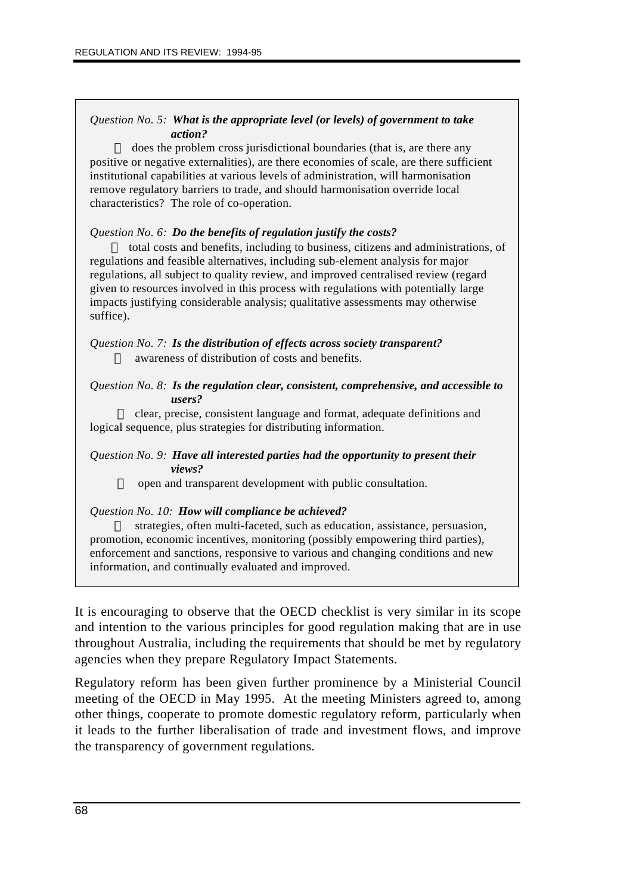*Question No. 5:* ***What is the appropriate level (or levels) of government to take action?***

 does the problem cross jurisdictional boundaries (that is, are there any positive or negative externalities), are there economies of scale, are there sufficient institutional capabilities at various levels of administration, will harmonisation remove regulatory barriers to trade, and should harmonisation override local characteristics? The role of co-operation.

*Question No. 6:* ***Do the benefits of regulation justify the costs?***

 total costs and benefits, including to business, citizens and administrations, of regulations and feasible alternatives, including sub-element analysis for major regulations, all subject to quality review, and improved centralised review (regard given to resources involved in this process with regulations with potentially large impacts justifying considerable analysis; qualitative assessments may otherwise suffice).

*Question No. 7:* ***Is the distribution of effects across society transparent?***

 awareness of distribution of costs and benefits.

*Question No. 8:* ***Is the regulation clear, consistent, comprehensive, and accessible to users?***

 clear, precise, consistent language and format, adequate definitions and logical sequence, plus strategies for distributing information.

*Question No. 9:* ***Have all interested parties had the opportunity to present their views?***

 open and transparent development with public consultation.

*Question No. 10:* ***How will compliance be achieved?***

 strategies, often multi-faceted, such as education, assistance, persuasion, promotion, economic incentives, monitoring (possibly empowering third parties), enforcement and sanctions, responsive to various and changing conditions and new information, and continually evaluated and improved.

It is encouraging to observe that the OECD checklist is very similar in its scope and intention to the various principles for good regulation making that are in use throughout Australia, including the requirements that should be met by regulatory agencies when they prepare Regulatory Impact Statements.

Regulatory reform has been given further prominence by a Ministerial Council meeting of the OECD in May 1995. At the meeting Ministers agreed to, among other things, cooperate to promote domestic regulatory reform, particularly when it leads to the further liberalisation of trade and investment flows, and improve the transparency of government regulations.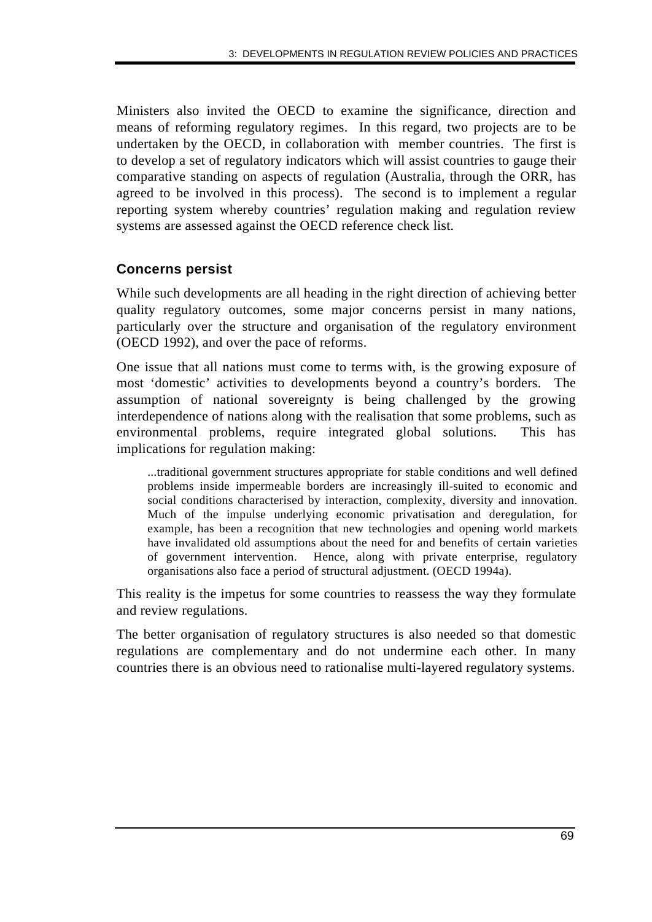Ministers also invited the OECD to examine the significance, direction and means of reforming regulatory regimes. In this regard, two projects are to be undertaken by the OECD, in collaboration with member countries. The first is to develop a set of regulatory indicators which will assist countries to gauge their comparative standing on aspects of regulation (Australia, through the ORR, has agreed to be involved in this process). The second is to implement a regular reporting system whereby countries' regulation making and regulation review systems are assessed against the OECD reference check list.

### Concerns persist

While such developments are all heading in the right direction of achieving better quality regulatory outcomes, some major concerns persist in many nations, particularly over the structure and organisation of the regulatory environment (OECD 1992), and over the pace of reforms.

One issue that all nations must come to terms with, is the growing exposure of most 'domestic' activities to developments beyond a country's borders. The assumption of national sovereignty is being challenged by the growing interdependence of nations along with the realisation that some problems, such as environmental problems, require integrated global solutions. This has implications for regulation making:

> ...traditional government structures appropriate for stable conditions and well defined problems inside impermeable borders are increasingly ill-suited to economic and social conditions characterised by interaction, complexity, diversity and innovation. Much of the impulse underlying economic privatisation and deregulation, for example, has been a recognition that new technologies and opening world markets have invalidated old assumptions about the need for and benefits of certain varieties of government intervention. Hence, along with private enterprise, regulatory organisations also face a period of structural adjustment. (OECD 1994a).

This reality is the impetus for some countries to reassess the way they formulate and review regulations.

The better organisation of regulatory structures is also needed so that domestic regulations are complementary and do not undermine each other. In many countries there is an obvious need to rationalise multi-layered regulatory systems.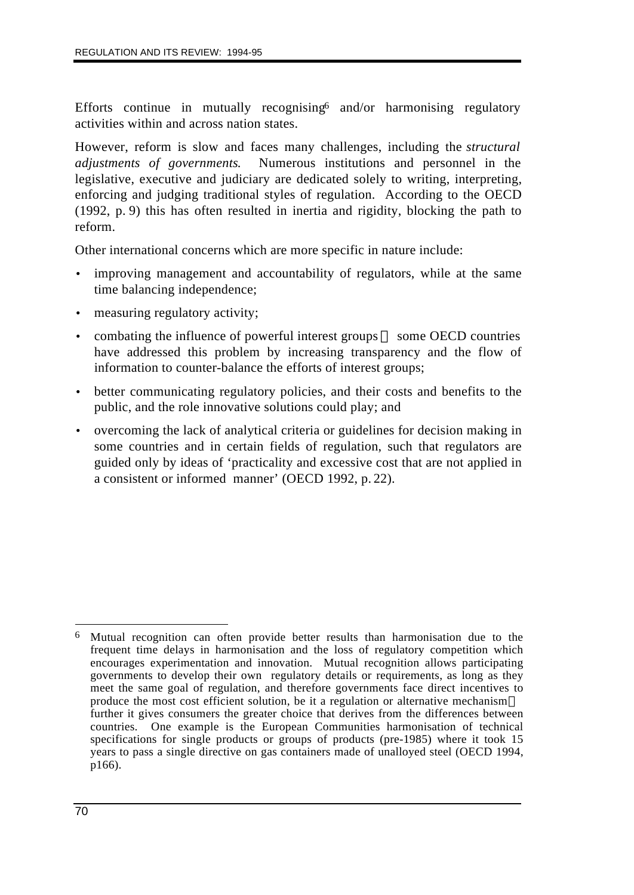Efforts continue in mutually recognising[6] and/or harmonising regulatory activities within and across nation states.

However, reform is slow and faces many challenges, including the *structural adjustments of governments*. Numerous institutions and personnel in the legislative, executive and judiciary are dedicated solely to writing, interpreting, enforcing and judging traditional styles of regulation. According to the OECD (1992, p. 9) this has often resulted in inertia and rigidity, blocking the path to reform.

Other international concerns which are more specific in nature include:

- improving management and accountability of regulators, while at the same time balancing independence;
- measuring regulatory activity;
- combating the influence of powerful interest groups — some OECD countries have addressed this problem by increasing transparency and the flow of information to counter-balance the efforts of interest groups;
- better communicating regulatory policies, and their costs and benefits to the public, and the role innovative solutions could play; and
- overcoming the lack of analytical criteria or guidelines for decision making in some countries and in certain fields of regulation, such that regulators are guided only by ideas of 'practicality and excessive cost that are not applied in a consistent or informed manner' (OECD 1992, p. 22).

---

[6] Mutual recognition can often provide better results than harmonisation due to the frequent time delays in harmonisation and the loss of regulatory competition which encourages experimentation and innovation. Mutual recognition allows participating governments to develop their own regulatory details or requirements, as long as they meet the same goal of regulation, and therefore governments face direct incentives to produce the most cost efficient solution, be it a regulation or alternative mechanism — further it gives consumers the greater choice that derives from the differences between countries. One example is the European Communities harmonisation of technical specifications for single products or groups of products (pre-1985) where it took 15 years to pass a single directive on gas containers made of unalloyed steel (OECD 1994, p166).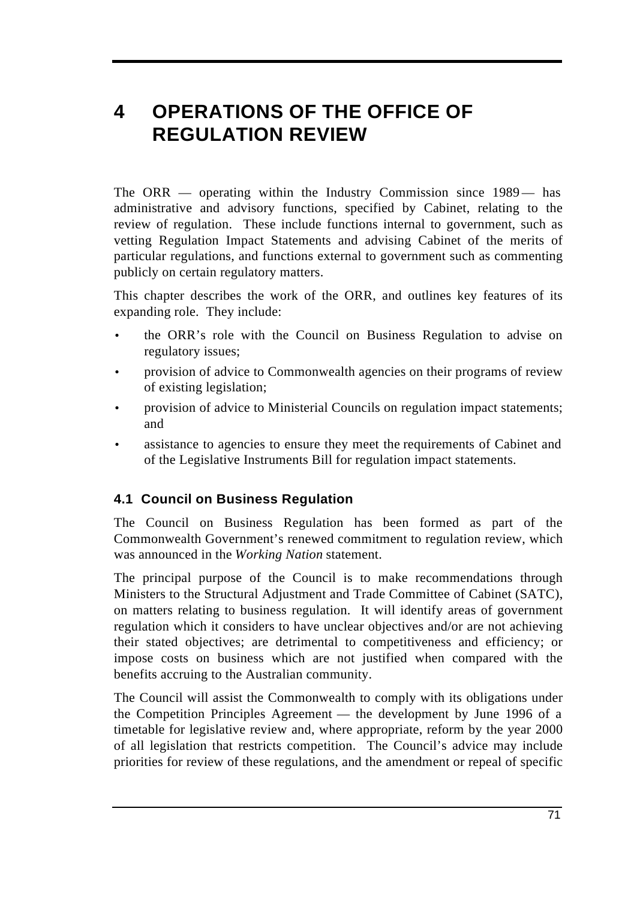# 4 OPERATIONS OF THE OFFICE OF REGULATION REVIEW

The ORR — operating within the Industry Commission since 1989 — has administrative and advisory functions, specified by Cabinet, relating to the review of regulation. These include functions internal to government, such as vetting Regulation Impact Statements and advising Cabinet of the merits of particular regulations, and functions external to government such as commenting publicly on certain regulatory matters.

This chapter describes the work of the ORR, and outlines key features of its expanding role. They include:

- the ORR's role with the Council on Business Regulation to advise on regulatory issues;
- provision of advice to Commonwealth agencies on their programs of review of existing legislation;
- provision of advice to Ministerial Councils on regulation impact statements; and
- assistance to agencies to ensure they meet the requirements of Cabinet and of the Legislative Instruments Bill for regulation impact statements.

## 4.1 Council on Business Regulation

The Council on Business Regulation has been formed as part of the Commonwealth Government's renewed commitment to regulation review, which was announced in the *Working Nation* statement.

The principal purpose of the Council is to make recommendations through Ministers to the Structural Adjustment and Trade Committee of Cabinet (SATC), on matters relating to business regulation. It will identify areas of government regulation which it considers to have unclear objectives and/or are not achieving their stated objectives; are detrimental to competitiveness and efficiency; or impose costs on business which are not justified when compared with the benefits accruing to the Australian community.

The Council will assist the Commonwealth to comply with its obligations under the Competition Principles Agreement — the development by June 1996 of a timetable for legislative review and, where appropriate, reform by the year 2000 of all legislation that restricts competition. The Council's advice may include priorities for review of these regulations, and the amendment or repeal of specific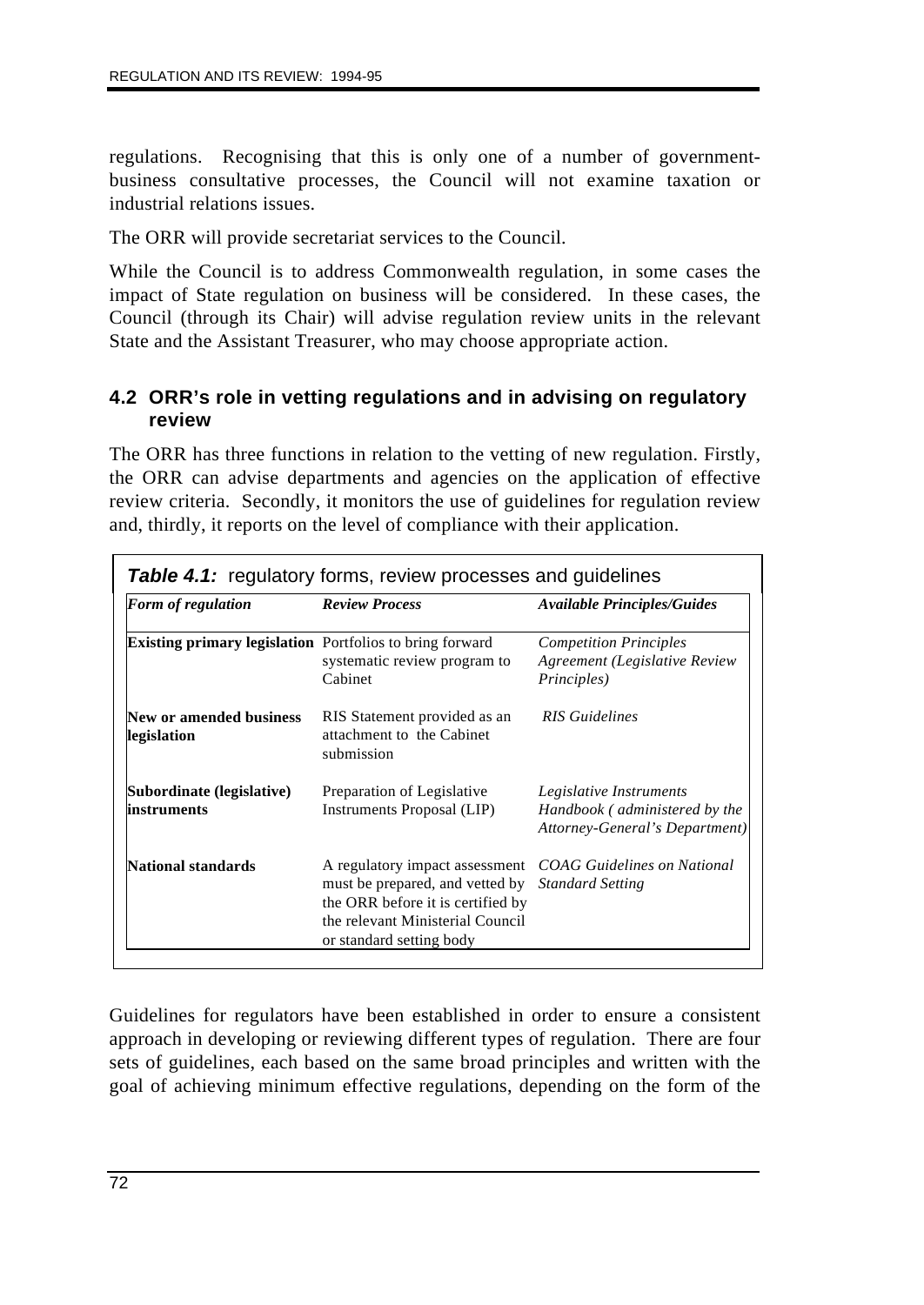regulations. Recognising that this is only one of a number of government-business consultative processes, the Council will not examine taxation or industrial relations issues.

The ORR will provide secretariat services to the Council.

While the Council is to address Commonwealth regulation, in some cases the impact of State regulation on business will be considered. In these cases, the Council (through its Chair) will advise regulation review units in the relevant State and the Assistant Treasurer, who may choose appropriate action.

## 4.2 ORR's role in vetting regulations and in advising on regulatory review

The ORR has three functions in relation to the vetting of new regulation. Firstly, the ORR can advise departments and agencies on the application of effective review criteria. Secondly, it monitors the use of guidelines for regulation review and, thirdly, it reports on the level of compliance with their application.

***Table 4.1:*** regulatory forms, review processes and guidelines

| *Form of regulation* | *Review Process* | *Available Principles/Guides* |
| --- | --- | --- |
| **Existing primary legislation** | Portfolios to bring forward systematic review program to Cabinet | *Competition Principles Agreement (Legislative Review Principles)* |
| **New or amended business legislation** | RIS Statement provided as an attachment to the Cabinet submission | *RIS Guidelines* |
| **Subordinate (legislative) instruments** | Preparation of Legislative Instruments Proposal (LIP) | *Legislative Instruments Handbook ( administered by the Attorney-General's Department)* |
| **National standards** | A regulatory impact assessment must be prepared, and vetted by the ORR before it is certified by the relevant Ministerial Council or standard setting body | *COAG Guidelines on National Standard Setting* |

Guidelines for regulators have been established in order to ensure a consistent approach in developing or reviewing different types of regulation. There are four sets of guidelines, each based on the same broad principles and written with the goal of achieving minimum effective regulations, depending on the form of the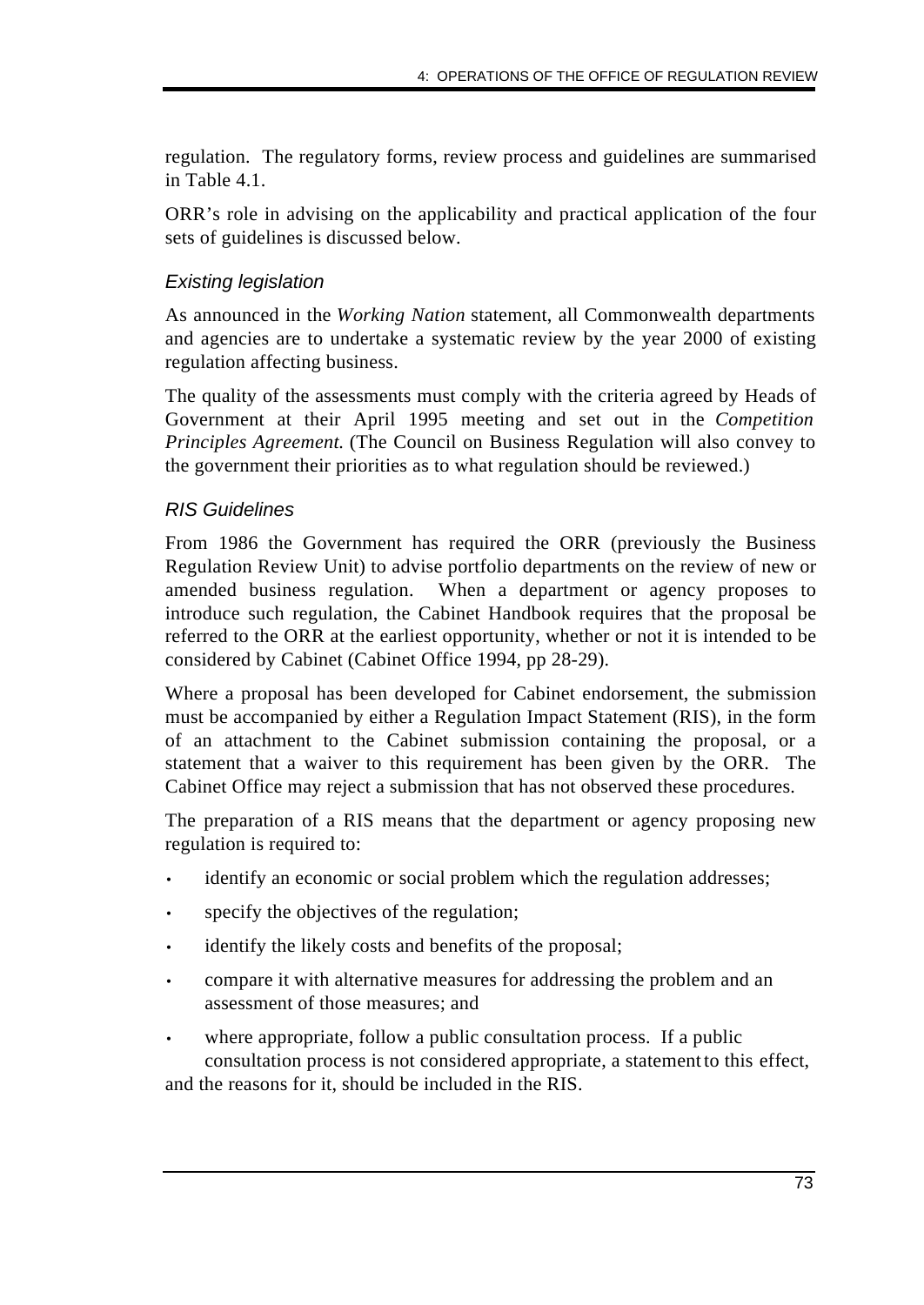regulation. The regulatory forms, review process and guidelines are summarised in Table 4.1.

ORR's role in advising on the applicability and practical application of the four sets of guidelines is discussed below.

### *Existing legislation*

As announced in the *Working Nation* statement, all Commonwealth departments and agencies are to undertake a systematic review by the year 2000 of existing regulation affecting business.

The quality of the assessments must comply with the criteria agreed by Heads of Government at their April 1995 meeting and set out in the *Competition Principles Agreement.* (The Council on Business Regulation will also convey to the government their priorities as to what regulation should be reviewed.)

### *RIS Guidelines*

From 1986 the Government has required the ORR (previously the Business Regulation Review Unit) to advise portfolio departments on the review of new or amended business regulation. When a department or agency proposes to introduce such regulation, the Cabinet Handbook requires that the proposal be referred to the ORR at the earliest opportunity, whether or not it is intended to be considered by Cabinet (Cabinet Office 1994, pp 28-29).

Where a proposal has been developed for Cabinet endorsement, the submission must be accompanied by either a Regulation Impact Statement (RIS), in the form of an attachment to the Cabinet submission containing the proposal, or a statement that a waiver to this requirement has been given by the ORR. The Cabinet Office may reject a submission that has not observed these procedures.

The preparation of a RIS means that the department or agency proposing new regulation is required to:

- identify an economic or social problem which the regulation addresses;
- specify the objectives of the regulation;
- identify the likely costs and benefits of the proposal;
- compare it with alternative measures for addressing the problem and an assessment of those measures; and
- where appropriate, follow a public consultation process. If a public consultation process is not considered appropriate, a statement to this effect, and the reasons for it, should be included in the RIS.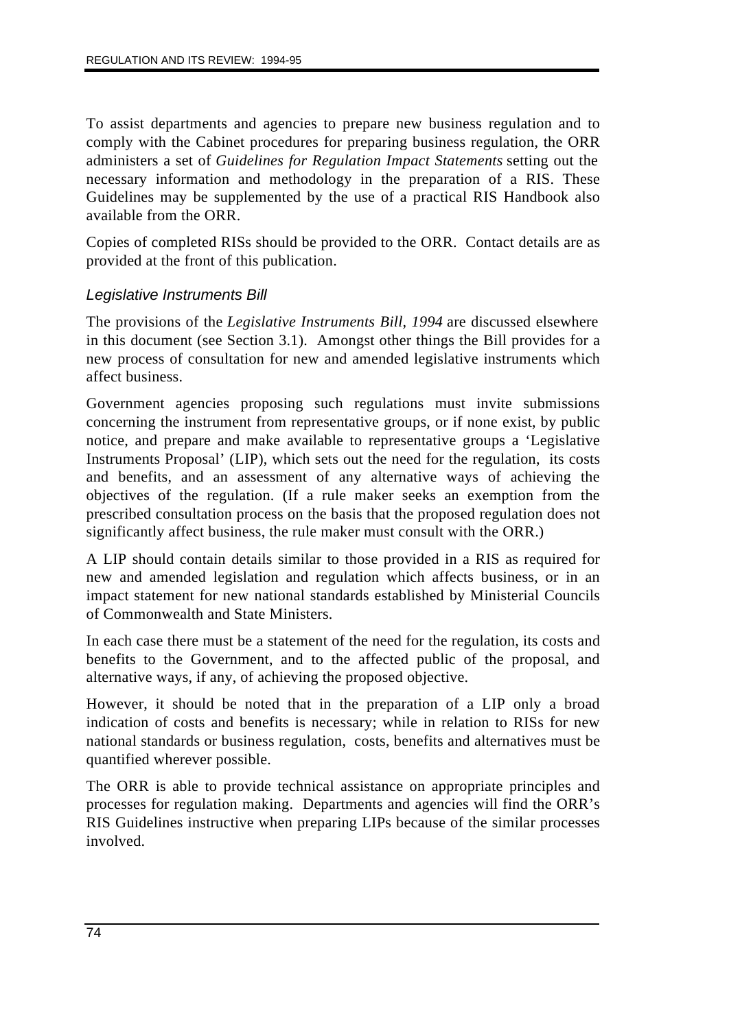To assist departments and agencies to prepare new business regulation and to comply with the Cabinet procedures for preparing business regulation, the ORR administers a set of *Guidelines for Regulation Impact Statements* setting out the necessary information and methodology in the preparation of a RIS. These Guidelines may be supplemented by the use of a practical RIS Handbook also available from the ORR.

Copies of completed RISs should be provided to the ORR. Contact details are as provided at the front of this publication.

### *Legislative Instruments Bill*

The provisions of the *Legislative Instruments Bill, 1994* are discussed elsewhere in this document (see Section 3.1). Amongst other things the Bill provides for a new process of consultation for new and amended legislative instruments which affect business.

Government agencies proposing such regulations must invite submissions concerning the instrument from representative groups, or if none exist, by public notice, and prepare and make available to representative groups a 'Legislative Instruments Proposal' (LIP), which sets out the need for the regulation, its costs and benefits, and an assessment of any alternative ways of achieving the objectives of the regulation. (If a rule maker seeks an exemption from the prescribed consultation process on the basis that the proposed regulation does not significantly affect business, the rule maker must consult with the ORR.)

A LIP should contain details similar to those provided in a RIS as required for new and amended legislation and regulation which affects business, or in an impact statement for new national standards established by Ministerial Councils of Commonwealth and State Ministers.

In each case there must be a statement of the need for the regulation, its costs and benefits to the Government, and to the affected public of the proposal, and alternative ways, if any, of achieving the proposed objective.

However, it should be noted that in the preparation of a LIP only a broad indication of costs and benefits is necessary; while in relation to RISs for new national standards or business regulation, costs, benefits and alternatives must be quantified wherever possible.

The ORR is able to provide technical assistance on appropriate principles and processes for regulation making. Departments and agencies will find the ORR's RIS Guidelines instructive when preparing LIPs because of the similar processes involved.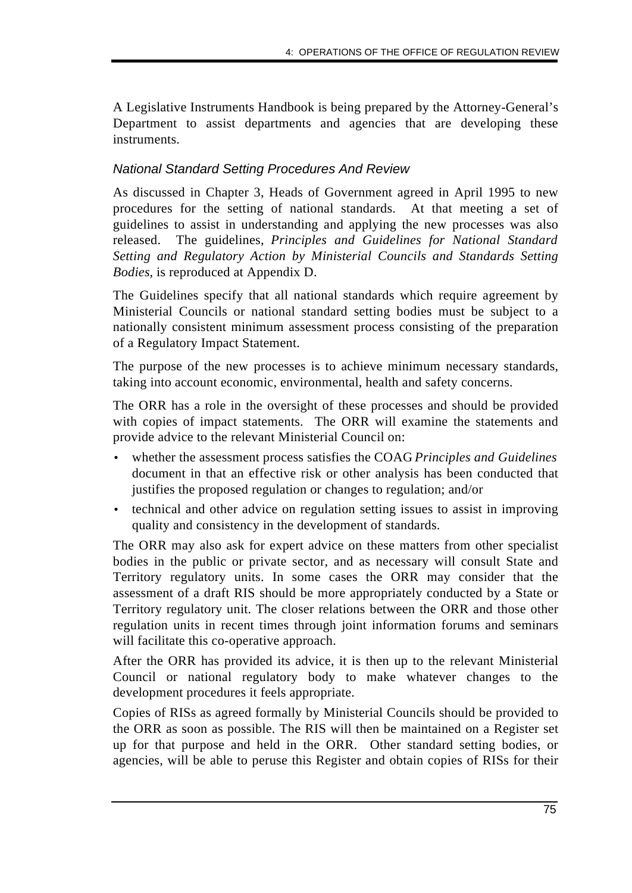A Legislative Instruments Handbook is being prepared by the Attorney-General's Department to assist departments and agencies that are developing these instruments.

### *National Standard Setting Procedures And Review*

As discussed in Chapter 3, Heads of Government agreed in April 1995 to new procedures for the setting of national standards. At that meeting a set of guidelines to assist in understanding and applying the new processes was also released. The guidelines, *Principles and Guidelines for National Standard Setting and Regulatory Action by Ministerial Councils and Standards Setting Bodies*, is reproduced at Appendix D.

The Guidelines specify that all national standards which require agreement by Ministerial Councils or national standard setting bodies must be subject to a nationally consistent minimum assessment process consisting of the preparation of a Regulatory Impact Statement.

The purpose of the new processes is to achieve minimum necessary standards, taking into account economic, environmental, health and safety concerns.

The ORR has a role in the oversight of these processes and should be provided with copies of impact statements. The ORR will examine the statements and provide advice to the relevant Ministerial Council on:

- whether the assessment process satisfies the COAG *Principles and Guidelines* document in that an effective risk or other analysis has been conducted that justifies the proposed regulation or changes to regulation; and/or
- technical and other advice on regulation setting issues to assist in improving quality and consistency in the development of standards.

The ORR may also ask for expert advice on these matters from other specialist bodies in the public or private sector, and as necessary will consult State and Territory regulatory units. In some cases the ORR may consider that the assessment of a draft RIS should be more appropriately conducted by a State or Territory regulatory unit. The closer relations between the ORR and those other regulation units in recent times through joint information forums and seminars will facilitate this co-operative approach.

After the ORR has provided its advice, it is then up to the relevant Ministerial Council or national regulatory body to make whatever changes to the development procedures it feels appropriate.

Copies of RISs as agreed formally by Ministerial Councils should be provided to the ORR as soon as possible. The RIS will then be maintained on a Register set up for that purpose and held in the ORR. Other standard setting bodies, or agencies, will be able to peruse this Register and obtain copies of RISs for their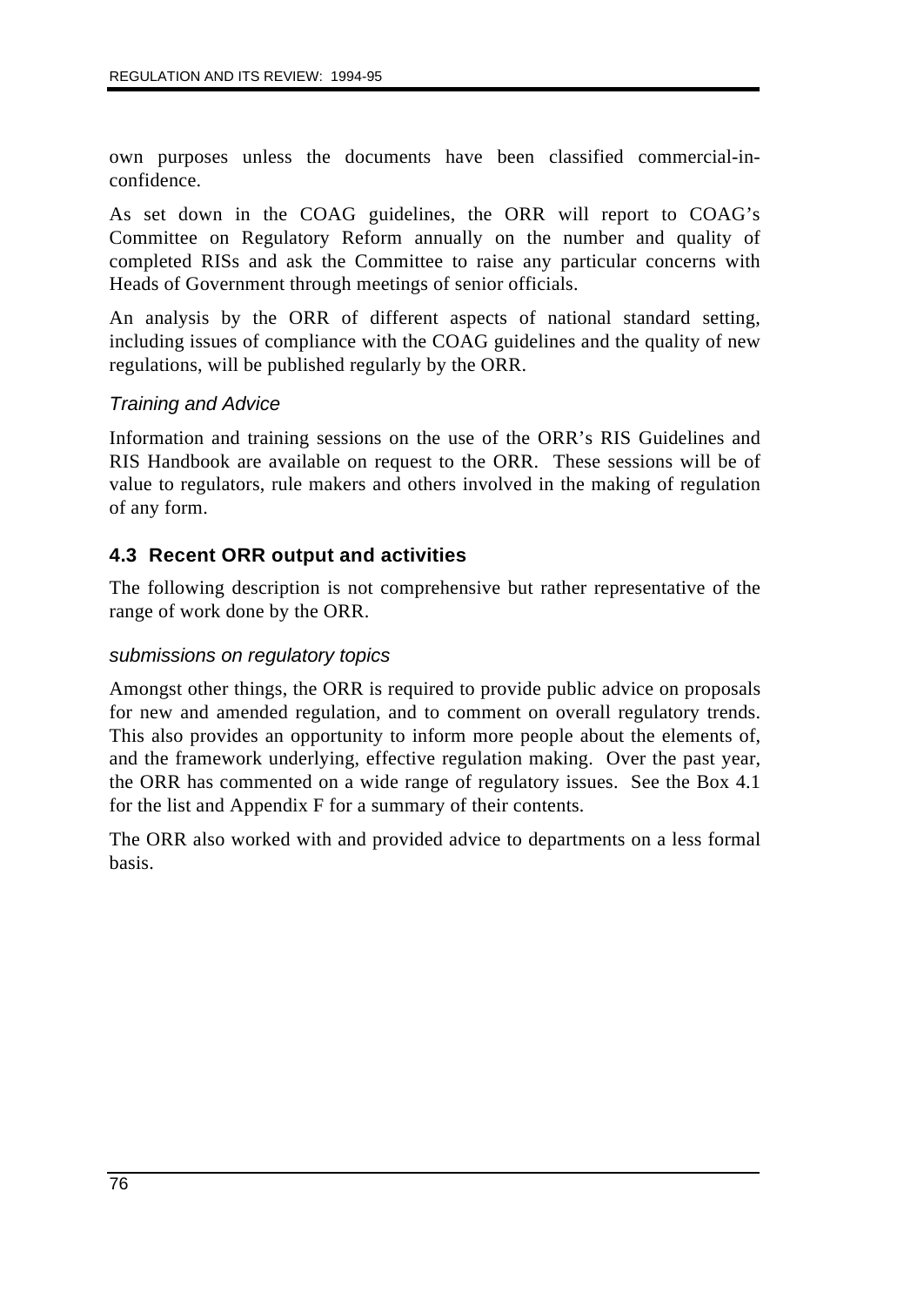own purposes unless the documents have been classified commercial-in-confidence.

As set down in the COAG guidelines, the ORR will report to COAG's Committee on Regulatory Reform annually on the number and quality of completed RISs and ask the Committee to raise any particular concerns with Heads of Government through meetings of senior officials.

An analysis by the ORR of different aspects of national standard setting, including issues of compliance with the COAG guidelines and the quality of new regulations, will be published regularly by the ORR.

*Training and Advice*

Information and training sessions on the use of the ORR's RIS Guidelines and RIS Handbook are available on request to the ORR. These sessions will be of value to regulators, rule makers and others involved in the making of regulation of any form.

## 4.3 Recent ORR output and activities

The following description is not comprehensive but rather representative of the range of work done by the ORR.

*submissions on regulatory topics*

Amongst other things, the ORR is required to provide public advice on proposals for new and amended regulation, and to comment on overall regulatory trends. This also provides an opportunity to inform more people about the elements of, and the framework underlying, effective regulation making. Over the past year, the ORR has commented on a wide range of regulatory issues. See the Box 4.1 for the list and Appendix F for a summary of their contents.

The ORR also worked with and provided advice to departments on a less formal basis.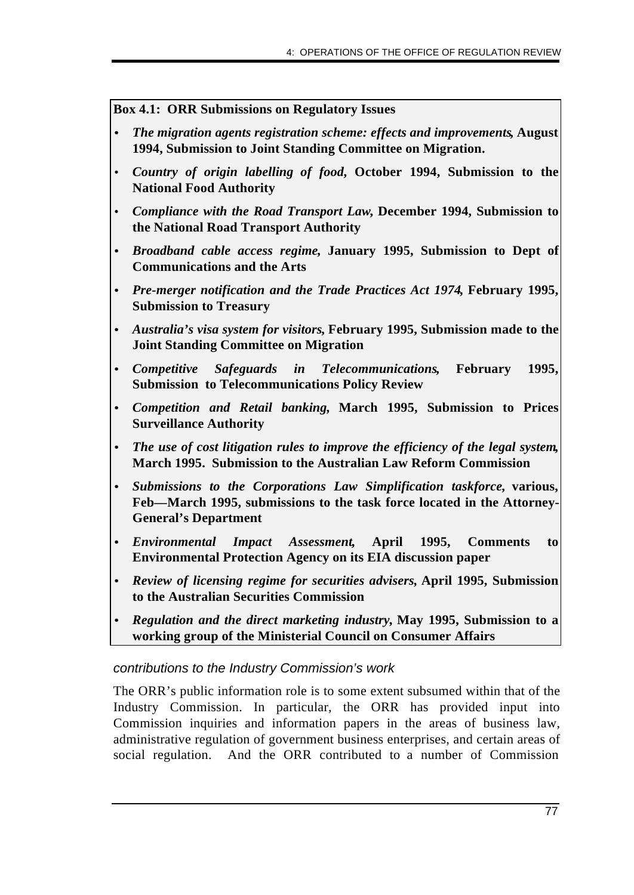**Box 4.1: ORR Submissions on Regulatory Issues**

- ***The migration agents registration scheme: effects and improvements*, August 1994, Submission to Joint Standing Committee on Migration.**
- ***Country of origin labelling of food*, October 1994, Submission to the National Food Authority**
- ***Compliance with the Road Transport Law*, December 1994, Submission to the National Road Transport Authority**
- ***Broadband cable access regime*, January 1995, Submission to Dept of Communications and the Arts**
- ***Pre-merger notification and the Trade Practices Act 1974*, February 1995, Submission to Treasury**
- ***Australia's visa system for visitors*, February 1995, Submission made to the Joint Standing Committee on Migration**
- ***Competitive Safeguards in Telecommunications*, February 1995, Submission to Telecommunications Policy Review**
- ***Competition and Retail banking*, March 1995, Submission to Prices Surveillance Authority**
- ***The use of cost litigation rules to improve the efficiency of the legal system*, March 1995. Submission to the Australian Law Reform Commission**
- ***Submissions to the Corporations Law Simplification taskforce*, various, Feb—March 1995, submissions to the task force located in the Attorney-General's Department**
- ***Environmental Impact Assessment*, April 1995, Comments to Environmental Protection Agency on its EIA discussion paper**
- ***Review of licensing regime for securities advisers*, April 1995, Submission to the Australian Securities Commission**
- ***Regulation and the direct marketing industry*, May 1995, Submission to a working group of the Ministerial Council on Consumer Affairs**

*contributions to the Industry Commission's work*

The ORR's public information role is to some extent subsumed within that of the Industry Commission. In particular, the ORR has provided input into Commission inquiries and information papers in the areas of business law, administrative regulation of government business enterprises, and certain areas of social regulation. And the ORR contributed to a number of Commission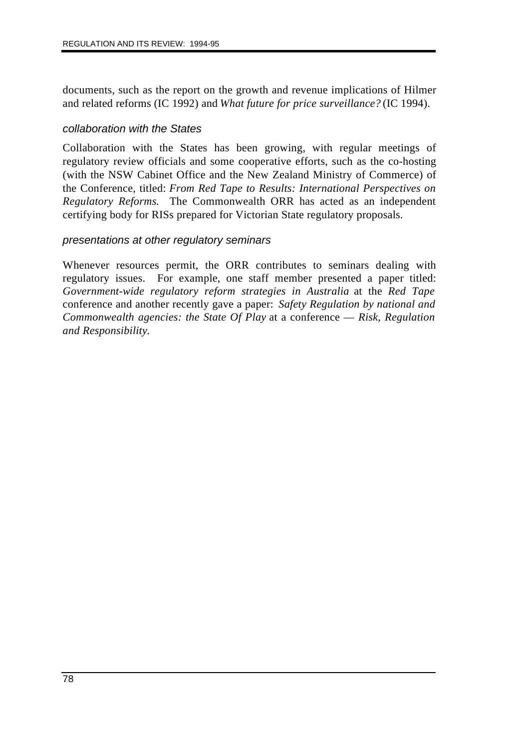documents, such as the report on the growth and revenue implications of Hilmer and related reforms (IC 1992) and *What future for price surveillance?* (IC 1994).

### *collaboration with the States*

Collaboration with the States has been growing, with regular meetings of regulatory review officials and some cooperative efforts, such as the co-hosting (with the NSW Cabinet Office and the New Zealand Ministry of Commerce) of the Conference, titled: *From Red Tape to Results: International Perspectives on Regulatory Reforms.* The Commonwealth ORR has acted as an independent certifying body for RISs prepared for Victorian State regulatory proposals.

### *presentations at other regulatory seminars*

Whenever resources permit, the ORR contributes to seminars dealing with regulatory issues. For example, one staff member presented a paper titled: *Government-wide regulatory reform strategies in Australia* at the *Red Tape* conference and another recently gave a paper: *Safety Regulation by national and Commonwealth agencies: the State Of Play* at a conference — *Risk, Regulation and Responsibility.*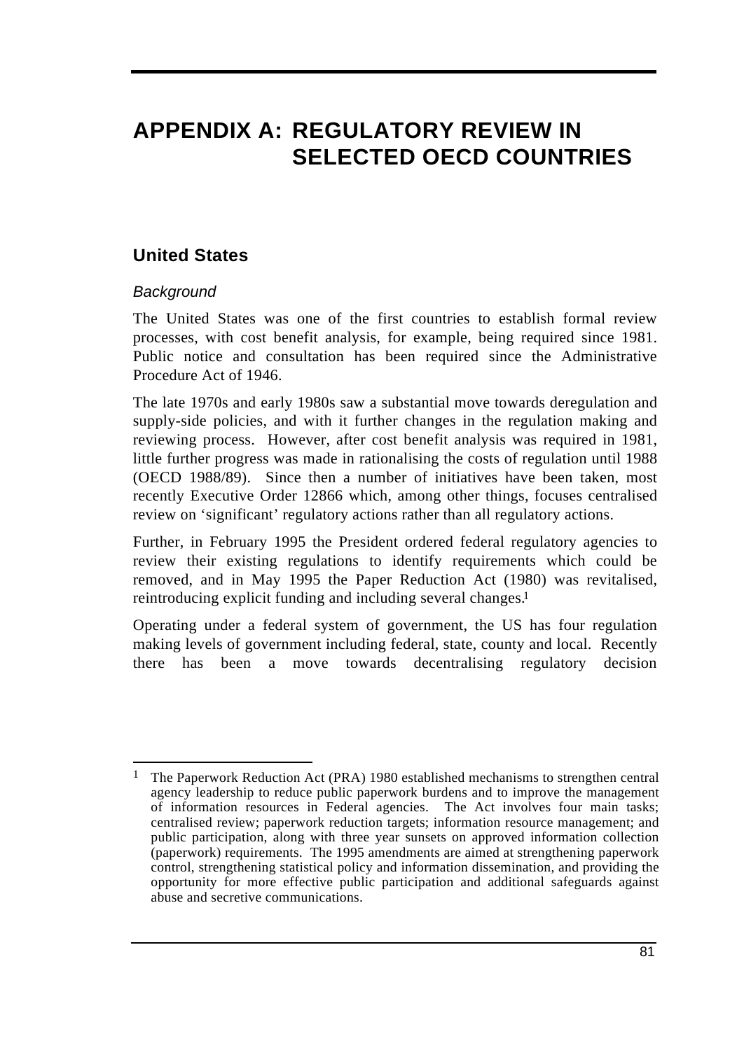# APPENDIX A: REGULATORY REVIEW IN SELECTED OECD COUNTRIES

## United States

### *Background*

The United States was one of the first countries to establish formal review processes, with cost benefit analysis, for example, being required since 1981. Public notice and consultation has been required since the Administrative Procedure Act of 1946.

The late 1970s and early 1980s saw a substantial move towards deregulation and supply-side policies, and with it further changes in the regulation making and reviewing process. However, after cost benefit analysis was required in 1981, little further progress was made in rationalising the costs of regulation until 1988 (OECD 1988/89). Since then a number of initiatives have been taken, most recently Executive Order 12866 which, among other things, focuses centralised review on 'significant' regulatory actions rather than all regulatory actions.

Further, in February 1995 the President ordered federal regulatory agencies to review their existing regulations to identify requirements which could be removed, and in May 1995 the Paper Reduction Act (1980) was revitalised, reintroducing explicit funding and including several changes.[1]

Operating under a federal system of government, the US has four regulation making levels of government including federal, state, county and local. Recently there has been a move towards decentralising regulatory decision

---

[1] The Paperwork Reduction Act (PRA) 1980 established mechanisms to strengthen central agency leadership to reduce public paperwork burdens and to improve the management of information resources in Federal agencies. The Act involves four main tasks; centralised review; paperwork reduction targets; information resource management; and public participation, along with three year sunsets on approved information collection (paperwork) requirements. The 1995 amendments are aimed at strengthening paperwork control, strengthening statistical policy and information dissemination, and providing the opportunity for more effective public participation and additional safeguards against abuse and secretive communications.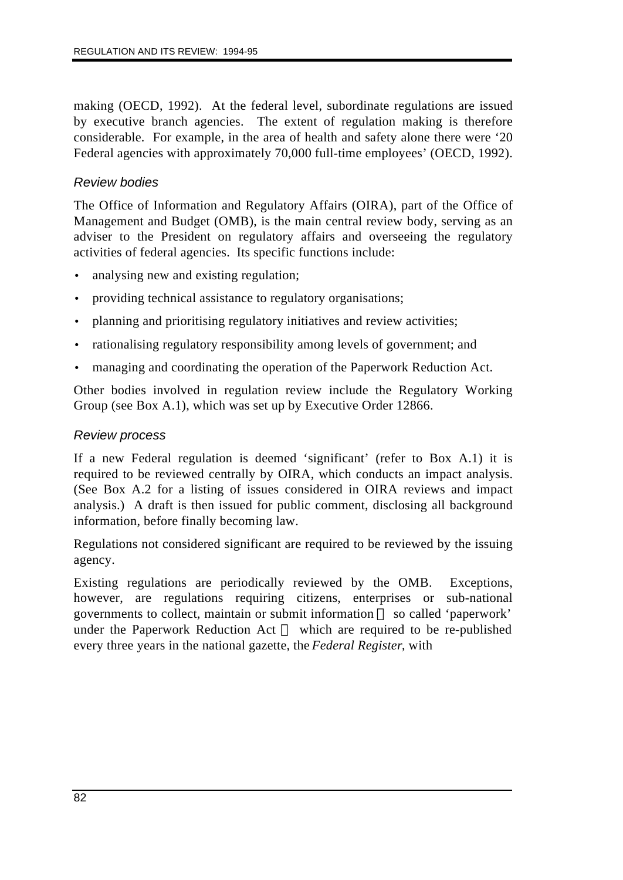making (OECD, 1992). At the federal level, subordinate regulations are issued by executive branch agencies. The extent of regulation making is therefore considerable. For example, in the area of health and safety alone there were '20 Federal agencies with approximately 70,000 full-time employees' (OECD, 1992).

### *Review bodies*

The Office of Information and Regulatory Affairs (OIRA), part of the Office of Management and Budget (OMB), is the main central review body, serving as an adviser to the President on regulatory affairs and overseeing the regulatory activities of federal agencies. Its specific functions include:

- analysing new and existing regulation;
- providing technical assistance to regulatory organisations;
- planning and prioritising regulatory initiatives and review activities;
- rationalising regulatory responsibility among levels of government; and
- managing and coordinating the operation of the Paperwork Reduction Act.

Other bodies involved in regulation review include the Regulatory Working Group (see Box A.1), which was set up by Executive Order 12866.

### *Review process*

If a new Federal regulation is deemed 'significant' (refer to Box A.1) it is required to be reviewed centrally by OIRA, which conducts an impact analysis. (See Box A.2 for a listing of issues considered in OIRA reviews and impact analysis.) A draft is then issued for public comment, disclosing all background information, before finally becoming law.

Regulations not considered significant are required to be reviewed by the issuing agency.

Existing regulations are periodically reviewed by the OMB. Exceptions, however, are regulations requiring citizens, enterprises or sub-national governments to collect, maintain or submit information — so called 'paperwork' under the Paperwork Reduction Act — which are required to be re-published every three years in the national gazette, the *Federal Register*, with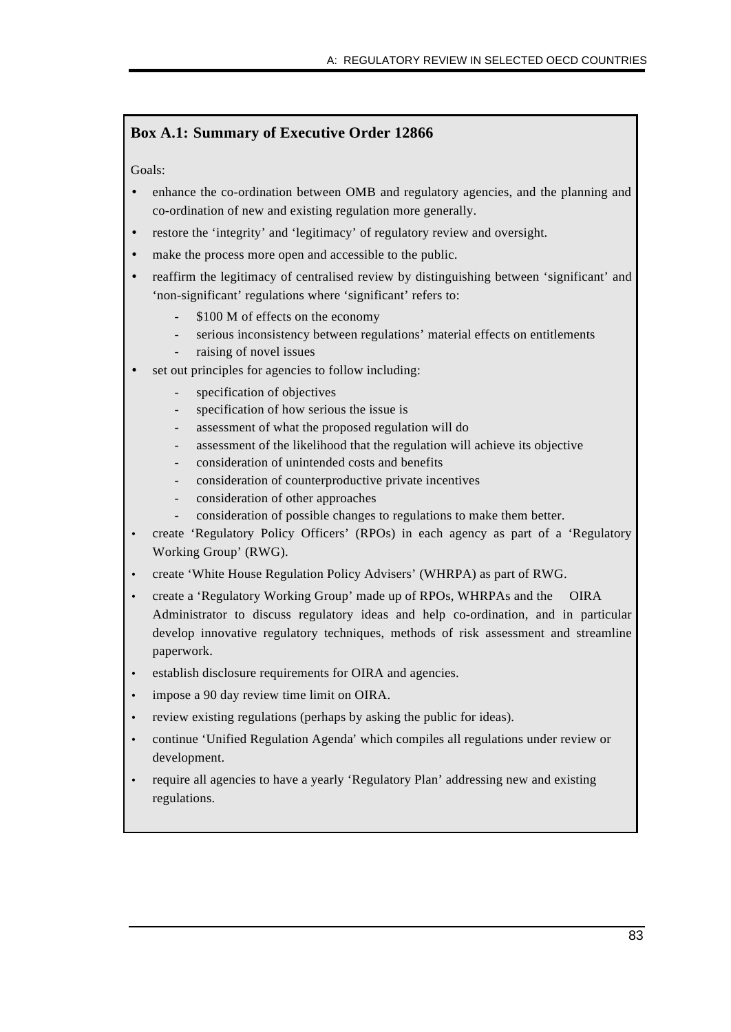**Box A.1: Summary of Executive Order 12866**

Goals:

- enhance the co-ordination between OMB and regulatory agencies, and the planning and co-ordination of new and existing regulation more generally.
- restore the 'integrity' and 'legitimacy' of regulatory review and oversight.
- make the process more open and accessible to the public.
- reaffirm the legitimacy of centralised review by distinguishing between 'significant' and 'non-significant' regulations where 'significant' refers to:
  - $100 M of effects on the economy
  - serious inconsistency between regulations' material effects on entitlements
  - raising of novel issues
- set out principles for agencies to follow including:
  - specification of objectives
  - specification of how serious the issue is
  - assessment of what the proposed regulation will do
  - assessment of the likelihood that the regulation will achieve its objective
  - consideration of unintended costs and benefits
  - consideration of counterproductive private incentives
  - consideration of other approaches
  - consideration of possible changes to regulations to make them better.
- create 'Regulatory Policy Officers' (RPOs) in each agency as part of a 'Regulatory Working Group' (RWG).
- create 'White House Regulation Policy Advisers' (WHRPA) as part of RWG.
- create a 'Regulatory Working Group' made up of RPOs, WHRPAs and the OIRA Administrator to discuss regulatory ideas and help co-ordination, and in particular develop innovative regulatory techniques, methods of risk assessment and streamline paperwork.
- establish disclosure requirements for OIRA and agencies.
- impose a 90 day review time limit on OIRA.
- review existing regulations (perhaps by asking the public for ideas).
- continue 'Unified Regulation Agenda' which compiles all regulations under review or development.
- require all agencies to have a yearly 'Regulatory Plan' addressing new and existing regulations.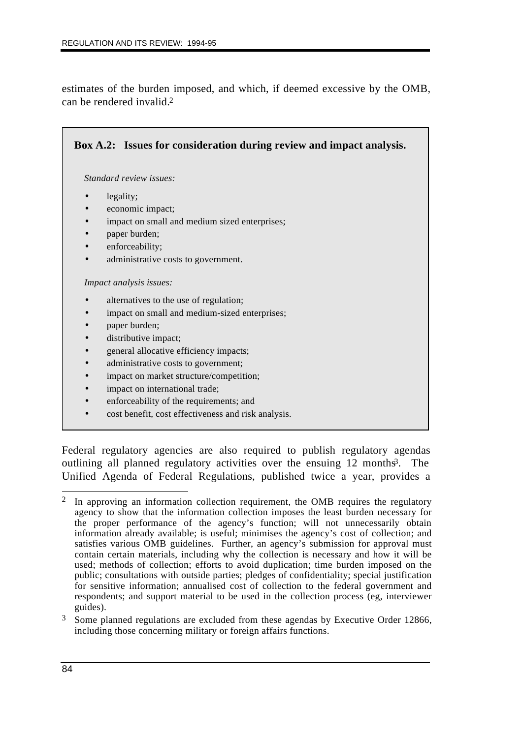estimates of the burden imposed, and which, if deemed excessive by the OMB, can be rendered invalid.[2]

> **Box A.2: Issues for consideration during review and impact analysis.**
>
> *Standard review issues:*
>
> - legality;
> - economic impact;
> - impact on small and medium sized enterprises;
> - paper burden;
> - enforceability;
> - administrative costs to government.
>
> *Impact analysis issues:*
>
> - alternatives to the use of regulation;
> - impact on small and medium-sized enterprises;
> - paper burden;
> - distributive impact;
> - general allocative efficiency impacts;
> - administrative costs to government;
> - impact on market structure/competition;
> - impact on international trade;
> - enforceability of the requirements; and
> - cost benefit, cost effectiveness and risk analysis.

Federal regulatory agencies are also required to publish regulatory agendas outlining all planned regulatory activities over the ensuing 12 months[3]. The Unified Agenda of Federal Regulations, published twice a year, provides a

---

[2] In approving an information collection requirement, the OMB requires the regulatory agency to show that the information collection imposes the least burden necessary for the proper performance of the agency's function; will not unnecessarily obtain information already available; is useful; minimises the agency's cost of collection; and satisfies various OMB guidelines. Further, an agency's submission for approval must contain certain materials, including why the collection is necessary and how it will be used; methods of collection; efforts to avoid duplication; time burden imposed on the public; consultations with outside parties; pledges of confidentiality; special justification for sensitive information; annualised cost of collection to the federal government and respondents; and support material to be used in the collection process (eg, interviewer guides).

[3] Some planned regulations are excluded from these agendas by Executive Order 12866, including those concerning military or foreign affairs functions.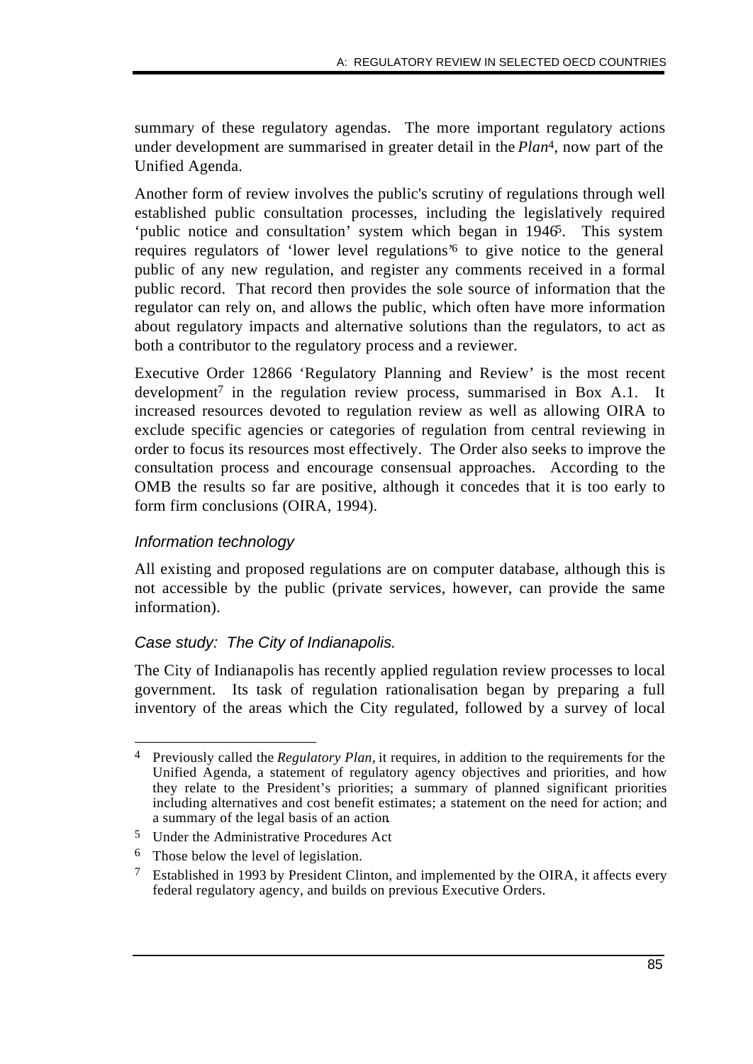summary of these regulatory agendas. The more important regulatory actions under development are summarised in greater detail in the *Plan*[4], now part of the Unified Agenda.

Another form of review involves the public's scrutiny of regulations through well established public consultation processes, including the legislatively required 'public notice and consultation' system which began in 1946[5]. This system requires regulators of 'lower level regulations'[6] to give notice to the general public of any new regulation, and register any comments received in a formal public record. That record then provides the sole source of information that the regulator can rely on, and allows the public, which often have more information about regulatory impacts and alternative solutions than the regulators, to act as both a contributor to the regulatory process and a reviewer.

Executive Order 12866 'Regulatory Planning and Review' is the most recent development[7] in the regulation review process, summarised in Box A.1. It increased resources devoted to regulation review as well as allowing OIRA to exclude specific agencies or categories of regulation from central reviewing in order to focus its resources most effectively. The Order also seeks to improve the consultation process and encourage consensual approaches. According to the OMB the results so far are positive, although it concedes that it is too early to form firm conclusions (OIRA, 1994).

### *Information technology*

All existing and proposed regulations are on computer database, although this is not accessible by the public (private services, however, can provide the same information).

### *Case study: The City of Indianapolis.*

The City of Indianapolis has recently applied regulation review processes to local government. Its task of regulation rationalisation began by preparing a full inventory of the areas which the City regulated, followed by a survey of local

---

[4] Previously called the *Regulatory Plan*, it requires, in addition to the requirements for the Unified Agenda, a statement of regulatory agency objectives and priorities, and how they relate to the President's priorities; a summary of planned significant priorities including alternatives and cost benefit estimates; a statement on the need for action; and a summary of the legal basis of an action.

[5] Under the Administrative Procedures Act

[6] Those below the level of legislation.

[7] Established in 1993 by President Clinton, and implemented by the OIRA, it affects every federal regulatory agency, and builds on previous Executive Orders.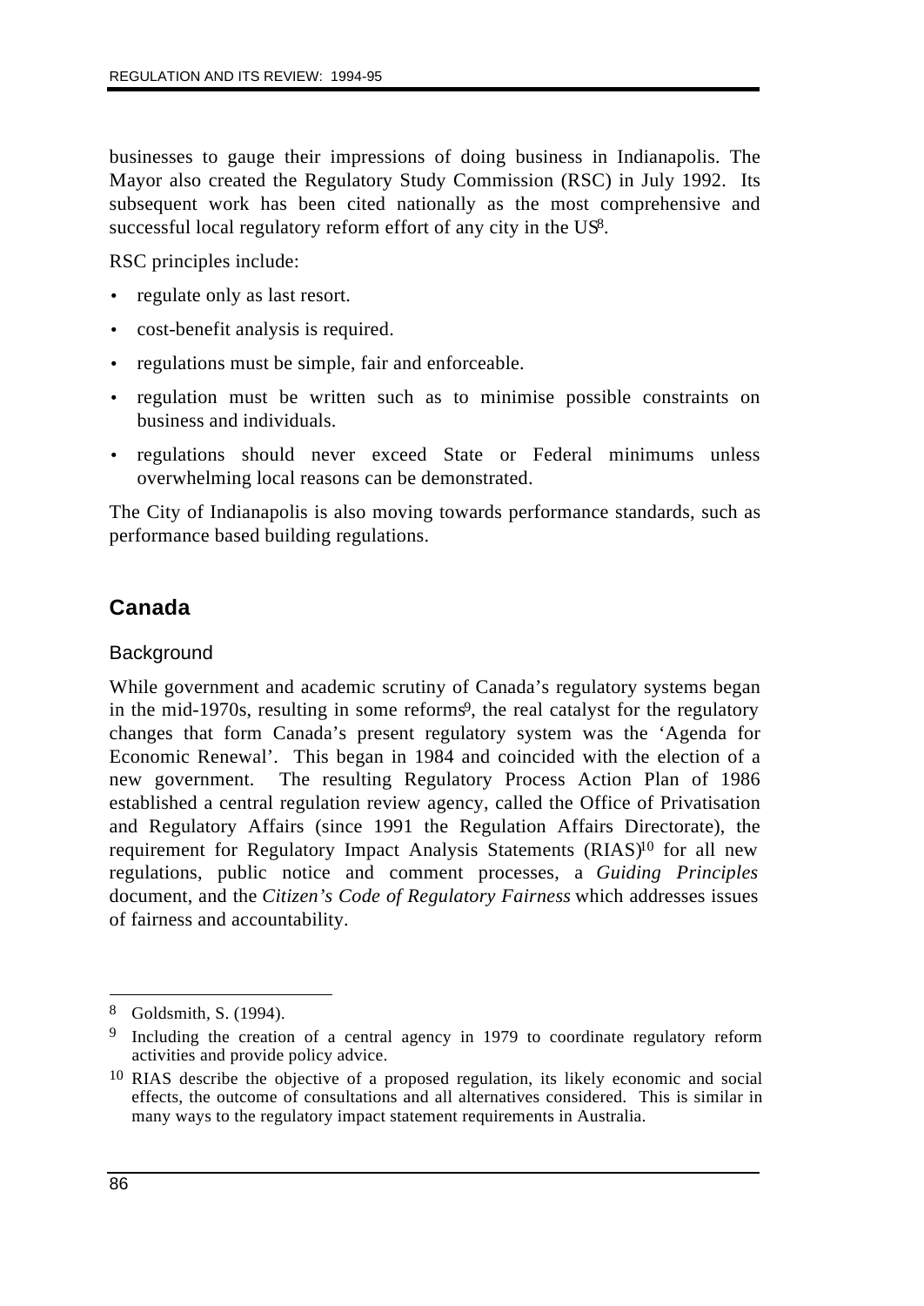businesses to gauge their impressions of doing business in Indianapolis. The Mayor also created the Regulatory Study Commission (RSC) in July 1992. Its subsequent work has been cited nationally as the most comprehensive and successful local regulatory reform effort of any city in the US[8].

RSC principles include:

- regulate only as last resort.
- cost-benefit analysis is required.
- regulations must be simple, fair and enforceable.
- regulation must be written such as to minimise possible constraints on business and individuals.
- regulations should never exceed State or Federal minimums unless overwhelming local reasons can be demonstrated.

The City of Indianapolis is also moving towards performance standards, such as performance based building regulations.

## Canada

### Background

While government and academic scrutiny of Canada's regulatory systems began in the mid-1970s, resulting in some reforms[9], the real catalyst for the regulatory changes that form Canada's present regulatory system was the 'Agenda for Economic Renewal'. This began in 1984 and coincided with the election of a new government. The resulting Regulatory Process Action Plan of 1986 established a central regulation review agency, called the Office of Privatisation and Regulatory Affairs (since 1991 the Regulation Affairs Directorate), the requirement for Regulatory Impact Analysis Statements (RIAS)[10] for all new regulations, public notice and comment processes, a *Guiding Principles* document, and the *Citizen's Code of Regulatory Fairness* which addresses issues of fairness and accountability.

---

[8] Goldsmith, S. (1994).

[9] Including the creation of a central agency in 1979 to coordinate regulatory reform activities and provide policy advice.

[10] RIAS describe the objective of a proposed regulation, its likely economic and social effects, the outcome of consultations and all alternatives considered. This is similar in many ways to the regulatory impact statement requirements in Australia.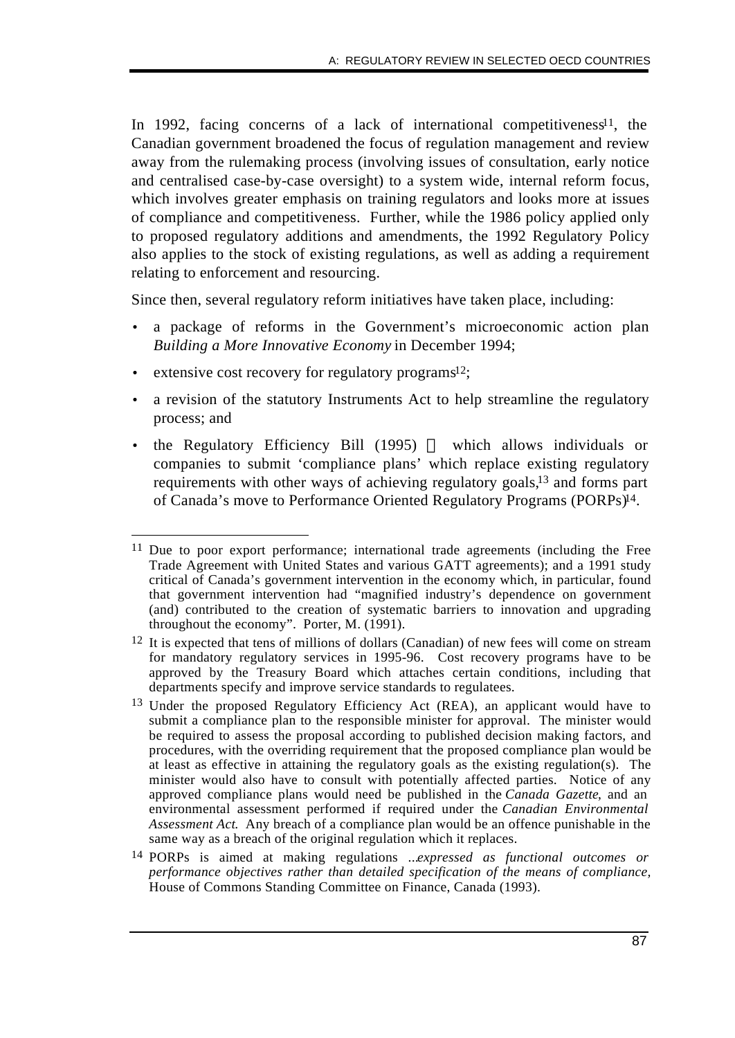In 1992, facing concerns of a lack of international competitiveness[11], the Canadian government broadened the focus of regulation management and review away from the rulemaking process (involving issues of consultation, early notice and centralised case-by-case oversight) to a system wide, internal reform focus, which involves greater emphasis on training regulators and looks more at issues of compliance and competitiveness. Further, while the 1986 policy applied only to proposed regulatory additions and amendments, the 1992 Regulatory Policy also applies to the stock of existing regulations, as well as adding a requirement relating to enforcement and resourcing.

Since then, several regulatory reform initiatives have taken place, including:

- a package of reforms in the Government's microeconomic action plan *Building a More Innovative Economy* in December 1994;
- extensive cost recovery for regulatory programs[12];
- a revision of the statutory Instruments Act to help streamline the regulatory process; and
- the Regulatory Efficiency Bill (1995) — which allows individuals or companies to submit 'compliance plans' which replace existing regulatory requirements with other ways of achieving regulatory goals,[13] and forms part of Canada's move to Performance Oriented Regulatory Programs (PORPs)[14].

---

[11] Due to poor export performance; international trade agreements (including the Free Trade Agreement with United States and various GATT agreements); and a 1991 study critical of Canada's government intervention in the economy which, in particular, found that government intervention had "magnified industry's dependence on government (and) contributed to the creation of systematic barriers to innovation and upgrading throughout the economy". Porter, M. (1991).

[12] It is expected that tens of millions of dollars (Canadian) of new fees will come on stream for mandatory regulatory services in 1995-96. Cost recovery programs have to be approved by the Treasury Board which attaches certain conditions, including that departments specify and improve service standards to regulatees.

[13] Under the proposed Regulatory Efficiency Act (REA), an applicant would have to submit a compliance plan to the responsible minister for approval. The minister would be required to assess the proposal according to published decision making factors, and procedures, with the overriding requirement that the proposed compliance plan would be at least as effective in attaining the regulatory goals as the existing regulation(s). The minister would also have to consult with potentially affected parties. Notice of any approved compliance plans would need be published in the *Canada Gazette*, and an environmental assessment performed if required under the *Canadian Environmental Assessment Act*. Any breach of a compliance plan would be an offence punishable in the same way as a breach of the original regulation which it replaces.

[14] PORPs is aimed at making regulations ...*expressed as functional outcomes or performance objectives rather than detailed specification of the means of compliance*, House of Commons Standing Committee on Finance, Canada (1993).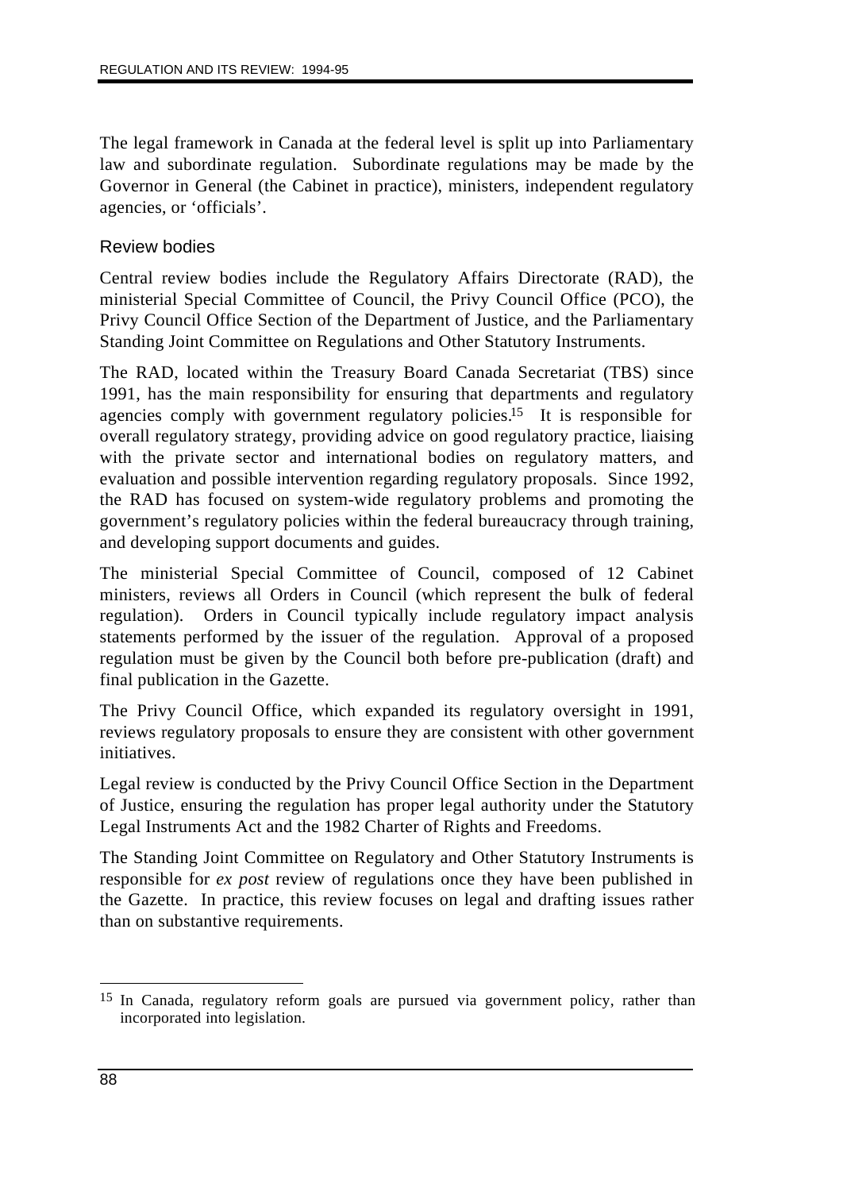The legal framework in Canada at the federal level is split up into Parliamentary law and subordinate regulation. Subordinate regulations may be made by the Governor in General (the Cabinet in practice), ministers, independent regulatory agencies, or 'officials'.

### Review bodies

Central review bodies include the Regulatory Affairs Directorate (RAD), the ministerial Special Committee of Council, the Privy Council Office (PCO), the Privy Council Office Section of the Department of Justice, and the Parliamentary Standing Joint Committee on Regulations and Other Statutory Instruments.

The RAD, located within the Treasury Board Canada Secretariat (TBS) since 1991, has the main responsibility for ensuring that departments and regulatory agencies comply with government regulatory policies.[15] It is responsible for overall regulatory strategy, providing advice on good regulatory practice, liaising with the private sector and international bodies on regulatory matters, and evaluation and possible intervention regarding regulatory proposals. Since 1992, the RAD has focused on system-wide regulatory problems and promoting the government's regulatory policies within the federal bureaucracy through training, and developing support documents and guides.

The ministerial Special Committee of Council, composed of 12 Cabinet ministers, reviews all Orders in Council (which represent the bulk of federal regulation). Orders in Council typically include regulatory impact analysis statements performed by the issuer of the regulation. Approval of a proposed regulation must be given by the Council both before pre-publication (draft) and final publication in the Gazette.

The Privy Council Office, which expanded its regulatory oversight in 1991, reviews regulatory proposals to ensure they are consistent with other government initiatives.

Legal review is conducted by the Privy Council Office Section in the Department of Justice, ensuring the regulation has proper legal authority under the Statutory Legal Instruments Act and the 1982 Charter of Rights and Freedoms.

The Standing Joint Committee on Regulatory and Other Statutory Instruments is responsible for *ex post* review of regulations once they have been published in the Gazette. In practice, this review focuses on legal and drafting issues rather than on substantive requirements.

---

[15] In Canada, regulatory reform goals are pursued via government policy, rather than incorporated into legislation.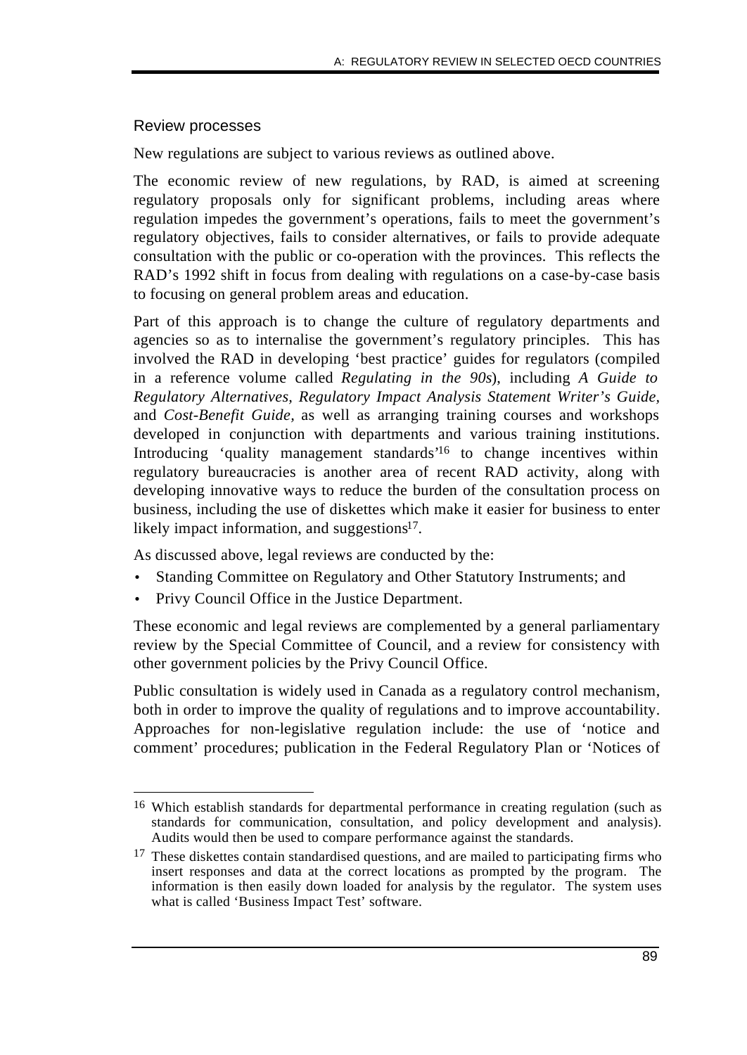### Review processes

New regulations are subject to various reviews as outlined above.

The economic review of new regulations, by RAD, is aimed at screening regulatory proposals only for significant problems, including areas where regulation impedes the government's operations, fails to meet the government's regulatory objectives, fails to consider alternatives, or fails to provide adequate consultation with the public or co-operation with the provinces. This reflects the RAD's 1992 shift in focus from dealing with regulations on a case-by-case basis to focusing on general problem areas and education.

Part of this approach is to change the culture of regulatory departments and agencies so as to internalise the government's regulatory principles. This has involved the RAD in developing 'best practice' guides for regulators (compiled in a reference volume called *Regulating in the 90s*), including *A Guide to Regulatory Alternatives*, *Regulatory Impact Analysis Statement Writer's Guide*, and *Cost-Benefit Guide*, as well as arranging training courses and workshops developed in conjunction with departments and various training institutions. Introducing 'quality management standards'[16] to change incentives within regulatory bureaucracies is another area of recent RAD activity, along with developing innovative ways to reduce the burden of the consultation process on business, including the use of diskettes which make it easier for business to enter likely impact information, and suggestions[17].

As discussed above, legal reviews are conducted by the:

- Standing Committee on Regulatory and Other Statutory Instruments; and
- Privy Council Office in the Justice Department.

These economic and legal reviews are complemented by a general parliamentary review by the Special Committee of Council, and a review for consistency with other government policies by the Privy Council Office.

Public consultation is widely used in Canada as a regulatory control mechanism, both in order to improve the quality of regulations and to improve accountability. Approaches for non-legislative regulation include: the use of 'notice and comment' procedures; publication in the Federal Regulatory Plan or 'Notices of

---

[16] Which establish standards for departmental performance in creating regulation (such as standards for communication, consultation, and policy development and analysis). Audits would then be used to compare performance against the standards.

[17] These diskettes contain standardised questions, and are mailed to participating firms who insert responses and data at the correct locations as prompted by the program. The information is then easily down loaded for analysis by the regulator. The system uses what is called 'Business Impact Test' software.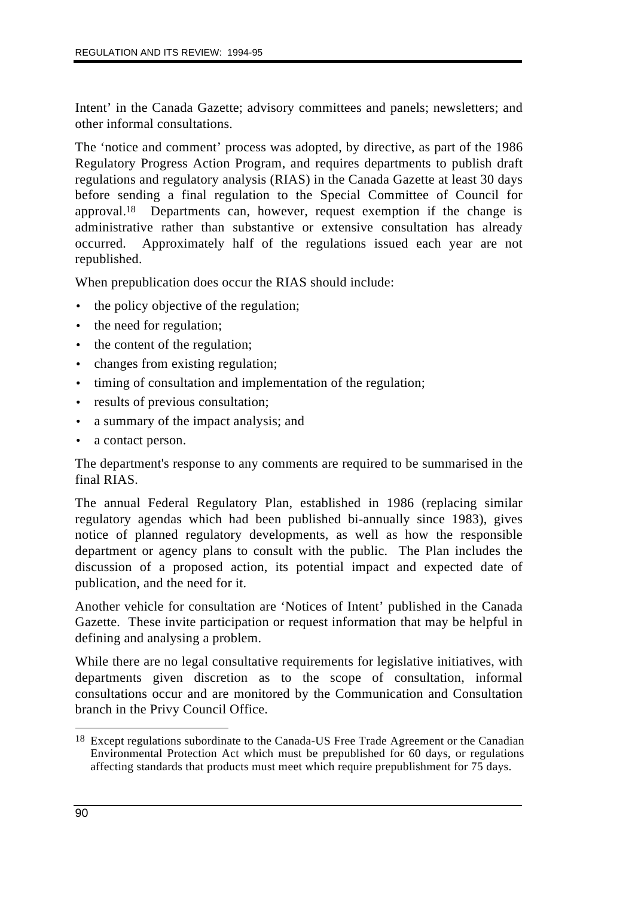Intent' in the Canada Gazette; advisory committees and panels; newsletters; and other informal consultations.

The 'notice and comment' process was adopted, by directive, as part of the 1986 Regulatory Progress Action Program, and requires departments to publish draft regulations and regulatory analysis (RIAS) in the Canada Gazette at least 30 days before sending a final regulation to the Special Committee of Council for approval.[18] Departments can, however, request exemption if the change is administrative rather than substantive or extensive consultation has already occurred. Approximately half of the regulations issued each year are not republished.

When prepublication does occur the RIAS should include:

- the policy objective of the regulation;
- the need for regulation;
- the content of the regulation;
- changes from existing regulation;
- timing of consultation and implementation of the regulation;
- results of previous consultation;
- a summary of the impact analysis; and
- a contact person.

The department's response to any comments are required to be summarised in the final RIAS.

The annual Federal Regulatory Plan, established in 1986 (replacing similar regulatory agendas which had been published bi-annually since 1983), gives notice of planned regulatory developments, as well as how the responsible department or agency plans to consult with the public. The Plan includes the discussion of a proposed action, its potential impact and expected date of publication, and the need for it.

Another vehicle for consultation are 'Notices of Intent' published in the Canada Gazette. These invite participation or request information that may be helpful in defining and analysing a problem.

While there are no legal consultative requirements for legislative initiatives, with departments given discretion as to the scope of consultation, informal consultations occur and are monitored by the Communication and Consultation branch in the Privy Council Office.

---

[18] Except regulations subordinate to the Canada-US Free Trade Agreement or the Canadian Environmental Protection Act which must be prepublished for 60 days, or regulations affecting standards that products must meet which require prepublishment for 75 days.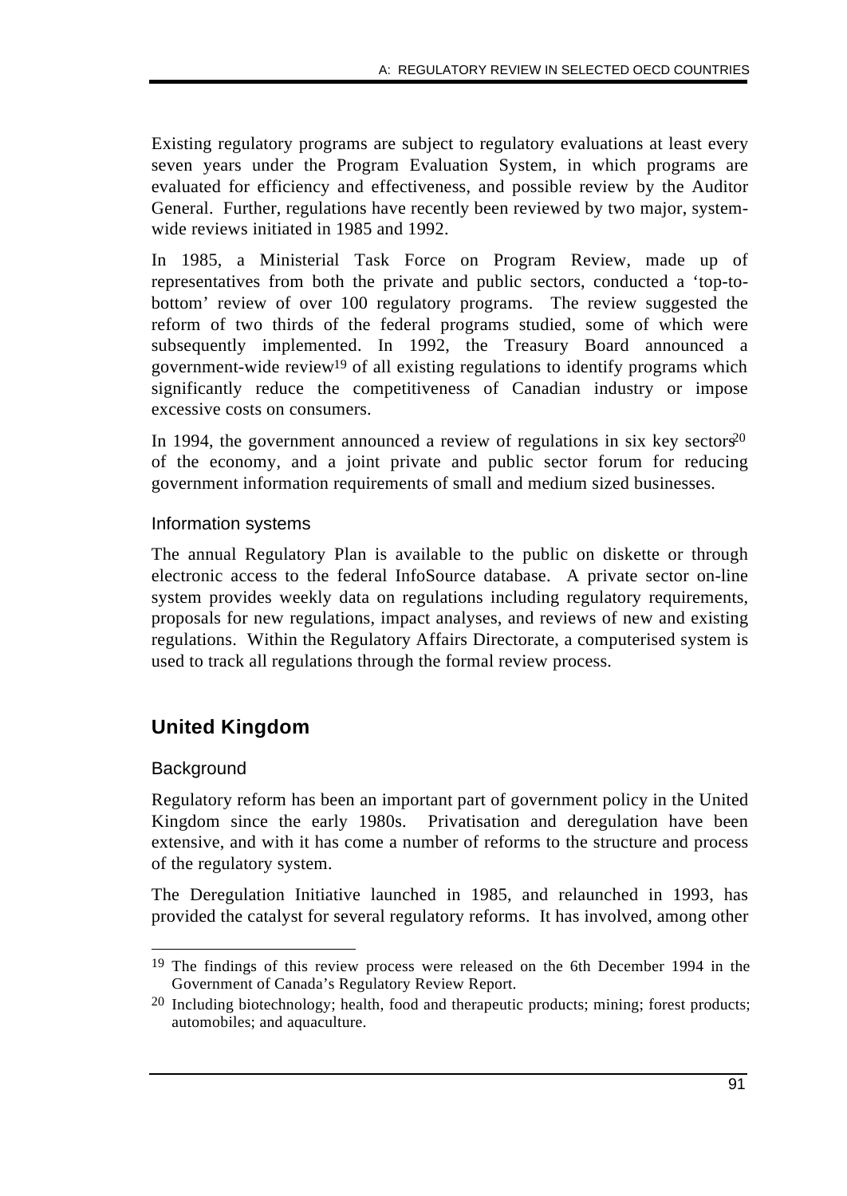Existing regulatory programs are subject to regulatory evaluations at least every seven years under the Program Evaluation System, in which programs are evaluated for efficiency and effectiveness, and possible review by the Auditor General. Further, regulations have recently been reviewed by two major, system-wide reviews initiated in 1985 and 1992.

In 1985, a Ministerial Task Force on Program Review, made up of representatives from both the private and public sectors, conducted a 'top-to-bottom' review of over 100 regulatory programs. The review suggested the reform of two thirds of the federal programs studied, some of which were subsequently implemented. In 1992, the Treasury Board announced a government-wide review[19] of all existing regulations to identify programs which significantly reduce the competitiveness of Canadian industry or impose excessive costs on consumers.

In 1994, the government announced a review of regulations in six key sectors[20] of the economy, and a joint private and public sector forum for reducing government information requirements of small and medium sized businesses.

### Information systems

The annual Regulatory Plan is available to the public on diskette or through electronic access to the federal InfoSource database. A private sector on-line system provides weekly data on regulations including regulatory requirements, proposals for new regulations, impact analyses, and reviews of new and existing regulations. Within the Regulatory Affairs Directorate, a computerised system is used to track all regulations through the formal review process.

## United Kingdom

### Background

Regulatory reform has been an important part of government policy in the United Kingdom since the early 1980s. Privatisation and deregulation have been extensive, and with it has come a number of reforms to the structure and process of the regulatory system.

The Deregulation Initiative launched in 1985, and relaunched in 1993, has provided the catalyst for several regulatory reforms. It has involved, among other

---

[19] The findings of this review process were released on the 6th December 1994 in the Government of Canada's Regulatory Review Report.

[20] Including biotechnology; health, food and therapeutic products; mining; forest products; automobiles; and aquaculture.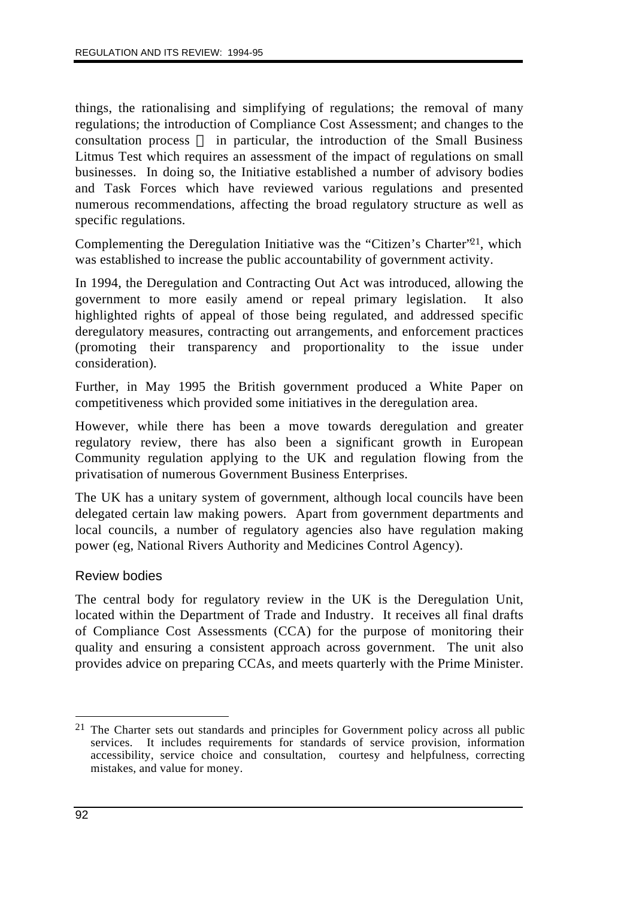things, the rationalising and simplifying of regulations; the removal of many regulations; the introduction of Compliance Cost Assessment; and changes to the consultation process — in particular, the introduction of the Small Business Litmus Test which requires an assessment of the impact of regulations on small businesses. In doing so, the Initiative established a number of advisory bodies and Task Forces which have reviewed various regulations and presented numerous recommendations, affecting the broad regulatory structure as well as specific regulations.

Complementing the Deregulation Initiative was the "Citizen's Charter"[21], which was established to increase the public accountability of government activity.

In 1994, the Deregulation and Contracting Out Act was introduced, allowing the government to more easily amend or repeal primary legislation. It also highlighted rights of appeal of those being regulated, and addressed specific deregulatory measures, contracting out arrangements, and enforcement practices (promoting their transparency and proportionality to the issue under consideration).

Further, in May 1995 the British government produced a White Paper on competitiveness which provided some initiatives in the deregulation area.

However, while there has been a move towards deregulation and greater regulatory review, there has also been a significant growth in European Community regulation applying to the UK and regulation flowing from the privatisation of numerous Government Business Enterprises.

The UK has a unitary system of government, although local councils have been delegated certain law making powers. Apart from government departments and local councils, a number of regulatory agencies also have regulation making power (eg, National Rivers Authority and Medicines Control Agency).

### Review bodies

The central body for regulatory review in the UK is the Deregulation Unit, located within the Department of Trade and Industry. It receives all final drafts of Compliance Cost Assessments (CCA) for the purpose of monitoring their quality and ensuring a consistent approach across government. The unit also provides advice on preparing CCAs, and meets quarterly with the Prime Minister.

---

[21] The Charter sets out standards and principles for Government policy across all public services. It includes requirements for standards of service provision, information accessibility, service choice and consultation, courtesy and helpfulness, correcting mistakes, and value for money.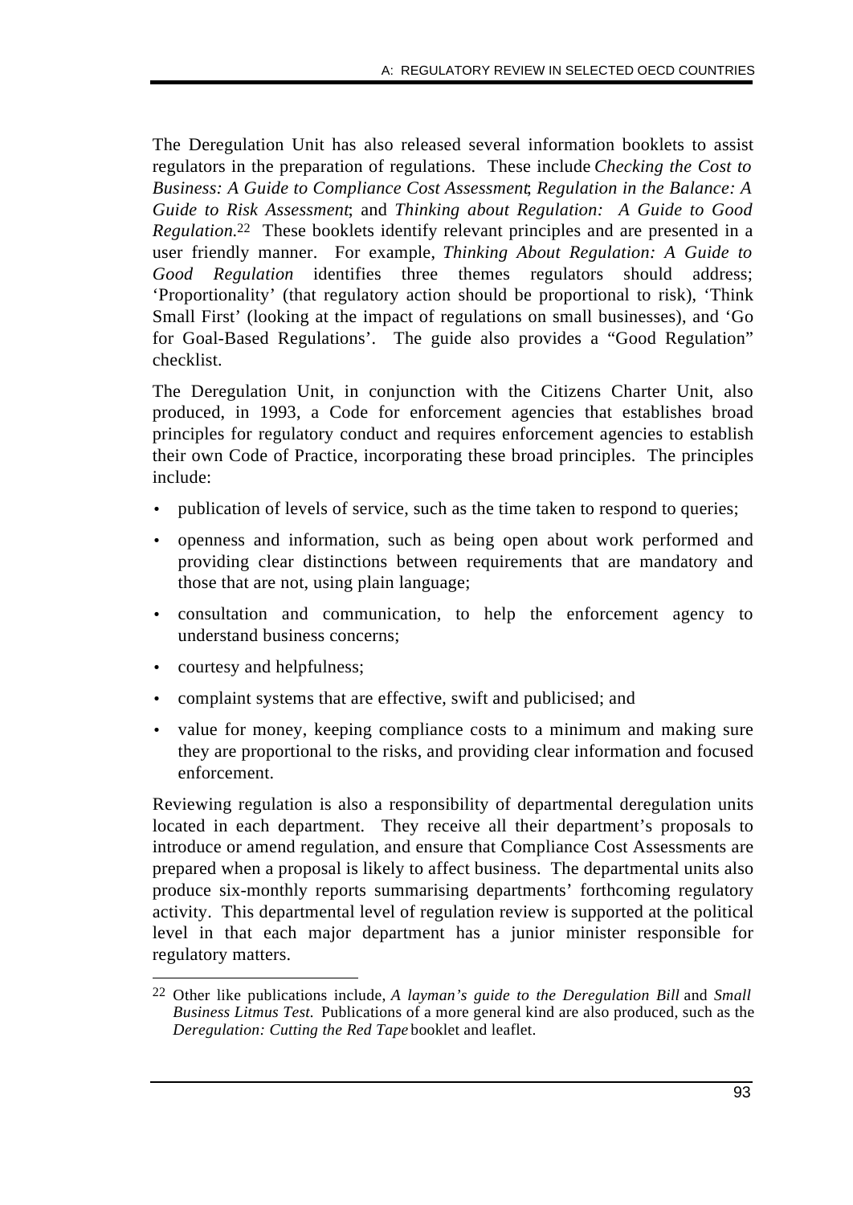The Deregulation Unit has also released several information booklets to assist regulators in the preparation of regulations. These include *Checking the Cost to Business: A Guide to Compliance Cost Assessment*; *Regulation in the Balance: A Guide to Risk Assessment*; and *Thinking about Regulation: A Guide to Good Regulation.*[22] These booklets identify relevant principles and are presented in a user friendly manner. For example, *Thinking About Regulation: A Guide to Good Regulation* identifies three themes regulators should address; 'Proportionality' (that regulatory action should be proportional to risk), 'Think Small First' (looking at the impact of regulations on small businesses), and 'Go for Goal-Based Regulations'. The guide also provides a "Good Regulation" checklist.

The Deregulation Unit, in conjunction with the Citizens Charter Unit, also produced, in 1993, a Code for enforcement agencies that establishes broad principles for regulatory conduct and requires enforcement agencies to establish their own Code of Practice, incorporating these broad principles. The principles include:

- publication of levels of service, such as the time taken to respond to queries;
- openness and information, such as being open about work performed and providing clear distinctions between requirements that are mandatory and those that are not, using plain language;
- consultation and communication, to help the enforcement agency to understand business concerns;
- courtesy and helpfulness;
- complaint systems that are effective, swift and publicised; and
- value for money, keeping compliance costs to a minimum and making sure they are proportional to the risks, and providing clear information and focused enforcement.

Reviewing regulation is also a responsibility of departmental deregulation units located in each department. They receive all their department's proposals to introduce or amend regulation, and ensure that Compliance Cost Assessments are prepared when a proposal is likely to affect business. The departmental units also produce six-monthly reports summarising departments' forthcoming regulatory activity. This departmental level of regulation review is supported at the political level in that each major department has a junior minister responsible for regulatory matters.

---

[22] Other like publications include, *A layman's guide to the Deregulation Bill* and *Small Business Litmus Test.* Publications of a more general kind are also produced, such as the *Deregulation: Cutting the Red Tape* booklet and leaflet.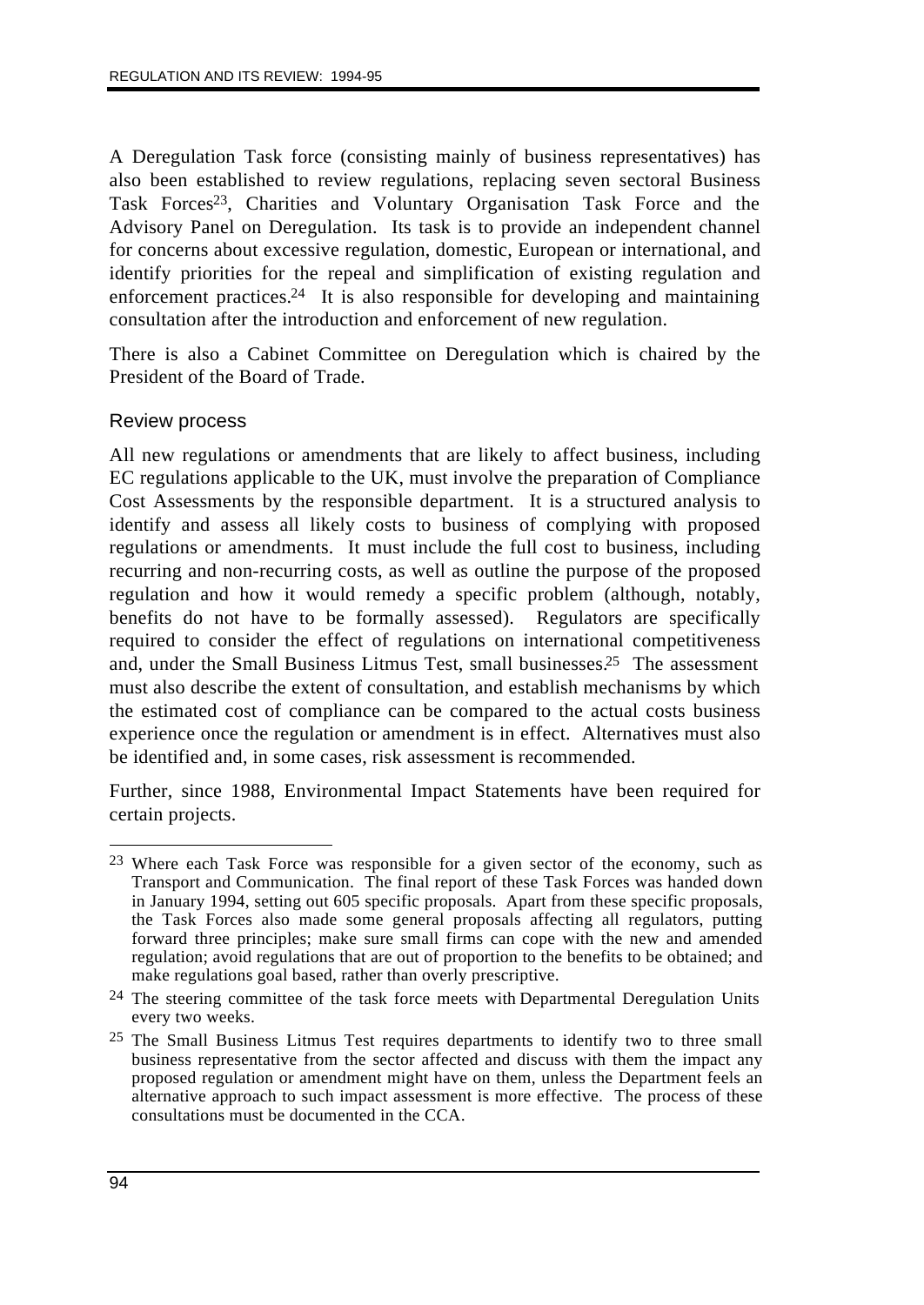A Deregulation Task force (consisting mainly of business representatives) has also been established to review regulations, replacing seven sectoral Business Task Forces[23], Charities and Voluntary Organisation Task Force and the Advisory Panel on Deregulation. Its task is to provide an independent channel for concerns about excessive regulation, domestic, European or international, and identify priorities for the repeal and simplification of existing regulation and enforcement practices.[24] It is also responsible for developing and maintaining consultation after the introduction and enforcement of new regulation.

There is also a Cabinet Committee on Deregulation which is chaired by the President of the Board of Trade.

### Review process

All new regulations or amendments that are likely to affect business, including EC regulations applicable to the UK, must involve the preparation of Compliance Cost Assessments by the responsible department. It is a structured analysis to identify and assess all likely costs to business of complying with proposed regulations or amendments. It must include the full cost to business, including recurring and non-recurring costs, as well as outline the purpose of the proposed regulation and how it would remedy a specific problem (although, notably, benefits do not have to be formally assessed). Regulators are specifically required to consider the effect of regulations on international competitiveness and, under the Small Business Litmus Test, small businesses.[25] The assessment must also describe the extent of consultation, and establish mechanisms by which the estimated cost of compliance can be compared to the actual costs business experience once the regulation or amendment is in effect. Alternatives must also be identified and, in some cases, risk assessment is recommended.

Further, since 1988, Environmental Impact Statements have been required for certain projects.

---

[23] Where each Task Force was responsible for a given sector of the economy, such as Transport and Communication. The final report of these Task Forces was handed down in January 1994, setting out 605 specific proposals. Apart from these specific proposals, the Task Forces also made some general proposals affecting all regulators, putting forward three principles; make sure small firms can cope with the new and amended regulation; avoid regulations that are out of proportion to the benefits to be obtained; and make regulations goal based, rather than overly prescriptive.

[24] The steering committee of the task force meets with Departmental Deregulation Units every two weeks.

[25] The Small Business Litmus Test requires departments to identify two to three small business representative from the sector affected and discuss with them the impact any proposed regulation or amendment might have on them, unless the Department feels an alternative approach to such impact assessment is more effective. The process of these consultations must be documented in the CCA.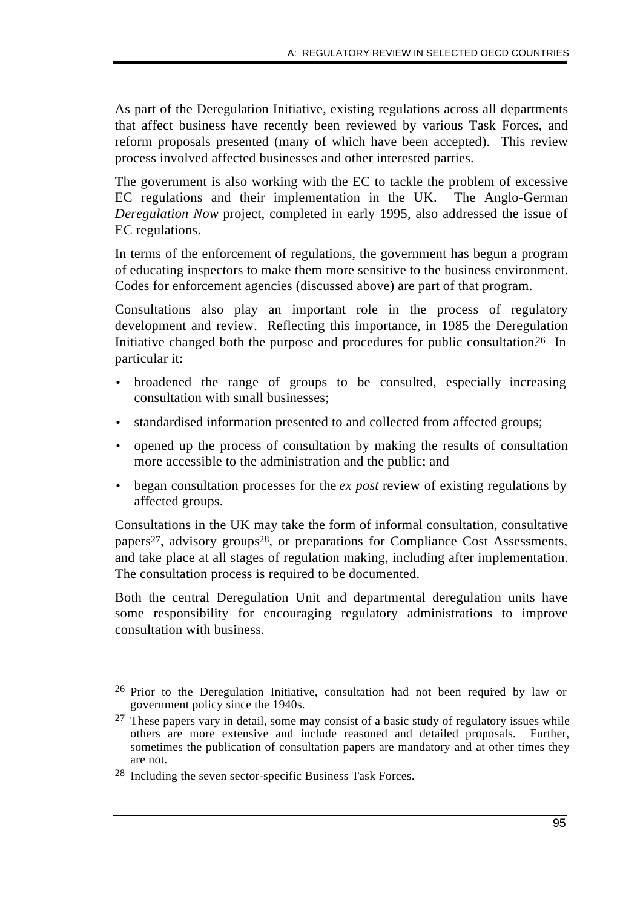As part of the Deregulation Initiative, existing regulations across all departments that affect business have recently been reviewed by various Task Forces, and reform proposals presented (many of which have been accepted). This review process involved affected businesses and other interested parties.

The government is also working with the EC to tackle the problem of excessive EC regulations and their implementation in the UK. The Anglo-German *Deregulation Now* project, completed in early 1995, also addressed the issue of EC regulations.

In terms of the enforcement of regulations, the government has begun a program of educating inspectors to make them more sensitive to the business environment. Codes for enforcement agencies (discussed above) are part of that program.

Consultations also play an important role in the process of regulatory development and review. Reflecting this importance, in 1985 the Deregulation Initiative changed both the purpose and procedures for public consultation.[26] In particular it:

- broadened the range of groups to be consulted, especially increasing consultation with small businesses;
- standardised information presented to and collected from affected groups;
- opened up the process of consultation by making the results of consultation more accessible to the administration and the public; and
- began consultation processes for the *ex post* review of existing regulations by affected groups.

Consultations in the UK may take the form of informal consultation, consultative papers[27], advisory groups[28], or preparations for Compliance Cost Assessments, and take place at all stages of regulation making, including after implementation. The consultation process is required to be documented.

Both the central Deregulation Unit and departmental deregulation units have some responsibility for encouraging regulatory administrations to improve consultation with business.

---

[26] Prior to the Deregulation Initiative, consultation had not been required by law or government policy since the 1940s.

[27] These papers vary in detail, some may consist of a basic study of regulatory issues while others are more extensive and include reasoned and detailed proposals. Further, sometimes the publication of consultation papers are mandatory and at other times they are not.

[28] Including the seven sector-specific Business Task Forces.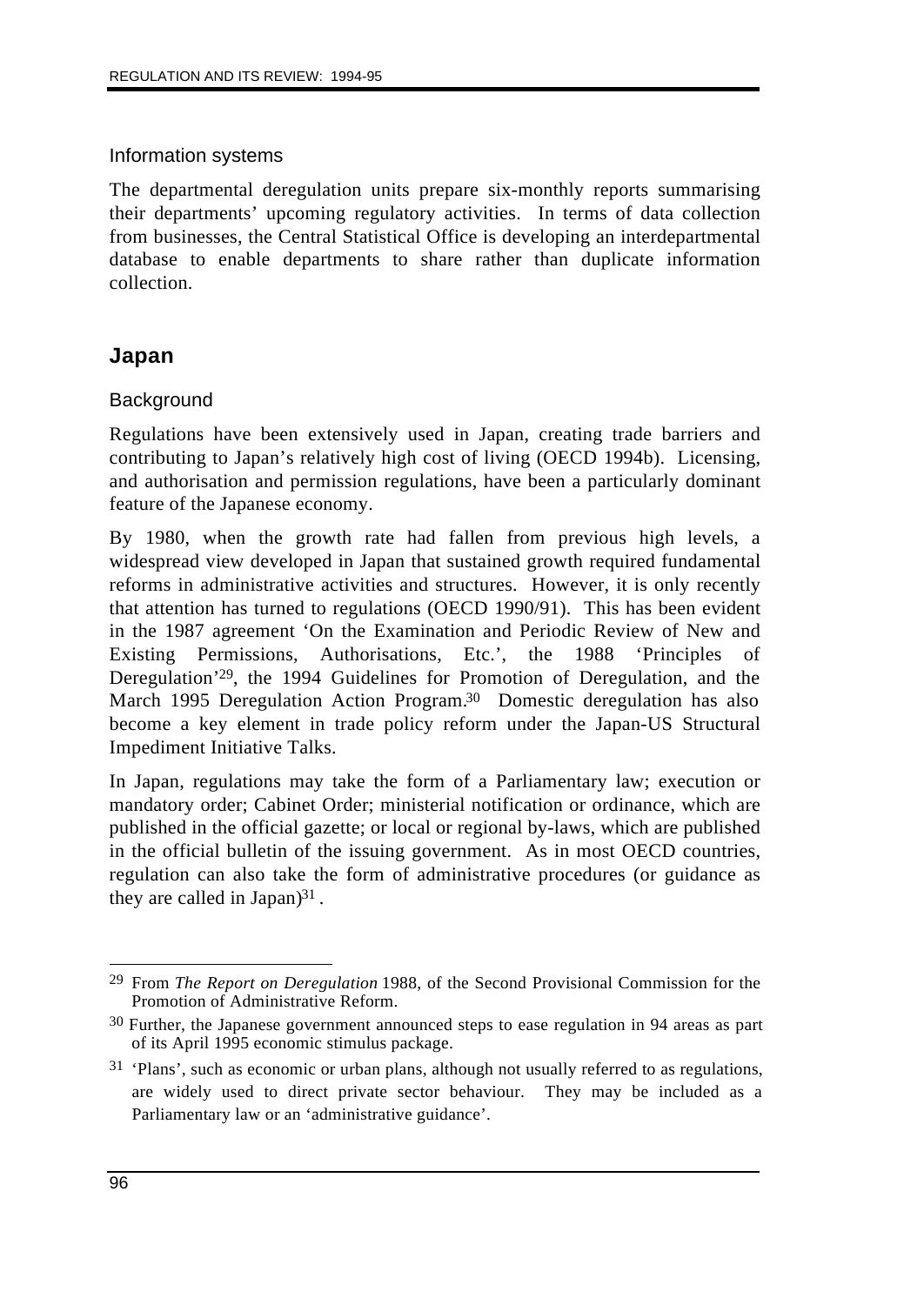### Information systems

The departmental deregulation units prepare six-monthly reports summarising their departments' upcoming regulatory activities. In terms of data collection from businesses, the Central Statistical Office is developing an interdepartmental database to enable departments to share rather than duplicate information collection.

## Japan

### Background

Regulations have been extensively used in Japan, creating trade barriers and contributing to Japan's relatively high cost of living (OECD 1994b). Licensing, and authorisation and permission regulations, have been a particularly dominant feature of the Japanese economy.

By 1980, when the growth rate had fallen from previous high levels, a widespread view developed in Japan that sustained growth required fundamental reforms in administrative activities and structures. However, it is only recently that attention has turned to regulations (OECD 1990/91). This has been evident in the 1987 agreement 'On the Examination and Periodic Review of New and Existing Permissions, Authorisations, Etc.', the 1988 'Principles of Deregulation'[29], the 1994 Guidelines for Promotion of Deregulation, and the March 1995 Deregulation Action Program.[30] Domestic deregulation has also become a key element in trade policy reform under the Japan-US Structural Impediment Initiative Talks.

In Japan, regulations may take the form of a Parliamentary law; execution or mandatory order; Cabinet Order; ministerial notification or ordinance, which are published in the official gazette; or local or regional by-laws, which are published in the official bulletin of the issuing government. As in most OECD countries, regulation can also take the form of administrative procedures (or guidance as they are called in Japan)[31].

---

[29] From *The Report on Deregulation* 1988, of the Second Provisional Commission for the Promotion of Administrative Reform.

[30] Further, the Japanese government announced steps to ease regulation in 94 areas as part of its April 1995 economic stimulus package.

[31] 'Plans', such as economic or urban plans, although not usually referred to as regulations, are widely used to direct private sector behaviour. They may be included as a Parliamentary law or an 'administrative guidance'.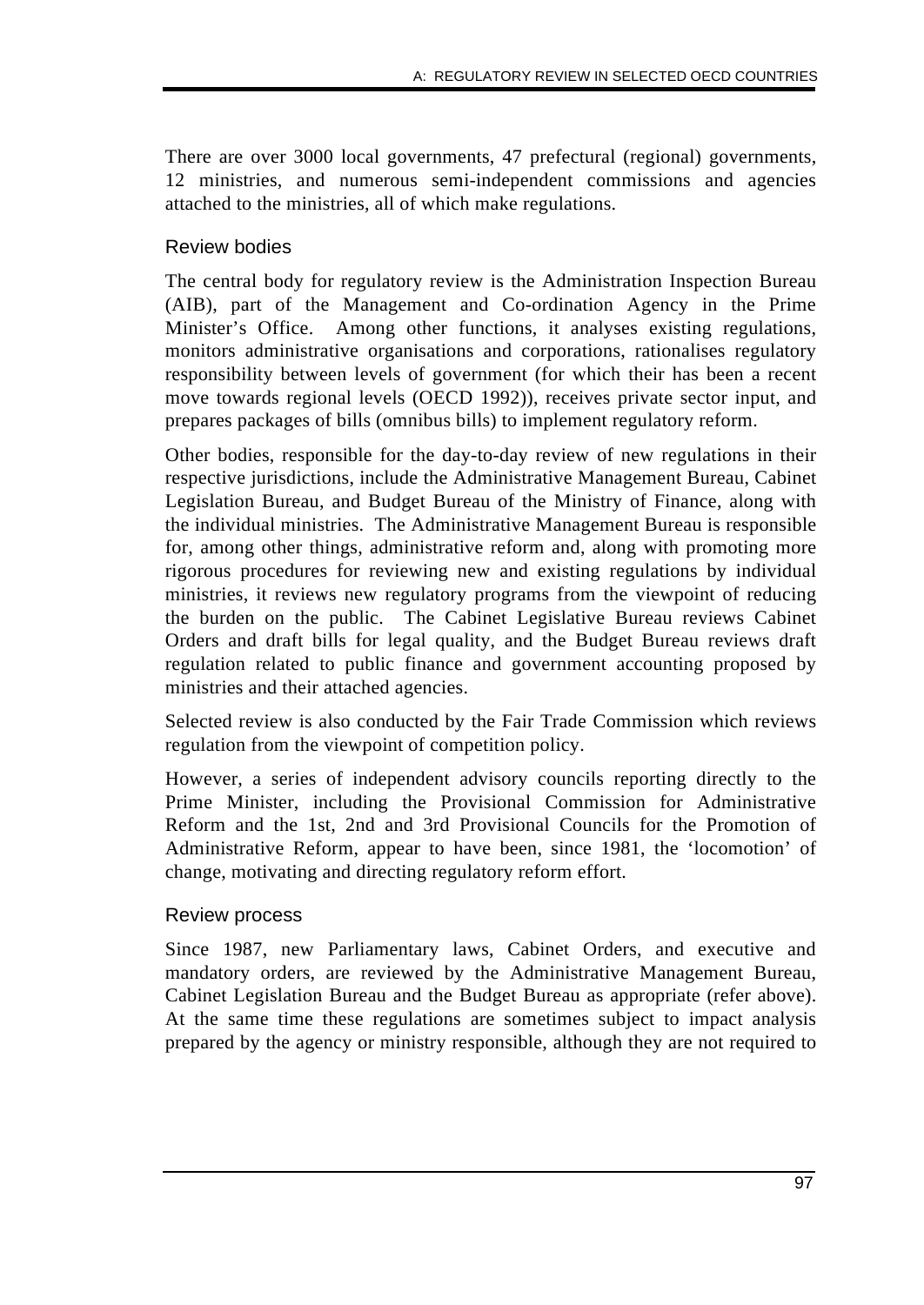There are over 3000 local governments, 47 prefectural (regional) governments, 12 ministries, and numerous semi-independent commissions and agencies attached to the ministries, all of which make regulations.

### Review bodies

The central body for regulatory review is the Administration Inspection Bureau (AIB), part of the Management and Co-ordination Agency in the Prime Minister's Office. Among other functions, it analyses existing regulations, monitors administrative organisations and corporations, rationalises regulatory responsibility between levels of government (for which their has been a recent move towards regional levels (OECD 1992)), receives private sector input, and prepares packages of bills (omnibus bills) to implement regulatory reform.

Other bodies, responsible for the day-to-day review of new regulations in their respective jurisdictions, include the Administrative Management Bureau, Cabinet Legislation Bureau, and Budget Bureau of the Ministry of Finance, along with the individual ministries. The Administrative Management Bureau is responsible for, among other things, administrative reform and, along with promoting more rigorous procedures for reviewing new and existing regulations by individual ministries, it reviews new regulatory programs from the viewpoint of reducing the burden on the public. The Cabinet Legislative Bureau reviews Cabinet Orders and draft bills for legal quality, and the Budget Bureau reviews draft regulation related to public finance and government accounting proposed by ministries and their attached agencies.

Selected review is also conducted by the Fair Trade Commission which reviews regulation from the viewpoint of competition policy.

However, a series of independent advisory councils reporting directly to the Prime Minister, including the Provisional Commission for Administrative Reform and the 1st, 2nd and 3rd Provisional Councils for the Promotion of Administrative Reform, appear to have been, since 1981, the 'locomotion' of change, motivating and directing regulatory reform effort.

### Review process

Since 1987, new Parliamentary laws, Cabinet Orders, and executive and mandatory orders, are reviewed by the Administrative Management Bureau, Cabinet Legislation Bureau and the Budget Bureau as appropriate (refer above). At the same time these regulations are sometimes subject to impact analysis prepared by the agency or ministry responsible, although they are not required to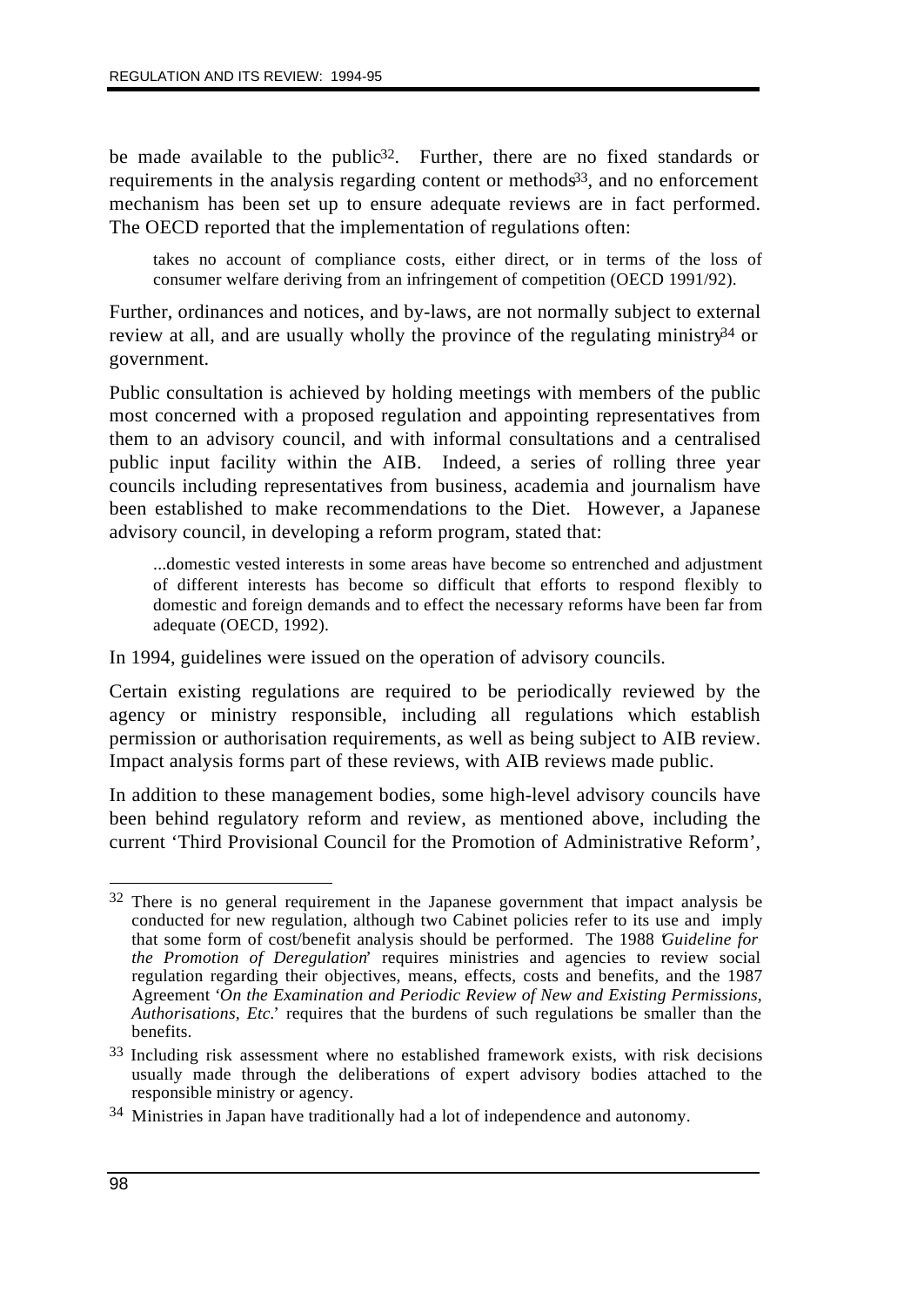be made available to the public[32]. Further, there are no fixed standards or requirements in the analysis regarding content or methods[33], and no enforcement mechanism has been set up to ensure adequate reviews are in fact performed. The OECD reported that the implementation of regulations often:

> takes no account of compliance costs, either direct, or in terms of the loss of consumer welfare deriving from an infringement of competition (OECD 1991/92).

Further, ordinances and notices, and by-laws, are not normally subject to external review at all, and are usually wholly the province of the regulating ministry[34] or government.

Public consultation is achieved by holding meetings with members of the public most concerned with a proposed regulation and appointing representatives from them to an advisory council, and with informal consultations and a centralised public input facility within the AIB. Indeed, a series of rolling three year councils including representatives from business, academia and journalism have been established to make recommendations to the Diet. However, a Japanese advisory council, in developing a reform program, stated that:

> ...domestic vested interests in some areas have become so entrenched and adjustment of different interests has become so difficult that efforts to respond flexibly to domestic and foreign demands and to effect the necessary reforms have been far from adequate (OECD, 1992).

In 1994, guidelines were issued on the operation of advisory councils.

Certain existing regulations are required to be periodically reviewed by the agency or ministry responsible, including all regulations which establish permission or authorisation requirements, as well as being subject to AIB review. Impact analysis forms part of these reviews, with AIB reviews made public.

In addition to these management bodies, some high-level advisory councils have been behind regulatory reform and review, as mentioned above, including the current 'Third Provisional Council for the Promotion of Administrative Reform',

---

[32] There is no general requirement in the Japanese government that impact analysis be conducted for new regulation, although two Cabinet policies refer to its use and imply that some form of cost/benefit analysis should be performed. The 1988 '*Guideline for the Promotion of Deregulation*' requires ministries and agencies to review social regulation regarding their objectives, means, effects, costs and benefits, and the 1987 Agreement '*On the Examination and Periodic Review of New and Existing Permissions, Authorisations, Etc.*' requires that the burdens of such regulations be smaller than the benefits.

[33] Including risk assessment where no established framework exists, with risk decisions usually made through the deliberations of expert advisory bodies attached to the responsible ministry or agency.

[34] Ministries in Japan have traditionally had a lot of independence and autonomy.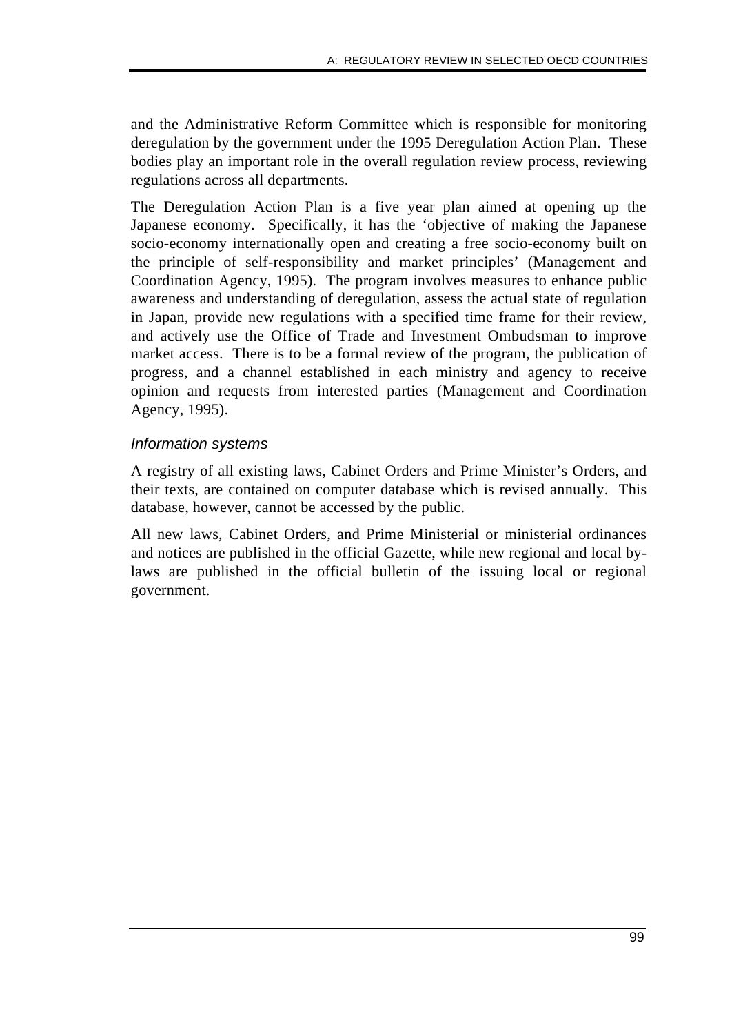and the Administrative Reform Committee which is responsible for monitoring deregulation by the government under the 1995 Deregulation Action Plan. These bodies play an important role in the overall regulation review process, reviewing regulations across all departments.

The Deregulation Action Plan is a five year plan aimed at opening up the Japanese economy. Specifically, it has the 'objective of making the Japanese socio-economy internationally open and creating a free socio-economy built on the principle of self-responsibility and market principles' (Management and Coordination Agency, 1995). The program involves measures to enhance public awareness and understanding of deregulation, assess the actual state of regulation in Japan, provide new regulations with a specified time frame for their review, and actively use the Office of Trade and Investment Ombudsman to improve market access. There is to be a formal review of the program, the publication of progress, and a channel established in each ministry and agency to receive opinion and requests from interested parties (Management and Coordination Agency, 1995).

#### *Information systems*

A registry of all existing laws, Cabinet Orders and Prime Minister's Orders, and their texts, are contained on computer database which is revised annually. This database, however, cannot be accessed by the public.

All new laws, Cabinet Orders, and Prime Ministerial or ministerial ordinances and notices are published in the official Gazette, while new regional and local by-laws are published in the official bulletin of the issuing local or regional government.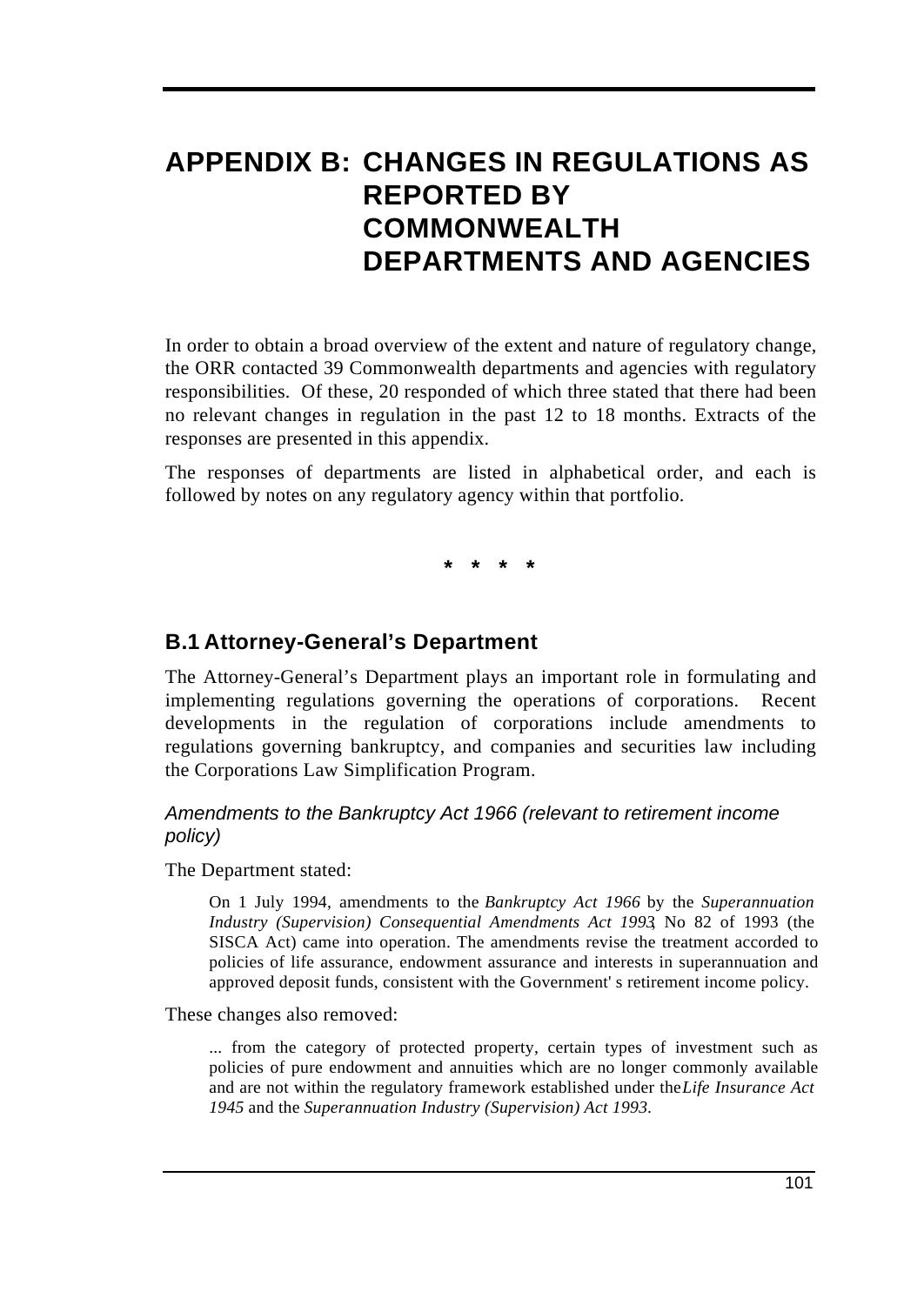# APPENDIX B: CHANGES IN REGULATIONS AS REPORTED BY COMMONWEALTH DEPARTMENTS AND AGENCIES

In order to obtain a broad overview of the extent and nature of regulatory change, the ORR contacted 39 Commonwealth departments and agencies with regulatory responsibilities. Of these, 20 responded of which three stated that there had been no relevant changes in regulation in the past 12 to 18 months. Extracts of the responses are presented in this appendix.

The responses of departments are listed in alphabetical order, and each is followed by notes on any regulatory agency within that portfolio.

\*   \*   \*   \*

## B.1 Attorney-General's Department

The Attorney-General's Department plays an important role in formulating and implementing regulations governing the operations of corporations. Recent developments in the regulation of corporations include amendments to regulations governing bankruptcy, and companies and securities law including the Corporations Law Simplification Program.

### *Amendments to the Bankruptcy Act 1966 (relevant to retirement income policy)*

The Department stated:

> On 1 July 1994, amendments to the *Bankruptcy Act 1966* by the *Superannuation Industry (Supervision) Consequential Amendments Act 1993*, No 82 of 1993 (the SISCA Act) came into operation. The amendments revise the treatment accorded to policies of life assurance, endowment assurance and interests in superannuation and approved deposit funds, consistent with the Government's retirement income policy.

These changes also removed:

> ... from the category of protected property, certain types of investment such as policies of pure endowment and annuities which are no longer commonly available and are not within the regulatory framework established under the *Life Insurance Act 1945* and the *Superannuation Industry (Supervision) Act 1993*.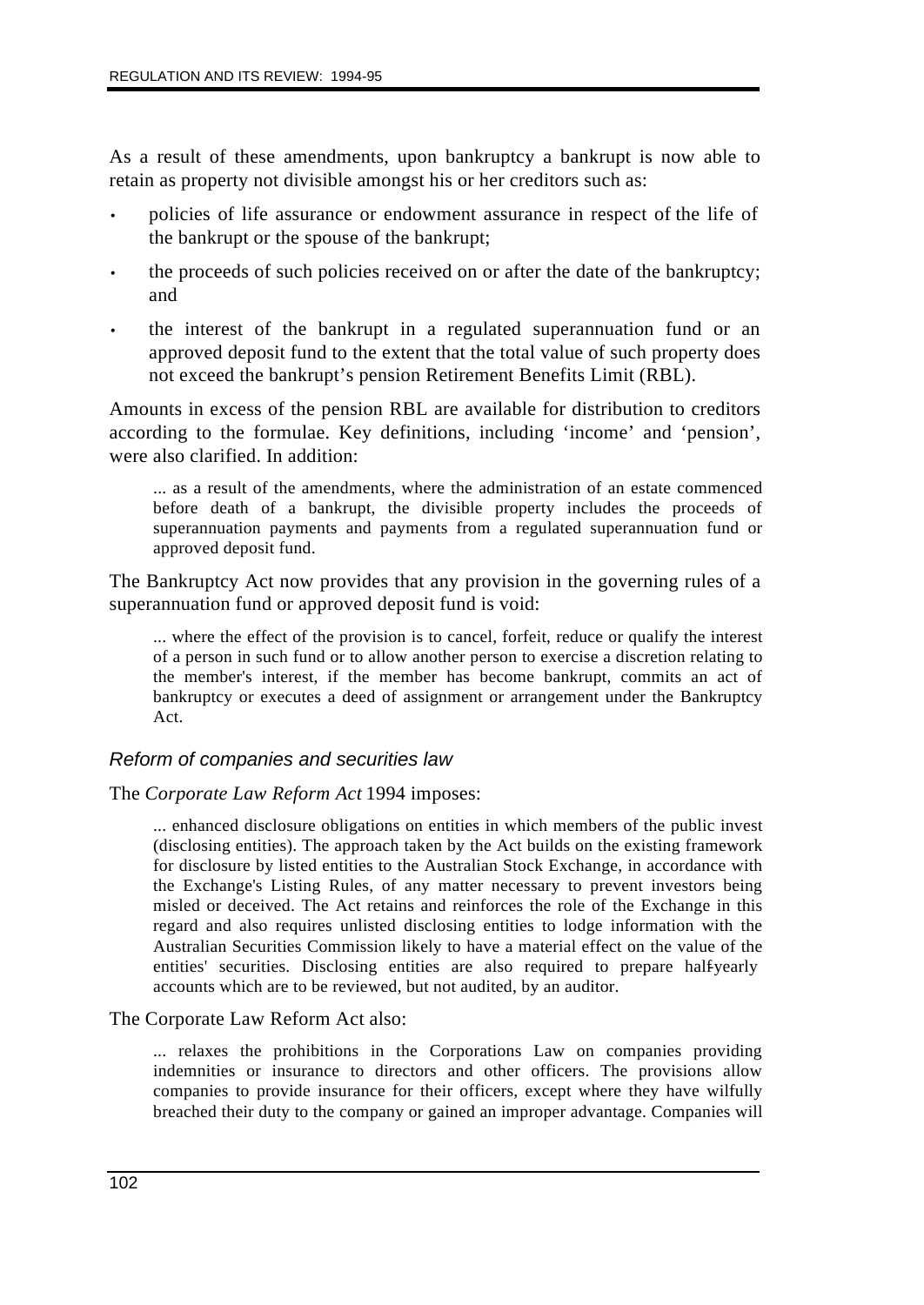As a result of these amendments, upon bankruptcy a bankrupt is now able to retain as property not divisible amongst his or her creditors such as:

- policies of life assurance or endowment assurance in respect of the life of the bankrupt or the spouse of the bankrupt;
- the proceeds of such policies received on or after the date of the bankruptcy; and
- the interest of the bankrupt in a regulated superannuation fund or an approved deposit fund to the extent that the total value of such property does not exceed the bankrupt's pension Retirement Benefits Limit (RBL).

Amounts in excess of the pension RBL are available for distribution to creditors according to the formulae. Key definitions, including 'income' and 'pension', were also clarified. In addition:

> ... as a result of the amendments, where the administration of an estate commenced before death of a bankrupt, the divisible property includes the proceeds of superannuation payments and payments from a regulated superannuation fund or approved deposit fund.

The Bankruptcy Act now provides that any provision in the governing rules of a superannuation fund or approved deposit fund is void:

> ... where the effect of the provision is to cancel, forfeit, reduce or qualify the interest of a person in such fund or to allow another person to exercise a discretion relating to the member's interest, if the member has become bankrupt, commits an act of bankruptcy or executes a deed of assignment or arrangement under the Bankruptcy Act.

### *Reform of companies and securities law*

The *Corporate Law Reform Act* 1994 imposes:

> ... enhanced disclosure obligations on entities in which members of the public invest (disclosing entities). The approach taken by the Act builds on the existing framework for disclosure by listed entities to the Australian Stock Exchange, in accordance with the Exchange's Listing Rules, of any matter necessary to prevent investors being misled or deceived. The Act retains and reinforces the role of the Exchange in this regard and also requires unlisted disclosing entities to lodge information with the Australian Securities Commission likely to have a material effect on the value of the entities' securities. Disclosing entities are also required to prepare half-yearly accounts which are to be reviewed, but not audited, by an auditor.

The Corporate Law Reform Act also:

> ... relaxes the prohibitions in the Corporations Law on companies providing indemnities or insurance to directors and other officers. The provisions allow companies to provide insurance for their officers, except where they have wilfully breached their duty to the company or gained an improper advantage. Companies will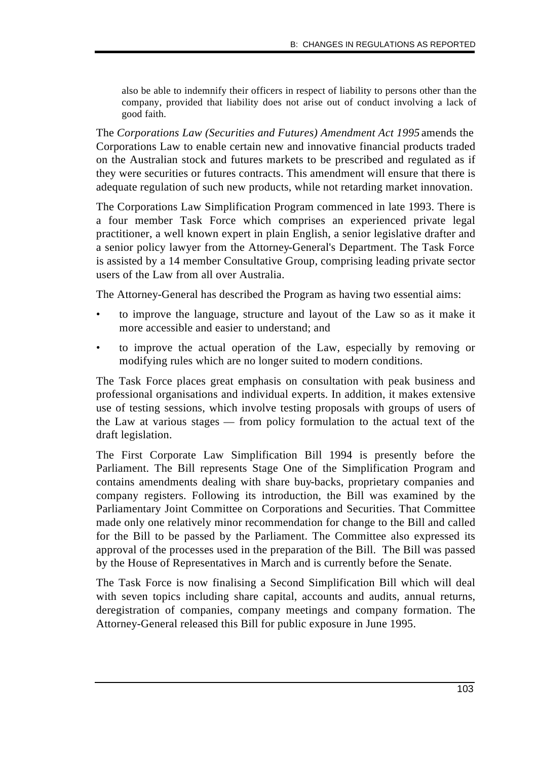also be able to indemnify their officers in respect of liability to persons other than the company, provided that liability does not arise out of conduct involving a lack of good faith.

The *Corporations Law (Securities and Futures) Amendment Act 1995* amends the Corporations Law to enable certain new and innovative financial products traded on the Australian stock and futures markets to be prescribed and regulated as if they were securities or futures contracts. This amendment will ensure that there is adequate regulation of such new products, while not retarding market innovation.

The Corporations Law Simplification Program commenced in late 1993. There is a four member Task Force which comprises an experienced private legal practitioner, a well known expert in plain English, a senior legislative drafter and a senior policy lawyer from the Attorney-General's Department. The Task Force is assisted by a 14 member Consultative Group, comprising leading private sector users of the Law from all over Australia.

The Attorney-General has described the Program as having two essential aims:

- to improve the language, structure and layout of the Law so as it make it more accessible and easier to understand; and
- to improve the actual operation of the Law, especially by removing or modifying rules which are no longer suited to modern conditions.

The Task Force places great emphasis on consultation with peak business and professional organisations and individual experts. In addition, it makes extensive use of testing sessions, which involve testing proposals with groups of users of the Law at various stages — from policy formulation to the actual text of the draft legislation.

The First Corporate Law Simplification Bill 1994 is presently before the Parliament. The Bill represents Stage One of the Simplification Program and contains amendments dealing with share buy-backs, proprietary companies and company registers. Following its introduction, the Bill was examined by the Parliamentary Joint Committee on Corporations and Securities. That Committee made only one relatively minor recommendation for change to the Bill and called for the Bill to be passed by the Parliament. The Committee also expressed its approval of the processes used in the preparation of the Bill. The Bill was passed by the House of Representatives in March and is currently before the Senate.

The Task Force is now finalising a Second Simplification Bill which will deal with seven topics including share capital, accounts and audits, annual returns, deregistration of companies, company meetings and company formation. The Attorney-General released this Bill for public exposure in June 1995.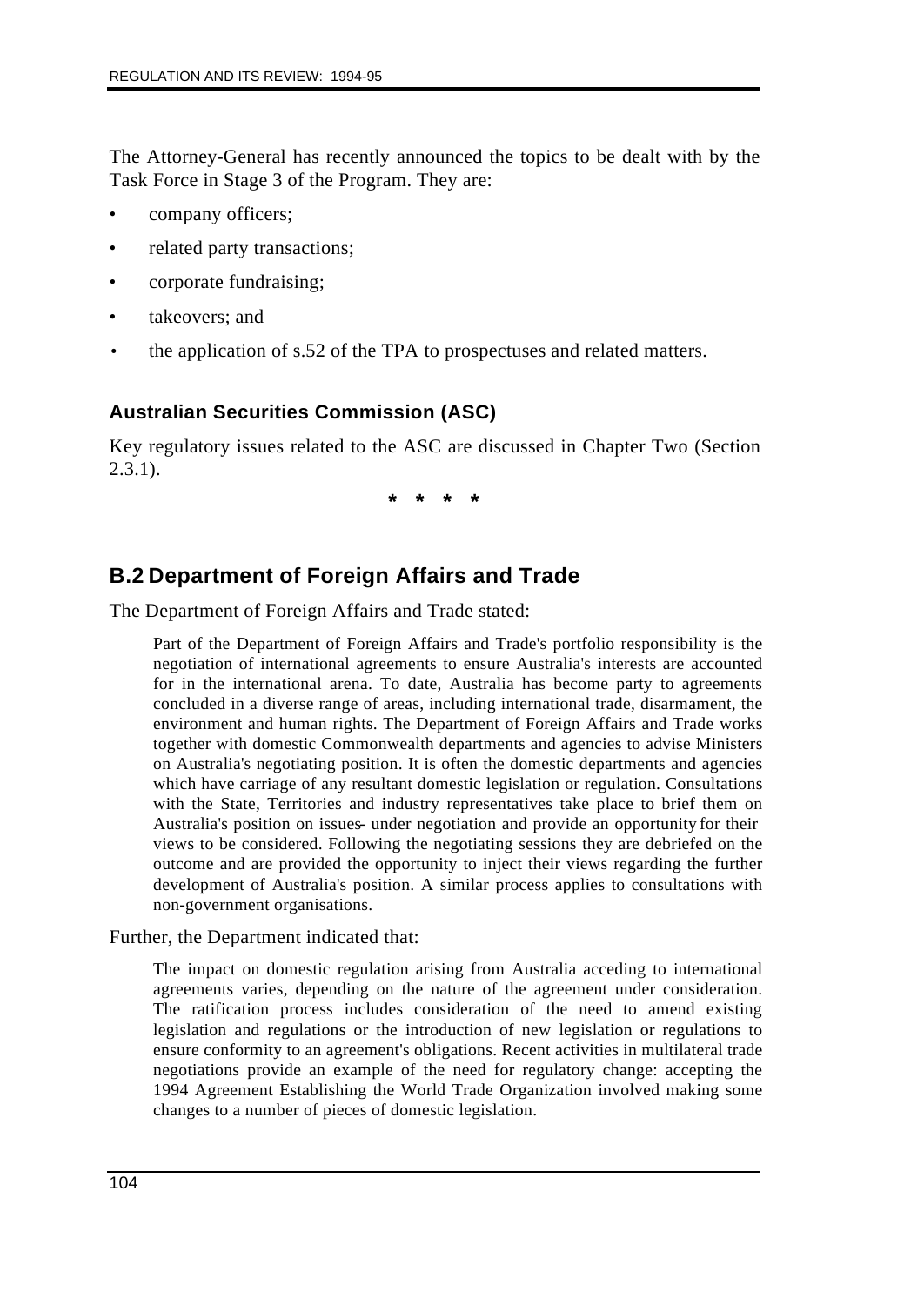The Attorney-General has recently announced the topics to be dealt with by the Task Force in Stage 3 of the Program. They are:

- company officers;
- related party transactions;
- corporate fundraising;
- takeovers; and
- the application of s.52 of the TPA to prospectuses and related matters.

### Australian Securities Commission (ASC)

Key regulatory issues related to the ASC are discussed in Chapter Two (Section 2.3.1).

\* \* \* \*

## B.2 Department of Foreign Affairs and Trade

The Department of Foreign Affairs and Trade stated:

> Part of the Department of Foreign Affairs and Trade's portfolio responsibility is the negotiation of international agreements to ensure Australia's interests are accounted for in the international arena. To date, Australia has become party to agreements concluded in a diverse range of areas, including international trade, disarmament, the environment and human rights. The Department of Foreign Affairs and Trade works together with domestic Commonwealth departments and agencies to advise Ministers on Australia's negotiating position. It is often the domestic departments and agencies which have carriage of any resultant domestic legislation or regulation. Consultations with the State, Territories and industry representatives take place to brief them on Australia's position on issues under negotiation and provide an opportunity for their views to be considered. Following the negotiating sessions they are debriefed on the outcome and are provided the opportunity to inject their views regarding the further development of Australia's position. A similar process applies to consultations with non-government organisations.

Further, the Department indicated that:

> The impact on domestic regulation arising from Australia acceding to international agreements varies, depending on the nature of the agreement under consideration. The ratification process includes consideration of the need to amend existing legislation and regulations or the introduction of new legislation or regulations to ensure conformity to an agreement's obligations. Recent activities in multilateral trade negotiations provide an example of the need for regulatory change: accepting the 1994 Agreement Establishing the World Trade Organization involved making some changes to a number of pieces of domestic legislation.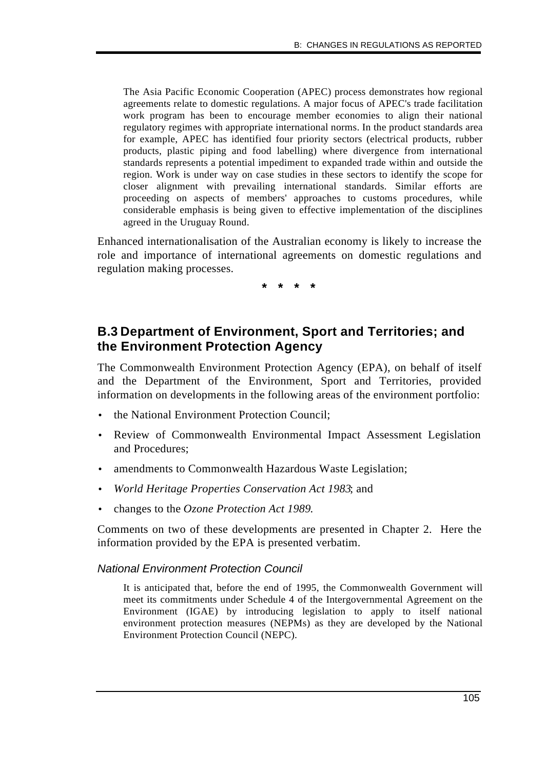The Asia Pacific Economic Cooperation (APEC) process demonstrates how regional agreements relate to domestic regulations. A major focus of APEC's trade facilitation work program has been to encourage member economies to align their national regulatory regimes with appropriate international norms. In the product standards area for example, APEC has identified four priority sectors (electrical products, rubber products, plastic piping and food labelling) where divergence from international standards represents a potential impediment to expanded trade within and outside the region. Work is under way on case studies in these sectors to identify the scope for closer alignment with prevailing international standards. Similar efforts are proceeding on aspects of members' approaches to customs procedures, while considerable emphasis is being given to effective implementation of the disciplines agreed in the Uruguay Round.

Enhanced internationalisation of the Australian economy is likely to increase the role and importance of international agreements on domestic regulations and regulation making processes.

\* \* \* \*

## B.3 Department of Environment, Sport and Territories; and the Environment Protection Agency

The Commonwealth Environment Protection Agency (EPA), on behalf of itself and the Department of the Environment, Sport and Territories, provided information on developments in the following areas of the environment portfolio:

- the National Environment Protection Council;
- Review of Commonwealth Environmental Impact Assessment Legislation and Procedures;
- amendments to Commonwealth Hazardous Waste Legislation;
- *World Heritage Properties Conservation Act 1983*; and
- changes to the *Ozone Protection Act 1989*.

Comments on two of these developments are presented in Chapter 2. Here the information provided by the EPA is presented verbatim.

### *National Environment Protection Council*

It is anticipated that, before the end of 1995, the Commonwealth Government will meet its commitments under Schedule 4 of the Intergovernmental Agreement on the Environment (IGAE) by introducing legislation to apply to itself national environment protection measures (NEPMs) as they are developed by the National Environment Protection Council (NEPC).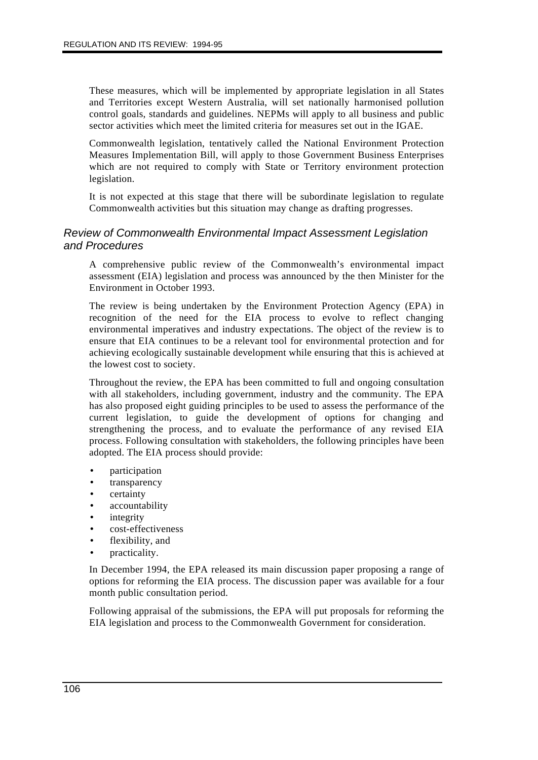These measures, which will be implemented by appropriate legislation in all States and Territories except Western Australia, will set nationally harmonised pollution control goals, standards and guidelines. NEPMs will apply to all business and public sector activities which meet the limited criteria for measures set out in the IGAE.

Commonwealth legislation, tentatively called the National Environment Protection Measures Implementation Bill, will apply to those Government Business Enterprises which are not required to comply with State or Territory environment protection legislation.

It is not expected at this stage that there will be subordinate legislation to regulate Commonwealth activities but this situation may change as drafting progresses.

### *Review of Commonwealth Environmental Impact Assessment Legislation and Procedures*

A comprehensive public review of the Commonwealth's environmental impact assessment (EIA) legislation and process was announced by the then Minister for the Environment in October 1993.

The review is being undertaken by the Environment Protection Agency (EPA) in recognition of the need for the EIA process to evolve to reflect changing environmental imperatives and industry expectations. The object of the review is to ensure that EIA continues to be a relevant tool for environmental protection and for achieving ecologically sustainable development while ensuring that this is achieved at the lowest cost to society.

Throughout the review, the EPA has been committed to full and ongoing consultation with all stakeholders, including government, industry and the community. The EPA has also proposed eight guiding principles to be used to assess the performance of the current legislation, to guide the development of options for changing and strengthening the process, and to evaluate the performance of any revised EIA process. Following consultation with stakeholders, the following principles have been adopted. The EIA process should provide:

- participation
- transparency
- certainty
- accountability
- integrity
- cost-effectiveness
- flexibility, and
- practicality.

In December 1994, the EPA released its main discussion paper proposing a range of options for reforming the EIA process. The discussion paper was available for a four month public consultation period.

Following appraisal of the submissions, the EPA will put proposals for reforming the EIA legislation and process to the Commonwealth Government for consideration.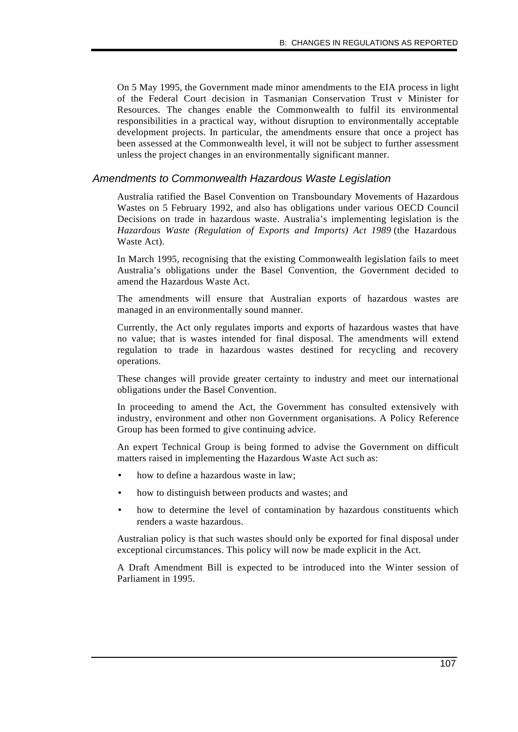On 5 May 1995, the Government made minor amendments to the EIA process in light of the Federal Court decision in Tasmanian Conservation Trust v Minister for Resources. The changes enable the Commonwealth to fulfil its environmental responsibilities in a practical way, without disruption to environmentally acceptable development projects. In particular, the amendments ensure that once a project has been assessed at the Commonwealth level, it will not be subject to further assessment unless the project changes in an environmentally significant manner.

### *Amendments to Commonwealth Hazardous Waste Legislation*

Australia ratified the Basel Convention on Transboundary Movements of Hazardous Wastes on 5 February 1992, and also has obligations under various OECD Council Decisions on trade in hazardous waste. Australia's implementing legislation is the *Hazardous Waste (Regulation of Exports and Imports) Act 1989* (the Hazardous Waste Act).

In March 1995, recognising that the existing Commonwealth legislation fails to meet Australia's obligations under the Basel Convention, the Government decided to amend the Hazardous Waste Act.

The amendments will ensure that Australian exports of hazardous wastes are managed in an environmentally sound manner.

Currently, the Act only regulates imports and exports of hazardous wastes that have no value; that is wastes intended for final disposal. The amendments will extend regulation to trade in hazardous wastes destined for recycling and recovery operations.

These changes will provide greater certainty to industry and meet our international obligations under the Basel Convention.

In proceeding to amend the Act, the Government has consulted extensively with industry, environment and other non Government organisations. A Policy Reference Group has been formed to give continuing advice.

An expert Technical Group is being formed to advise the Government on difficult matters raised in implementing the Hazardous Waste Act such as:

- how to define a hazardous waste in law;
- how to distinguish between products and wastes; and
- how to determine the level of contamination by hazardous constituents which renders a waste hazardous.

Australian policy is that such wastes should only be exported for final disposal under exceptional circumstances. This policy will now be made explicit in the Act.

A Draft Amendment Bill is expected to be introduced into the Winter session of Parliament in 1995.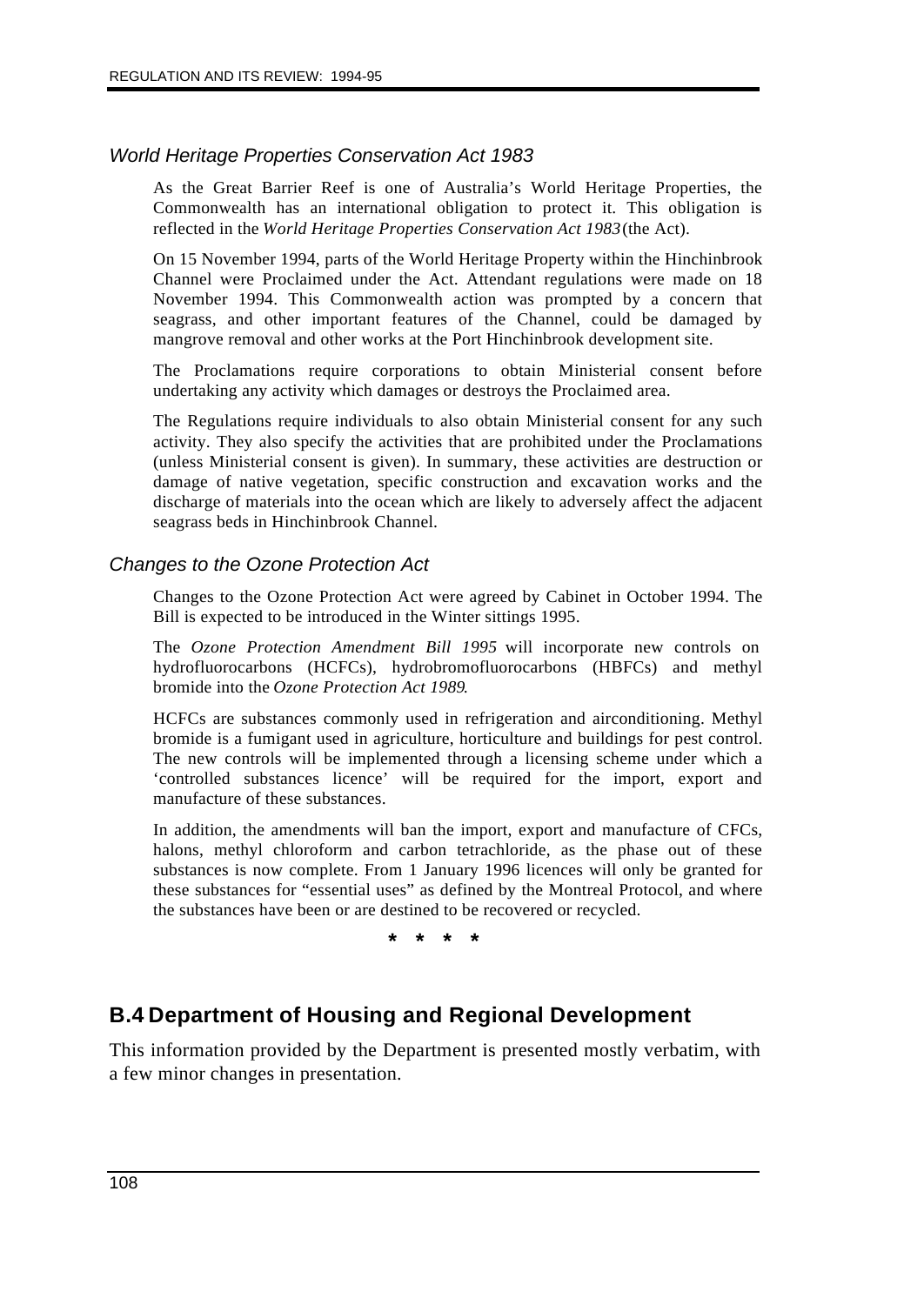### *World Heritage Properties Conservation Act 1983*

As the Great Barrier Reef is one of Australia's World Heritage Properties, the Commonwealth has an international obligation to protect it. This obligation is reflected in the *World Heritage Properties Conservation Act 1983* (the Act).

On 15 November 1994, parts of the World Heritage Property within the Hinchinbrook Channel were Proclaimed under the Act. Attendant regulations were made on 18 November 1994. This Commonwealth action was prompted by a concern that seagrass, and other important features of the Channel, could be damaged by mangrove removal and other works at the Port Hinchinbrook development site.

The Proclamations require corporations to obtain Ministerial consent before undertaking any activity which damages or destroys the Proclaimed area.

The Regulations require individuals to also obtain Ministerial consent for any such activity. They also specify the activities that are prohibited under the Proclamations (unless Ministerial consent is given). In summary, these activities are destruction or damage of native vegetation, specific construction and excavation works and the discharge of materials into the ocean which are likely to adversely affect the adjacent seagrass beds in Hinchinbrook Channel.

### *Changes to the Ozone Protection Act*

Changes to the Ozone Protection Act were agreed by Cabinet in October 1994. The Bill is expected to be introduced in the Winter sittings 1995.

The *Ozone Protection Amendment Bill 1995* will incorporate new controls on hydrofluorocarbons (HCFCs), hydrobromofluorocarbons (HBFCs) and methyl bromide into the *Ozone Protection Act 1989*.

HCFCs are substances commonly used in refrigeration and airconditioning. Methyl bromide is a fumigant used in agriculture, horticulture and buildings for pest control. The new controls will be implemented through a licensing scheme under which a 'controlled substances licence' will be required for the import, export and manufacture of these substances.

In addition, the amendments will ban the import, export and manufacture of CFCs, halons, methyl chloroform and carbon tetrachloride, as the phase out of these substances is now complete. From 1 January 1996 licences will only be granted for these substances for "essential uses" as defined by the Montreal Protocol, and where the substances have been or are destined to be recovered or recycled.

\* \* \* \*

## B.4 Department of Housing and Regional Development

This information provided by the Department is presented mostly verbatim, with a few minor changes in presentation.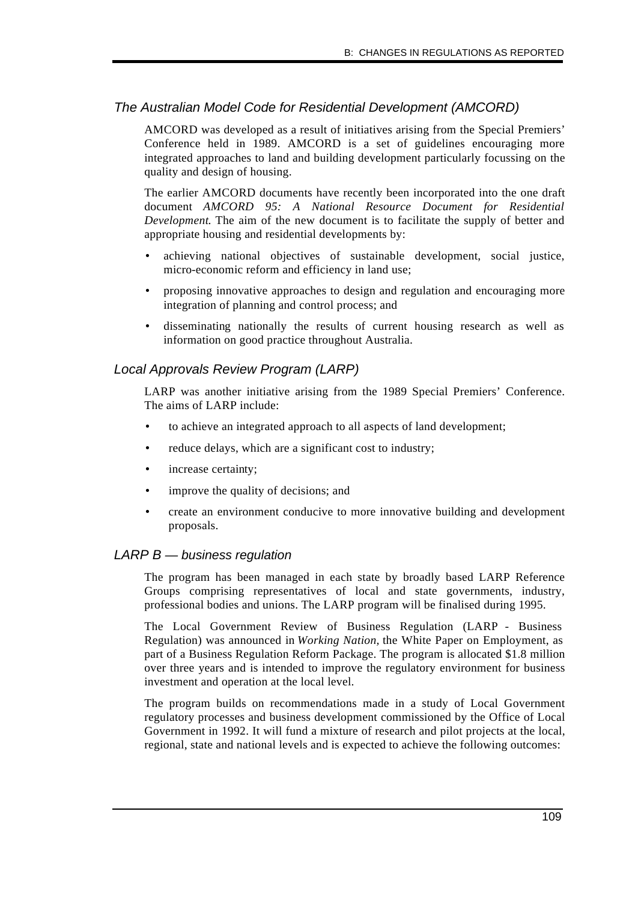### *The Australian Model Code for Residential Development (AMCORD)*

AMCORD was developed as a result of initiatives arising from the Special Premiers' Conference held in 1989. AMCORD is a set of guidelines encouraging more integrated approaches to land and building development particularly focussing on the quality and design of housing.

The earlier AMCORD documents have recently been incorporated into the one draft document *AMCORD 95: A National Resource Document for Residential Development.* The aim of the new document is to facilitate the supply of better and appropriate housing and residential developments by:

- achieving national objectives of sustainable development, social justice, micro-economic reform and efficiency in land use;
- proposing innovative approaches to design and regulation and encouraging more integration of planning and control process; and
- disseminating nationally the results of current housing research as well as information on good practice throughout Australia.

### *Local Approvals Review Program (LARP)*

LARP was another initiative arising from the 1989 Special Premiers' Conference. The aims of LARP include:

- to achieve an integrated approach to all aspects of land development;
- reduce delays, which are a significant cost to industry;
- increase certainty;
- improve the quality of decisions; and
- create an environment conducive to more innovative building and development proposals.

### *LARP B — business regulation*

The program has been managed in each state by broadly based LARP Reference Groups comprising representatives of local and state governments, industry, professional bodies and unions. The LARP program will be finalised during 1995.

The Local Government Review of Business Regulation (LARP - Business Regulation) was announced in *Working Nation,* the White Paper on Employment, as part of a Business Regulation Reform Package. The program is allocated $1.8 million over three years and is intended to improve the regulatory environment for business investment and operation at the local level.

The program builds on recommendations made in a study of Local Government regulatory processes and business development commissioned by the Office of Local Government in 1992. It will fund a mixture of research and pilot projects at the local, regional, state and national levels and is expected to achieve the following outcomes: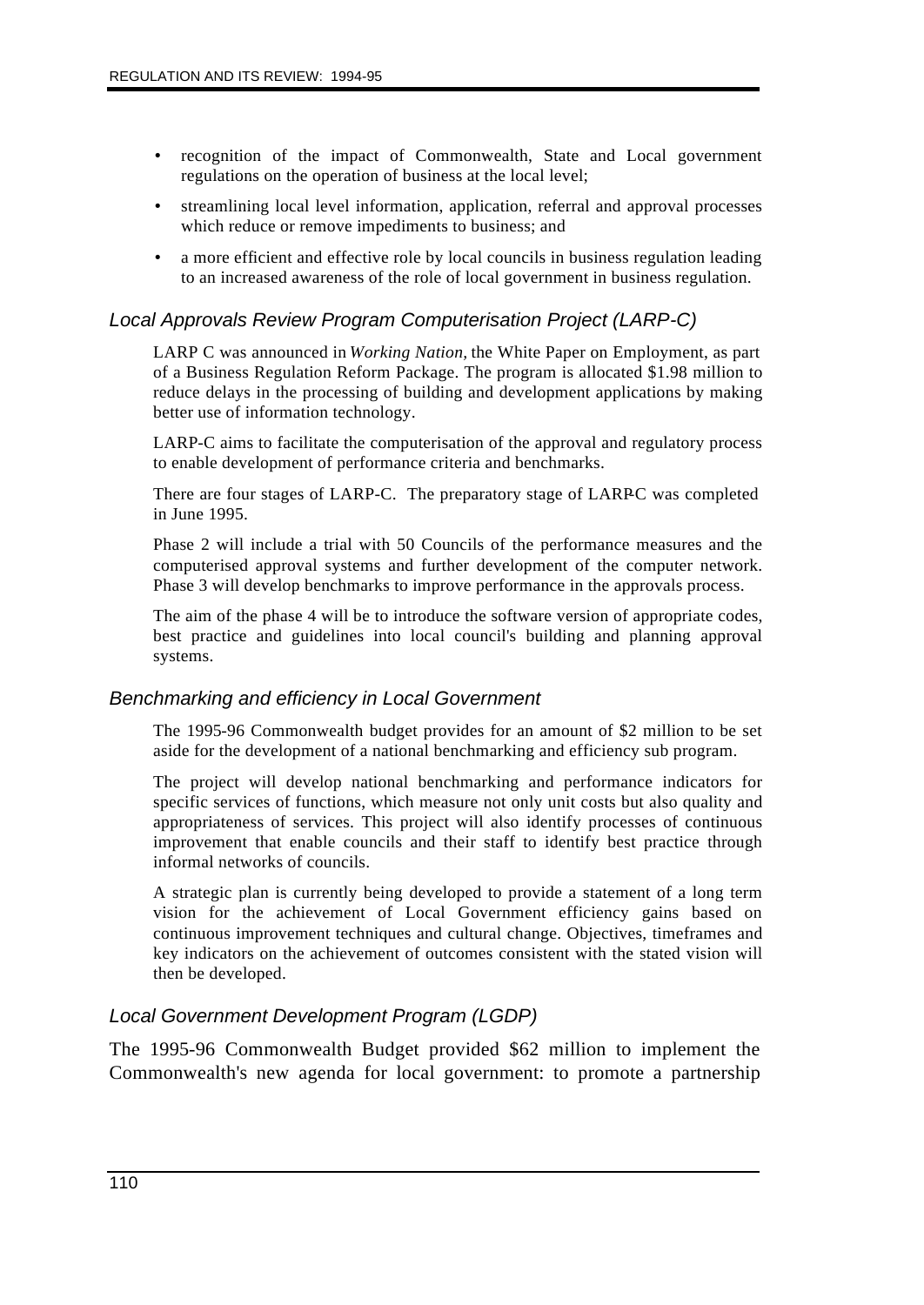- recognition of the impact of Commonwealth, State and Local government regulations on the operation of business at the local level;
- streamlining local level information, application, referral and approval processes which reduce or remove impediments to business; and
- a more efficient and effective role by local councils in business regulation leading to an increased awareness of the role of local government in business regulation.

### *Local Approvals Review Program Computerisation Project (LARP-C)*

LARP C was announced in *Working Nation,* the White Paper on Employment, as part of a Business Regulation Reform Package. The program is allocated $1.98 million to reduce delays in the processing of building and development applications by making better use of information technology.

LARP-C aims to facilitate the computerisation of the approval and regulatory process to enable development of performance criteria and benchmarks.

There are four stages of LARP-C. The preparatory stage of LARP-C was completed in June 1995.

Phase 2 will include a trial with 50 Councils of the performance measures and the computerised approval systems and further development of the computer network. Phase 3 will develop benchmarks to improve performance in the approvals process.

The aim of the phase 4 will be to introduce the software version of appropriate codes, best practice and guidelines into local council's building and planning approval systems.

### *Benchmarking and efficiency in Local Government*

The 1995-96 Commonwealth budget provides for an amount of $2 million to be set aside for the development of a national benchmarking and efficiency sub program.

The project will develop national benchmarking and performance indicators for specific services of functions, which measure not only unit costs but also quality and appropriateness of services. This project will also identify processes of continuous improvement that enable councils and their staff to identify best practice through informal networks of councils.

A strategic plan is currently being developed to provide a statement of a long term vision for the achievement of Local Government efficiency gains based on continuous improvement techniques and cultural change. Objectives, timeframes and key indicators on the achievement of outcomes consistent with the stated vision will then be developed.

### *Local Government Development Program (LGDP)*

The 1995-96 Commonwealth Budget provided $62 million to implement the Commonwealth's new agenda for local government: to promote a partnership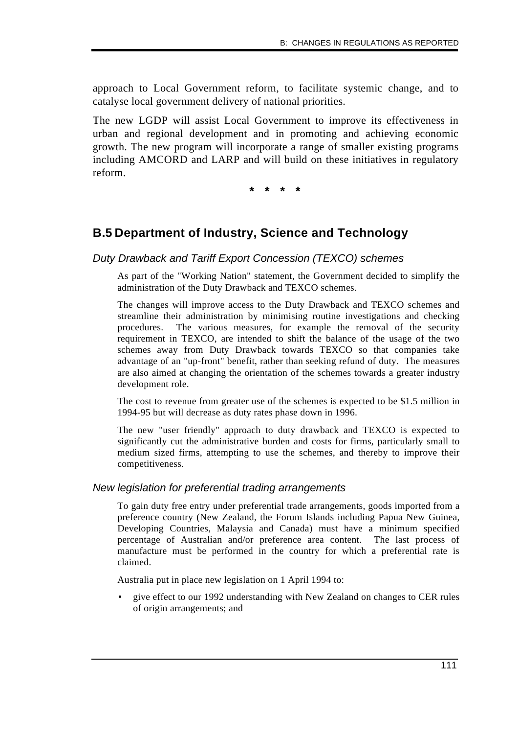approach to Local Government reform, to facilitate systemic change, and to catalyse local government delivery of national priorities.

The new LGDP will assist Local Government to improve its effectiveness in urban and regional development and in promoting and achieving economic growth. The new program will incorporate a range of smaller existing programs including AMCORD and LARP and will build on these initiatives in regulatory reform.

\* \* \* \*

## B.5 Department of Industry, Science and Technology

### *Duty Drawback and Tariff Export Concession (TEXCO) schemes*

As part of the "Working Nation" statement, the Government decided to simplify the administration of the Duty Drawback and TEXCO schemes.

The changes will improve access to the Duty Drawback and TEXCO schemes and streamline their administration by minimising routine investigations and checking procedures. The various measures, for example the removal of the security requirement in TEXCO, are intended to shift the balance of the usage of the two schemes away from Duty Drawback towards TEXCO so that companies take advantage of an "up-front" benefit, rather than seeking refund of duty. The measures are also aimed at changing the orientation of the schemes towards a greater industry development role.

The cost to revenue from greater use of the schemes is expected to be $1.5 million in 1994-95 but will decrease as duty rates phase down in 1996.

The new "user friendly" approach to duty drawback and TEXCO is expected to significantly cut the administrative burden and costs for firms, particularly small to medium sized firms, attempting to use the schemes, and thereby to improve their competitiveness.

### *New legislation for preferential trading arrangements*

To gain duty free entry under preferential trade arrangements, goods imported from a preference country (New Zealand, the Forum Islands including Papua New Guinea, Developing Countries, Malaysia and Canada) must have a minimum specified percentage of Australian and/or preference area content. The last process of manufacture must be performed in the country for which a preferential rate is claimed.

Australia put in place new legislation on 1 April 1994 to:

- give effect to our 1992 understanding with New Zealand on changes to CER rules of origin arrangements; and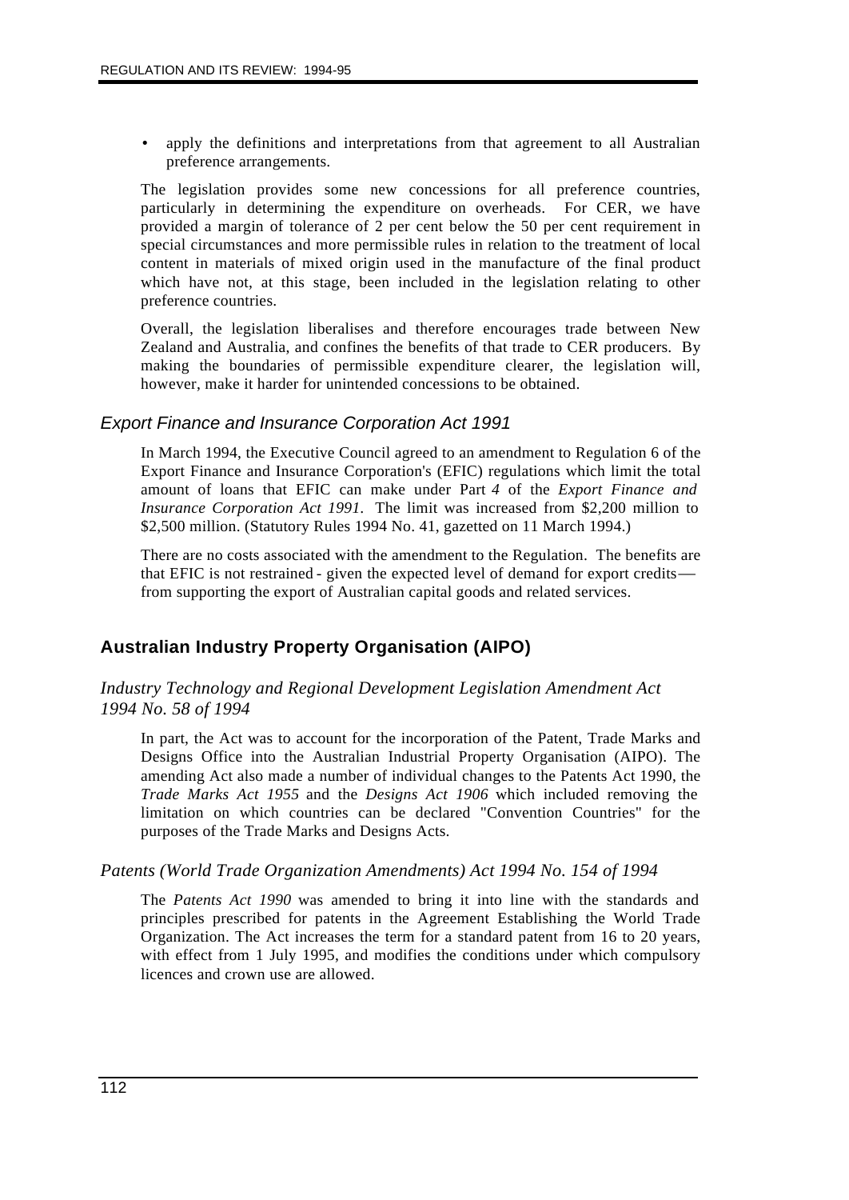- apply the definitions and interpretations from that agreement to all Australian preference arrangements.

The legislation provides some new concessions for all preference countries, particularly in determining the expenditure on overheads. For CER, we have provided a margin of tolerance of 2 per cent below the 50 per cent requirement in special circumstances and more permissible rules in relation to the treatment of local content in materials of mixed origin used in the manufacture of the final product which have not, at this stage, been included in the legislation relating to other preference countries.

Overall, the legislation liberalises and therefore encourages trade between New Zealand and Australia, and confines the benefits of that trade to CER producers. By making the boundaries of permissible expenditure clearer, the legislation will, however, make it harder for unintended concessions to be obtained.

### *Export Finance and Insurance Corporation Act 1991*

In March 1994, the Executive Council agreed to an amendment to Regulation 6 of the Export Finance and Insurance Corporation's (EFIC) regulations which limit the total amount of loans that EFIC can make under Part *4* of the *Export Finance and Insurance Corporation Act 1991*. The limit was increased from \$2,200 million to \$2,500 million. (Statutory Rules 1994 No. 41, gazetted on 11 March 1994.)

There are no costs associated with the amendment to the Regulation. The benefits are that EFIC is not restrained - given the expected level of demand for export credits — from supporting the export of Australian capital goods and related services.

## **Australian Industry Property Organisation (AIPO)**

### *Industry Technology and Regional Development Legislation Amendment Act 1994 No. 58 of 1994*

In part, the Act was to account for the incorporation of the Patent, Trade Marks and Designs Office into the Australian Industrial Property Organisation (AIPO). The amending Act also made a number of individual changes to the Patents Act 1990, the *Trade Marks Act 1955* and the *Designs Act 1906* which included removing the limitation on which countries can be declared "Convention Countries" for the purposes of the Trade Marks and Designs Acts.

### *Patents (World Trade Organization Amendments) Act 1994 No. 154 of 1994*

The *Patents Act 1990* was amended to bring it into line with the standards and principles prescribed for patents in the Agreement Establishing the World Trade Organization. The Act increases the term for a standard patent from 16 to 20 years, with effect from 1 July 1995, and modifies the conditions under which compulsory licences and crown use are allowed.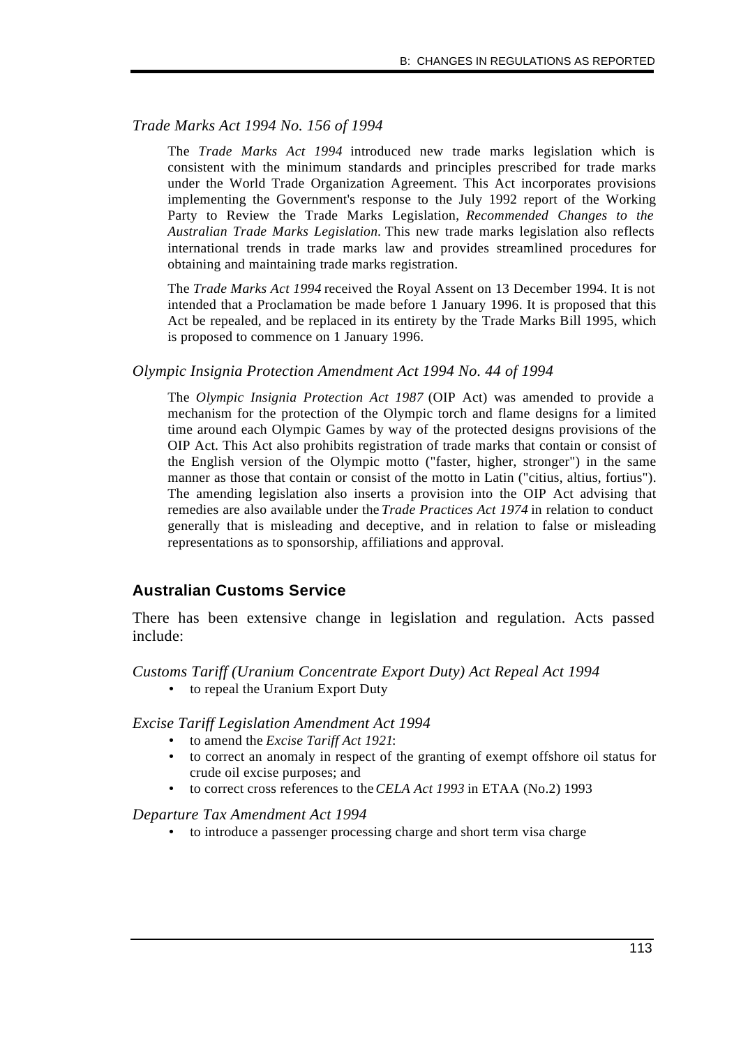*Trade Marks Act 1994 No. 156 of 1994*

The *Trade Marks Act 1994* introduced new trade marks legislation which is consistent with the minimum standards and principles prescribed for trade marks under the World Trade Organization Agreement. This Act incorporates provisions implementing the Government's response to the July 1992 report of the Working Party to Review the Trade Marks Legislation, *Recommended Changes to the Australian Trade Marks Legislation*. This new trade marks legislation also reflects international trends in trade marks law and provides streamlined procedures for obtaining and maintaining trade marks registration.

The *Trade Marks Act 1994* received the Royal Assent on 13 December 1994. It is not intended that a Proclamation be made before 1 January 1996. It is proposed that this Act be repealed, and be replaced in its entirety by the Trade Marks Bill 1995, which is proposed to commence on 1 January 1996.

*Olympic Insignia Protection Amendment Act 1994 No. 44 of 1994*

The *Olympic Insignia Protection Act 1987* (OIP Act) was amended to provide a mechanism for the protection of the Olympic torch and flame designs for a limited time around each Olympic Games by way of the protected designs provisions of the OIP Act. This Act also prohibits registration of trade marks that contain or consist of the English version of the Olympic motto ("faster, higher, stronger") in the same manner as those that contain or consist of the motto in Latin ("citius, altius, fortius"). The amending legislation also inserts a provision into the OIP Act advising that remedies are also available under the *Trade Practices Act 1974* in relation to conduct generally that is misleading and deceptive, and in relation to false or misleading representations as to sponsorship, affiliations and approval.

## Australian Customs Service

There has been extensive change in legislation and regulation. Acts passed include:

*Customs Tariff (Uranium Concentrate Export Duty) Act Repeal Act 1994*

- to repeal the Uranium Export Duty

*Excise Tariff Legislation Amendment Act 1994*

- to amend the *Excise Tariff Act 1921*:
- to correct an anomaly in respect of the granting of exempt offshore oil status for crude oil excise purposes; and
- to correct cross references to the *CELA Act 1993* in ETAA (No.2) 1993

*Departure Tax Amendment Act 1994*

- to introduce a passenger processing charge and short term visa charge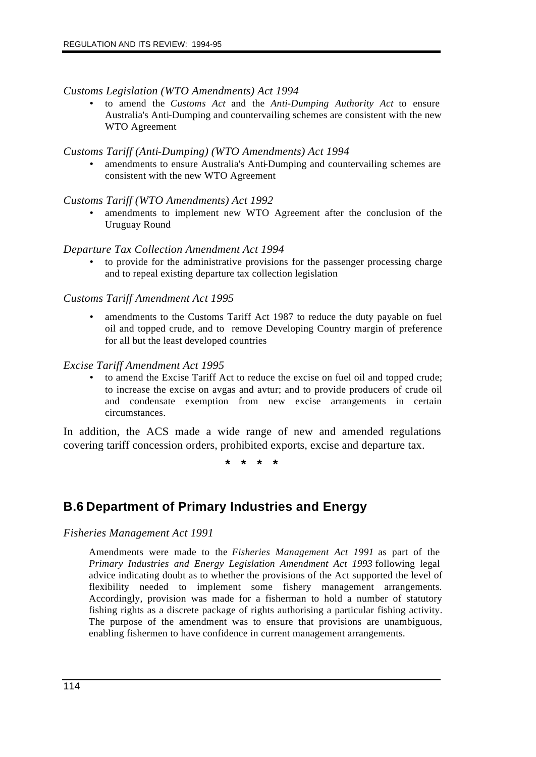*Customs Legislation (WTO Amendments) Act 1994*

- to amend the *Customs Act* and the *Anti-Dumping Authority Act* to ensure Australia's Anti-Dumping and countervailing schemes are consistent with the new WTO Agreement

*Customs Tariff (Anti-Dumping) (WTO Amendments) Act 1994*

- amendments to ensure Australia's Anti-Dumping and countervailing schemes are consistent with the new WTO Agreement

*Customs Tariff (WTO Amendments) Act 1992*

- amendments to implement new WTO Agreement after the conclusion of the Uruguay Round

*Departure Tax Collection Amendment Act 1994*

- to provide for the administrative provisions for the passenger processing charge and to repeal existing departure tax collection legislation

*Customs Tariff Amendment Act 1995*

- amendments to the Customs Tariff Act 1987 to reduce the duty payable on fuel oil and topped crude, and to remove Developing Country margin of preference for all but the least developed countries

*Excise Tariff Amendment Act 1995*

- to amend the Excise Tariff Act to reduce the excise on fuel oil and topped crude; to increase the excise on avgas and avtur; and to provide producers of crude oil and condensate exemption from new excise arrangements in certain circumstances.

In addition, the ACS made a wide range of new and amended regulations covering tariff concession orders, prohibited exports, excise and departure tax.

\* \* \* \*

## B.6 Department of Primary Industries and Energy

*Fisheries Management Act 1991*

Amendments were made to the *Fisheries Management Act 1991* as part of the *Primary Industries and Energy Legislation Amendment Act 1993* following legal advice indicating doubt as to whether the provisions of the Act supported the level of flexibility needed to implement some fishery management arrangements. Accordingly, provision was made for a fisherman to hold a number of statutory fishing rights as a discrete package of rights authorising a particular fishing activity. The purpose of the amendment was to ensure that provisions are unambiguous, enabling fishermen to have confidence in current management arrangements.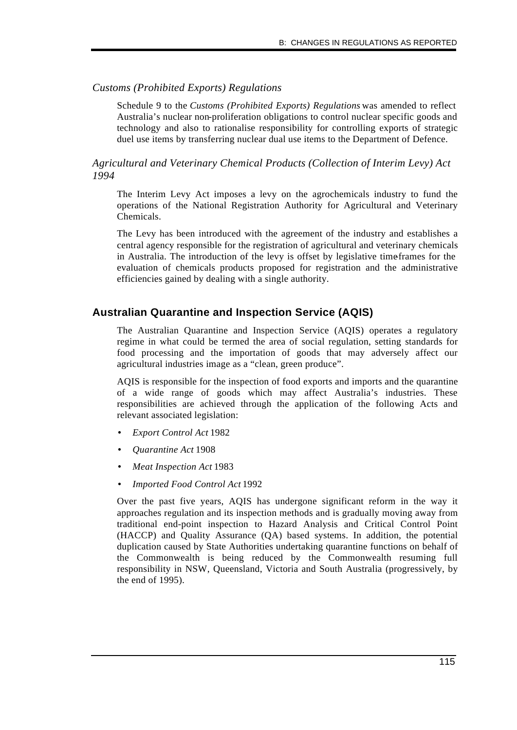*Customs (Prohibited Exports) Regulations*

Schedule 9 to the *Customs (Prohibited Exports) Regulations* was amended to reflect Australia's nuclear non-proliferation obligations to control nuclear specific goods and technology and also to rationalise responsibility for controlling exports of strategic duel use items by transferring nuclear dual use items to the Department of Defence.

*Agricultural and Veterinary Chemical Products (Collection of Interim Levy) Act 1994*

The Interim Levy Act imposes a levy on the agrochemicals industry to fund the operations of the National Registration Authority for Agricultural and Veterinary Chemicals.

The Levy has been introduced with the agreement of the industry and establishes a central agency responsible for the registration of agricultural and veterinary chemicals in Australia. The introduction of the levy is offset by legislative time-frames for the evaluation of chemicals products proposed for registration and the administrative efficiencies gained by dealing with a single authority.

## Australian Quarantine and Inspection Service (AQIS)

The Australian Quarantine and Inspection Service (AQIS) operates a regulatory regime in what could be termed the area of social regulation, setting standards for food processing and the importation of goods that may adversely affect our agricultural industries image as a "clean, green produce".

AQIS is responsible for the inspection of food exports and imports and the quarantine of a wide range of goods which may affect Australia's industries. These responsibilities are achieved through the application of the following Acts and relevant associated legislation:

- *Export Control Act* 1982
- *Quarantine Act* 1908
- *Meat Inspection Act* 1983
- *Imported Food Control Act* 1992

Over the past five years, AQIS has undergone significant reform in the way it approaches regulation and its inspection methods and is gradually moving away from traditional end-point inspection to Hazard Analysis and Critical Control Point (HACCP) and Quality Assurance (QA) based systems. In addition, the potential duplication caused by State Authorities undertaking quarantine functions on behalf of the Commonwealth is being reduced by the Commonwealth resuming full responsibility in NSW, Queensland, Victoria and South Australia (progressively, by the end of 1995).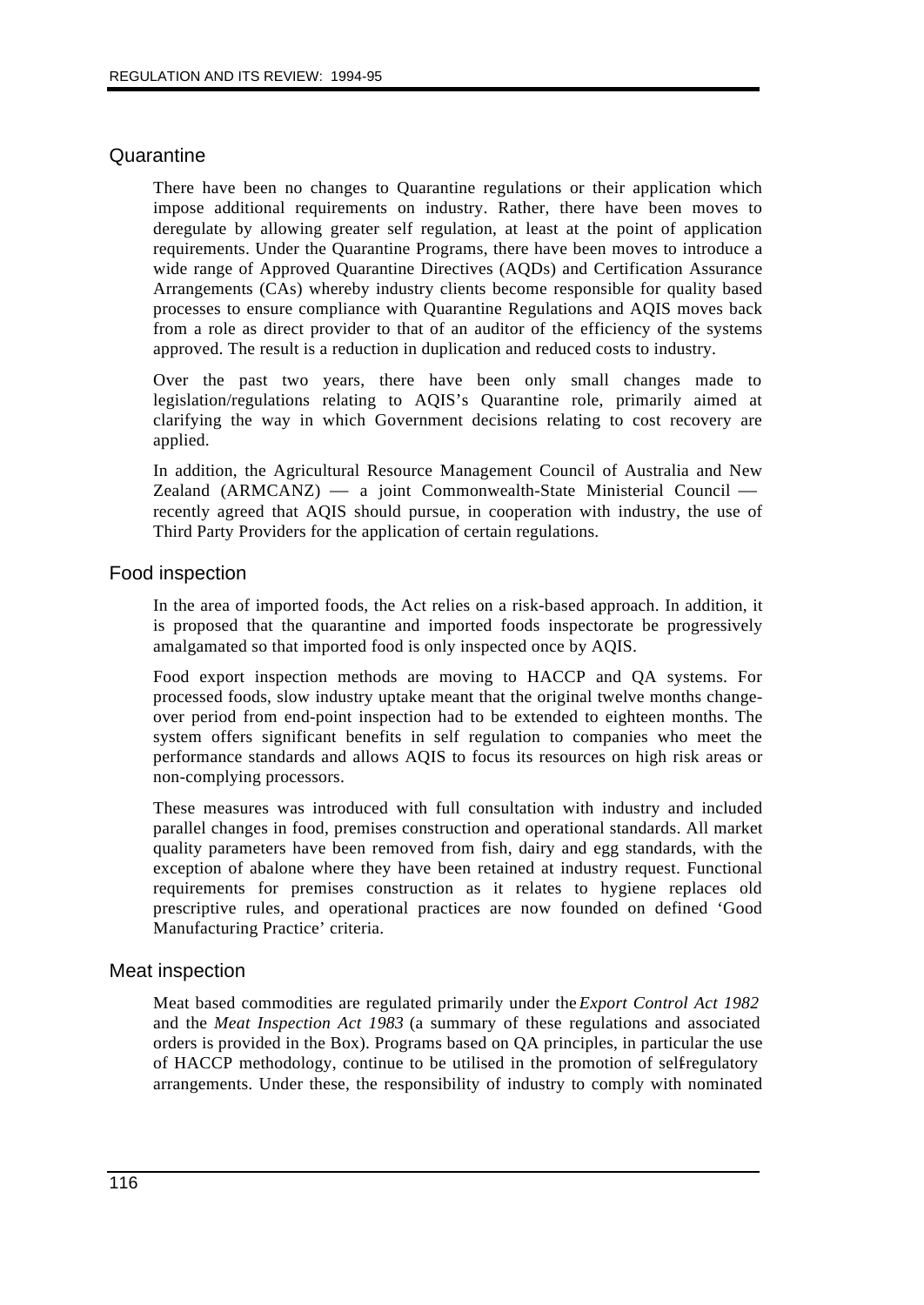## Quarantine

There have been no changes to Quarantine regulations or their application which impose additional requirements on industry. Rather, there have been moves to deregulate by allowing greater self regulation, at least at the point of application requirements. Under the Quarantine Programs, there have been moves to introduce a wide range of Approved Quarantine Directives (AQDs) and Certification Assurance Arrangements (CAs) whereby industry clients become responsible for quality based processes to ensure compliance with Quarantine Regulations and AQIS moves back from a role as direct provider to that of an auditor of the efficiency of the systems approved. The result is a reduction in duplication and reduced costs to industry.

Over the past two years, there have been only small changes made to legislation/regulations relating to AQIS's Quarantine role, primarily aimed at clarifying the way in which Government decisions relating to cost recovery are applied.

In addition, the Agricultural Resource Management Council of Australia and New Zealand (ARMCANZ) — a joint Commonwealth-State Ministerial Council — recently agreed that AQIS should pursue, in cooperation with industry, the use of Third Party Providers for the application of certain regulations.

## Food inspection

In the area of imported foods, the Act relies on a risk-based approach. In addition, it is proposed that the quarantine and imported foods inspectorate be progressively amalgamated so that imported food is only inspected once by AQIS.

Food export inspection methods are moving to HACCP and QA systems. For processed foods, slow industry uptake meant that the original twelve months change-over period from end-point inspection had to be extended to eighteen months. The system offers significant benefits in self regulation to companies who meet the performance standards and allows AQIS to focus its resources on high risk areas or non-complying processors.

These measures was introduced with full consultation with industry and included parallel changes in food, premises construction and operational standards. All market quality parameters have been removed from fish, dairy and egg standards, with the exception of abalone where they have been retained at industry request. Functional requirements for premises construction as it relates to hygiene replaces old prescriptive rules, and operational practices are now founded on defined 'Good Manufacturing Practice' criteria.

## Meat inspection

Meat based commodities are regulated primarily under the *Export Control Act 1982* and the *Meat Inspection Act 1983* (a summary of these regulations and associated orders is provided in the Box). Programs based on QA principles, in particular the use of HACCP methodology, continue to be utilised in the promotion of self-regulatory arrangements. Under these, the responsibility of industry to comply with nominated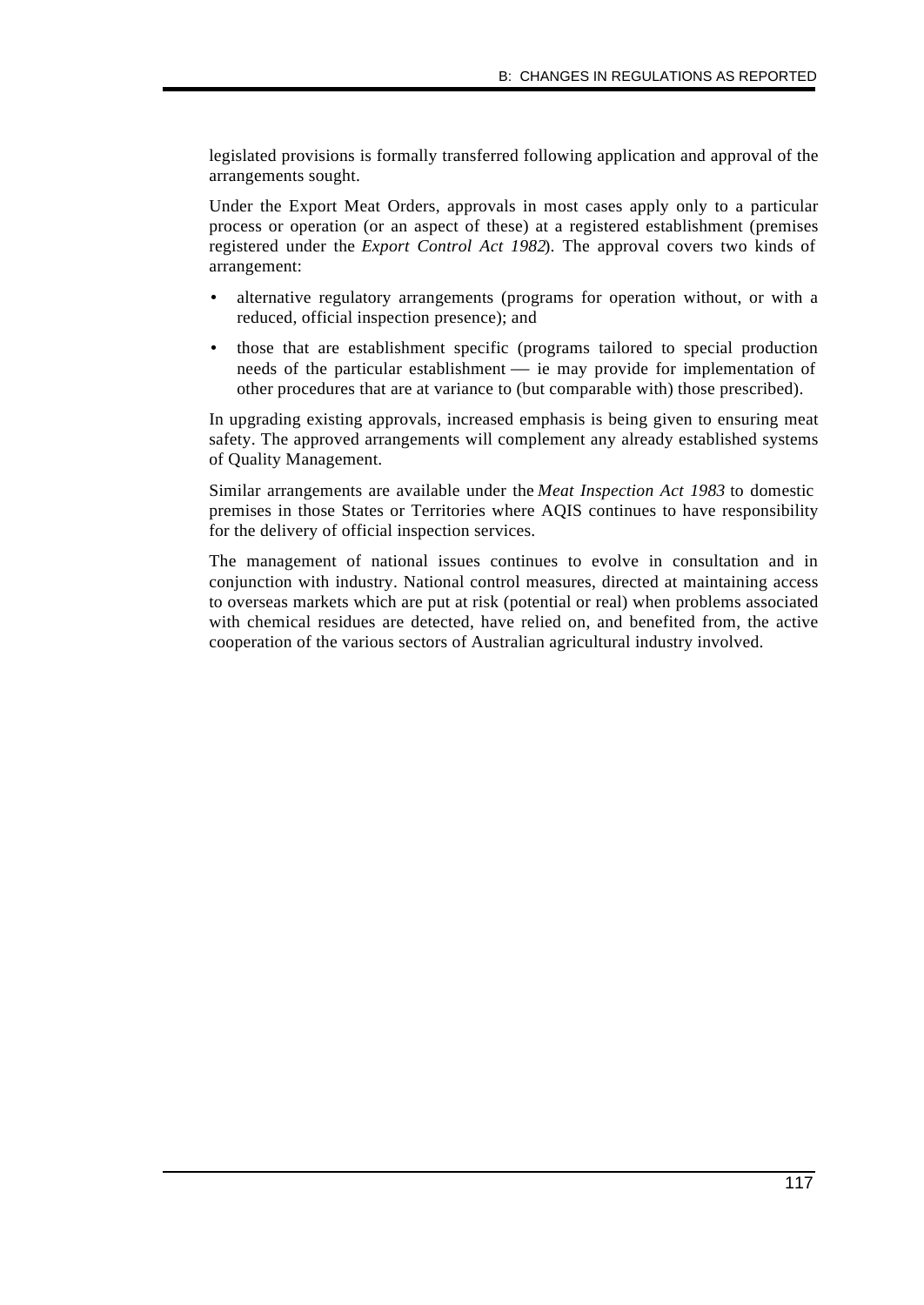legislated provisions is formally transferred following application and approval of the arrangements sought.

Under the Export Meat Orders, approvals in most cases apply only to a particular process or operation (or an aspect of these) at a registered establishment (premises registered under the *Export Control Act 1982*). The approval covers two kinds of arrangement:

- alternative regulatory arrangements (programs for operation without, or with a reduced, official inspection presence); and
- those that are establishment specific (programs tailored to special production needs of the particular establishment — ie may provide for implementation of other procedures that are at variance to (but comparable with) those prescribed).

In upgrading existing approvals, increased emphasis is being given to ensuring meat safety. The approved arrangements will complement any already established systems of Quality Management.

Similar arrangements are available under the *Meat Inspection Act 1983* to domestic premises in those States or Territories where AQIS continues to have responsibility for the delivery of official inspection services.

The management of national issues continues to evolve in consultation and in conjunction with industry. National control measures, directed at maintaining access to overseas markets which are put at risk (potential or real) when problems associated with chemical residues are detected, have relied on, and benefited from, the active cooperation of the various sectors of Australian agricultural industry involved.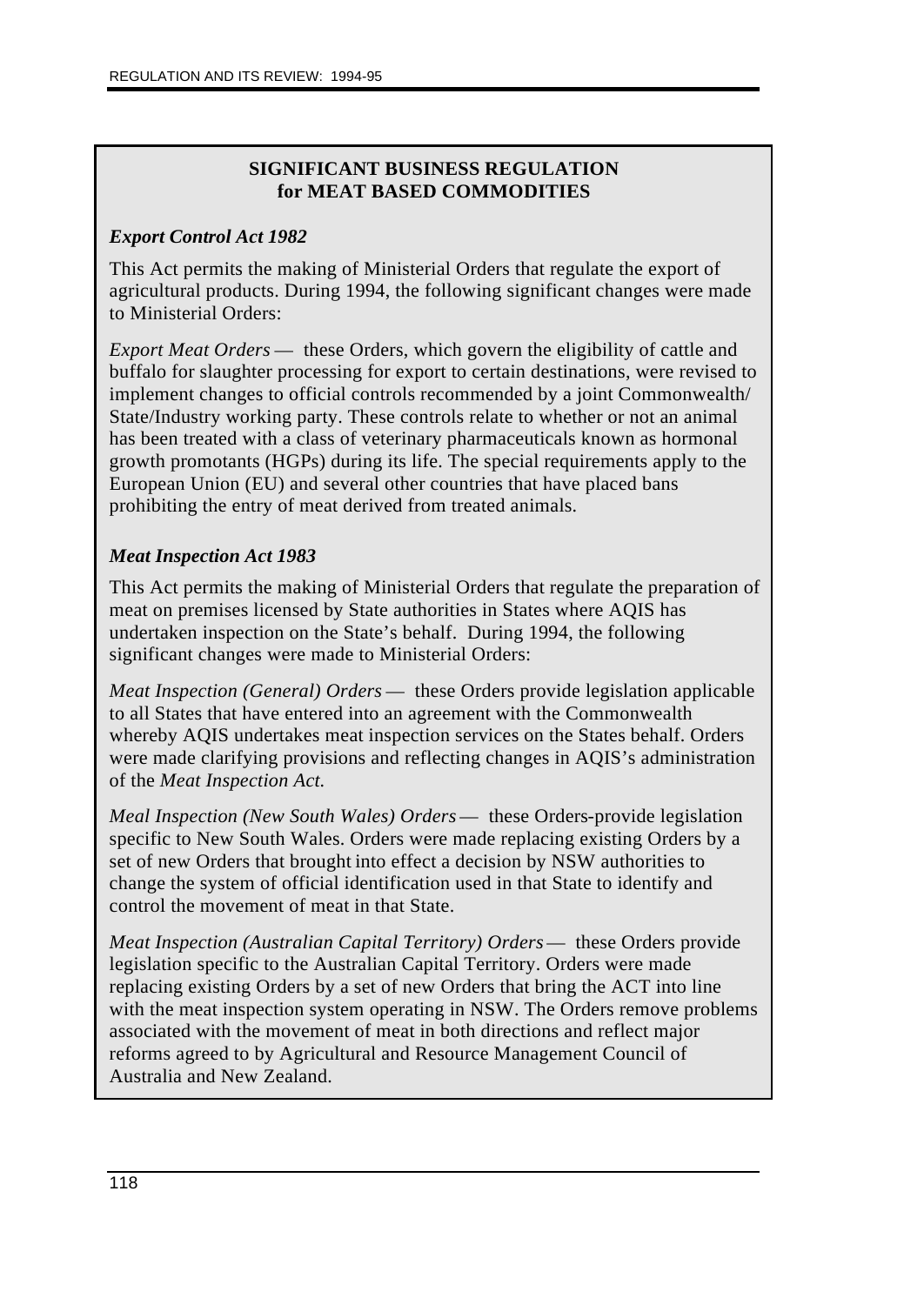**SIGNIFICANT BUSINESS REGULATION**
**for MEAT BASED COMMODITIES**

***Export Control Act 1982***

This Act permits the making of Ministerial Orders that regulate the export of agricultural products. During 1994, the following significant changes were made to Ministerial Orders:

*Export Meat Orders* — these Orders, which govern the eligibility of cattle and buffalo for slaughter processing for export to certain destinations, were revised to implement changes to official controls recommended by a joint Commonwealth/State/Industry working party. These controls relate to whether or not an animal has been treated with a class of veterinary pharmaceuticals known as hormonal growth promotants (HGPs) during its life. The special requirements apply to the European Union (EU) and several other countries that have placed bans prohibiting the entry of meat derived from treated animals.

***Meat Inspection Act 1983***

This Act permits the making of Ministerial Orders that regulate the preparation of meat on premises licensed by State authorities in States where AQIS has undertaken inspection on the State's behalf. During 1994, the following significant changes were made to Ministerial Orders:

*Meat Inspection (General) Orders* — these Orders provide legislation applicable to all States that have entered into an agreement with the Commonwealth whereby AQIS undertakes meat inspection services on the States behalf. Orders were made clarifying provisions and reflecting changes in AQIS's administration of the *Meat Inspection Act.*

*Meal Inspection (New South Wales) Orders* — these Orders-provide legislation specific to New South Wales. Orders were made replacing existing Orders by a set of new Orders that brought into effect a decision by NSW authorities to change the system of official identification used in that State to identify and control the movement of meat in that State.

*Meat Inspection (Australian Capital Territory) Orders* — these Orders provide legislation specific to the Australian Capital Territory. Orders were made replacing existing Orders by a set of new Orders that bring the ACT into line with the meat inspection system operating in NSW. The Orders remove problems associated with the movement of meat in both directions and reflect major reforms agreed to by Agricultural and Resource Management Council of Australia and New Zealand.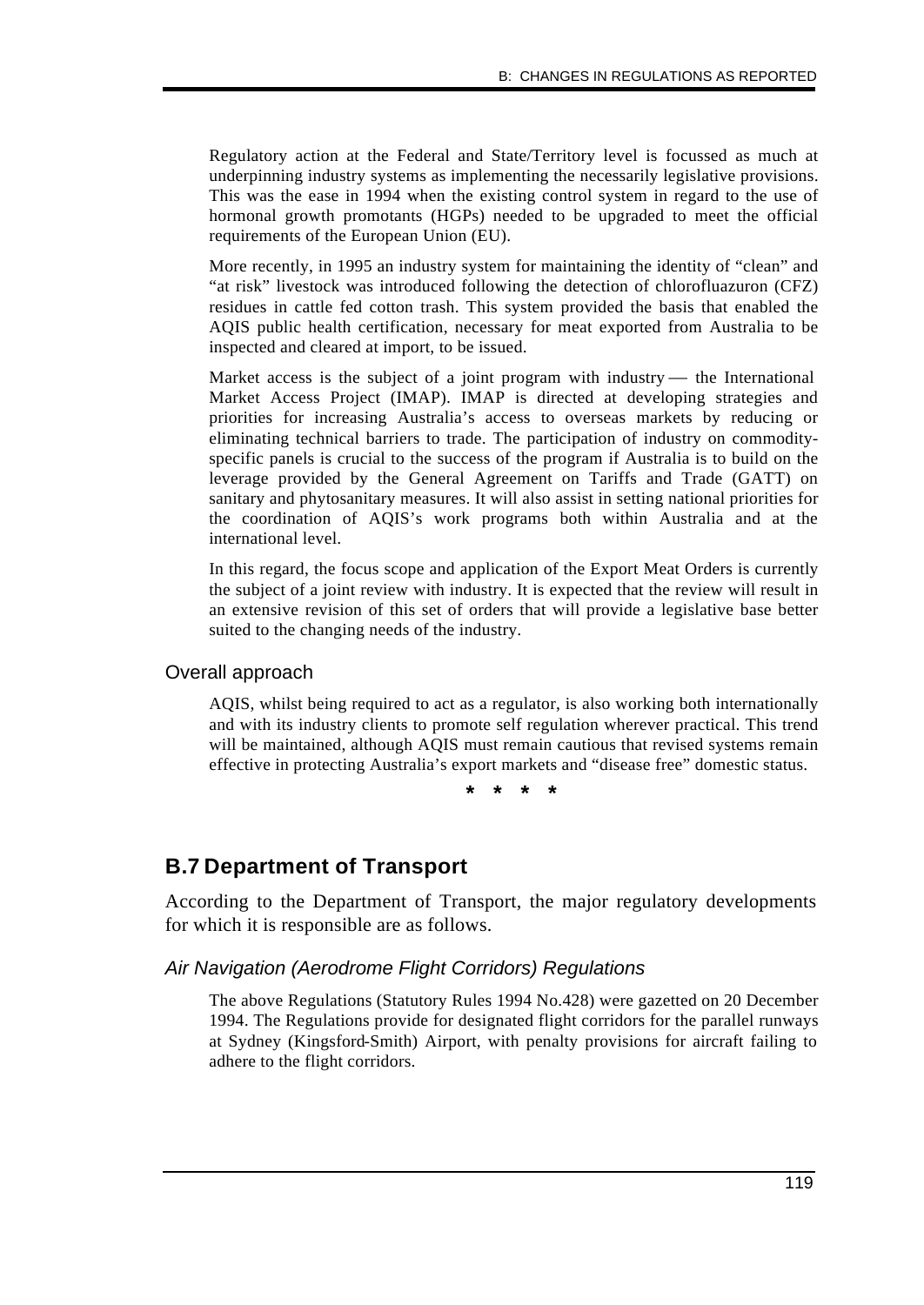Regulatory action at the Federal and State/Territory level is focussed as much at underpinning industry systems as implementing the necessarily legislative provisions. This was the ease in 1994 when the existing control system in regard to the use of hormonal growth promotants (HGPs) needed to be upgraded to meet the official requirements of the European Union (EU).

More recently, in 1995 an industry system for maintaining the identity of "clean" and "at risk" livestock was introduced following the detection of chlorofluazuron (CFZ) residues in cattle fed cotton trash. This system provided the basis that enabled the AQIS public health certification, necessary for meat exported from Australia to be inspected and cleared at import, to be issued.

Market access is the subject of a joint program with industry — the International Market Access Project (IMAP). IMAP is directed at developing strategies and priorities for increasing Australia's access to overseas markets by reducing or eliminating technical barriers to trade. The participation of industry on commodity-specific panels is crucial to the success of the program if Australia is to build on the leverage provided by the General Agreement on Tariffs and Trade (GATT) on sanitary and phytosanitary measures. It will also assist in setting national priorities for the coordination of AQIS's work programs both within Australia and at the international level.

In this regard, the focus scope and application of the Export Meat Orders is currently the subject of a joint review with industry. It is expected that the review will result in an extensive revision of this set of orders that will provide a legislative base better suited to the changing needs of the industry.

### Overall approach

AQIS, whilst being required to act as a regulator, is also working both internationally and with its industry clients to promote self regulation wherever practical. This trend will be maintained, although AQIS must remain cautious that revised systems remain effective in protecting Australia's export markets and "disease free" domestic status.

\* \* \* \*

## B.7 Department of Transport

According to the Department of Transport, the major regulatory developments for which it is responsible are as follows.

### *Air Navigation (Aerodrome Flight Corridors) Regulations*

The above Regulations (Statutory Rules 1994 No.428) were gazetted on 20 December 1994. The Regulations provide for designated flight corridors for the parallel runways at Sydney (Kingsford-Smith) Airport, with penalty provisions for aircraft failing to adhere to the flight corridors.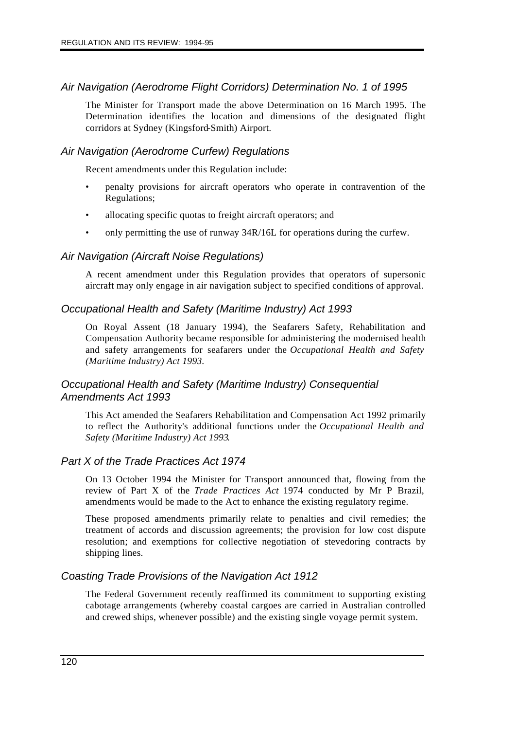### *Air Navigation (Aerodrome Flight Corridors) Determination No. 1 of 1995*

The Minister for Transport made the above Determination on 16 March 1995. The Determination identifies the location and dimensions of the designated flight corridors at Sydney (Kingsford-Smith) Airport.

### *Air Navigation (Aerodrome Curfew) Regulations*

Recent amendments under this Regulation include:

- penalty provisions for aircraft operators who operate in contravention of the Regulations;
- allocating specific quotas to freight aircraft operators; and
- only permitting the use of runway 34R/16L for operations during the curfew.

### *Air Navigation (Aircraft Noise Regulations)*

A recent amendment under this Regulation provides that operators of supersonic aircraft may only engage in air navigation subject to specified conditions of approval.

### *Occupational Health and Safety (Maritime Industry) Act 1993*

On Royal Assent (18 January 1994), the Seafarers Safety, Rehabilitation and Compensation Authority became responsible for administering the modernised health and safety arrangements for seafarers under the *Occupational Health and Safety (Maritime Industry) Act 1993*.

### *Occupational Health and Safety (Maritime Industry) Consequential Amendments Act 1993*

This Act amended the Seafarers Rehabilitation and Compensation Act 1992 primarily to reflect the Authority's additional functions under the *Occupational Health and Safety (Maritime Industry) Act 1993*.

### *Part X of the Trade Practices Act 1974*

On 13 October 1994 the Minister for Transport announced that, flowing from the review of Part X of the *Trade Practices Act* 1974 conducted by Mr P Brazil, amendments would be made to the Act to enhance the existing regulatory regime.

These proposed amendments primarily relate to penalties and civil remedies; the treatment of accords and discussion agreements; the provision for low cost dispute resolution; and exemptions for collective negotiation of stevedoring contracts by shipping lines.

### *Coasting Trade Provisions of the Navigation Act 1912*

The Federal Government recently reaffirmed its commitment to supporting existing cabotage arrangements (whereby coastal cargoes are carried in Australian controlled and crewed ships, whenever possible) and the existing single voyage permit system.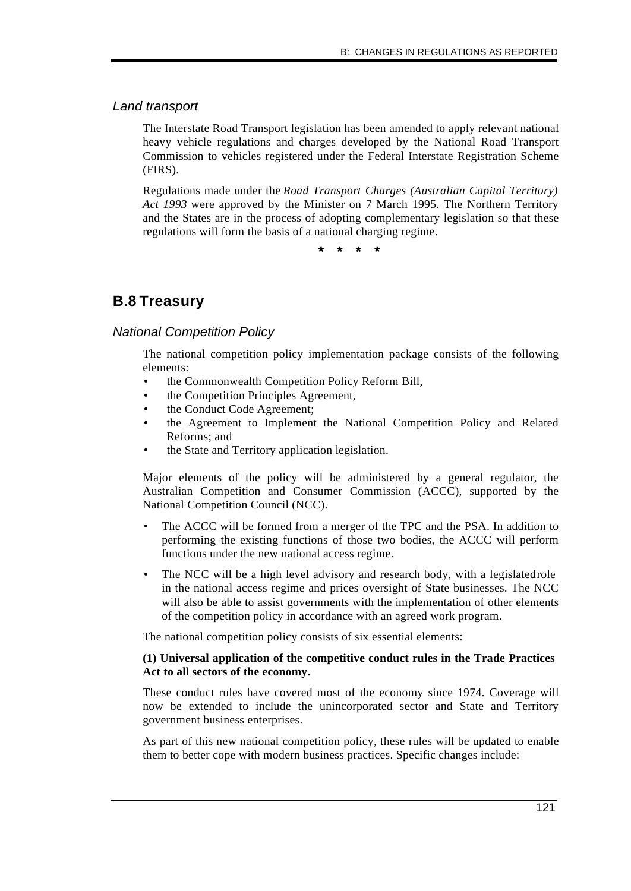### *Land transport*

The Interstate Road Transport legislation has been amended to apply relevant national heavy vehicle regulations and charges developed by the National Road Transport Commission to vehicles registered under the Federal Interstate Registration Scheme (FIRS).

Regulations made under the *Road Transport Charges (Australian Capital Territory) Act 1993* were approved by the Minister on 7 March 1995. The Northern Territory and the States are in the process of adopting complementary legislation so that these regulations will form the basis of a national charging regime.

\* \* \* \*

## B.8 Treasury

### *National Competition Policy*

The national competition policy implementation package consists of the following elements:

- the Commonwealth Competition Policy Reform Bill,
- the Competition Principles Agreement,
- the Conduct Code Agreement;
- the Agreement to Implement the National Competition Policy and Related Reforms; and
- the State and Territory application legislation.

Major elements of the policy will be administered by a general regulator, the Australian Competition and Consumer Commission (ACCC), supported by the National Competition Council (NCC).

- The ACCC will be formed from a merger of the TPC and the PSA. In addition to performing the existing functions of those two bodies, the ACCC will perform functions under the new national access regime.
- The NCC will be a high level advisory and research body, with a legislated role in the national access regime and prices oversight of State businesses. The NCC will also be able to assist governments with the implementation of other elements of the competition policy in accordance with an agreed work program.

The national competition policy consists of six essential elements:

**(1) Universal application of the competitive conduct rules in the Trade Practices Act to all sectors of the economy.**

These conduct rules have covered most of the economy since 1974. Coverage will now be extended to include the unincorporated sector and State and Territory government business enterprises.

As part of this new national competition policy, these rules will be updated to enable them to better cope with modern business practices. Specific changes include: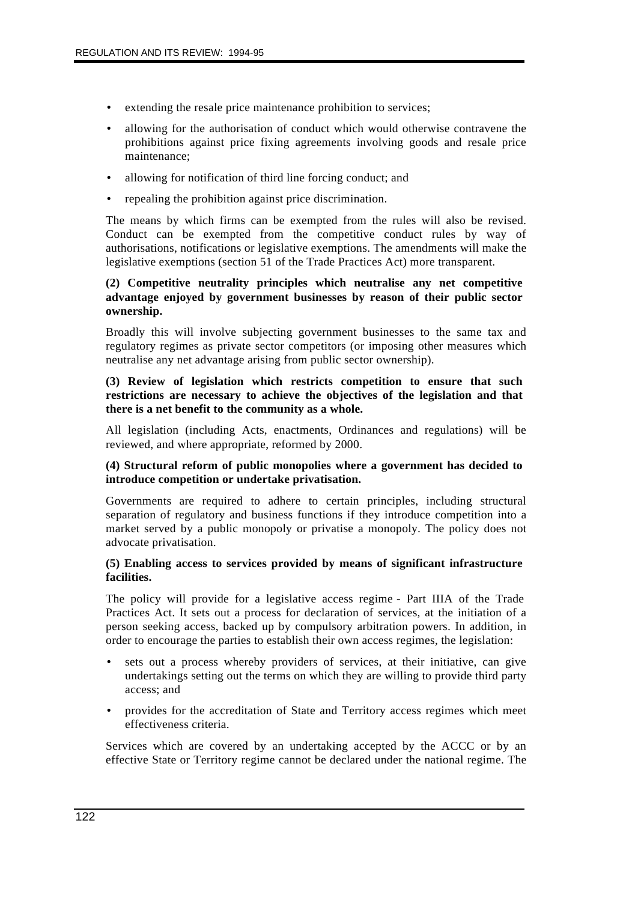- extending the resale price maintenance prohibition to services;
- allowing for the authorisation of conduct which would otherwise contravene the prohibitions against price fixing agreements involving goods and resale price maintenance;
- allowing for notification of third line forcing conduct; and
- repealing the prohibition against price discrimination.

The means by which firms can be exempted from the rules will also be revised. Conduct can be exempted from the competitive conduct rules by way of authorisations, notifications or legislative exemptions. The amendments will make the legislative exemptions (section 51 of the Trade Practices Act) more transparent.

**(2) Competitive neutrality principles which neutralise any net competitive advantage enjoyed by government businesses by reason of their public sector ownership.**

Broadly this will involve subjecting government businesses to the same tax and regulatory regimes as private sector competitors (or imposing other measures which neutralise any net advantage arising from public sector ownership).

**(3) Review of legislation which restricts competition to ensure that such restrictions are necessary to achieve the objectives of the legislation and that there is a net benefit to the community as a whole.**

All legislation (including Acts, enactments, Ordinances and regulations) will be reviewed, and where appropriate, reformed by 2000.

**(4) Structural reform of public monopolies where a government has decided to introduce competition or undertake privatisation.**

Governments are required to adhere to certain principles, including structural separation of regulatory and business functions if they introduce competition into a market served by a public monopoly or privatise a monopoly. The policy does not advocate privatisation.

**(5) Enabling access to services provided by means of significant infrastructure facilities.**

The policy will provide for a legislative access regime - Part IIIA of the Trade Practices Act. It sets out a process for declaration of services, at the initiation of a person seeking access, backed up by compulsory arbitration powers. In addition, in order to encourage the parties to establish their own access regimes, the legislation:

- sets out a process whereby providers of services, at their initiative, can give undertakings setting out the terms on which they are willing to provide third party access; and
- provides for the accreditation of State and Territory access regimes which meet effectiveness criteria.

Services which are covered by an undertaking accepted by the ACCC or by an effective State or Territory regime cannot be declared under the national regime. The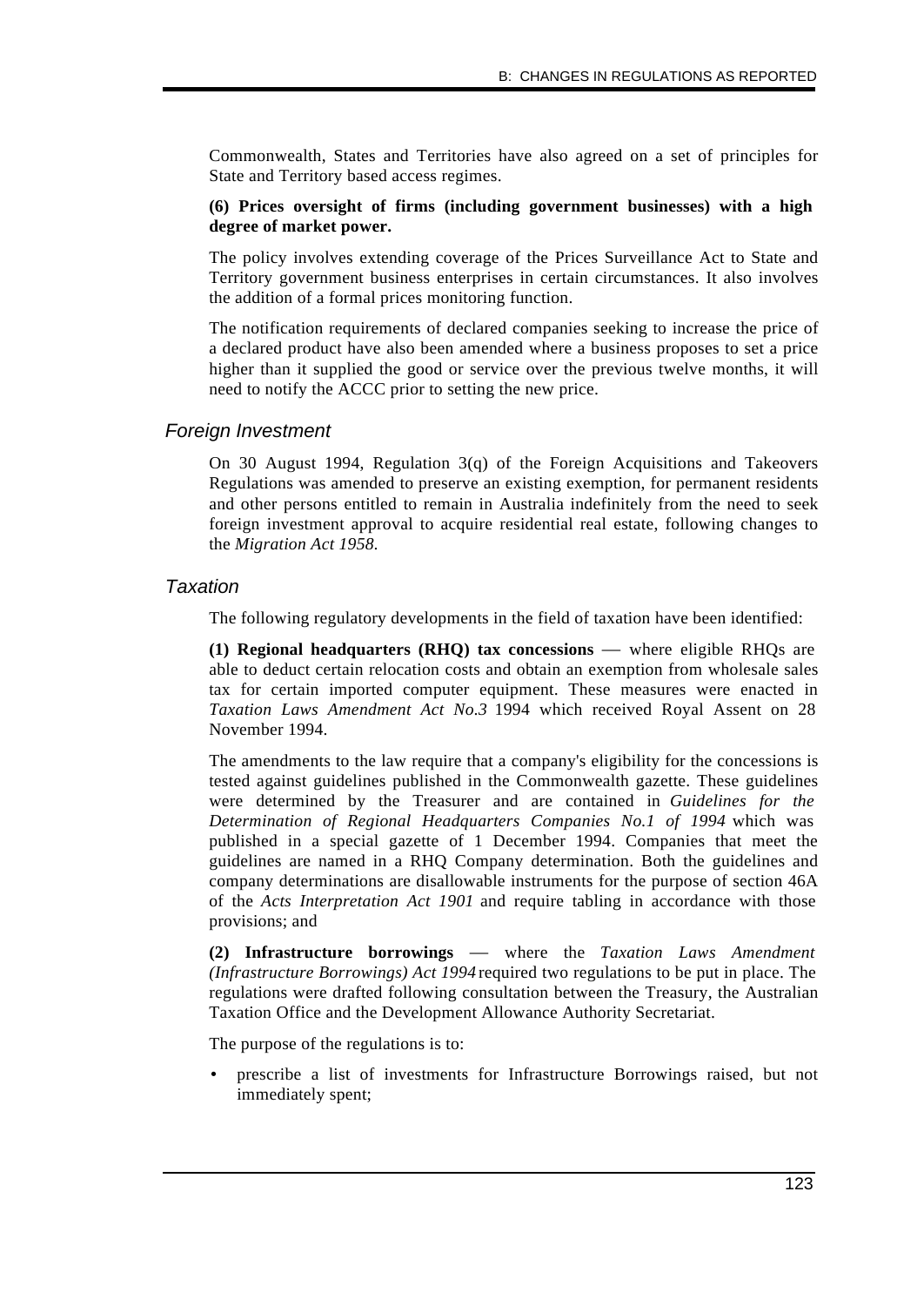Commonwealth, States and Territories have also agreed on a set of principles for State and Territory based access regimes.

**(6) Prices oversight of firms (including government businesses) with a high degree of market power.**

The policy involves extending coverage of the Prices Surveillance Act to State and Territory government business enterprises in certain circumstances. It also involves the addition of a formal prices monitoring function.

The notification requirements of declared companies seeking to increase the price of a declared product have also been amended where a business proposes to set a price higher than it supplied the good or service over the previous twelve months, it will need to notify the ACCC prior to setting the new price.

### *Foreign Investment*

On 30 August 1994, Regulation 3(q) of the Foreign Acquisitions and Takeovers Regulations was amended to preserve an existing exemption, for permanent residents and other persons entitled to remain in Australia indefinitely from the need to seek foreign investment approval to acquire residential real estate, following changes to the *Migration Act 1958*.

### *Taxation*

The following regulatory developments in the field of taxation have been identified:

**(1) Regional headquarters (RHQ) tax concessions** — where eligible RHQs are able to deduct certain relocation costs and obtain an exemption from wholesale sales tax for certain imported computer equipment. These measures were enacted in *Taxation Laws Amendment Act No.3* 1994 which received Royal Assent on 28 November 1994.

The amendments to the law require that a company's eligibility for the concessions is tested against guidelines published in the Commonwealth gazette. These guidelines were determined by the Treasurer and are contained in *Guidelines for the Determination of Regional Headquarters Companies No.1 of 1994* which was published in a special gazette of 1 December 1994. Companies that meet the guidelines are named in a RHQ Company determination. Both the guidelines and company determinations are disallowable instruments for the purpose of section 46A of the *Acts Interpretation Act 1901* and require tabling in accordance with those provisions; and

**(2) Infrastructure borrowings** — where the *Taxation Laws Amendment (Infrastructure Borrowings) Act 1994* required two regulations to be put in place. The regulations were drafted following consultation between the Treasury, the Australian Taxation Office and the Development Allowance Authority Secretariat.

The purpose of the regulations is to:

- prescribe a list of investments for Infrastructure Borrowings raised, but not immediately spent;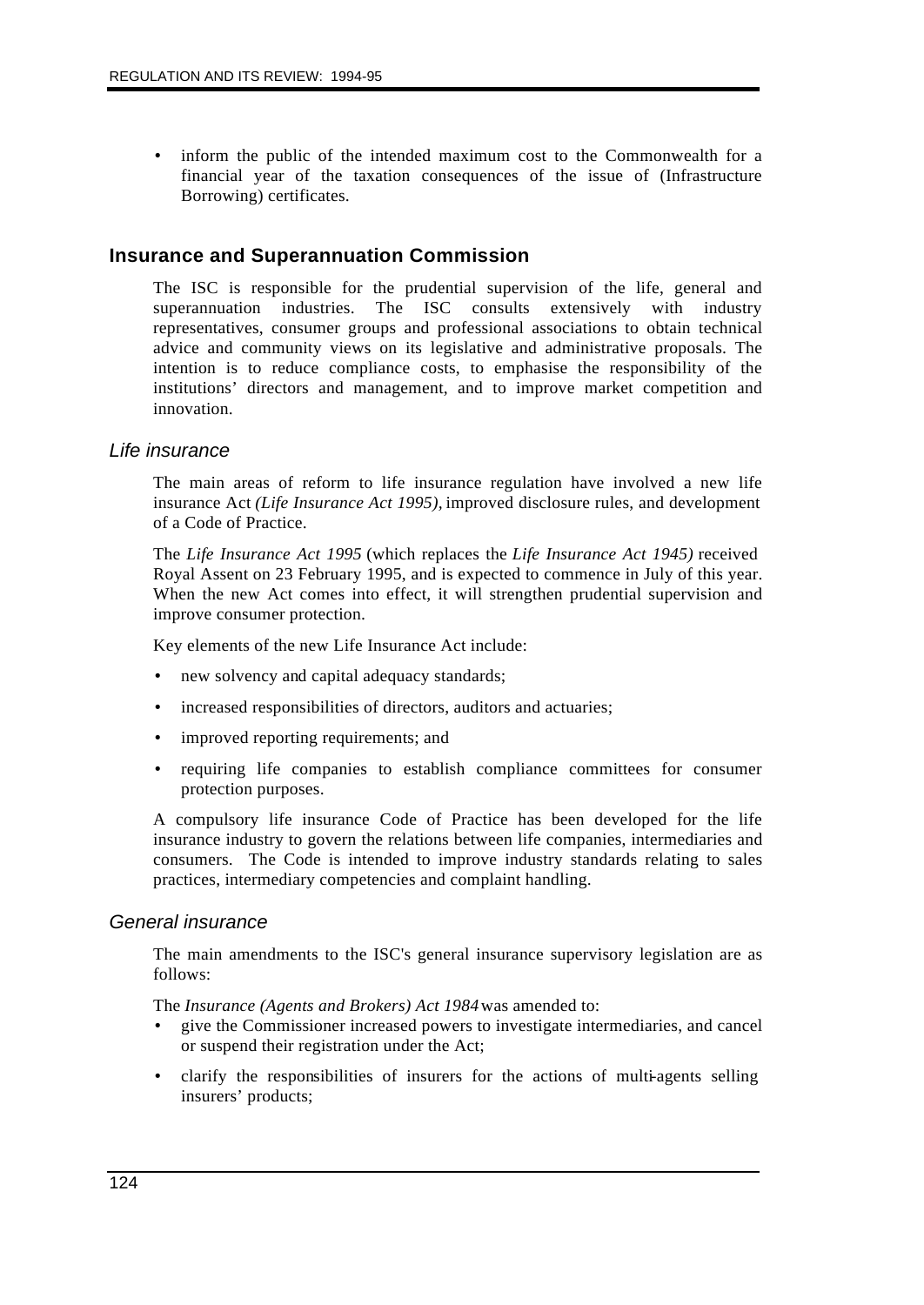- inform the public of the intended maximum cost to the Commonwealth for a financial year of the taxation consequences of the issue of (Infrastructure Borrowing) certificates.

## Insurance and Superannuation Commission

The ISC is responsible for the prudential supervision of the life, general and superannuation industries. The ISC consults extensively with industry representatives, consumer groups and professional associations to obtain technical advice and community views on its legislative and administrative proposals. The intention is to reduce compliance costs, to emphasise the responsibility of the institutions' directors and management, and to improve market competition and innovation.

### *Life insurance*

The main areas of reform to life insurance regulation have involved a new life insurance Act *(Life Insurance Act 1995)*, improved disclosure rules, and development of a Code of Practice.

The *Life Insurance Act 1995* (which replaces the *Life Insurance Act 1945)* received Royal Assent on 23 February 1995, and is expected to commence in July of this year. When the new Act comes into effect, it will strengthen prudential supervision and improve consumer protection.

Key elements of the new Life Insurance Act include:

- new solvency and capital adequacy standards;
- increased responsibilities of directors, auditors and actuaries;
- improved reporting requirements; and
- requiring life companies to establish compliance committees for consumer protection purposes.

A compulsory life insurance Code of Practice has been developed for the life insurance industry to govern the relations between life companies, intermediaries and consumers. The Code is intended to improve industry standards relating to sales practices, intermediary competencies and complaint handling.

### *General insurance*

The main amendments to the ISC's general insurance supervisory legislation are as follows:

The *Insurance (Agents and Brokers) Act 1984* was amended to:

- give the Commissioner increased powers to investigate intermediaries, and cancel or suspend their registration under the Act;
- clarify the responsibilities of insurers for the actions of multi-agents selling insurers' products;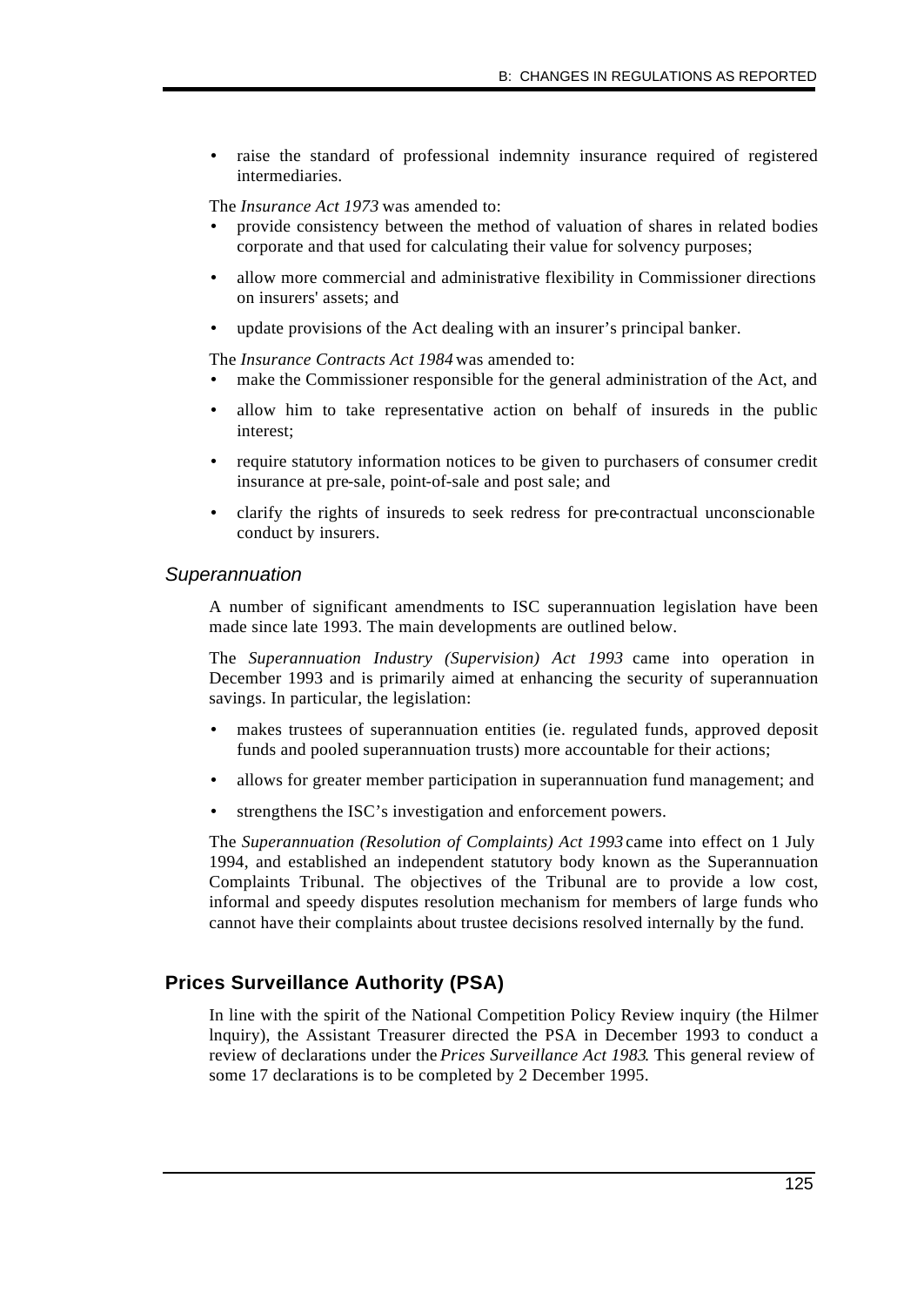- raise the standard of professional indemnity insurance required of registered intermediaries.

The *Insurance Act 1973* was amended to:

- provide consistency between the method of valuation of shares in related bodies corporate and that used for calculating their value for solvency purposes;
- allow more commercial and administrative flexibility in Commissioner directions on insurers' assets; and
- update provisions of the Act dealing with an insurer's principal banker.

The *Insurance Contracts Act 1984* was amended to:

- make the Commissioner responsible for the general administration of the Act, and
- allow him to take representative action on behalf of insureds in the public interest;
- require statutory information notices to be given to purchasers of consumer credit insurance at pre-sale, point-of-sale and post sale; and
- clarify the rights of insureds to seek redress for pre-contractual unconscionable conduct by insurers.

### *Superannuation*

A number of significant amendments to ISC superannuation legislation have been made since late 1993. The main developments are outlined below.

The *Superannuation Industry (Supervision) Act 1993* came into operation in December 1993 and is primarily aimed at enhancing the security of superannuation savings. In particular, the legislation:

- makes trustees of superannuation entities (ie. regulated funds, approved deposit funds and pooled superannuation trusts) more accountable for their actions;
- allows for greater member participation in superannuation fund management; and
- strengthens the ISC's investigation and enforcement powers.

The *Superannuation (Resolution of Complaints) Act 1993* came into effect on 1 July 1994, and established an independent statutory body known as the Superannuation Complaints Tribunal. The objectives of the Tribunal are to provide a low cost, informal and speedy disputes resolution mechanism for members of large funds who cannot have their complaints about trustee decisions resolved internally by the fund.

## Prices Surveillance Authority (PSA)

In line with the spirit of the National Competition Policy Review inquiry (the Hilmer Inquiry), the Assistant Treasurer directed the PSA in December 1993 to conduct a review of declarations under the *Prices Surveillance Act 1983*. This general review of some 17 declarations is to be completed by 2 December 1995.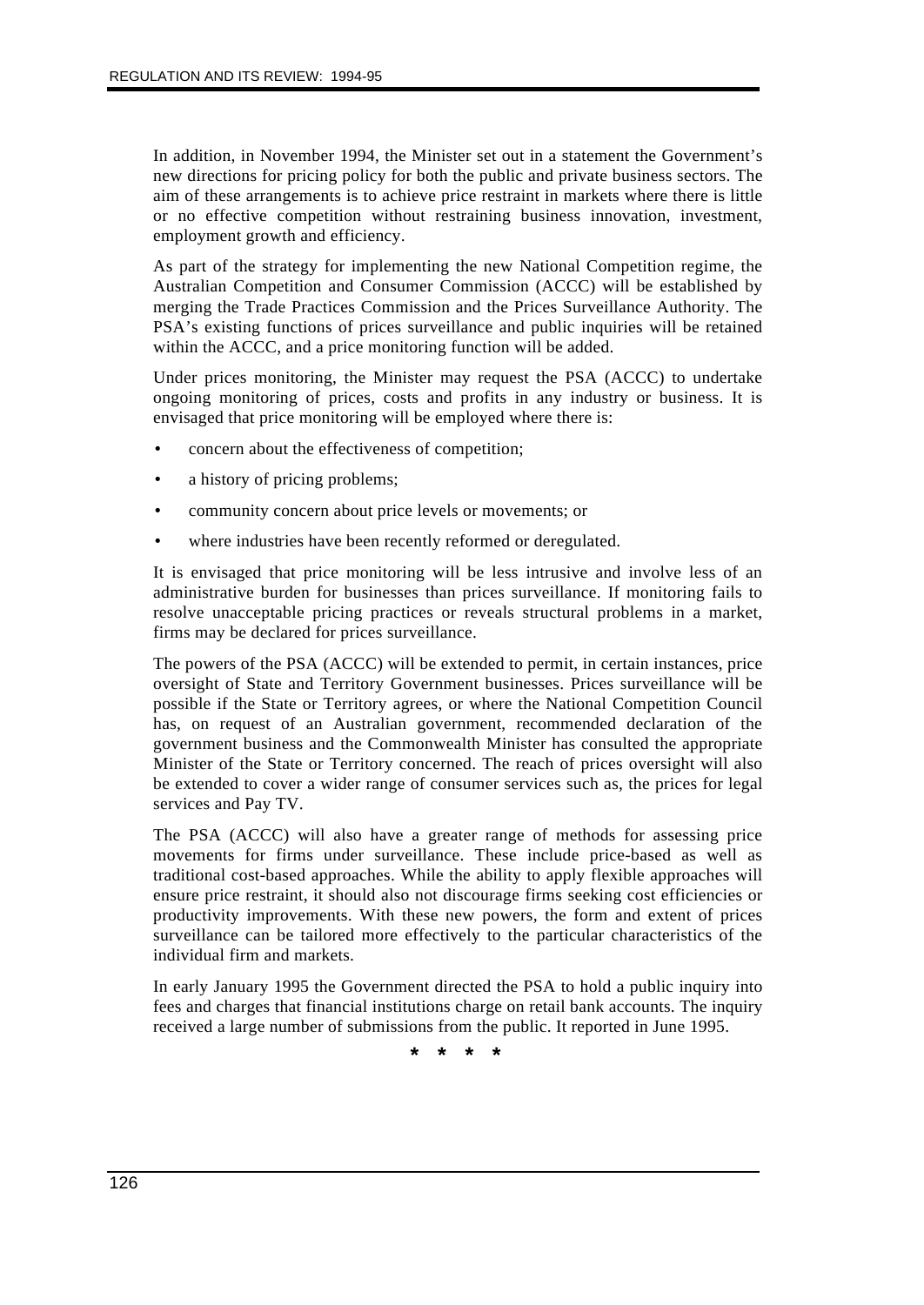In addition, in November 1994, the Minister set out in a statement the Government's new directions for pricing policy for both the public and private business sectors. The aim of these arrangements is to achieve price restraint in markets where there is little or no effective competition without restraining business innovation, investment, employment growth and efficiency.

As part of the strategy for implementing the new National Competition regime, the Australian Competition and Consumer Commission (ACCC) will be established by merging the Trade Practices Commission and the Prices Surveillance Authority. The PSA's existing functions of prices surveillance and public inquiries will be retained within the ACCC, and a price monitoring function will be added.

Under prices monitoring, the Minister may request the PSA (ACCC) to undertake ongoing monitoring of prices, costs and profits in any industry or business. It is envisaged that price monitoring will be employed where there is:

- concern about the effectiveness of competition;
- a history of pricing problems;
- community concern about price levels or movements; or
- where industries have been recently reformed or deregulated.

It is envisaged that price monitoring will be less intrusive and involve less of an administrative burden for businesses than prices surveillance. If monitoring fails to resolve unacceptable pricing practices or reveals structural problems in a market, firms may be declared for prices surveillance.

The powers of the PSA (ACCC) will be extended to permit, in certain instances, price oversight of State and Territory Government businesses. Prices surveillance will be possible if the State or Territory agrees, or where the National Competition Council has, on request of an Australian government, recommended declaration of the government business and the Commonwealth Minister has consulted the appropriate Minister of the State or Territory concerned. The reach of prices oversight will also be extended to cover a wider range of consumer services such as, the prices for legal services and Pay TV.

The PSA (ACCC) will also have a greater range of methods for assessing price movements for firms under surveillance. These include price-based as well as traditional cost-based approaches. While the ability to apply flexible approaches will ensure price restraint, it should also not discourage firms seeking cost efficiencies or productivity improvements. With these new powers, the form and extent of prices surveillance can be tailored more effectively to the particular characteristics of the individual firm and markets.

In early January 1995 the Government directed the PSA to hold a public inquiry into fees and charges that financial institutions charge on retail bank accounts. The inquiry received a large number of submissions from the public. It reported in June 1995.

\* \* \* \*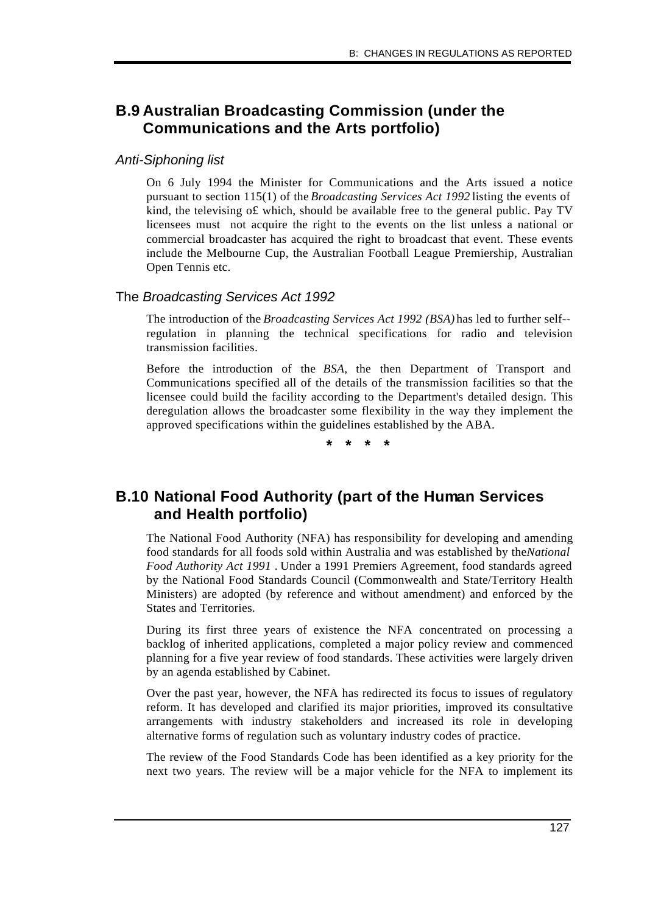## B.9 Australian Broadcasting Commission (under the Communications and the Arts portfolio)

### *Anti-Siphoning list*

On 6 July 1994 the Minister for Communications and the Arts issued a notice pursuant to section 115(1) of the *Broadcasting Services Act 1992* listing the events of kind, the televising o£ which, should be available free to the general public. Pay TV licensees must not acquire the right to the events on the list unless a national or commercial broadcaster has acquired the right to broadcast that event. These events include the Melbourne Cup, the Australian Football League Premiership, Australian Open Tennis etc.

### The *Broadcasting Services Act 1992*

The introduction of the *Broadcasting Services Act 1992 (BSA)* has led to further self--regulation in planning the technical specifications for radio and television transmission facilities.

Before the introduction of the *BSA*, the then Department of Transport and Communications specified all of the details of the transmission facilities so that the licensee could build the facility according to the Department's detailed design. This deregulation allows the broadcaster some flexibility in the way they implement the approved specifications within the guidelines established by the ABA.

\* \* \* \*

## B.10 National Food Authority (part of the Human Services and Health portfolio)

The National Food Authority (NFA) has responsibility for developing and amending food standards for all foods sold within Australia and was established by the *National Food Authority Act 1991* . Under a 1991 Premiers Agreement, food standards agreed by the National Food Standards Council (Commonwealth and State/Territory Health Ministers) are adopted (by reference and without amendment) and enforced by the States and Territories.

During its first three years of existence the NFA concentrated on processing a backlog of inherited applications, completed a major policy review and commenced planning for a five year review of food standards. These activities were largely driven by an agenda established by Cabinet.

Over the past year, however, the NFA has redirected its focus to issues of regulatory reform. It has developed and clarified its major priorities, improved its consultative arrangements with industry stakeholders and increased its role in developing alternative forms of regulation such as voluntary industry codes of practice.

The review of the Food Standards Code has been identified as a key priority for the next two years. The review will be a major vehicle for the NFA to implement its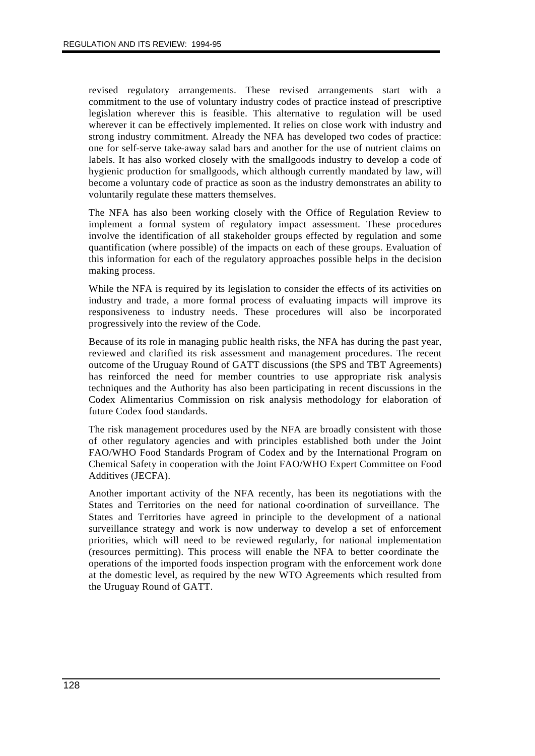revised regulatory arrangements. These revised arrangements start with a commitment to the use of voluntary industry codes of practice instead of prescriptive legislation wherever this is feasible. This alternative to regulation will be used wherever it can be effectively implemented. It relies on close work with industry and strong industry commitment. Already the NFA has developed two codes of practice: one for self-serve take-away salad bars and another for the use of nutrient claims on labels. It has also worked closely with the smallgoods industry to develop a code of hygienic production for smallgoods, which although currently mandated by law, will become a voluntary code of practice as soon as the industry demonstrates an ability to voluntarily regulate these matters themselves.

The NFA has also been working closely with the Office of Regulation Review to implement a formal system of regulatory impact assessment. These procedures involve the identification of all stakeholder groups effected by regulation and some quantification (where possible) of the impacts on each of these groups. Evaluation of this information for each of the regulatory approaches possible helps in the decision making process.

While the NFA is required by its legislation to consider the effects of its activities on industry and trade, a more formal process of evaluating impacts will improve its responsiveness to industry needs. These procedures will also be incorporated progressively into the review of the Code.

Because of its role in managing public health risks, the NFA has during the past year, reviewed and clarified its risk assessment and management procedures. The recent outcome of the Uruguay Round of GATT discussions (the SPS and TBT Agreements) has reinforced the need for member countries to use appropriate risk analysis techniques and the Authority has also been participating in recent discussions in the Codex Alimentarius Commission on risk analysis methodology for elaboration of future Codex food standards.

The risk management procedures used by the NFA are broadly consistent with those of other regulatory agencies and with principles established both under the Joint FAO/WHO Food Standards Program of Codex and by the International Program on Chemical Safety in cooperation with the Joint FAO/WHO Expert Committee on Food Additives (JECFA).

Another important activity of the NFA recently, has been its negotiations with the States and Territories on the need for national co-ordination of surveillance. The States and Territories have agreed in principle to the development of a national surveillance strategy and work is now underway to develop a set of enforcement priorities, which will need to be reviewed regularly, for national implementation (resources permitting). This process will enable the NFA to better co-ordinate the operations of the imported foods inspection program with the enforcement work done at the domestic level, as required by the new WTO Agreements which resulted from the Uruguay Round of GATT.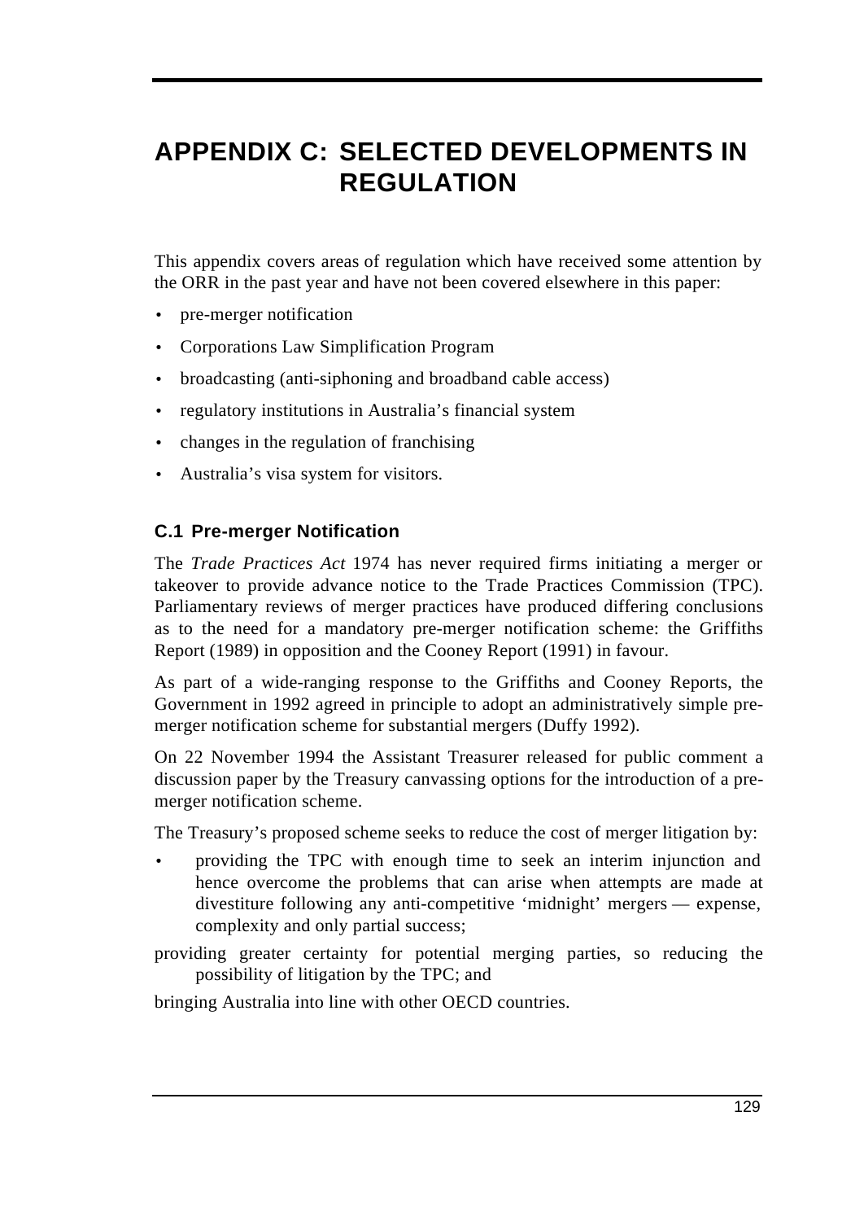# APPENDIX C: SELECTED DEVELOPMENTS IN REGULATION

This appendix covers areas of regulation which have received some attention by the ORR in the past year and have not been covered elsewhere in this paper:

- pre-merger notification
- Corporations Law Simplification Program
- broadcasting (anti-siphoning and broadband cable access)
- regulatory institutions in Australia's financial system
- changes in the regulation of franchising
- Australia's visa system for visitors.

## C.1 Pre-merger Notification

The *Trade Practices Act* 1974 has never required firms initiating a merger or takeover to provide advance notice to the Trade Practices Commission (TPC). Parliamentary reviews of merger practices have produced differing conclusions as to the need for a mandatory pre-merger notification scheme: the Griffiths Report (1989) in opposition and the Cooney Report (1991) in favour.

As part of a wide-ranging response to the Griffiths and Cooney Reports, the Government in 1992 agreed in principle to adopt an administratively simple pre-merger notification scheme for substantial mergers (Duffy 1992).

On 22 November 1994 the Assistant Treasurer released for public comment a discussion paper by the Treasury canvassing options for the introduction of a pre-merger notification scheme.

The Treasury's proposed scheme seeks to reduce the cost of merger litigation by:

- providing the TPC with enough time to seek an interim injunction and hence overcome the problems that can arise when attempts are made at divestiture following any anti-competitive 'midnight' mergers — expense, complexity and only partial success;
- providing greater certainty for potential merging parties, so reducing the possibility of litigation by the TPC; and
- bringing Australia into line with other OECD countries.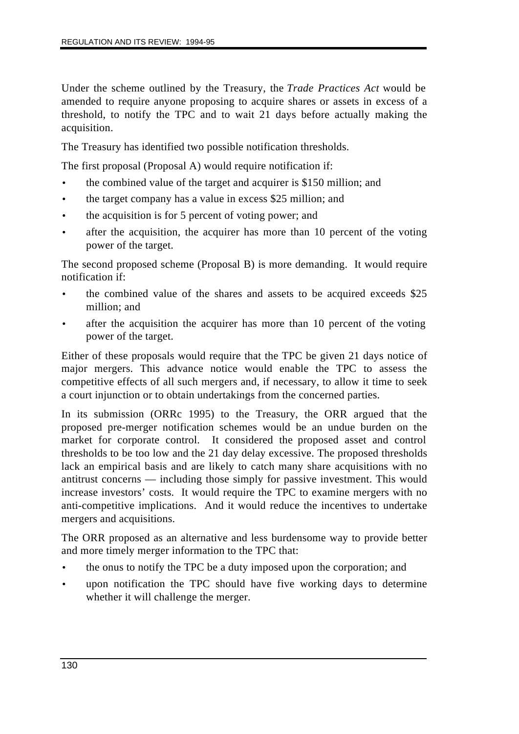Under the scheme outlined by the Treasury, the *Trade Practices Act* would be amended to require anyone proposing to acquire shares or assets in excess of a threshold, to notify the TPC and to wait 21 days before actually making the acquisition.

The Treasury has identified two possible notification thresholds.

The first proposal (Proposal A) would require notification if:

- the combined value of the target and acquirer is $150 million; and
- the target company has a value in excess $25 million; and
- the acquisition is for 5 percent of voting power; and
- after the acquisition, the acquirer has more than 10 percent of the voting power of the target.

The second proposed scheme (Proposal B) is more demanding. It would require notification if:

- the combined value of the shares and assets to be acquired exceeds $25 million; and
- after the acquisition the acquirer has more than 10 percent of the voting power of the target.

Either of these proposals would require that the TPC be given 21 days notice of major mergers. This advance notice would enable the TPC to assess the competitive effects of all such mergers and, if necessary, to allow it time to seek a court injunction or to obtain undertakings from the concerned parties.

In its submission (ORRc 1995) to the Treasury, the ORR argued that the proposed pre-merger notification schemes would be an undue burden on the market for corporate control. It considered the proposed asset and control thresholds to be too low and the 21 day delay excessive. The proposed thresholds lack an empirical basis and are likely to catch many share acquisitions with no antitrust concerns — including those simply for passive investment. This would increase investors' costs. It would require the TPC to examine mergers with no anti-competitive implications. And it would reduce the incentives to undertake mergers and acquisitions.

The ORR proposed as an alternative and less burdensome way to provide better and more timely merger information to the TPC that:

- the onus to notify the TPC be a duty imposed upon the corporation; and
- upon notification the TPC should have five working days to determine whether it will challenge the merger.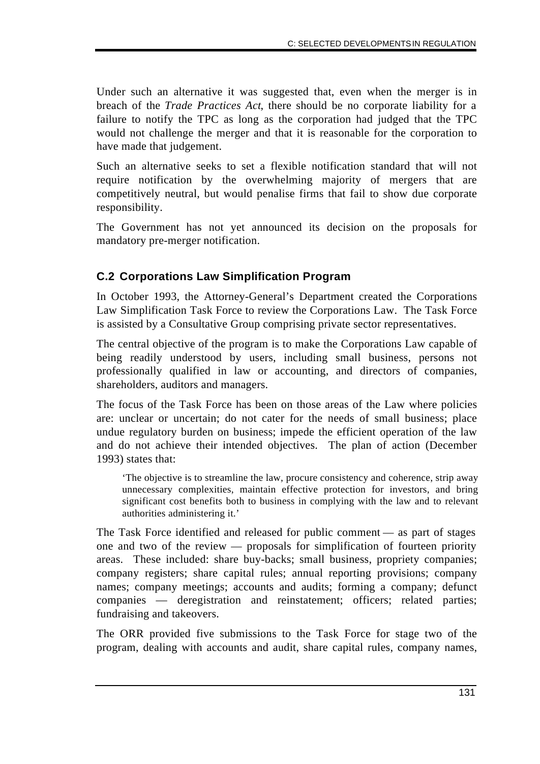Under such an alternative it was suggested that, even when the merger is in breach of the *Trade Practices Act*, there should be no corporate liability for a failure to notify the TPC as long as the corporation had judged that the TPC would not challenge the merger and that it is reasonable for the corporation to have made that judgement.

Such an alternative seeks to set a flexible notification standard that will not require notification by the overwhelming majority of mergers that are competitively neutral, but would penalise firms that fail to show due corporate responsibility.

The Government has not yet announced its decision on the proposals for mandatory pre-merger notification.

## C.2 Corporations Law Simplification Program

In October 1993, the Attorney-General's Department created the Corporations Law Simplification Task Force to review the Corporations Law. The Task Force is assisted by a Consultative Group comprising private sector representatives.

The central objective of the program is to make the Corporations Law capable of being readily understood by users, including small business, persons not professionally qualified in law or accounting, and directors of companies, shareholders, auditors and managers.

The focus of the Task Force has been on those areas of the Law where policies are: unclear or uncertain; do not cater for the needs of small business; place undue regulatory burden on business; impede the efficient operation of the law and do not achieve their intended objectives. The plan of action (December 1993) states that:

> 'The objective is to streamline the law, procure consistency and coherence, strip away unnecessary complexities, maintain effective protection for investors, and bring significant cost benefits both to business in complying with the law and to relevant authorities administering it.'

The Task Force identified and released for public comment — as part of stages one and two of the review — proposals for simplification of fourteen priority areas. These included: share buy-backs; small business, propriety companies; company registers; share capital rules; annual reporting provisions; company names; company meetings; accounts and audits; forming a company; defunct companies — deregistration and reinstatement; officers; related parties; fundraising and takeovers.

The ORR provided five submissions to the Task Force for stage two of the program, dealing with accounts and audit, share capital rules, company names,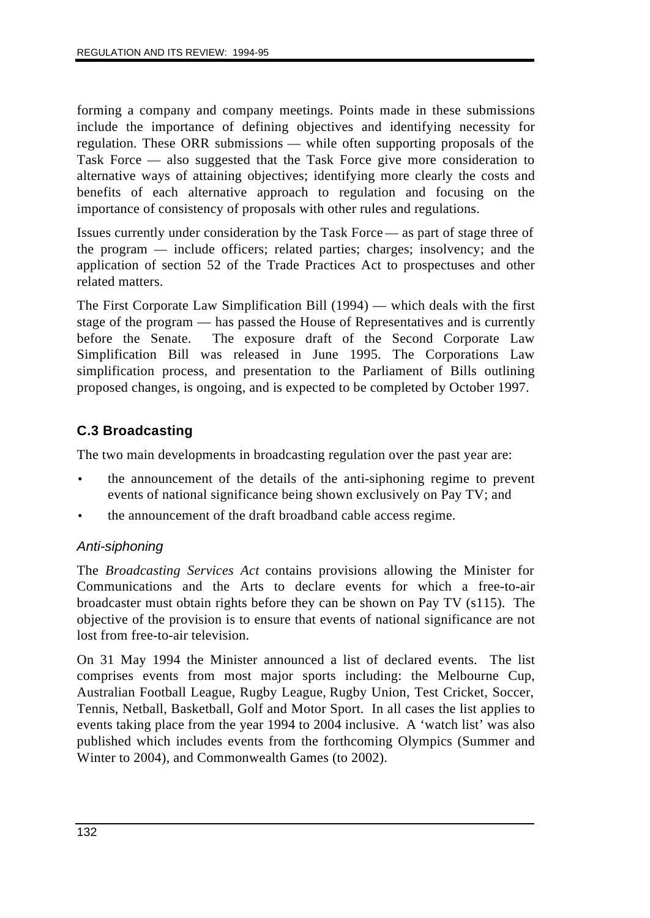forming a company and company meetings. Points made in these submissions include the importance of defining objectives and identifying necessity for regulation. These ORR submissions — while often supporting proposals of the Task Force — also suggested that the Task Force give more consideration to alternative ways of attaining objectives; identifying more clearly the costs and benefits of each alternative approach to regulation and focusing on the importance of consistency of proposals with other rules and regulations.

Issues currently under consideration by the Task Force — as part of stage three of the program — include officers; related parties; charges; insolvency; and the application of section 52 of the Trade Practices Act to prospectuses and other related matters.

The First Corporate Law Simplification Bill (1994) — which deals with the first stage of the program — has passed the House of Representatives and is currently before the Senate. The exposure draft of the Second Corporate Law Simplification Bill was released in June 1995. The Corporations Law simplification process, and presentation to the Parliament of Bills outlining proposed changes, is ongoing, and is expected to be completed by October 1997.

## C.3 Broadcasting

The two main developments in broadcasting regulation over the past year are:

- the announcement of the details of the anti-siphoning regime to prevent events of national significance being shown exclusively on Pay TV; and
- the announcement of the draft broadband cable access regime.

### *Anti-siphoning*

The *Broadcasting Services Act* contains provisions allowing the Minister for Communications and the Arts to declare events for which a free-to-air broadcaster must obtain rights before they can be shown on Pay TV (s115). The objective of the provision is to ensure that events of national significance are not lost from free-to-air television.

On 31 May 1994 the Minister announced a list of declared events. The list comprises events from most major sports including: the Melbourne Cup, Australian Football League, Rugby League, Rugby Union, Test Cricket, Soccer, Tennis, Netball, Basketball, Golf and Motor Sport. In all cases the list applies to events taking place from the year 1994 to 2004 inclusive. A 'watch list' was also published which includes events from the forthcoming Olympics (Summer and Winter to 2004), and Commonwealth Games (to 2002).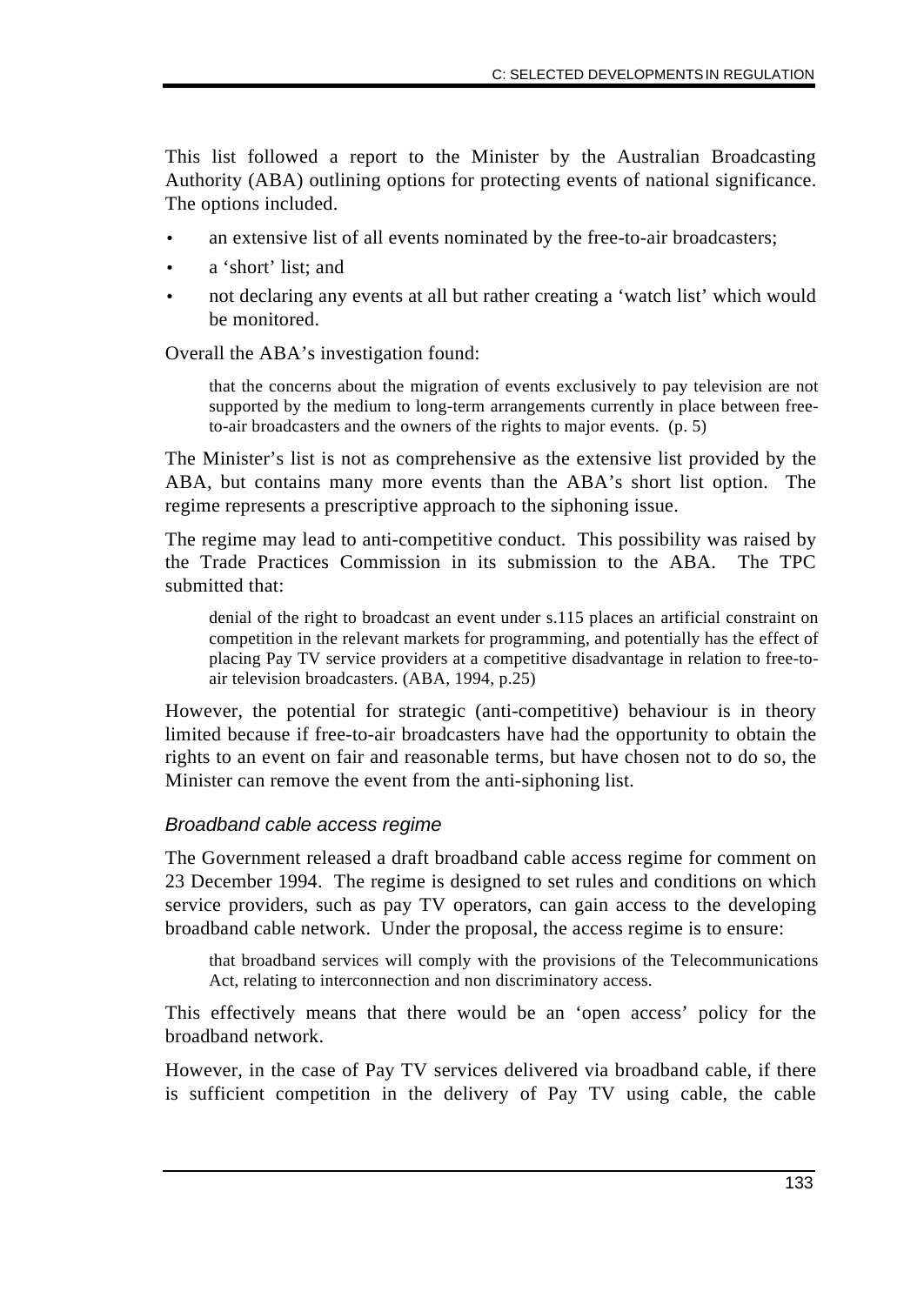This list followed a report to the Minister by the Australian Broadcasting Authority (ABA) outlining options for protecting events of national significance. The options included.

- an extensive list of all events nominated by the free-to-air broadcasters;
- a 'short' list; and
- not declaring any events at all but rather creating a 'watch list' which would be monitored.

Overall the ABA's investigation found:

> that the concerns about the migration of events exclusively to pay television are not supported by the medium to long-term arrangements currently in place between free-to-air broadcasters and the owners of the rights to major events. (p. 5)

The Minister's list is not as comprehensive as the extensive list provided by the ABA, but contains many more events than the ABA's short list option. The regime represents a prescriptive approach to the siphoning issue.

The regime may lead to anti-competitive conduct. This possibility was raised by the Trade Practices Commission in its submission to the ABA. The TPC submitted that:

> denial of the right to broadcast an event under s.115 places an artificial constraint on competition in the relevant markets for programming, and potentially has the effect of placing Pay TV service providers at a competitive disadvantage in relation to free-to-air television broadcasters. (ABA, 1994, p.25)

However, the potential for strategic (anti-competitive) behaviour is in theory limited because if free-to-air broadcasters have had the opportunity to obtain the rights to an event on fair and reasonable terms, but have chosen not to do so, the Minister can remove the event from the anti-siphoning list.

### *Broadband cable access regime*

The Government released a draft broadband cable access regime for comment on 23 December 1994. The regime is designed to set rules and conditions on which service providers, such as pay TV operators, can gain access to the developing broadband cable network. Under the proposal, the access regime is to ensure:

> that broadband services will comply with the provisions of the Telecommunications Act, relating to interconnection and non discriminatory access.

This effectively means that there would be an 'open access' policy for the broadband network.

However, in the case of Pay TV services delivered via broadband cable, if there is sufficient competition in the delivery of Pay TV using cable, the cable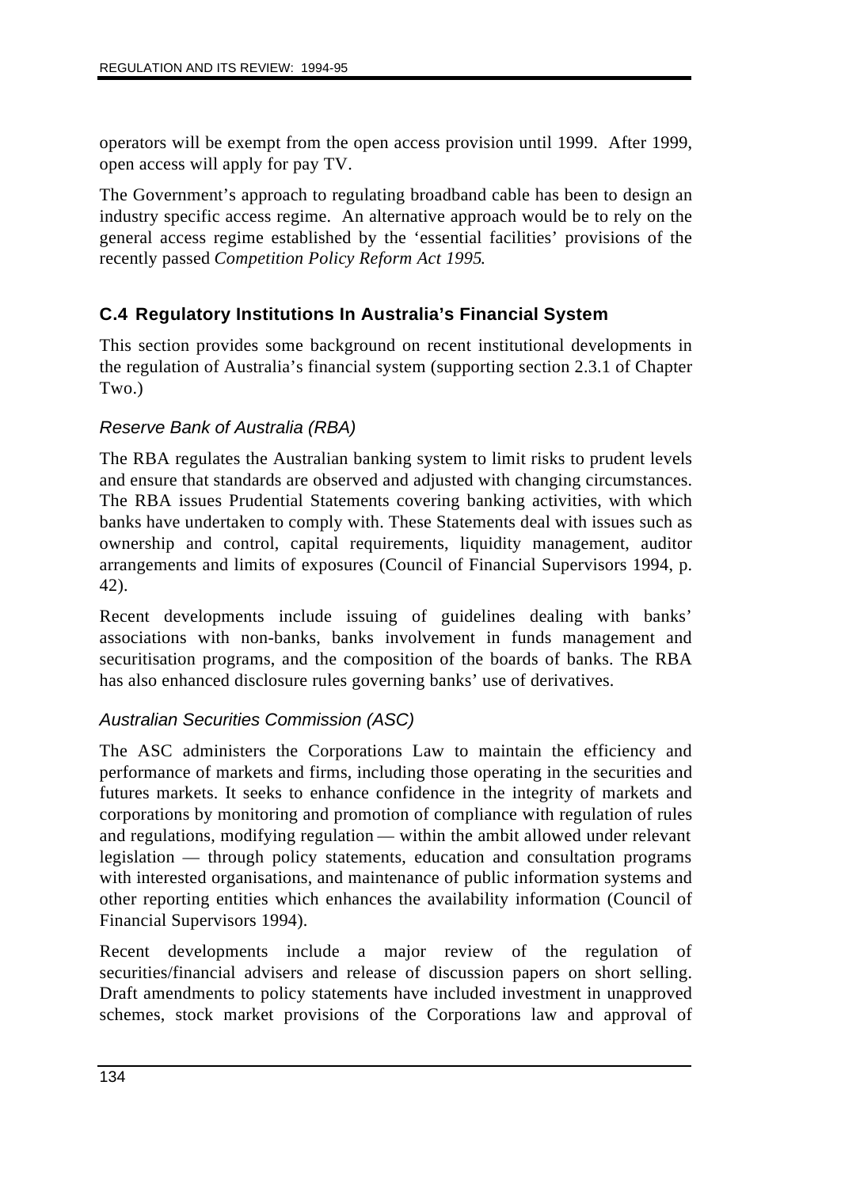operators will be exempt from the open access provision until 1999. After 1999, open access will apply for pay TV.

The Government's approach to regulating broadband cable has been to design an industry specific access regime. An alternative approach would be to rely on the general access regime established by the 'essential facilities' provisions of the recently passed *Competition Policy Reform Act 1995*.

## C.4 Regulatory Institutions In Australia's Financial System

This section provides some background on recent institutional developments in the regulation of Australia's financial system (supporting section 2.3.1 of Chapter Two.)

### *Reserve Bank of Australia (RBA)*

The RBA regulates the Australian banking system to limit risks to prudent levels and ensure that standards are observed and adjusted with changing circumstances. The RBA issues Prudential Statements covering banking activities, with which banks have undertaken to comply with. These Statements deal with issues such as ownership and control, capital requirements, liquidity management, auditor arrangements and limits of exposures (Council of Financial Supervisors 1994, p. 42).

Recent developments include issuing of guidelines dealing with banks' associations with non-banks, banks involvement in funds management and securitisation programs, and the composition of the boards of banks. The RBA has also enhanced disclosure rules governing banks' use of derivatives.

### *Australian Securities Commission (ASC)*

The ASC administers the Corporations Law to maintain the efficiency and performance of markets and firms, including those operating in the securities and futures markets. It seeks to enhance confidence in the integrity of markets and corporations by monitoring and promotion of compliance with regulation of rules and regulations, modifying regulation — within the ambit allowed under relevant legislation — through policy statements, education and consultation programs with interested organisations, and maintenance of public information systems and other reporting entities which enhances the availability information (Council of Financial Supervisors 1994).

Recent developments include a major review of the regulation of securities/financial advisers and release of discussion papers on short selling. Draft amendments to policy statements have included investment in unapproved schemes, stock market provisions of the Corporations law and approval of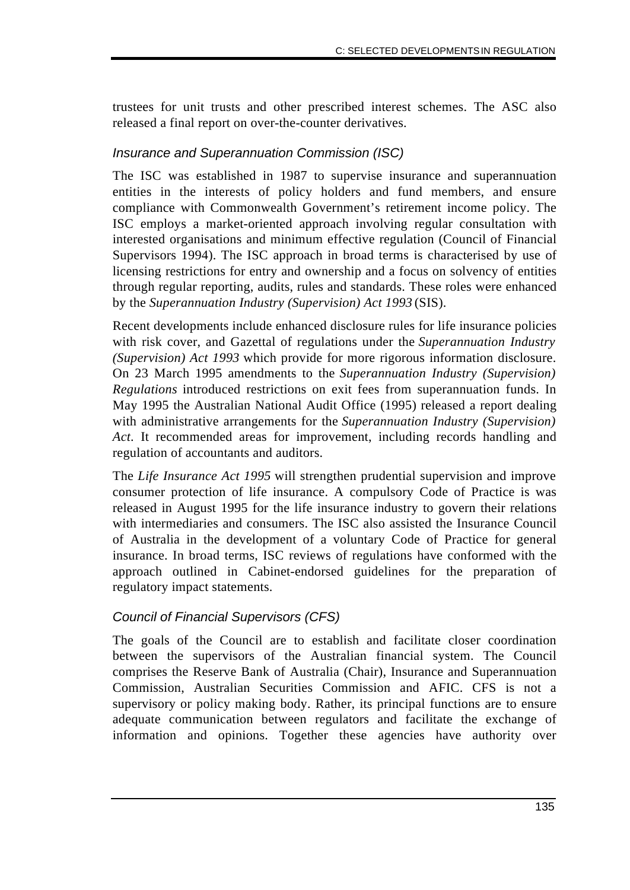trustees for unit trusts and other prescribed interest schemes. The ASC also released a final report on over-the-counter derivatives.

### *Insurance and Superannuation Commission (ISC)*

The ISC was established in 1987 to supervise insurance and superannuation entities in the interests of policy holders and fund members, and ensure compliance with Commonwealth Government's retirement income policy. The ISC employs a market-oriented approach involving regular consultation with interested organisations and minimum effective regulation (Council of Financial Supervisors 1994). The ISC approach in broad terms is characterised by use of licensing restrictions for entry and ownership and a focus on solvency of entities through regular reporting, audits, rules and standards. These roles were enhanced by the *Superannuation Industry (Supervision) Act 1993* (SIS).

Recent developments include enhanced disclosure rules for life insurance policies with risk cover, and Gazettal of regulations under the *Superannuation Industry (Supervision) Act 1993* which provide for more rigorous information disclosure. On 23 March 1995 amendments to the *Superannuation Industry (Supervision) Regulations* introduced restrictions on exit fees from superannuation funds. In May 1995 the Australian National Audit Office (1995) released a report dealing with administrative arrangements for the *Superannuation Industry (Supervision) Act*. It recommended areas for improvement, including records handling and regulation of accountants and auditors.

The *Life Insurance Act 1995* will strengthen prudential supervision and improve consumer protection of life insurance. A compulsory Code of Practice is was released in August 1995 for the life insurance industry to govern their relations with intermediaries and consumers. The ISC also assisted the Insurance Council of Australia in the development of a voluntary Code of Practice for general insurance. In broad terms, ISC reviews of regulations have conformed with the approach outlined in Cabinet-endorsed guidelines for the preparation of regulatory impact statements.

### *Council of Financial Supervisors (CFS)*

The goals of the Council are to establish and facilitate closer coordination between the supervisors of the Australian financial system. The Council comprises the Reserve Bank of Australia (Chair), Insurance and Superannuation Commission, Australian Securities Commission and AFIC. CFS is not a supervisory or policy making body. Rather, its principal functions are to ensure adequate communication between regulators and facilitate the exchange of information and opinions. Together these agencies have authority over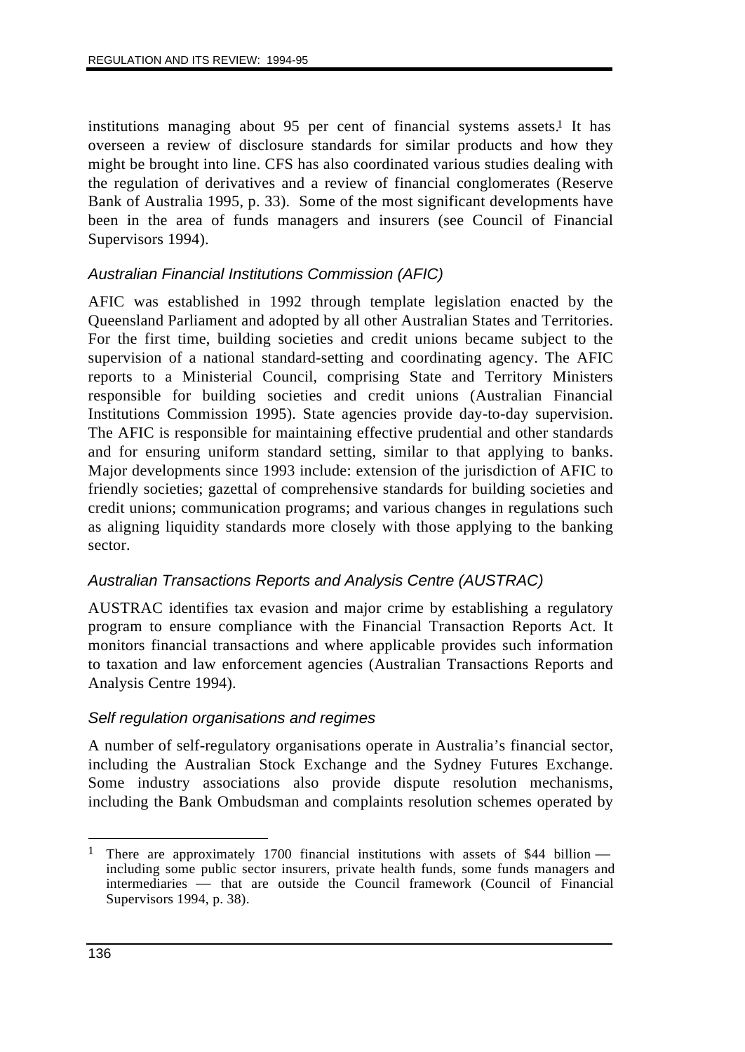institutions managing about 95 per cent of financial systems assets.[1] It has overseen a review of disclosure standards for similar products and how they might be brought into line. CFS has also coordinated various studies dealing with the regulation of derivatives and a review of financial conglomerates (Reserve Bank of Australia 1995, p. 33). Some of the most significant developments have been in the area of funds managers and insurers (see Council of Financial Supervisors 1994).

### *Australian Financial Institutions Commission (AFIC)*

AFIC was established in 1992 through template legislation enacted by the Queensland Parliament and adopted by all other Australian States and Territories. For the first time, building societies and credit unions became subject to the supervision of a national standard-setting and coordinating agency. The AFIC reports to a Ministerial Council, comprising State and Territory Ministers responsible for building societies and credit unions (Australian Financial Institutions Commission 1995). State agencies provide day-to-day supervision. The AFIC is responsible for maintaining effective prudential and other standards and for ensuring uniform standard setting, similar to that applying to banks. Major developments since 1993 include: extension of the jurisdiction of AFIC to friendly societies; gazettal of comprehensive standards for building societies and credit unions; communication programs; and various changes in regulations such as aligning liquidity standards more closely with those applying to the banking sector.

### *Australian Transactions Reports and Analysis Centre (AUSTRAC)*

AUSTRAC identifies tax evasion and major crime by establishing a regulatory program to ensure compliance with the Financial Transaction Reports Act. It monitors financial transactions and where applicable provides such information to taxation and law enforcement agencies (Australian Transactions Reports and Analysis Centre 1994).

### *Self regulation organisations and regimes*

A number of self-regulatory organisations operate in Australia's financial sector, including the Australian Stock Exchange and the Sydney Futures Exchange. Some industry associations also provide dispute resolution mechanisms, including the Bank Ombudsman and complaints resolution schemes operated by

---

[1] There are approximately 1700 financial institutions with assets of $44 billion — including some public sector insurers, private health funds, some funds managers and intermediaries — that are outside the Council framework (Council of Financial Supervisors 1994, p. 38).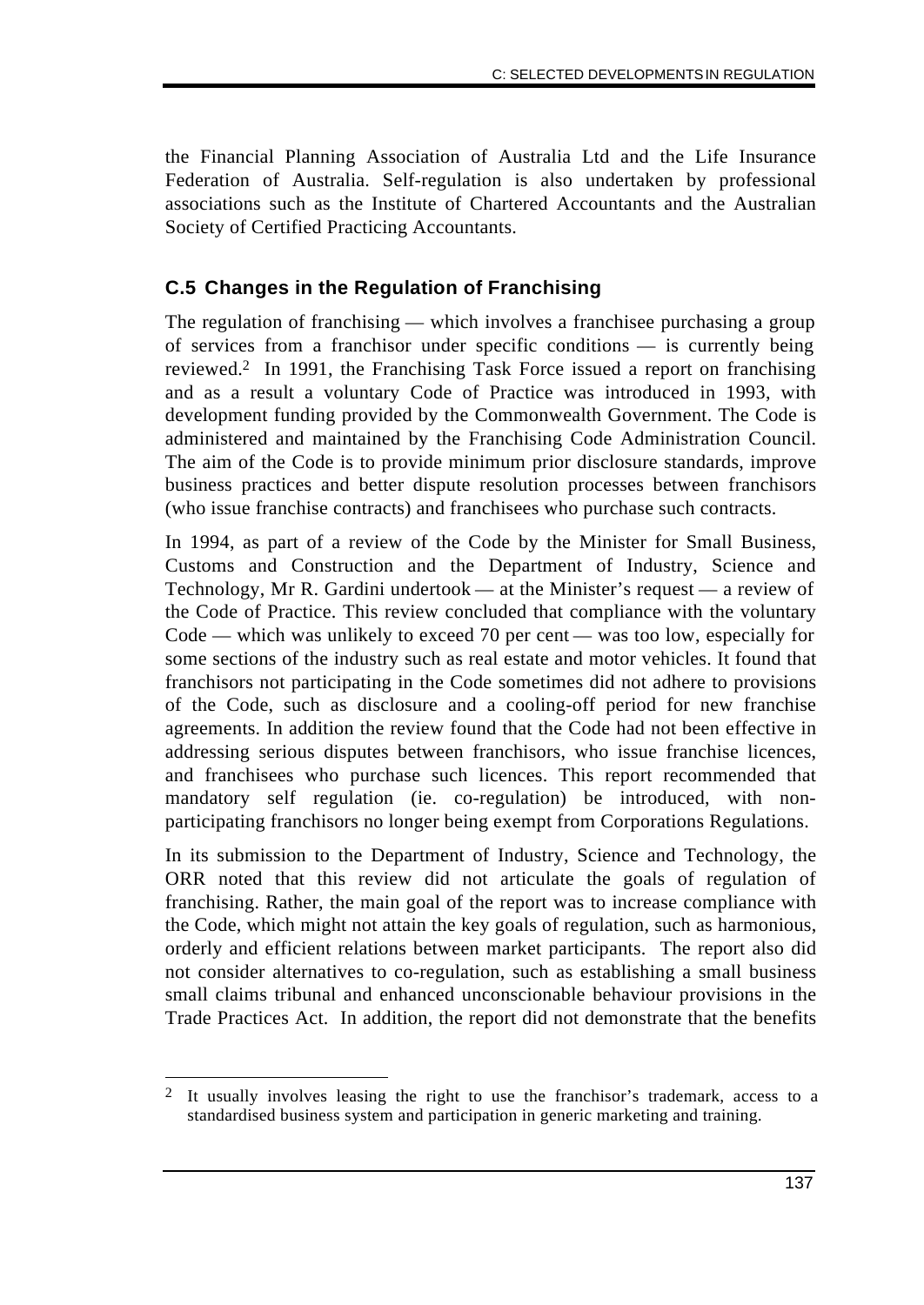the Financial Planning Association of Australia Ltd and the Life Insurance Federation of Australia. Self-regulation is also undertaken by professional associations such as the Institute of Chartered Accountants and the Australian Society of Certified Practicing Accountants.

## C.5 Changes in the Regulation of Franchising

The regulation of franchising — which involves a franchisee purchasing a group of services from a franchisor under specific conditions — is currently being reviewed.[2] In 1991, the Franchising Task Force issued a report on franchising and as a result a voluntary Code of Practice was introduced in 1993, with development funding provided by the Commonwealth Government. The Code is administered and maintained by the Franchising Code Administration Council. The aim of the Code is to provide minimum prior disclosure standards, improve business practices and better dispute resolution processes between franchisors (who issue franchise contracts) and franchisees who purchase such contracts.

In 1994, as part of a review of the Code by the Minister for Small Business, Customs and Construction and the Department of Industry, Science and Technology, Mr R. Gardini undertook — at the Minister's request — a review of the Code of Practice. This review concluded that compliance with the voluntary Code — which was unlikely to exceed 70 per cent — was too low, especially for some sections of the industry such as real estate and motor vehicles. It found that franchisors not participating in the Code sometimes did not adhere to provisions of the Code, such as disclosure and a cooling-off period for new franchise agreements. In addition the review found that the Code had not been effective in addressing serious disputes between franchisors, who issue franchise licences, and franchisees who purchase such licences. This report recommended that mandatory self regulation (ie. co-regulation) be introduced, with non-participating franchisors no longer being exempt from Corporations Regulations.

In its submission to the Department of Industry, Science and Technology, the ORR noted that this review did not articulate the goals of regulation of franchising. Rather, the main goal of the report was to increase compliance with the Code, which might not attain the key goals of regulation, such as harmonious, orderly and efficient relations between market participants. The report also did not consider alternatives to co-regulation, such as establishing a small business small claims tribunal and enhanced unconscionable behaviour provisions in the Trade Practices Act. In addition, the report did not demonstrate that the benefits

---

[2] It usually involves leasing the right to use the franchisor's trademark, access to a standardised business system and participation in generic marketing and training.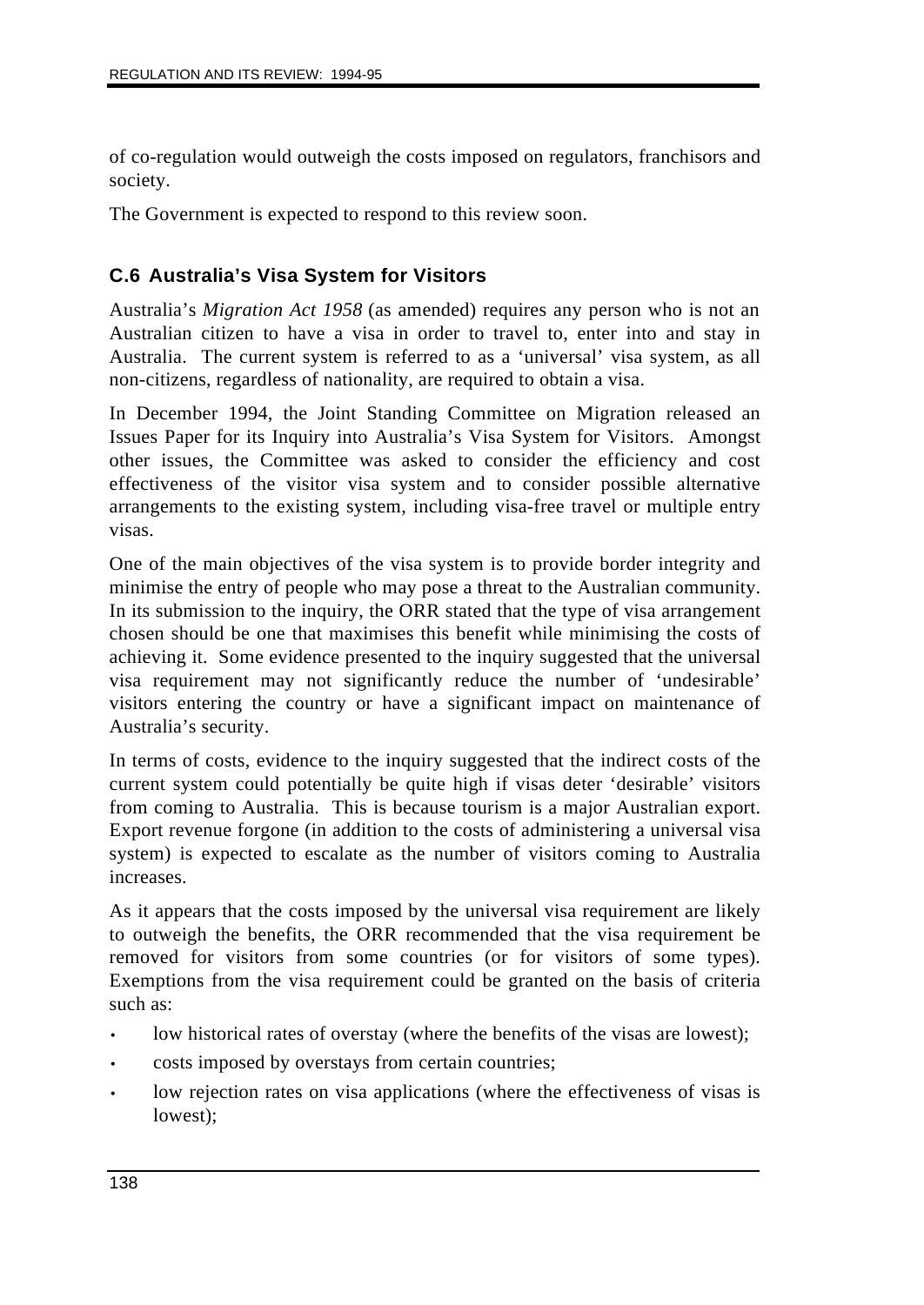of co-regulation would outweigh the costs imposed on regulators, franchisors and society.

The Government is expected to respond to this review soon.

## C.6 Australia's Visa System for Visitors

Australia's *Migration Act 1958* (as amended) requires any person who is not an Australian citizen to have a visa in order to travel to, enter into and stay in Australia. The current system is referred to as a 'universal' visa system, as all non-citizens, regardless of nationality, are required to obtain a visa.

In December 1994, the Joint Standing Committee on Migration released an Issues Paper for its Inquiry into Australia's Visa System for Visitors. Amongst other issues, the Committee was asked to consider the efficiency and cost effectiveness of the visitor visa system and to consider possible alternative arrangements to the existing system, including visa-free travel or multiple entry visas.

One of the main objectives of the visa system is to provide border integrity and minimise the entry of people who may pose a threat to the Australian community. In its submission to the inquiry, the ORR stated that the type of visa arrangement chosen should be one that maximises this benefit while minimising the costs of achieving it. Some evidence presented to the inquiry suggested that the universal visa requirement may not significantly reduce the number of 'undesirable' visitors entering the country or have a significant impact on maintenance of Australia's security.

In terms of costs, evidence to the inquiry suggested that the indirect costs of the current system could potentially be quite high if visas deter 'desirable' visitors from coming to Australia. This is because tourism is a major Australian export. Export revenue forgone (in addition to the costs of administering a universal visa system) is expected to escalate as the number of visitors coming to Australia increases.

As it appears that the costs imposed by the universal visa requirement are likely to outweigh the benefits, the ORR recommended that the visa requirement be removed for visitors from some countries (or for visitors of some types). Exemptions from the visa requirement could be granted on the basis of criteria such as:

- low historical rates of overstay (where the benefits of the visas are lowest);
- costs imposed by overstays from certain countries;
- low rejection rates on visa applications (where the effectiveness of visas is lowest);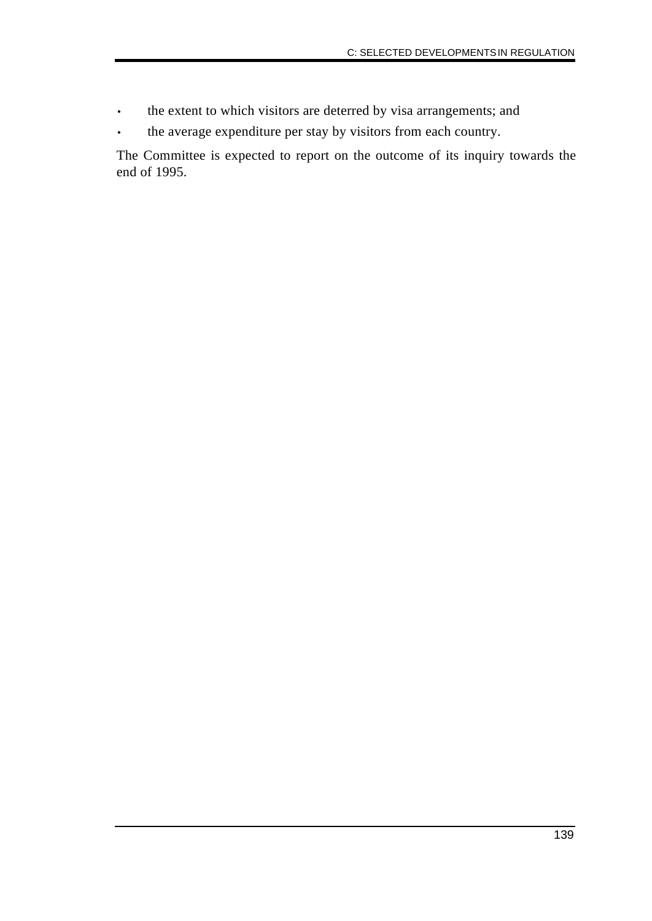- the extent to which visitors are deterred by visa arrangements; and
- the average expenditure per stay by visitors from each country.

The Committee is expected to report on the outcome of its inquiry towards the end of 1995.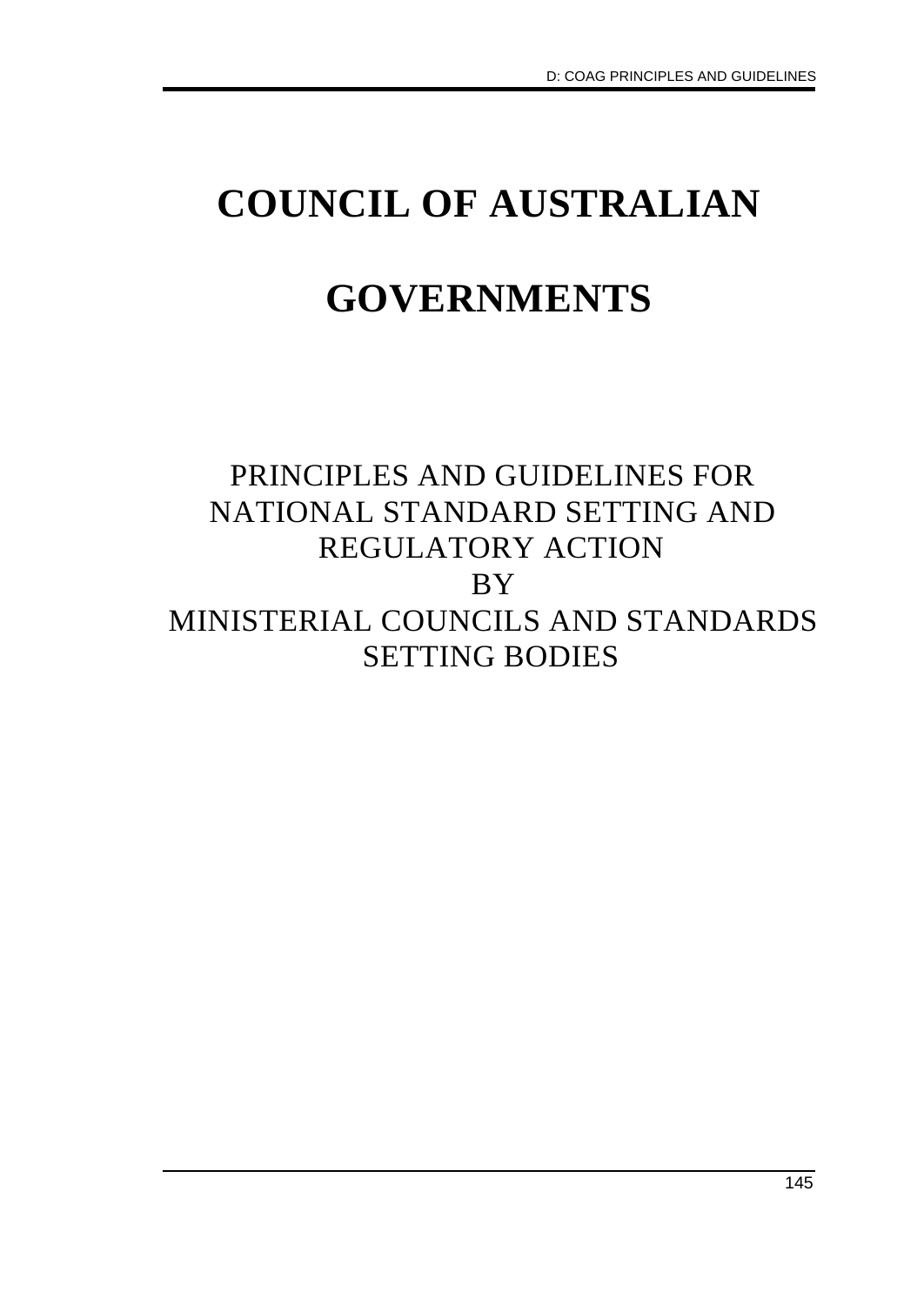# COUNCIL OF AUSTRALIAN GOVERNMENTS

PRINCIPLES AND GUIDELINES FOR NATIONAL STANDARD SETTING AND REGULATORY ACTION

BY

MINISTERIAL COUNCILS AND STANDARDS SETTING BODIES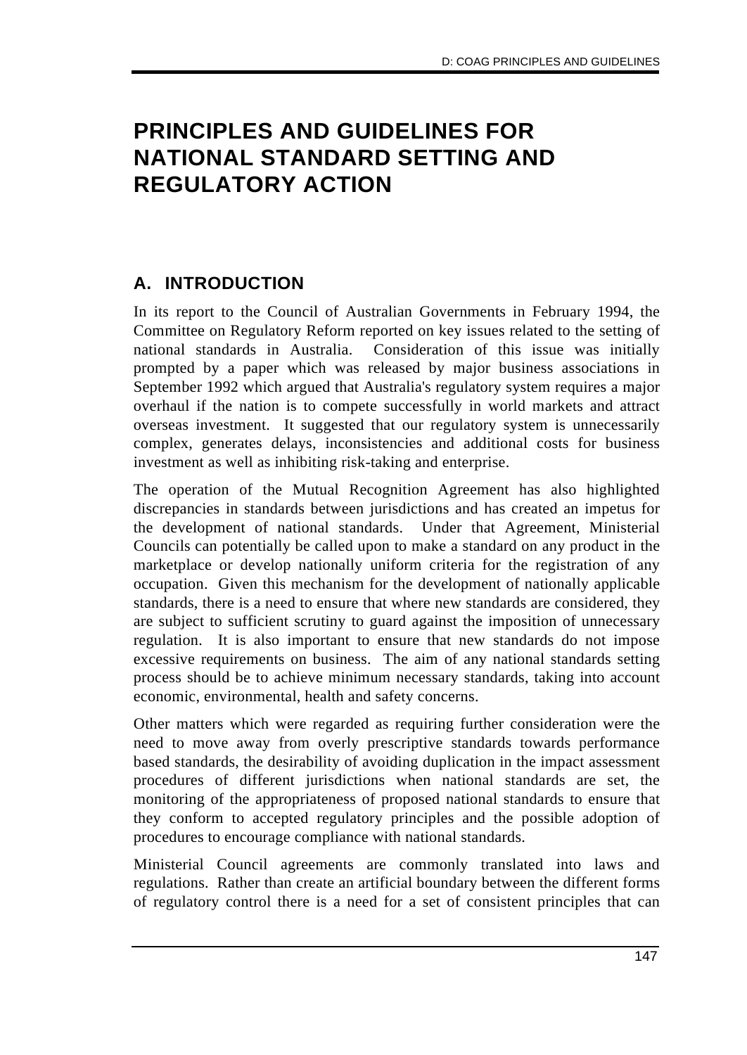# PRINCIPLES AND GUIDELINES FOR NATIONAL STANDARD SETTING AND REGULATORY ACTION

## A. INTRODUCTION

In its report to the Council of Australian Governments in February 1994, the Committee on Regulatory Reform reported on key issues related to the setting of national standards in Australia. Consideration of this issue was initially prompted by a paper which was released by major business associations in September 1992 which argued that Australia's regulatory system requires a major overhaul if the nation is to compete successfully in world markets and attract overseas investment. It suggested that our regulatory system is unnecessarily complex, generates delays, inconsistencies and additional costs for business investment as well as inhibiting risk-taking and enterprise.

The operation of the Mutual Recognition Agreement has also highlighted discrepancies in standards between jurisdictions and has created an impetus for the development of national standards. Under that Agreement, Ministerial Councils can potentially be called upon to make a standard on any product in the marketplace or develop nationally uniform criteria for the registration of any occupation. Given this mechanism for the development of nationally applicable standards, there is a need to ensure that where new standards are considered, they are subject to sufficient scrutiny to guard against the imposition of unnecessary regulation. It is also important to ensure that new standards do not impose excessive requirements on business. The aim of any national standards setting process should be to achieve minimum necessary standards, taking into account economic, environmental, health and safety concerns.

Other matters which were regarded as requiring further consideration were the need to move away from overly prescriptive standards towards performance based standards, the desirability of avoiding duplication in the impact assessment procedures of different jurisdictions when national standards are set, the monitoring of the appropriateness of proposed national standards to ensure that they conform to accepted regulatory principles and the possible adoption of procedures to encourage compliance with national standards.

Ministerial Council agreements are commonly translated into laws and regulations. Rather than create an artificial boundary between the different forms of regulatory control there is a need for a set of consistent principles that can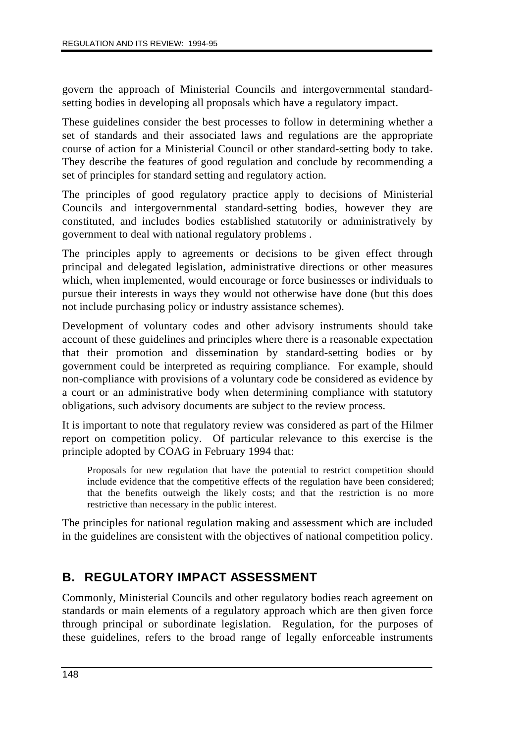govern the approach of Ministerial Councils and intergovernmental standard-setting bodies in developing all proposals which have a regulatory impact.

These guidelines consider the best processes to follow in determining whether a set of standards and their associated laws and regulations are the appropriate course of action for a Ministerial Council or other standard-setting body to take. They describe the features of good regulation and conclude by recommending a set of principles for standard setting and regulatory action.

The principles of good regulatory practice apply to decisions of Ministerial Councils and intergovernmental standard-setting bodies, however they are constituted, and includes bodies established statutorily or administratively by government to deal with national regulatory problems .

The principles apply to agreements or decisions to be given effect through principal and delegated legislation, administrative directions or other measures which, when implemented, would encourage or force businesses or individuals to pursue their interests in ways they would not otherwise have done (but this does not include purchasing policy or industry assistance schemes).

Development of voluntary codes and other advisory instruments should take account of these guidelines and principles where there is a reasonable expectation that their promotion and dissemination by standard-setting bodies or by government could be interpreted as requiring compliance. For example, should non-compliance with provisions of a voluntary code be considered as evidence by a court or an administrative body when determining compliance with statutory obligations, such advisory documents are subject to the review process.

It is important to note that regulatory review was considered as part of the Hilmer report on competition policy. Of particular relevance to this exercise is the principle adopted by COAG in February 1994 that:

> Proposals for new regulation that have the potential to restrict competition should include evidence that the competitive effects of the regulation have been considered; that the benefits outweigh the likely costs; and that the restriction is no more restrictive than necessary in the public interest.

The principles for national regulation making and assessment which are included in the guidelines are consistent with the objectives of national competition policy.

## B. REGULATORY IMPACT ASSESSMENT

Commonly, Ministerial Councils and other regulatory bodies reach agreement on standards or main elements of a regulatory approach which are then given force through principal or subordinate legislation. Regulation, for the purposes of these guidelines, refers to the broad range of legally enforceable instruments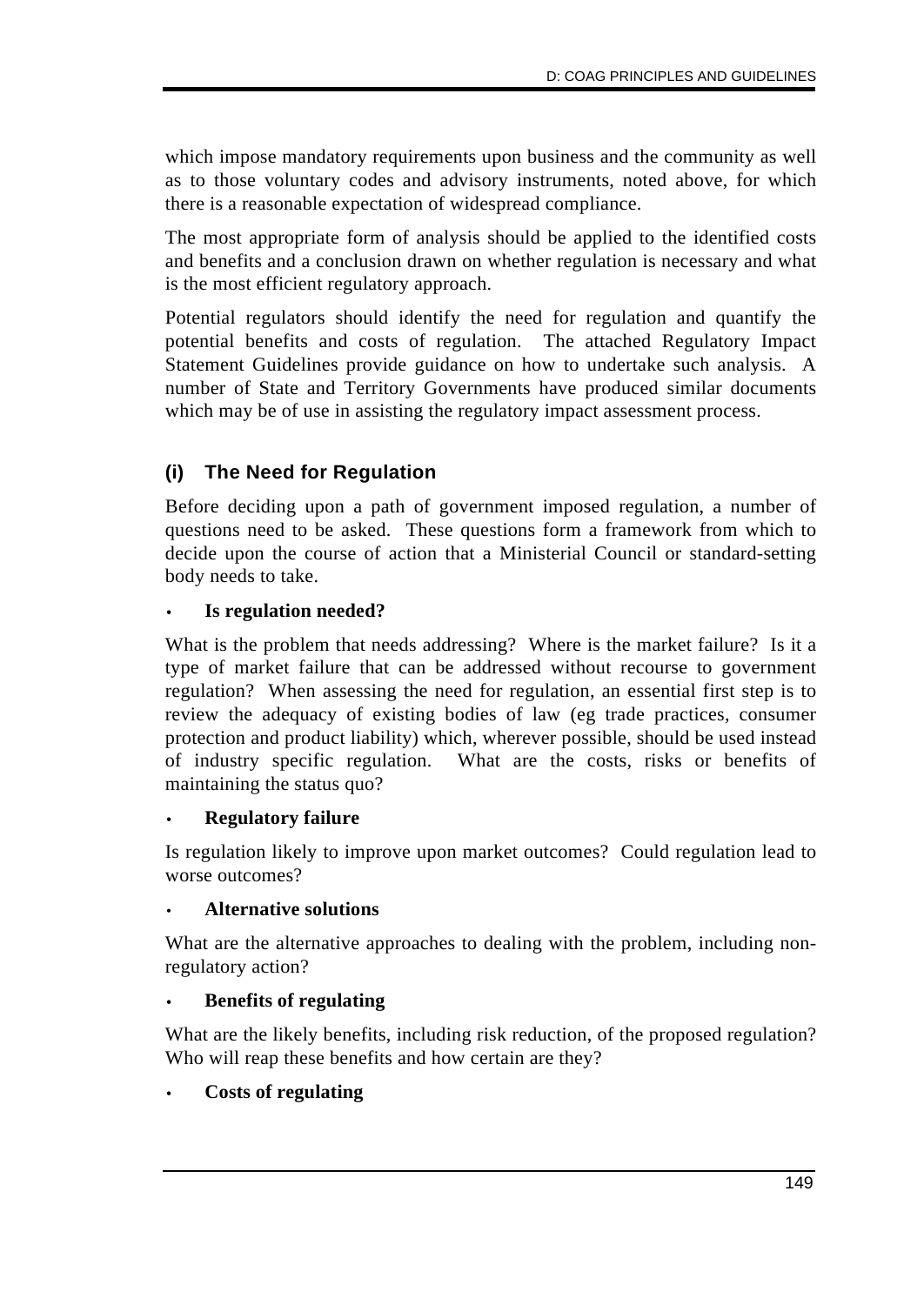which impose mandatory requirements upon business and the community as well as to those voluntary codes and advisory instruments, noted above, for which there is a reasonable expectation of widespread compliance.

The most appropriate form of analysis should be applied to the identified costs and benefits and a conclusion drawn on whether regulation is necessary and what is the most efficient regulatory approach.

Potential regulators should identify the need for regulation and quantify the potential benefits and costs of regulation. The attached Regulatory Impact Statement Guidelines provide guidance on how to undertake such analysis. A number of State and Territory Governments have produced similar documents which may be of use in assisting the regulatory impact assessment process.

### (i) The Need for Regulation

Before deciding upon a path of government imposed regulation, a number of questions need to be asked. These questions form a framework from which to decide upon the course of action that a Ministerial Council or standard-setting body needs to take.

- **Is regulation needed?**

What is the problem that needs addressing? Where is the market failure? Is it a type of market failure that can be addressed without recourse to government regulation? When assessing the need for regulation, an essential first step is to review the adequacy of existing bodies of law (eg trade practices, consumer protection and product liability) which, wherever possible, should be used instead of industry specific regulation. What are the costs, risks or benefits of maintaining the status quo?

- **Regulatory failure**

Is regulation likely to improve upon market outcomes? Could regulation lead to worse outcomes?

- **Alternative solutions**

What are the alternative approaches to dealing with the problem, including non-regulatory action?

- **Benefits of regulating**

What are the likely benefits, including risk reduction, of the proposed regulation? Who will reap these benefits and how certain are they?

- **Costs of regulating**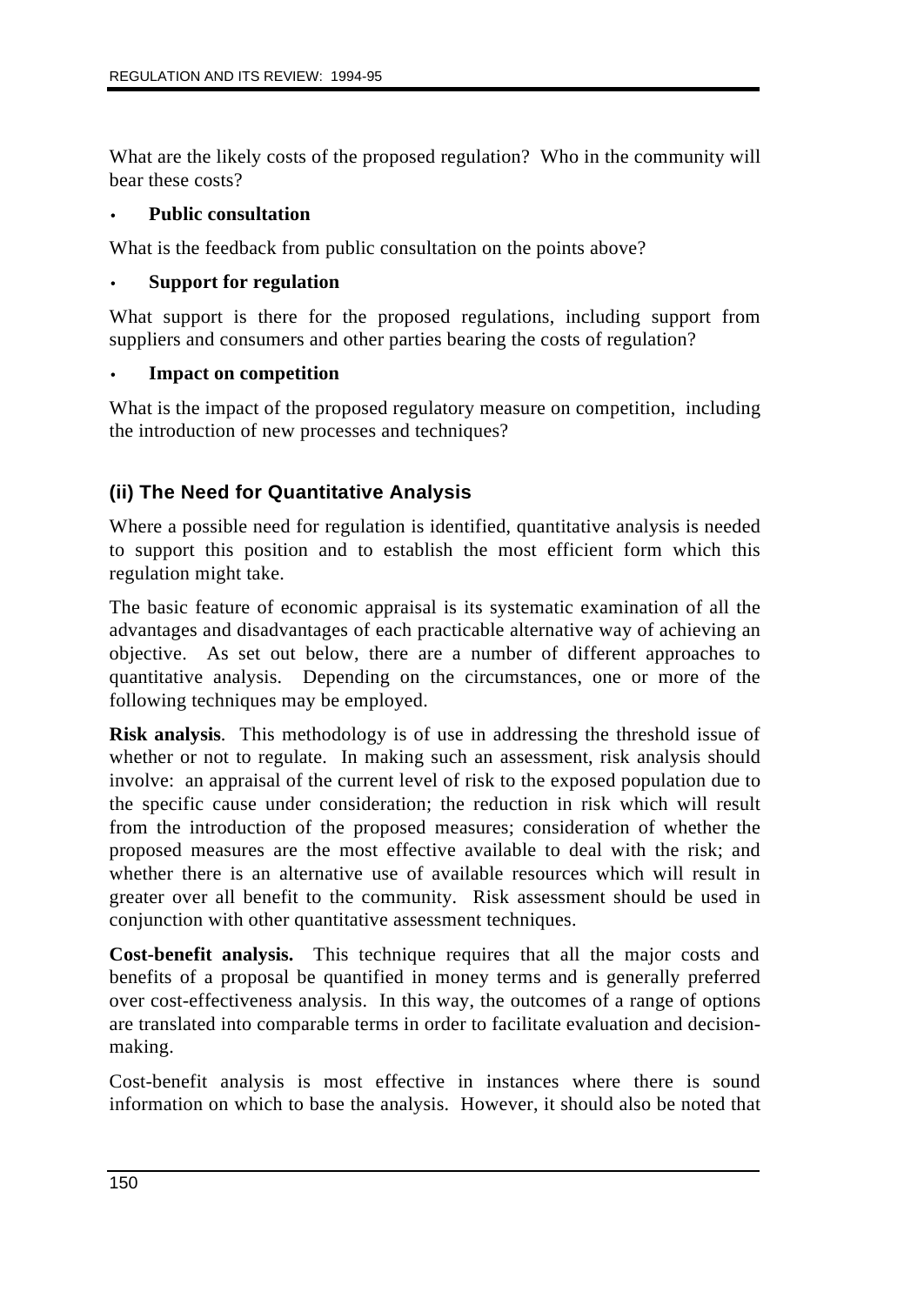What are the likely costs of the proposed regulation? Who in the community will bear these costs?

- **Public consultation**

What is the feedback from public consultation on the points above?

- **Support for regulation**

What support is there for the proposed regulations, including support from suppliers and consumers and other parties bearing the costs of regulation?

- **Impact on competition**

What is the impact of the proposed regulatory measure on competition, including the introduction of new processes and techniques?

### (ii) The Need for Quantitative Analysis

Where a possible need for regulation is identified, quantitative analysis is needed to support this position and to establish the most efficient form which this regulation might take.

The basic feature of economic appraisal is its systematic examination of all the advantages and disadvantages of each practicable alternative way of achieving an objective. As set out below, there are a number of different approaches to quantitative analysis. Depending on the circumstances, one or more of the following techniques may be employed.

**Risk analysis**. This methodology is of use in addressing the threshold issue of whether or not to regulate. In making such an assessment, risk analysis should involve: an appraisal of the current level of risk to the exposed population due to the specific cause under consideration; the reduction in risk which will result from the introduction of the proposed measures; consideration of whether the proposed measures are the most effective available to deal with the risk; and whether there is an alternative use of available resources which will result in greater over all benefit to the community. Risk assessment should be used in conjunction with other quantitative assessment techniques.

**Cost-benefit analysis.** This technique requires that all the major costs and benefits of a proposal be quantified in money terms and is generally preferred over cost-effectiveness analysis. In this way, the outcomes of a range of options are translated into comparable terms in order to facilitate evaluation and decision-making.

Cost-benefit analysis is most effective in instances where there is sound information on which to base the analysis. However, it should also be noted that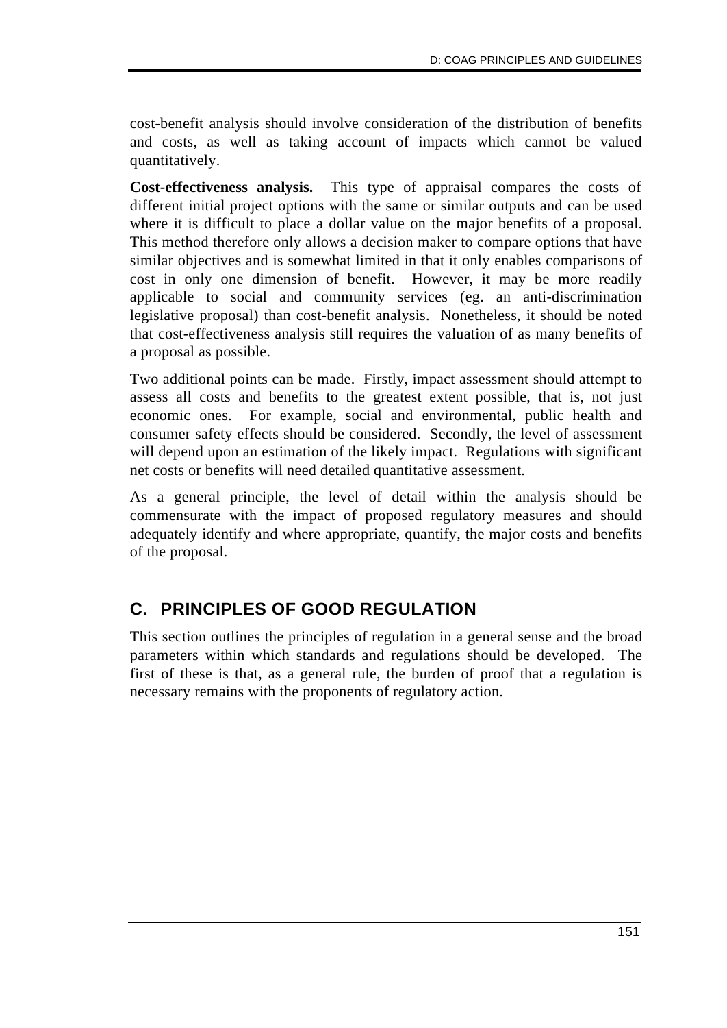cost-benefit analysis should involve consideration of the distribution of benefits and costs, as well as taking account of impacts which cannot be valued quantitatively.

**Cost-effectiveness analysis.** This type of appraisal compares the costs of different initial project options with the same or similar outputs and can be used where it is difficult to place a dollar value on the major benefits of a proposal. This method therefore only allows a decision maker to compare options that have similar objectives and is somewhat limited in that it only enables comparisons of cost in only one dimension of benefit. However, it may be more readily applicable to social and community services (eg. an anti-discrimination legislative proposal) than cost-benefit analysis. Nonetheless, it should be noted that cost-effectiveness analysis still requires the valuation of as many benefits of a proposal as possible.

Two additional points can be made. Firstly, impact assessment should attempt to assess all costs and benefits to the greatest extent possible, that is, not just economic ones. For example, social and environmental, public health and consumer safety effects should be considered. Secondly, the level of assessment will depend upon an estimation of the likely impact. Regulations with significant net costs or benefits will need detailed quantitative assessment.

As a general principle, the level of detail within the analysis should be commensurate with the impact of proposed regulatory measures and should adequately identify and where appropriate, quantify, the major costs and benefits of the proposal.

## C. PRINCIPLES OF GOOD REGULATION

This section outlines the principles of regulation in a general sense and the broad parameters within which standards and regulations should be developed. The first of these is that, as a general rule, the burden of proof that a regulation is necessary remains with the proponents of regulatory action.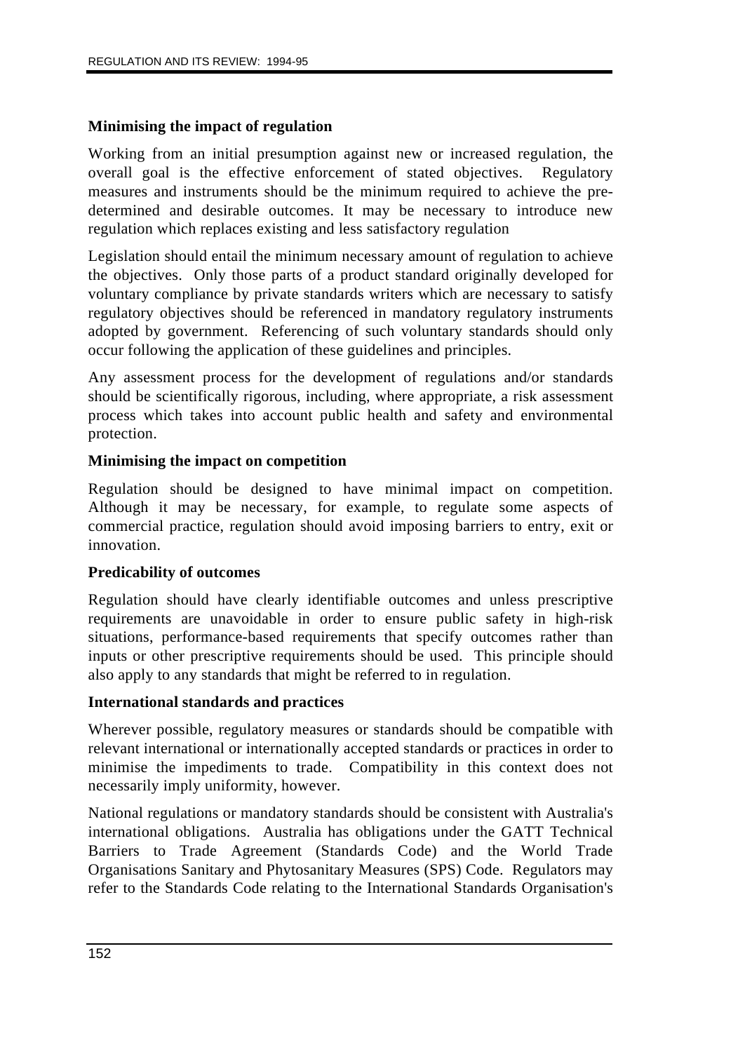**Minimising the impact of regulation**

Working from an initial presumption against new or increased regulation, the overall goal is the effective enforcement of stated objectives. Regulatory measures and instruments should be the minimum required to achieve the pre-determined and desirable outcomes. It may be necessary to introduce new regulation which replaces existing and less satisfactory regulation

Legislation should entail the minimum necessary amount of regulation to achieve the objectives. Only those parts of a product standard originally developed for voluntary compliance by private standards writers which are necessary to satisfy regulatory objectives should be referenced in mandatory regulatory instruments adopted by government. Referencing of such voluntary standards should only occur following the application of these guidelines and principles.

Any assessment process for the development of regulations and/or standards should be scientifically rigorous, including, where appropriate, a risk assessment process which takes into account public health and safety and environmental protection.

**Minimising the impact on competition**

Regulation should be designed to have minimal impact on competition. Although it may be necessary, for example, to regulate some aspects of commercial practice, regulation should avoid imposing barriers to entry, exit or innovation.

**Predicability of outcomes**

Regulation should have clearly identifiable outcomes and unless prescriptive requirements are unavoidable in order to ensure public safety in high-risk situations, performance-based requirements that specify outcomes rather than inputs or other prescriptive requirements should be used. This principle should also apply to any standards that might be referred to in regulation.

**International standards and practices**

Wherever possible, regulatory measures or standards should be compatible with relevant international or internationally accepted standards or practices in order to minimise the impediments to trade. Compatibility in this context does not necessarily imply uniformity, however.

National regulations or mandatory standards should be consistent with Australia's international obligations. Australia has obligations under the GATT Technical Barriers to Trade Agreement (Standards Code) and the World Trade Organisations Sanitary and Phytosanitary Measures (SPS) Code. Regulators may refer to the Standards Code relating to the International Standards Organisation's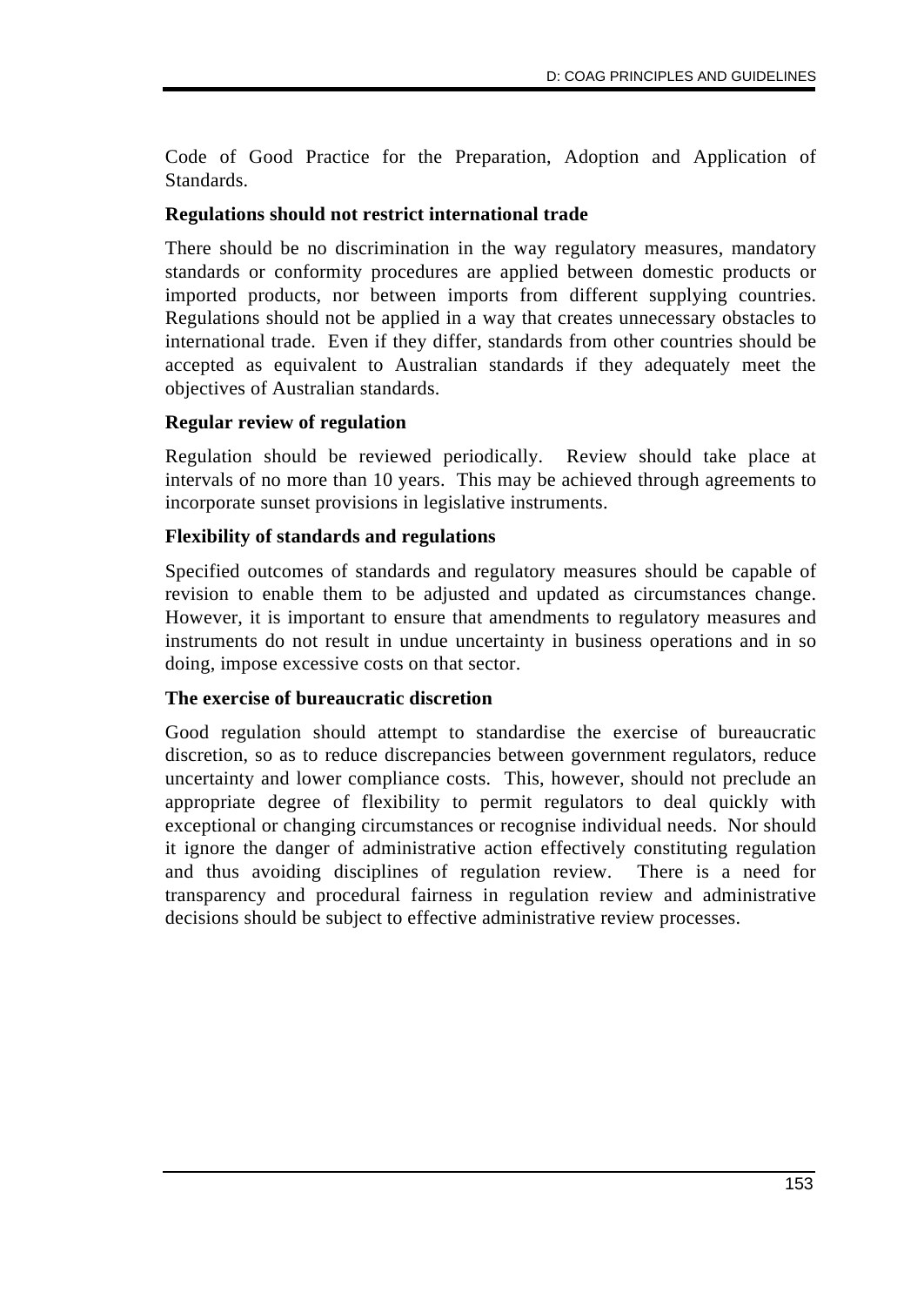Code of Good Practice for the Preparation, Adoption and Application of Standards.

**Regulations should not restrict international trade**

There should be no discrimination in the way regulatory measures, mandatory standards or conformity procedures are applied between domestic products or imported products, nor between imports from different supplying countries. Regulations should not be applied in a way that creates unnecessary obstacles to international trade. Even if they differ, standards from other countries should be accepted as equivalent to Australian standards if they adequately meet the objectives of Australian standards.

**Regular review of regulation**

Regulation should be reviewed periodically. Review should take place at intervals of no more than 10 years. This may be achieved through agreements to incorporate sunset provisions in legislative instruments.

**Flexibility of standards and regulations**

Specified outcomes of standards and regulatory measures should be capable of revision to enable them to be adjusted and updated as circumstances change. However, it is important to ensure that amendments to regulatory measures and instruments do not result in undue uncertainty in business operations and in so doing, impose excessive costs on that sector.

**The exercise of bureaucratic discretion**

Good regulation should attempt to standardise the exercise of bureaucratic discretion, so as to reduce discrepancies between government regulators, reduce uncertainty and lower compliance costs. This, however, should not preclude an appropriate degree of flexibility to permit regulators to deal quickly with exceptional or changing circumstances or recognise individual needs. Nor should it ignore the danger of administrative action effectively constituting regulation and thus avoiding disciplines of regulation review. There is a need for transparency and procedural fairness in regulation review and administrative decisions should be subject to effective administrative review processes.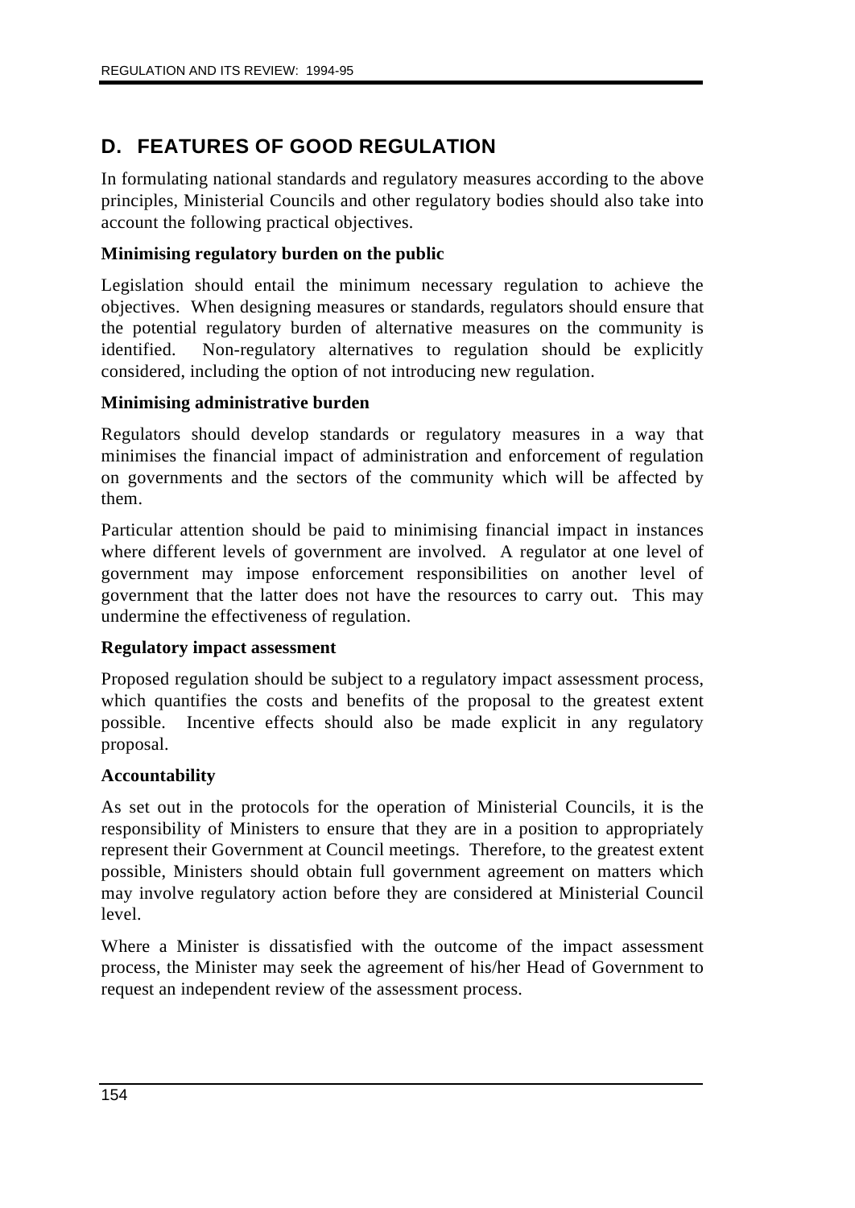## D. FEATURES OF GOOD REGULATION

In formulating national standards and regulatory measures according to the above principles, Ministerial Councils and other regulatory bodies should also take into account the following practical objectives.

**Minimising regulatory burden on the public**

Legislation should entail the minimum necessary regulation to achieve the objectives. When designing measures or standards, regulators should ensure that the potential regulatory burden of alternative measures on the community is identified. Non-regulatory alternatives to regulation should be explicitly considered, including the option of not introducing new regulation.

**Minimising administrative burden**

Regulators should develop standards or regulatory measures in a way that minimises the financial impact of administration and enforcement of regulation on governments and the sectors of the community which will be affected by them.

Particular attention should be paid to minimising financial impact in instances where different levels of government are involved. A regulator at one level of government may impose enforcement responsibilities on another level of government that the latter does not have the resources to carry out. This may undermine the effectiveness of regulation.

**Regulatory impact assessment**

Proposed regulation should be subject to a regulatory impact assessment process, which quantifies the costs and benefits of the proposal to the greatest extent possible. Incentive effects should also be made explicit in any regulatory proposal.

**Accountability**

As set out in the protocols for the operation of Ministerial Councils, it is the responsibility of Ministers to ensure that they are in a position to appropriately represent their Government at Council meetings. Therefore, to the greatest extent possible, Ministers should obtain full government agreement on matters which may involve regulatory action before they are considered at Ministerial Council level.

Where a Minister is dissatisfied with the outcome of the impact assessment process, the Minister may seek the agreement of his/her Head of Government to request an independent review of the assessment process.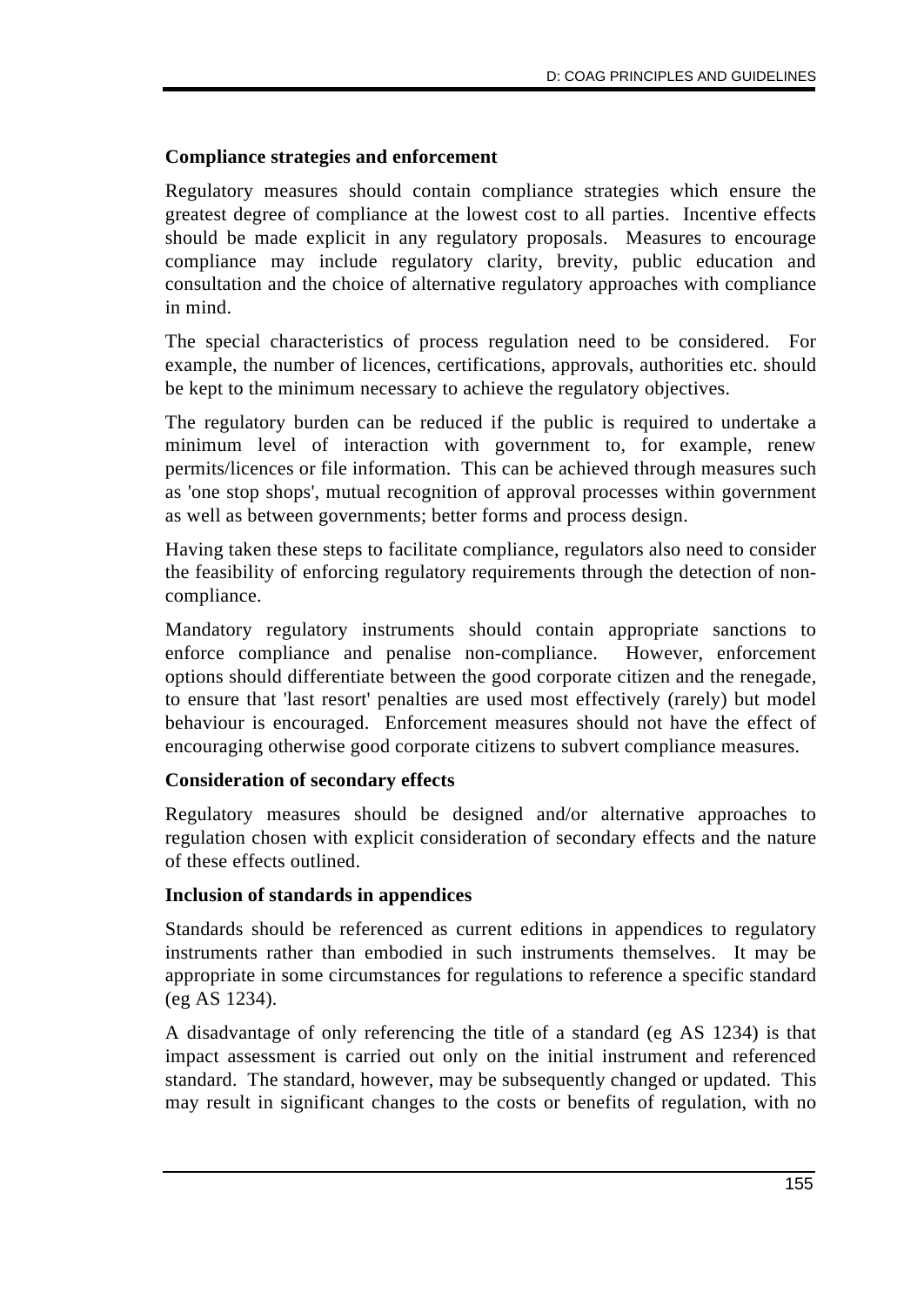**Compliance strategies and enforcement**

Regulatory measures should contain compliance strategies which ensure the greatest degree of compliance at the lowest cost to all parties. Incentive effects should be made explicit in any regulatory proposals. Measures to encourage compliance may include regulatory clarity, brevity, public education and consultation and the choice of alternative regulatory approaches with compliance in mind.

The special characteristics of process regulation need to be considered. For example, the number of licences, certifications, approvals, authorities etc. should be kept to the minimum necessary to achieve the regulatory objectives.

The regulatory burden can be reduced if the public is required to undertake a minimum level of interaction with government to, for example, renew permits/licences or file information. This can be achieved through measures such as 'one stop shops', mutual recognition of approval processes within government as well as between governments; better forms and process design.

Having taken these steps to facilitate compliance, regulators also need to consider the feasibility of enforcing regulatory requirements through the detection of non-compliance.

Mandatory regulatory instruments should contain appropriate sanctions to enforce compliance and penalise non-compliance. However, enforcement options should differentiate between the good corporate citizen and the renegade, to ensure that 'last resort' penalties are used most effectively (rarely) but model behaviour is encouraged. Enforcement measures should not have the effect of encouraging otherwise good corporate citizens to subvert compliance measures.

**Consideration of secondary effects**

Regulatory measures should be designed and/or alternative approaches to regulation chosen with explicit consideration of secondary effects and the nature of these effects outlined.

**Inclusion of standards in appendices**

Standards should be referenced as current editions in appendices to regulatory instruments rather than embodied in such instruments themselves. It may be appropriate in some circumstances for regulations to reference a specific standard (eg AS 1234).

A disadvantage of only referencing the title of a standard (eg AS 1234) is that impact assessment is carried out only on the initial instrument and referenced standard. The standard, however, may be subsequently changed or updated. This may result in significant changes to the costs or benefits of regulation, with no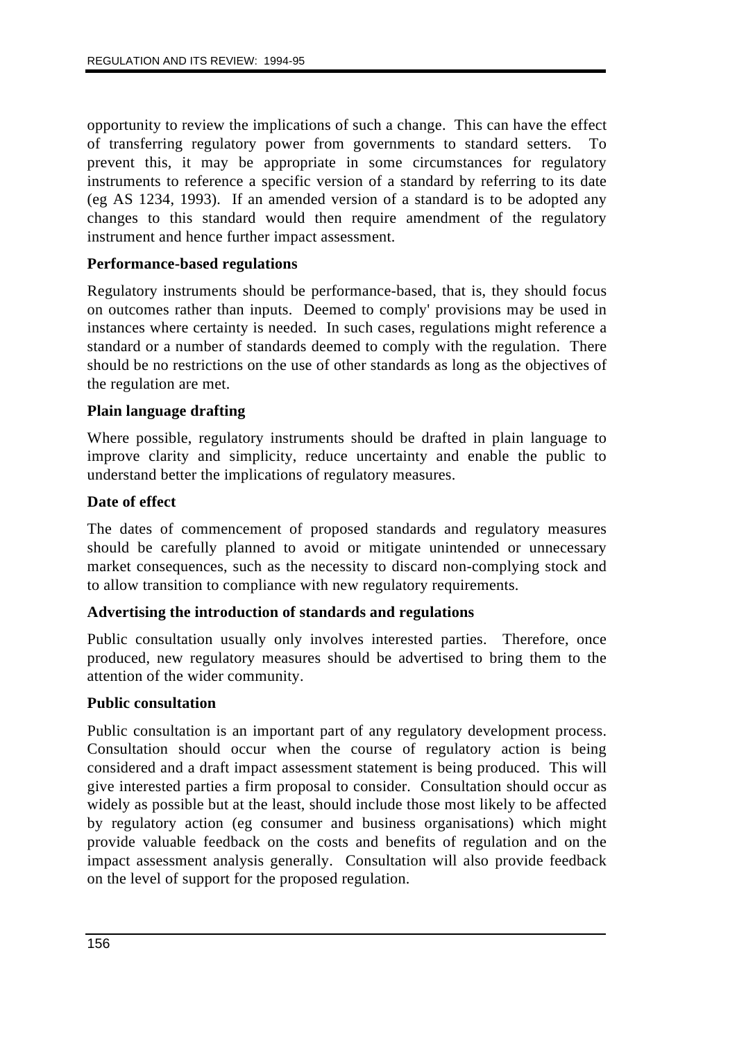opportunity to review the implications of such a change. This can have the effect of transferring regulatory power from governments to standard setters. To prevent this, it may be appropriate in some circumstances for regulatory instruments to reference a specific version of a standard by referring to its date (eg AS 1234, 1993). If an amended version of a standard is to be adopted any changes to this standard would then require amendment of the regulatory instrument and hence further impact assessment.

**Performance-based regulations**

Regulatory instruments should be performance-based, that is, they should focus on outcomes rather than inputs. Deemed to comply' provisions may be used in instances where certainty is needed. In such cases, regulations might reference a standard or a number of standards deemed to comply with the regulation. There should be no restrictions on the use of other standards as long as the objectives of the regulation are met.

**Plain language drafting**

Where possible, regulatory instruments should be drafted in plain language to improve clarity and simplicity, reduce uncertainty and enable the public to understand better the implications of regulatory measures.

**Date of effect**

The dates of commencement of proposed standards and regulatory measures should be carefully planned to avoid or mitigate unintended or unnecessary market consequences, such as the necessity to discard non-complying stock and to allow transition to compliance with new regulatory requirements.

**Advertising the introduction of standards and regulations**

Public consultation usually only involves interested parties. Therefore, once produced, new regulatory measures should be advertised to bring them to the attention of the wider community.

**Public consultation**

Public consultation is an important part of any regulatory development process. Consultation should occur when the course of regulatory action is being considered and a draft impact assessment statement is being produced. This will give interested parties a firm proposal to consider. Consultation should occur as widely as possible but at the least, should include those most likely to be affected by regulatory action (eg consumer and business organisations) which might provide valuable feedback on the costs and benefits of regulation and on the impact assessment analysis generally. Consultation will also provide feedback on the level of support for the proposed regulation.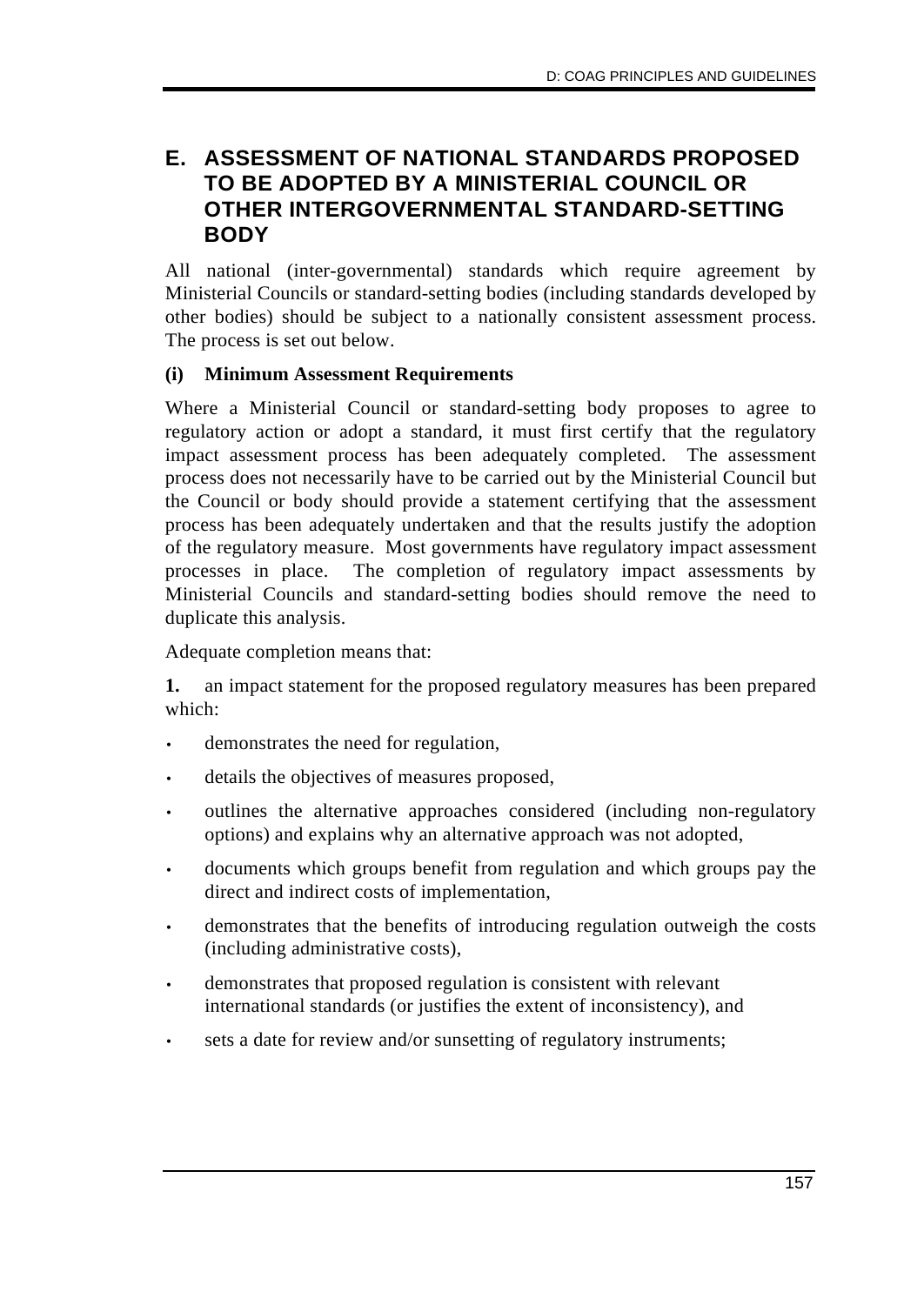## E. ASSESSMENT OF NATIONAL STANDARDS PROPOSED TO BE ADOPTED BY A MINISTERIAL COUNCIL OR OTHER INTERGOVERNMENTAL STANDARD-SETTING BODY

All national (inter-governmental) standards which require agreement by Ministerial Councils or standard-setting bodies (including standards developed by other bodies) should be subject to a nationally consistent assessment process. The process is set out below.

**(i) Minimum Assessment Requirements**

Where a Ministerial Council or standard-setting body proposes to agree to regulatory action or adopt a standard, it must first certify that the regulatory impact assessment process has been adequately completed. The assessment process does not necessarily have to be carried out by the Ministerial Council but the Council or body should provide a statement certifying that the assessment process has been adequately undertaken and that the results justify the adoption of the regulatory measure. Most governments have regulatory impact assessment processes in place. The completion of regulatory impact assessments by Ministerial Councils and standard-setting bodies should remove the need to duplicate this analysis.

Adequate completion means that:

**1.** an impact statement for the proposed regulatory measures has been prepared which:

- demonstrates the need for regulation,
- details the objectives of measures proposed,
- outlines the alternative approaches considered (including non-regulatory options) and explains why an alternative approach was not adopted,
- documents which groups benefit from regulation and which groups pay the direct and indirect costs of implementation,
- demonstrates that the benefits of introducing regulation outweigh the costs (including administrative costs),
- demonstrates that proposed regulation is consistent with relevant international standards (or justifies the extent of inconsistency), and
- sets a date for review and/or sunsetting of regulatory instruments;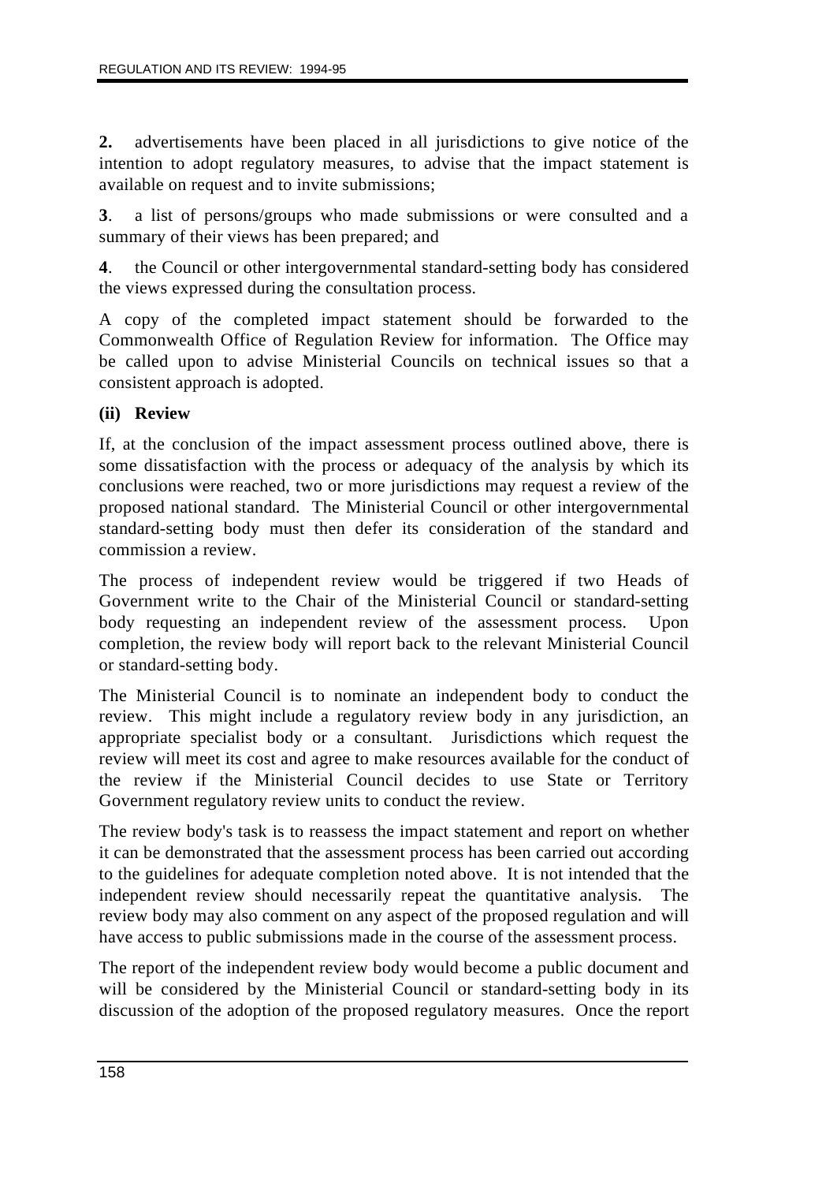**2.** advertisements have been placed in all jurisdictions to give notice of the intention to adopt regulatory measures, to advise that the impact statement is available on request and to invite submissions;

**3**. a list of persons/groups who made submissions or were consulted and a summary of their views has been prepared; and

**4**. the Council or other intergovernmental standard-setting body has considered the views expressed during the consultation process.

A copy of the completed impact statement should be forwarded to the Commonwealth Office of Regulation Review for information. The Office may be called upon to advise Ministerial Councils on technical issues so that a consistent approach is adopted.

**(ii) Review**

If, at the conclusion of the impact assessment process outlined above, there is some dissatisfaction with the process or adequacy of the analysis by which its conclusions were reached, two or more jurisdictions may request a review of the proposed national standard. The Ministerial Council or other intergovernmental standard-setting body must then defer its consideration of the standard and commission a review.

The process of independent review would be triggered if two Heads of Government write to the Chair of the Ministerial Council or standard-setting body requesting an independent review of the assessment process. Upon completion, the review body will report back to the relevant Ministerial Council or standard-setting body.

The Ministerial Council is to nominate an independent body to conduct the review. This might include a regulatory review body in any jurisdiction, an appropriate specialist body or a consultant. Jurisdictions which request the review will meet its cost and agree to make resources available for the conduct of the review if the Ministerial Council decides to use State or Territory Government regulatory review units to conduct the review.

The review body's task is to reassess the impact statement and report on whether it can be demonstrated that the assessment process has been carried out according to the guidelines for adequate completion noted above. It is not intended that the independent review should necessarily repeat the quantitative analysis. The review body may also comment on any aspect of the proposed regulation and will have access to public submissions made in the course of the assessment process.

The report of the independent review body would become a public document and will be considered by the Ministerial Council or standard-setting body in its discussion of the adoption of the proposed regulatory measures. Once the report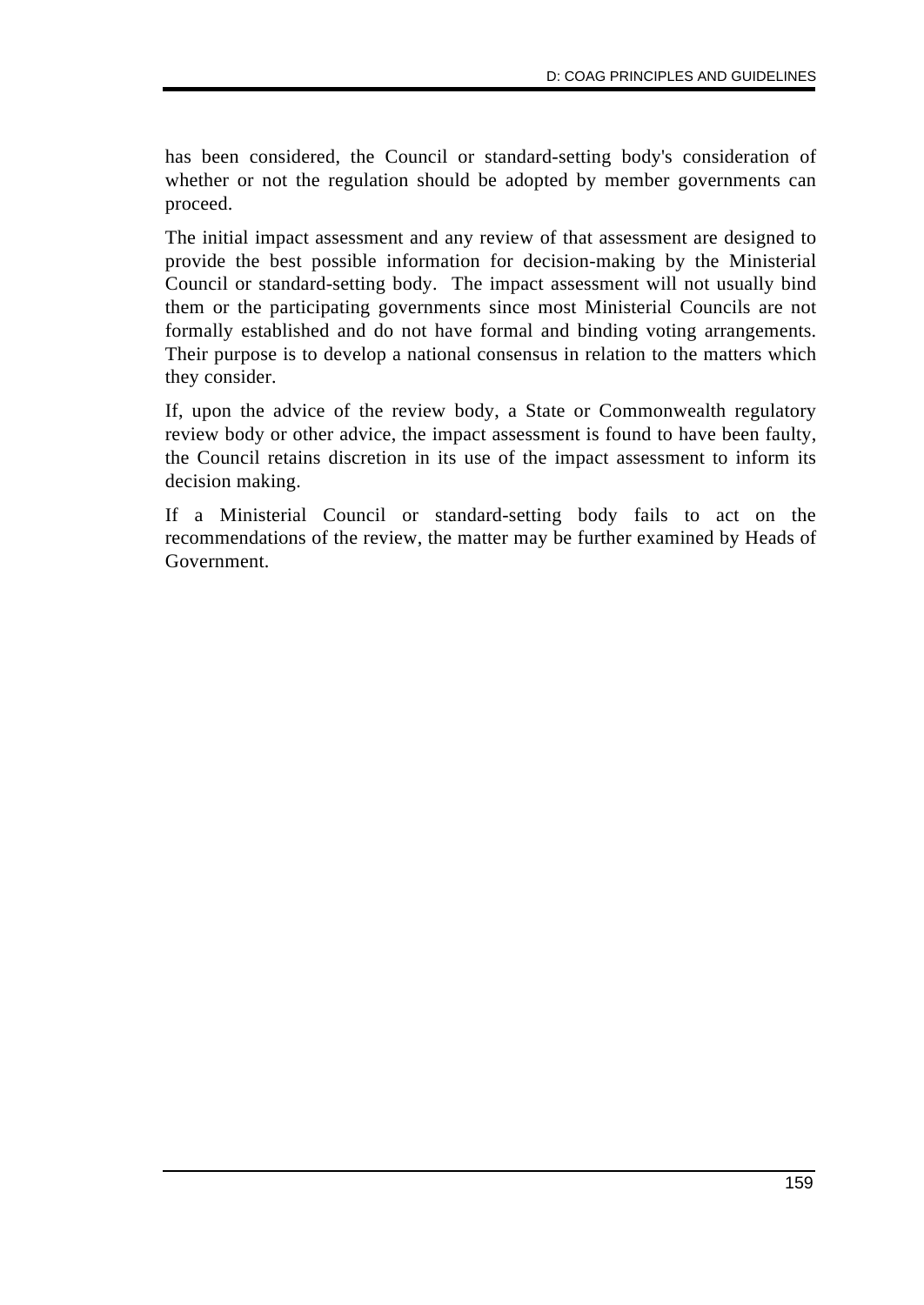has been considered, the Council or standard-setting body's consideration of whether or not the regulation should be adopted by member governments can proceed.

The initial impact assessment and any review of that assessment are designed to provide the best possible information for decision-making by the Ministerial Council or standard-setting body. The impact assessment will not usually bind them or the participating governments since most Ministerial Councils are not formally established and do not have formal and binding voting arrangements. Their purpose is to develop a national consensus in relation to the matters which they consider.

If, upon the advice of the review body, a State or Commonwealth regulatory review body or other advice, the impact assessment is found to have been faulty, the Council retains discretion in its use of the impact assessment to inform its decision making.

If a Ministerial Council or standard-setting body fails to act on the recommendations of the review, the matter may be further examined by Heads of Government.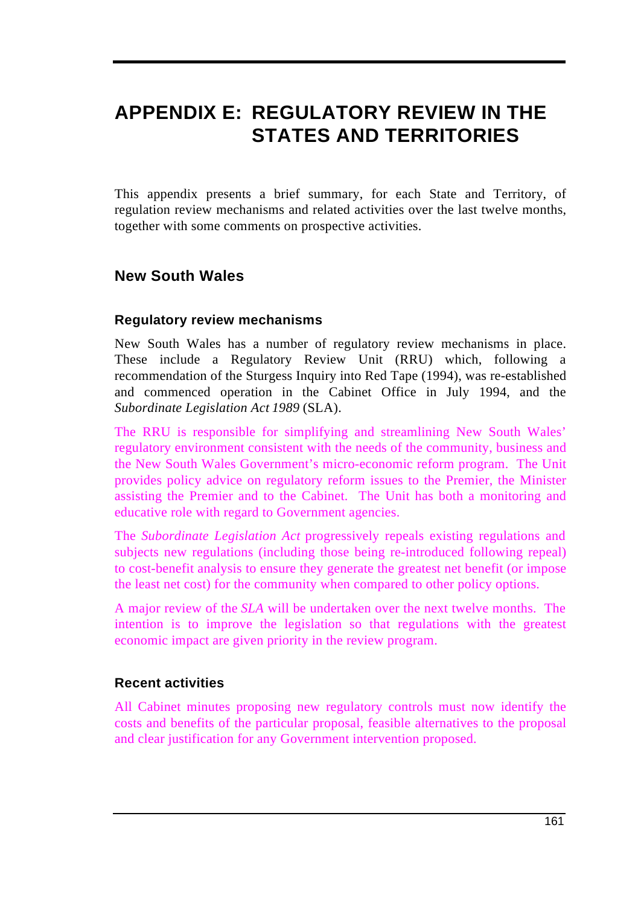# APPENDIX E: REGULATORY REVIEW IN THE STATES AND TERRITORIES

This appendix presents a brief summary, for each State and Territory, of regulation review mechanisms and related activities over the last twelve months, together with some comments on prospective activities.

## New South Wales

### Regulatory review mechanisms

New South Wales has a number of regulatory review mechanisms in place. These include a Regulatory Review Unit (RRU) which, following a recommendation of the Sturgess Inquiry into Red Tape (1994), was re-established and commenced operation in the Cabinet Office in July 1994, and the *Subordinate Legislation Act 1989* (SLA).

The RRU is responsible for simplifying and streamlining New South Wales' regulatory environment consistent with the needs of the community, business and the New South Wales Government's micro-economic reform program. The Unit provides policy advice on regulatory reform issues to the Premier, the Minister assisting the Premier and to the Cabinet. The Unit has both a monitoring and educative role with regard to Government agencies.

The *Subordinate Legislation Act* progressively repeals existing regulations and subjects new regulations (including those being re-introduced following repeal) to cost-benefit analysis to ensure they generate the greatest net benefit (or impose the least net cost) for the community when compared to other policy options.

A major review of the *SLA* will be undertaken over the next twelve months. The intention is to improve the legislation so that regulations with the greatest economic impact are given priority in the review program.

### Recent activities

All Cabinet minutes proposing new regulatory controls must now identify the costs and benefits of the particular proposal, feasible alternatives to the proposal and clear justification for any Government intervention proposed.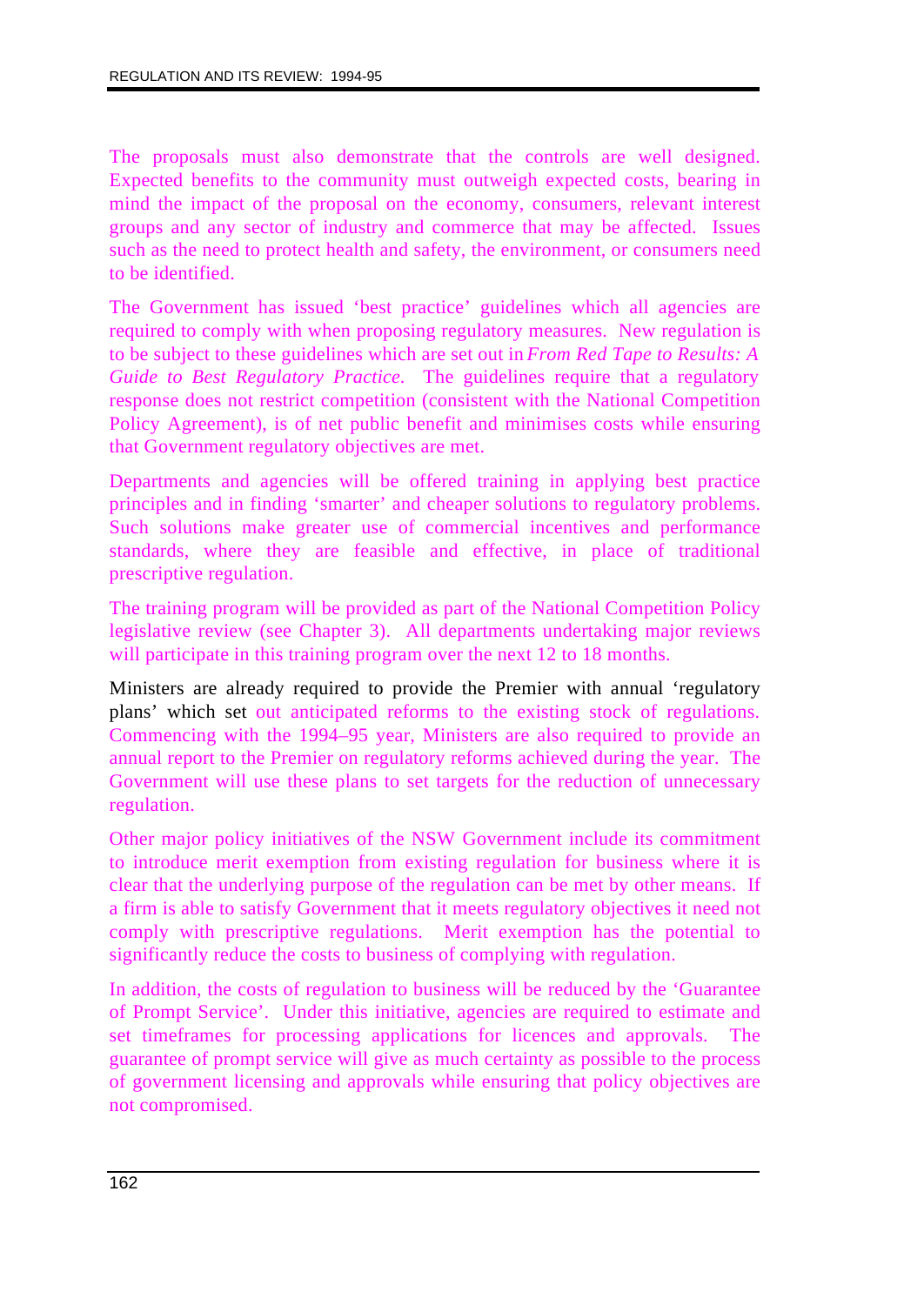The proposals must also demonstrate that the controls are well designed. Expected benefits to the community must outweigh expected costs, bearing in mind the impact of the proposal on the economy, consumers, relevant interest groups and any sector of industry and commerce that may be affected. Issues such as the need to protect health and safety, the environment, or consumers need to be identified.

The Government has issued 'best practice' guidelines which all agencies are required to comply with when proposing regulatory measures. New regulation is to be subject to these guidelines which are set out in *From Red Tape to Results: A Guide to Best Regulatory Practice*. The guidelines require that a regulatory response does not restrict competition (consistent with the National Competition Policy Agreement), is of net public benefit and minimises costs while ensuring that Government regulatory objectives are met.

Departments and agencies will be offered training in applying best practice principles and in finding 'smarter' and cheaper solutions to regulatory problems. Such solutions make greater use of commercial incentives and performance standards, where they are feasible and effective, in place of traditional prescriptive regulation.

The training program will be provided as part of the National Competition Policy legislative review (see Chapter 3). All departments undertaking major reviews will participate in this training program over the next 12 to 18 months.

Ministers are already required to provide the Premier with annual 'regulatory plans' which set out anticipated reforms to the existing stock of regulations. Commencing with the 1994–95 year, Ministers are also required to provide an annual report to the Premier on regulatory reforms achieved during the year. The Government will use these plans to set targets for the reduction of unnecessary regulation.

Other major policy initiatives of the NSW Government include its commitment to introduce merit exemption from existing regulation for business where it is clear that the underlying purpose of the regulation can be met by other means. If a firm is able to satisfy Government that it meets regulatory objectives it need not comply with prescriptive regulations. Merit exemption has the potential to significantly reduce the costs to business of complying with regulation.

In addition, the costs of regulation to business will be reduced by the 'Guarantee of Prompt Service'. Under this initiative, agencies are required to estimate and set timeframes for processing applications for licences and approvals. The guarantee of prompt service will give as much certainty as possible to the process of government licensing and approvals while ensuring that policy objectives are not compromised.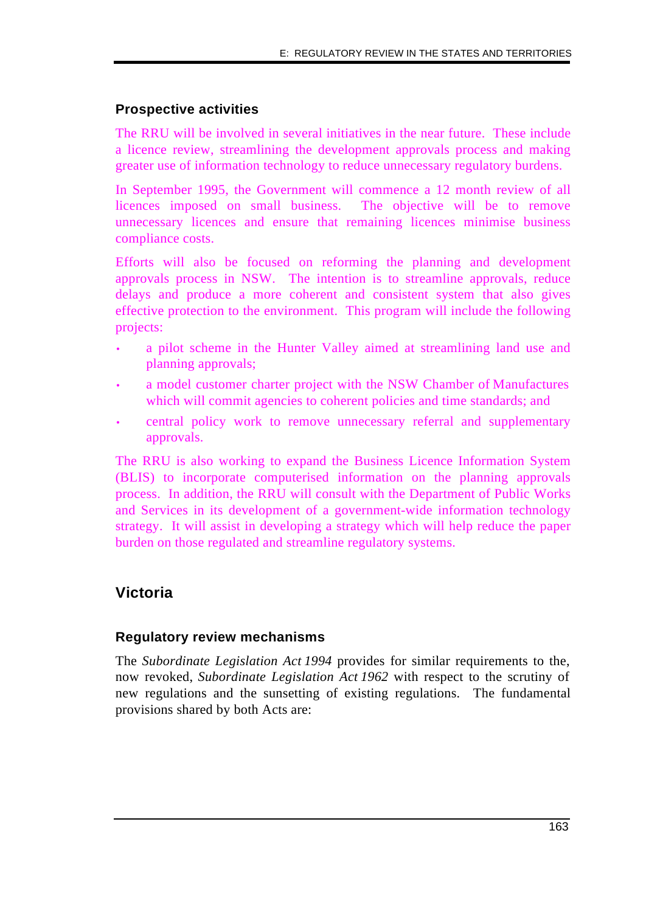### Prospective activities

The RRU will be involved in several initiatives in the near future. These include a licence review, streamlining the development approvals process and making greater use of information technology to reduce unnecessary regulatory burdens.

In September 1995, the Government will commence a 12 month review of all licences imposed on small business. The objective will be to remove unnecessary licences and ensure that remaining licences minimise business compliance costs.

Efforts will also be focused on reforming the planning and development approvals process in NSW. The intention is to streamline approvals, reduce delays and produce a more coherent and consistent system that also gives effective protection to the environment. This program will include the following projects:

- a pilot scheme in the Hunter Valley aimed at streamlining land use and planning approvals;
- a model customer charter project with the NSW Chamber of Manufactures which will commit agencies to coherent policies and time standards; and
- central policy work to remove unnecessary referral and supplementary approvals.

The RRU is also working to expand the Business Licence Information System (BLIS) to incorporate computerised information on the planning approvals process. In addition, the RRU will consult with the Department of Public Works and Services in its development of a government-wide information technology strategy. It will assist in developing a strategy which will help reduce the paper burden on those regulated and streamline regulatory systems.

## Victoria

### Regulatory review mechanisms

The *Subordinate Legislation Act 1994* provides for similar requirements to the, now revoked, *Subordinate Legislation Act 1962* with respect to the scrutiny of new regulations and the sunsetting of existing regulations. The fundamental provisions shared by both Acts are: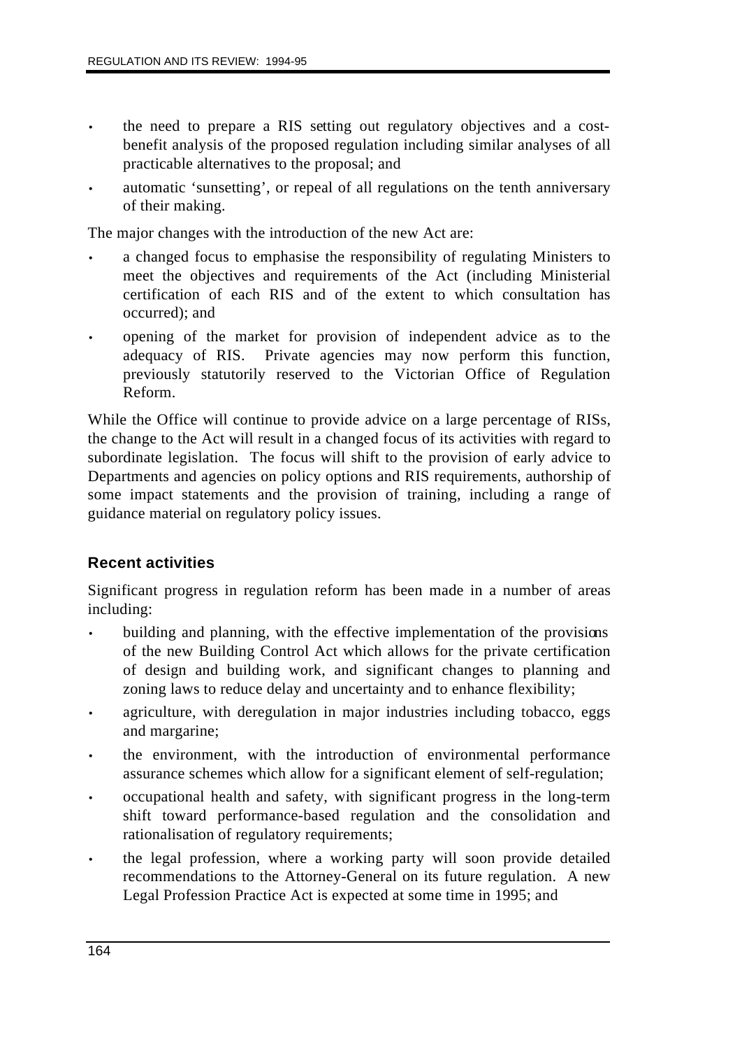- the need to prepare a RIS setting out regulatory objectives and a cost-benefit analysis of the proposed regulation including similar analyses of all practicable alternatives to the proposal; and
- automatic 'sunsetting', or repeal of all regulations on the tenth anniversary of their making.

The major changes with the introduction of the new Act are:

- a changed focus to emphasise the responsibility of regulating Ministers to meet the objectives and requirements of the Act (including Ministerial certification of each RIS and of the extent to which consultation has occurred); and
- opening of the market for provision of independent advice as to the adequacy of RIS. Private agencies may now perform this function, previously statutorily reserved to the Victorian Office of Regulation Reform.

While the Office will continue to provide advice on a large percentage of RISs, the change to the Act will result in a changed focus of its activities with regard to subordinate legislation. The focus will shift to the provision of early advice to Departments and agencies on policy options and RIS requirements, authorship of some impact statements and the provision of training, including a range of guidance material on regulatory policy issues.

### Recent activities

Significant progress in regulation reform has been made in a number of areas including:

- building and planning, with the effective implementation of the provisions of the new Building Control Act which allows for the private certification of design and building work, and significant changes to planning and zoning laws to reduce delay and uncertainty and to enhance flexibility;
- agriculture, with deregulation in major industries including tobacco, eggs and margarine;
- the environment, with the introduction of environmental performance assurance schemes which allow for a significant element of self-regulation;
- occupational health and safety, with significant progress in the long-term shift toward performance-based regulation and the consolidation and rationalisation of regulatory requirements;
- the legal profession, where a working party will soon provide detailed recommendations to the Attorney-General on its future regulation. A new Legal Profession Practice Act is expected at some time in 1995; and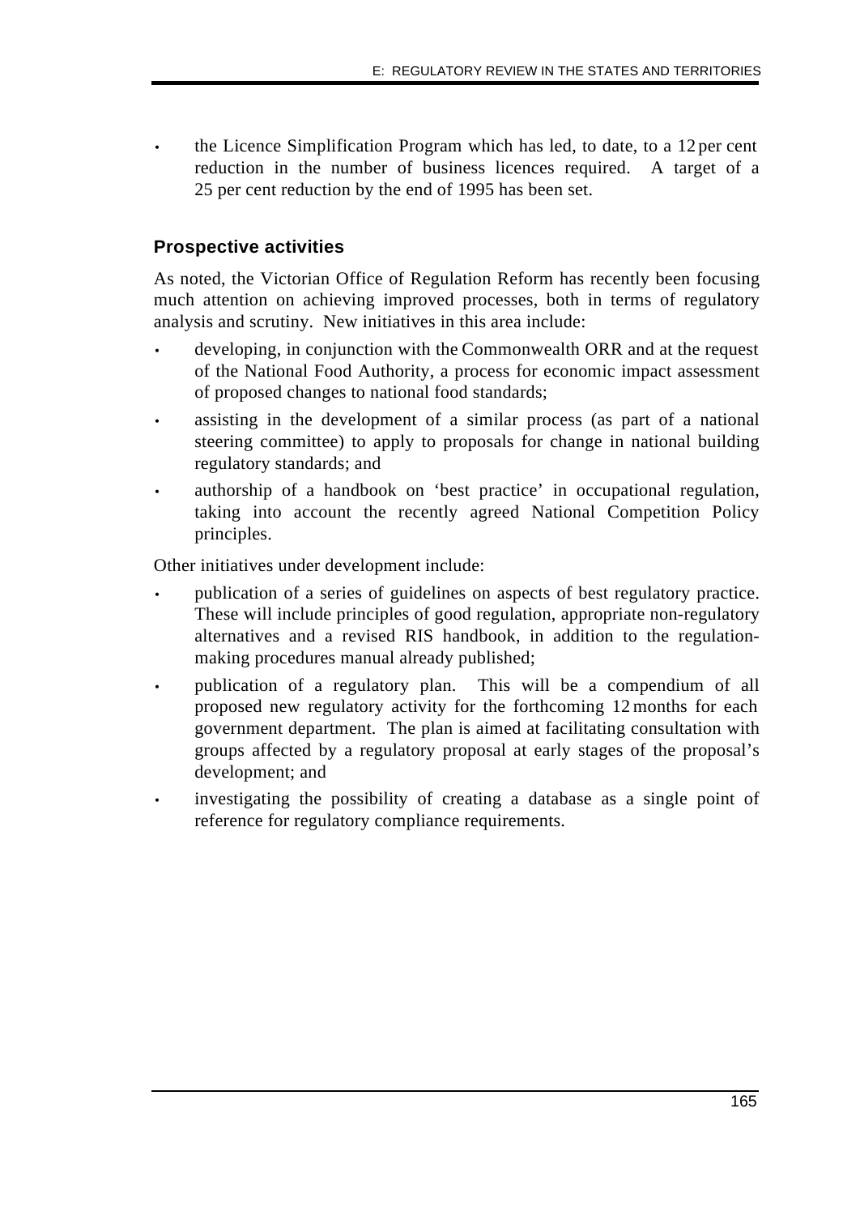- the Licence Simplification Program which has led, to date, to a 12 per cent reduction in the number of business licences required. A target of a 25 per cent reduction by the end of 1995 has been set.

### Prospective activities

As noted, the Victorian Office of Regulation Reform has recently been focusing much attention on achieving improved processes, both in terms of regulatory analysis and scrutiny. New initiatives in this area include:

- developing, in conjunction with the Commonwealth ORR and at the request of the National Food Authority, a process for economic impact assessment of proposed changes to national food standards;
- assisting in the development of a similar process (as part of a national steering committee) to apply to proposals for change in national building regulatory standards; and
- authorship of a handbook on 'best practice' in occupational regulation, taking into account the recently agreed National Competition Policy principles.

Other initiatives under development include:

- publication of a series of guidelines on aspects of best regulatory practice. These will include principles of good regulation, appropriate non-regulatory alternatives and a revised RIS handbook, in addition to the regulation-making procedures manual already published;
- publication of a regulatory plan. This will be a compendium of all proposed new regulatory activity for the forthcoming 12 months for each government department. The plan is aimed at facilitating consultation with groups affected by a regulatory proposal at early stages of the proposal's development; and
- investigating the possibility of creating a database as a single point of reference for regulatory compliance requirements.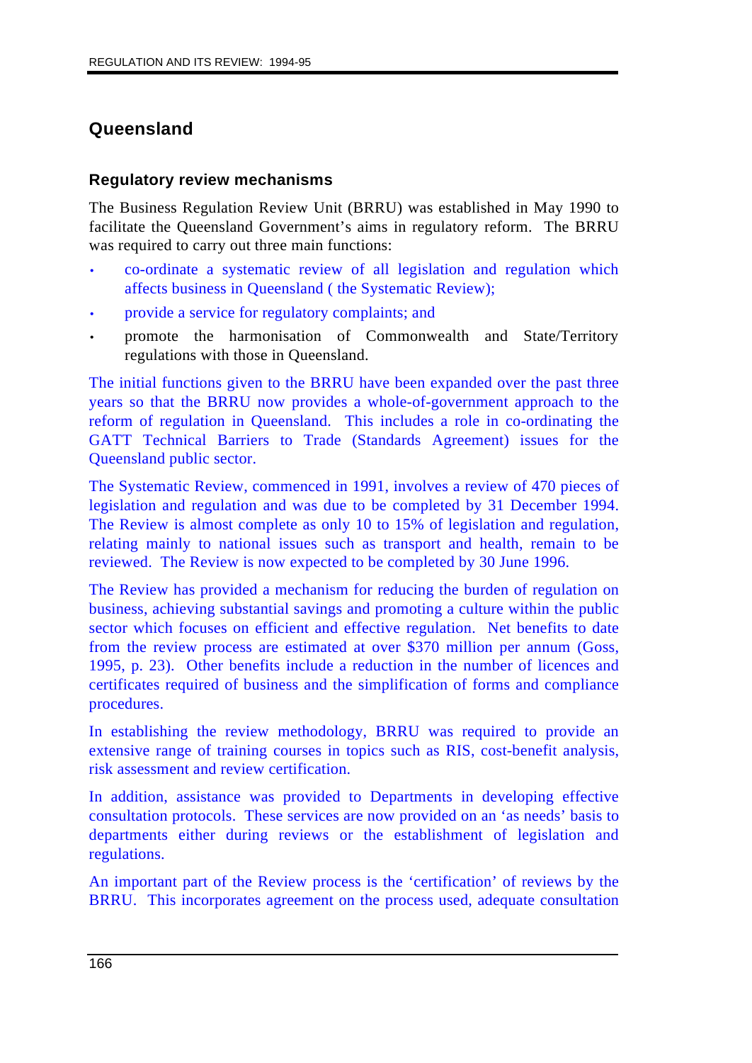## Queensland

### Regulatory review mechanisms

The Business Regulation Review Unit (BRRU) was established in May 1990 to facilitate the Queensland Government's aims in regulatory reform. The BRRU was required to carry out three main functions:

- co-ordinate a systematic review of all legislation and regulation which affects business in Queensland ( the Systematic Review);
- provide a service for regulatory complaints; and
- promote the harmonisation of Commonwealth and State/Territory regulations with those in Queensland.

The initial functions given to the BRRU have been expanded over the past three years so that the BRRU now provides a whole-of-government approach to the reform of regulation in Queensland. This includes a role in co-ordinating the GATT Technical Barriers to Trade (Standards Agreement) issues for the Queensland public sector.

The Systematic Review, commenced in 1991, involves a review of 470 pieces of legislation and regulation and was due to be completed by 31 December 1994. The Review is almost complete as only 10 to 15% of legislation and regulation, relating mainly to national issues such as transport and health, remain to be reviewed. The Review is now expected to be completed by 30 June 1996.

The Review has provided a mechanism for reducing the burden of regulation on business, achieving substantial savings and promoting a culture within the public sector which focuses on efficient and effective regulation. Net benefits to date from the review process are estimated at over $370 million per annum (Goss, 1995, p. 23). Other benefits include a reduction in the number of licences and certificates required of business and the simplification of forms and compliance procedures.

In establishing the review methodology, BRRU was required to provide an extensive range of training courses in topics such as RIS, cost-benefit analysis, risk assessment and review certification.

In addition, assistance was provided to Departments in developing effective consultation protocols. These services are now provided on an 'as needs' basis to departments either during reviews or the establishment of legislation and regulations.

An important part of the Review process is the 'certification' of reviews by the BRRU. This incorporates agreement on the process used, adequate consultation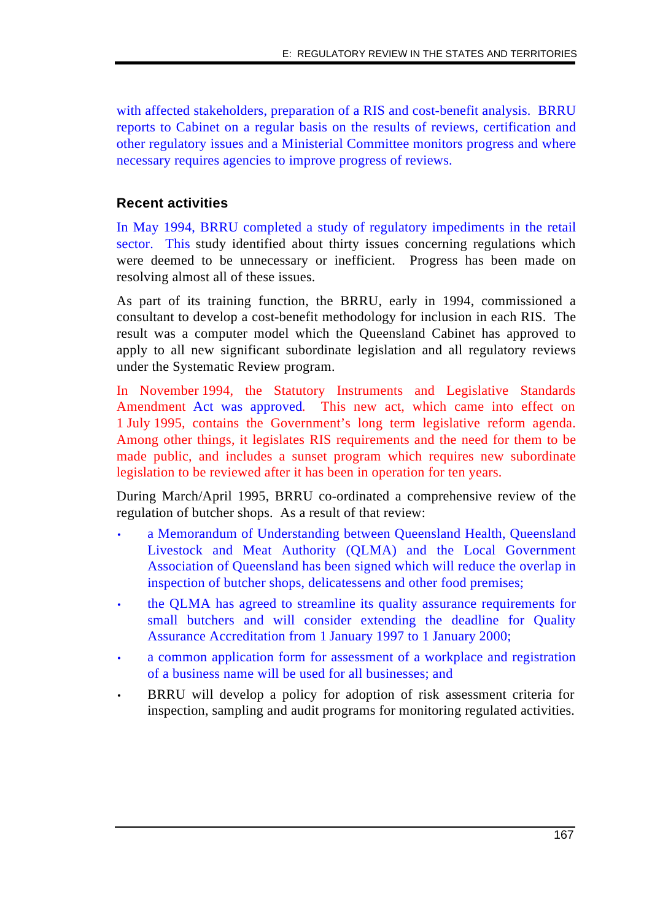with affected stakeholders, preparation of a RIS and cost-benefit analysis. BRRU reports to Cabinet on a regular basis on the results of reviews, certification and other regulatory issues and a Ministerial Committee monitors progress and where necessary requires agencies to improve progress of reviews.

### Recent activities

In May 1994, BRRU completed a study of regulatory impediments in the retail sector. This study identified about thirty issues concerning regulations which were deemed to be unnecessary or inefficient. Progress has been made on resolving almost all of these issues.

As part of its training function, the BRRU, early in 1994, commissioned a consultant to develop a cost-benefit methodology for inclusion in each RIS. The result was a computer model which the Queensland Cabinet has approved to apply to all new significant subordinate legislation and all regulatory reviews under the Systematic Review program.

In November 1994, the Statutory Instruments and Legislative Standards Amendment Act was approved. This new act, which came into effect on 1 July 1995, contains the Government's long term legislative reform agenda. Among other things, it legislates RIS requirements and the need for them to be made public, and includes a sunset program which requires new subordinate legislation to be reviewed after it has been in operation for ten years.

During March/April 1995, BRRU co-ordinated a comprehensive review of the regulation of butcher shops. As a result of that review:

- a Memorandum of Understanding between Queensland Health, Queensland Livestock and Meat Authority (QLMA) and the Local Government Association of Queensland has been signed which will reduce the overlap in inspection of butcher shops, delicatessens and other food premises;
- the QLMA has agreed to streamline its quality assurance requirements for small butchers and will consider extending the deadline for Quality Assurance Accreditation from 1 January 1997 to 1 January 2000;
- a common application form for assessment of a workplace and registration of a business name will be used for all businesses; and
- BRRU will develop a policy for adoption of risk assessment criteria for inspection, sampling and audit programs for monitoring regulated activities.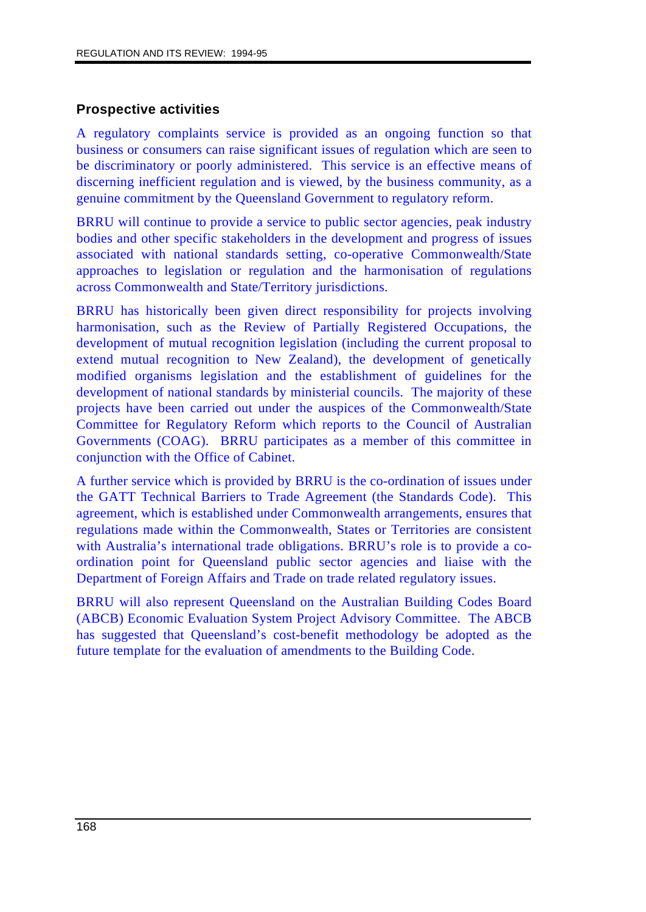## Prospective activities

A regulatory complaints service is provided as an ongoing function so that business or consumers can raise significant issues of regulation which are seen to be discriminatory or poorly administered. This service is an effective means of discerning inefficient regulation and is viewed, by the business community, as a genuine commitment by the Queensland Government to regulatory reform.

BRRU will continue to provide a service to public sector agencies, peak industry bodies and other specific stakeholders in the development and progress of issues associated with national standards setting, co-operative Commonwealth/State approaches to legislation or regulation and the harmonisation of regulations across Commonwealth and State/Territory jurisdictions.

BRRU has historically been given direct responsibility for projects involving harmonisation, such as the Review of Partially Registered Occupations, the development of mutual recognition legislation (including the current proposal to extend mutual recognition to New Zealand), the development of genetically modified organisms legislation and the establishment of guidelines for the development of national standards by ministerial councils. The majority of these projects have been carried out under the auspices of the Commonwealth/State Committee for Regulatory Reform which reports to the Council of Australian Governments (COAG). BRRU participates as a member of this committee in conjunction with the Office of Cabinet.

A further service which is provided by BRRU is the co-ordination of issues under the GATT Technical Barriers to Trade Agreement (the Standards Code). This agreement, which is established under Commonwealth arrangements, ensures that regulations made within the Commonwealth, States or Territories are consistent with Australia's international trade obligations. BRRU's role is to provide a co-ordination point for Queensland public sector agencies and liaise with the Department of Foreign Affairs and Trade on trade related regulatory issues.

BRRU will also represent Queensland on the Australian Building Codes Board (ABCB) Economic Evaluation System Project Advisory Committee. The ABCB has suggested that Queensland's cost-benefit methodology be adopted as the future template for the evaluation of amendments to the Building Code.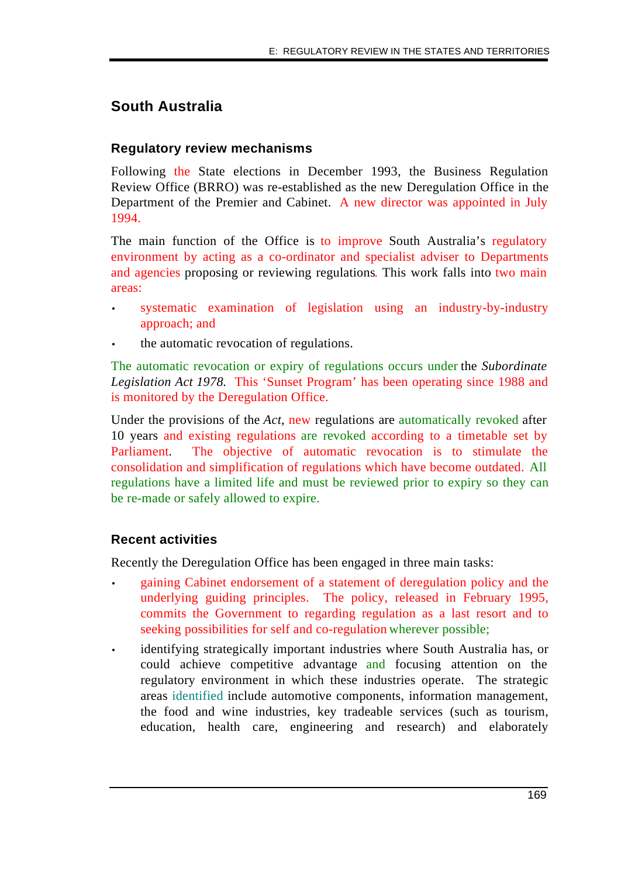## South Australia

### Regulatory review mechanisms

Following the State elections in December 1993, the Business Regulation Review Office (BRRO) was re-established as the new Deregulation Office in the Department of the Premier and Cabinet. A new director was appointed in July 1994.

The main function of the Office is to improve South Australia's regulatory environment by acting as a co-ordinator and specialist adviser to Departments and agencies proposing or reviewing regulations. This work falls into two main areas:

- systematic examination of legislation using an industry-by-industry approach; and
- the automatic revocation of regulations.

The automatic revocation or expiry of regulations occurs under the *Subordinate Legislation Act 1978.* This 'Sunset Program' has been operating since 1988 and is monitored by the Deregulation Office.

Under the provisions of the *Act,* new regulations are automatically revoked after 10 years and existing regulations are revoked according to a timetable set by Parliament. The objective of automatic revocation is to stimulate the consolidation and simplification of regulations which have become outdated. All regulations have a limited life and must be reviewed prior to expiry so they can be re-made or safely allowed to expire.

### Recent activities

Recently the Deregulation Office has been engaged in three main tasks:

- gaining Cabinet endorsement of a statement of deregulation policy and the underlying guiding principles. The policy, released in February 1995, commits the Government to regarding regulation as a last resort and to seeking possibilities for self and co-regulation wherever possible;
- identifying strategically important industries where South Australia has, or could achieve competitive advantage and focusing attention on the regulatory environment in which these industries operate. The strategic areas identified include automotive components, information management, the food and wine industries, key tradeable services (such as tourism, education, health care, engineering and research) and elaborately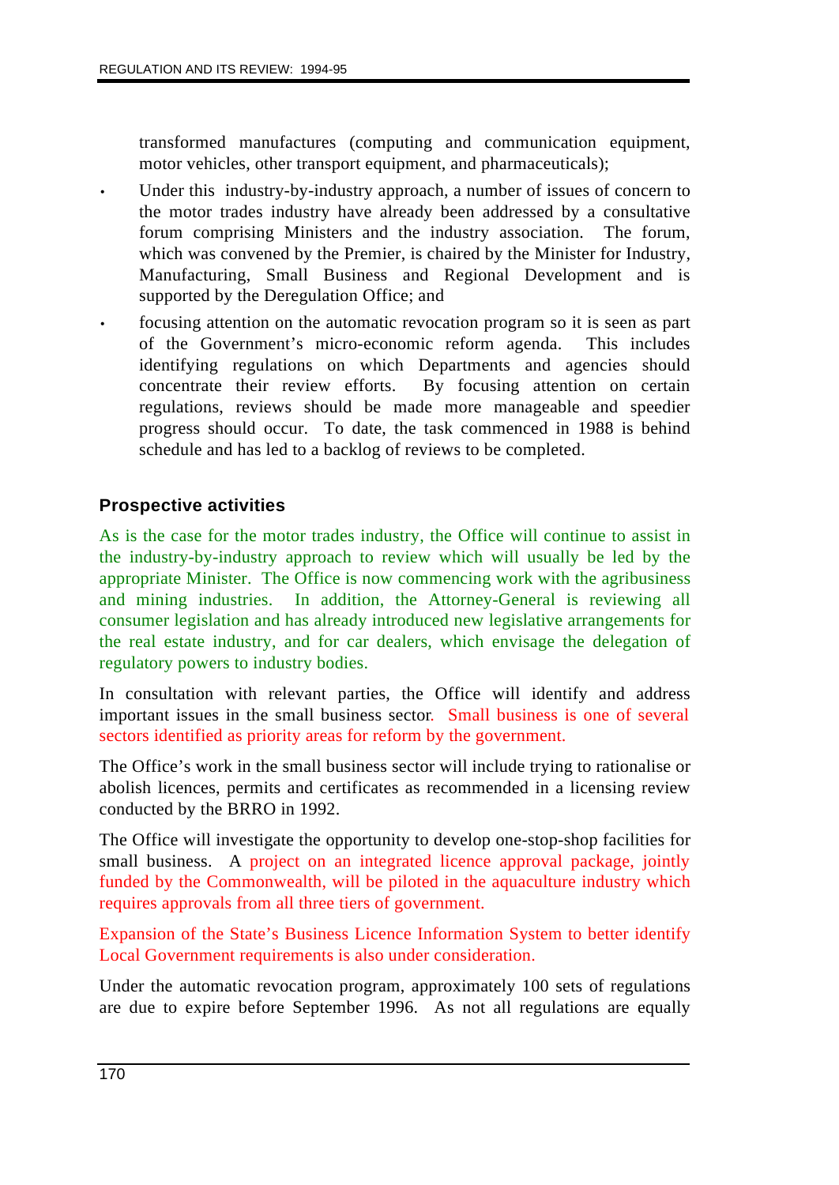transformed manufactures (computing and communication equipment, motor vehicles, other transport equipment, and pharmaceuticals);

- Under this industry-by-industry approach, a number of issues of concern to the motor trades industry have already been addressed by a consultative forum comprising Ministers and the industry association. The forum, which was convened by the Premier, is chaired by the Minister for Industry, Manufacturing, Small Business and Regional Development and is supported by the Deregulation Office; and
- focusing attention on the automatic revocation program so it is seen as part of the Government's micro-economic reform agenda. This includes identifying regulations on which Departments and agencies should concentrate their review efforts. By focusing attention on certain regulations, reviews should be made more manageable and speedier progress should occur. To date, the task commenced in 1988 is behind schedule and has led to a backlog of reviews to be completed.

### Prospective activities

As is the case for the motor trades industry, the Office will continue to assist in the industry-by-industry approach to review which will usually be led by the appropriate Minister. The Office is now commencing work with the agribusiness and mining industries. In addition, the Attorney-General is reviewing all consumer legislation and has already introduced new legislative arrangements for the real estate industry, and for car dealers, which envisage the delegation of regulatory powers to industry bodies.

In consultation with relevant parties, the Office will identify and address important issues in the small business sector. Small business is one of several sectors identified as priority areas for reform by the government.

The Office's work in the small business sector will include trying to rationalise or abolish licences, permits and certificates as recommended in a licensing review conducted by the BRRO in 1992.

The Office will investigate the opportunity to develop one-stop-shop facilities for small business. A project on an integrated licence approval package, jointly funded by the Commonwealth, will be piloted in the aquaculture industry which requires approvals from all three tiers of government.

Expansion of the State's Business Licence Information System to better identify Local Government requirements is also under consideration.

Under the automatic revocation program, approximately 100 sets of regulations are due to expire before September 1996. As not all regulations are equally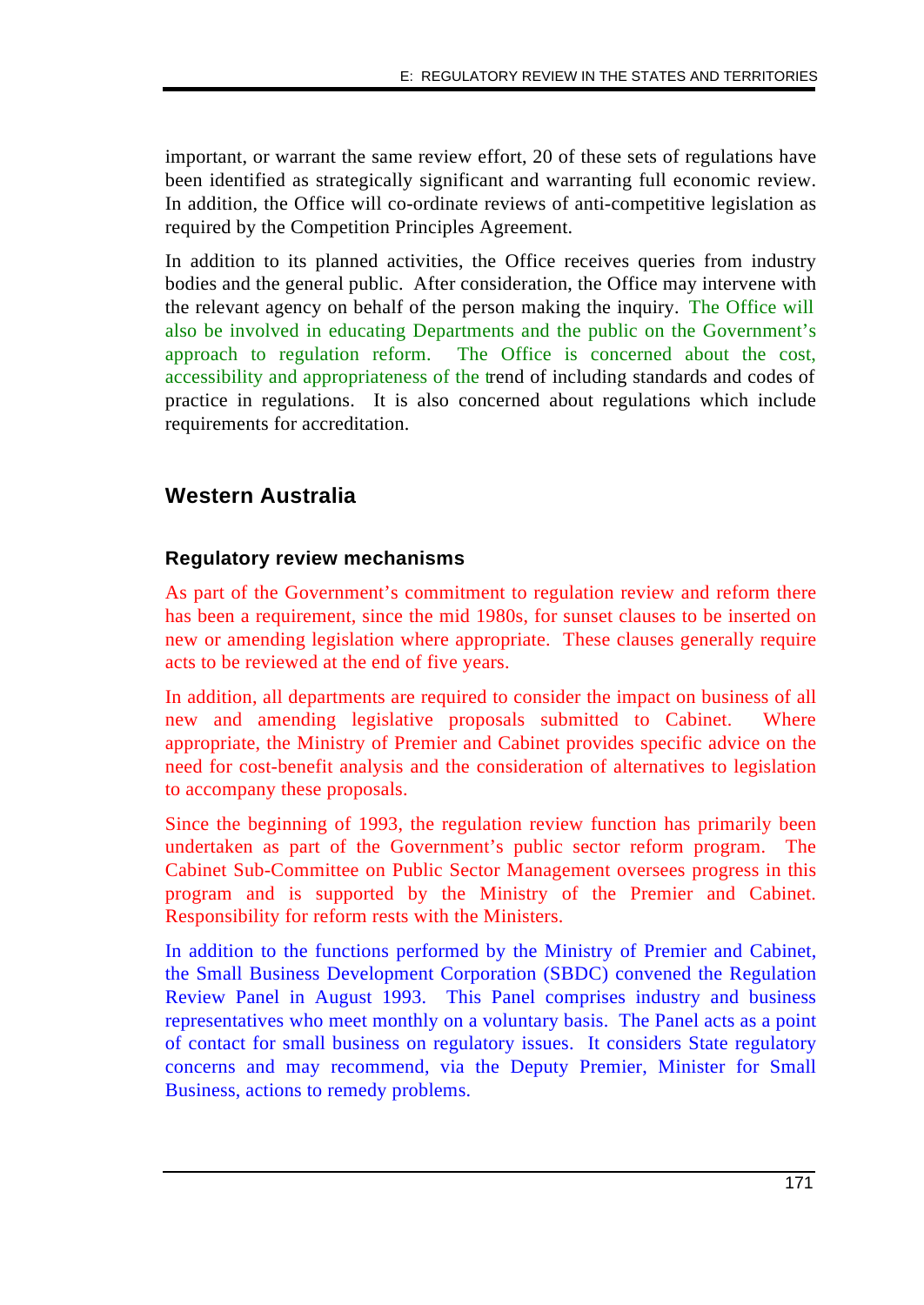important, or warrant the same review effort, 20 of these sets of regulations have been identified as strategically significant and warranting full economic review. In addition, the Office will co-ordinate reviews of anti-competitive legislation as required by the Competition Principles Agreement.

In addition to its planned activities, the Office receives queries from industry bodies and the general public. After consideration, the Office may intervene with the relevant agency on behalf of the person making the inquiry. The Office will also be involved in educating Departments and the public on the Government's approach to regulation reform. The Office is concerned about the cost, accessibility and appropriateness of the trend of including standards and codes of practice in regulations. It is also concerned about regulations which include requirements for accreditation.

## Western Australia

### Regulatory review mechanisms

As part of the Government's commitment to regulation review and reform there has been a requirement, since the mid 1980s, for sunset clauses to be inserted on new or amending legislation where appropriate. These clauses generally require acts to be reviewed at the end of five years.

In addition, all departments are required to consider the impact on business of all new and amending legislative proposals submitted to Cabinet. Where appropriate, the Ministry of Premier and Cabinet provides specific advice on the need for cost-benefit analysis and the consideration of alternatives to legislation to accompany these proposals.

Since the beginning of 1993, the regulation review function has primarily been undertaken as part of the Government's public sector reform program. The Cabinet Sub-Committee on Public Sector Management oversees progress in this program and is supported by the Ministry of the Premier and Cabinet. Responsibility for reform rests with the Ministers.

In addition to the functions performed by the Ministry of Premier and Cabinet, the Small Business Development Corporation (SBDC) convened the Regulation Review Panel in August 1993. This Panel comprises industry and business representatives who meet monthly on a voluntary basis. The Panel acts as a point of contact for small business on regulatory issues. It considers State regulatory concerns and may recommend, via the Deputy Premier, Minister for Small Business, actions to remedy problems.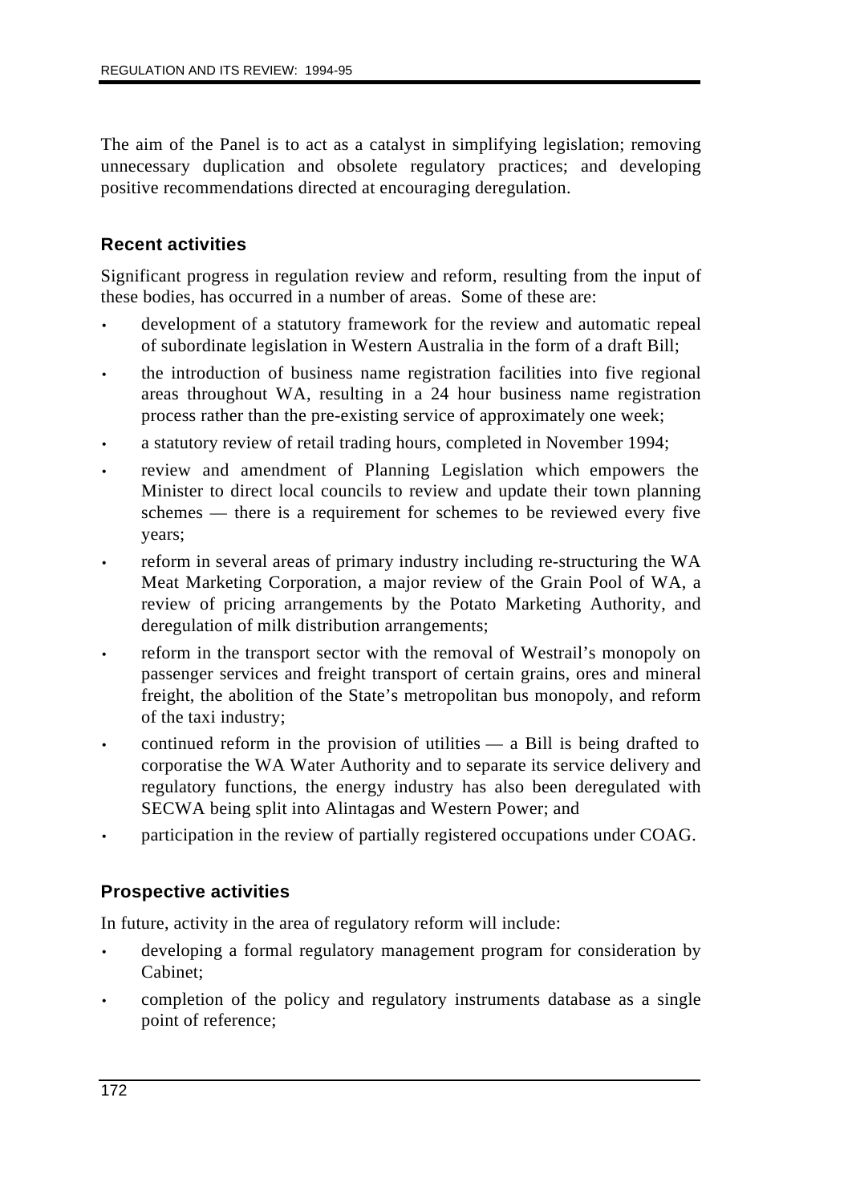The aim of the Panel is to act as a catalyst in simplifying legislation; removing unnecessary duplication and obsolete regulatory practices; and developing positive recommendations directed at encouraging deregulation.

### Recent activities

Significant progress in regulation review and reform, resulting from the input of these bodies, has occurred in a number of areas. Some of these are:

- development of a statutory framework for the review and automatic repeal of subordinate legislation in Western Australia in the form of a draft Bill;
- the introduction of business name registration facilities into five regional areas throughout WA, resulting in a 24 hour business name registration process rather than the pre-existing service of approximately one week;
- a statutory review of retail trading hours, completed in November 1994;
- review and amendment of Planning Legislation which empowers the Minister to direct local councils to review and update their town planning schemes — there is a requirement for schemes to be reviewed every five years;
- reform in several areas of primary industry including re-structuring the WA Meat Marketing Corporation, a major review of the Grain Pool of WA, a review of pricing arrangements by the Potato Marketing Authority, and deregulation of milk distribution arrangements;
- reform in the transport sector with the removal of Westrail's monopoly on passenger services and freight transport of certain grains, ores and mineral freight, the abolition of the State's metropolitan bus monopoly, and reform of the taxi industry;
- continued reform in the provision of utilities — a Bill is being drafted to corporatise the WA Water Authority and to separate its service delivery and regulatory functions, the energy industry has also been deregulated with SECWA being split into Alintagas and Western Power; and
- participation in the review of partially registered occupations under COAG.

### Prospective activities

In future, activity in the area of regulatory reform will include:

- developing a formal regulatory management program for consideration by Cabinet;
- completion of the policy and regulatory instruments database as a single point of reference;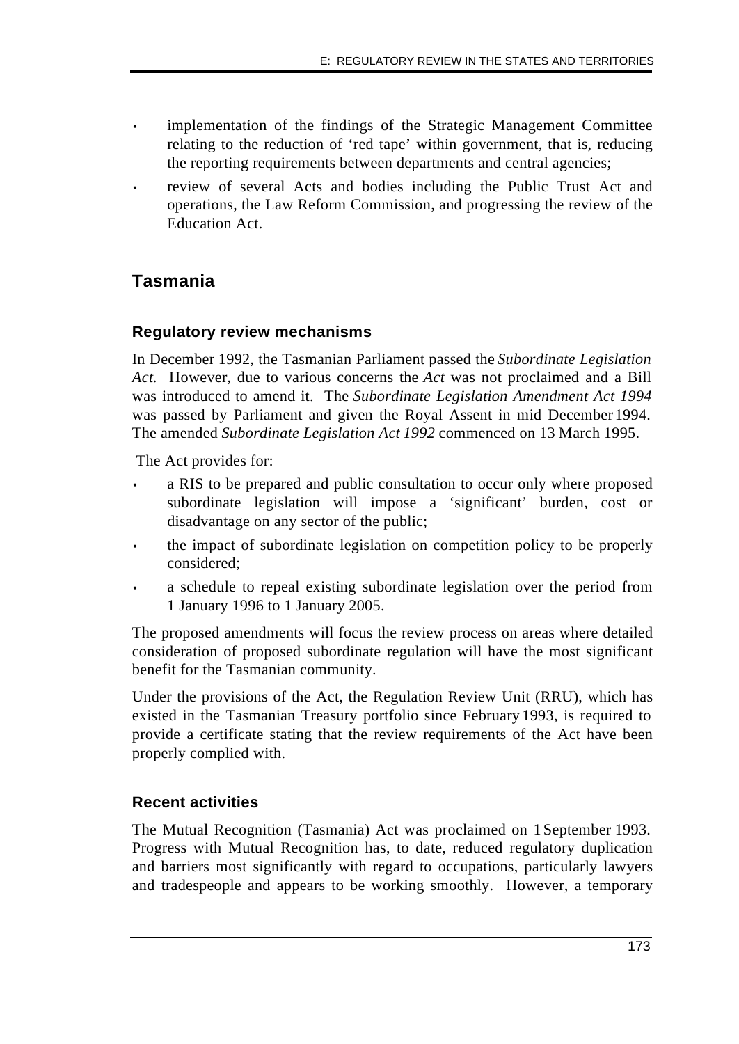- implementation of the findings of the Strategic Management Committee relating to the reduction of 'red tape' within government, that is, reducing the reporting requirements between departments and central agencies;
- review of several Acts and bodies including the Public Trust Act and operations, the Law Reform Commission, and progressing the review of the Education Act.

## Tasmania

### Regulatory review mechanisms

In December 1992, the Tasmanian Parliament passed the *Subordinate Legislation Act.* However, due to various concerns the *Act* was not proclaimed and a Bill was introduced to amend it. The *Subordinate Legislation Amendment Act 1994* was passed by Parliament and given the Royal Assent in mid December 1994. The amended *Subordinate Legislation Act 1992* commenced on 13 March 1995.

The Act provides for:

- a RIS to be prepared and public consultation to occur only where proposed subordinate legislation will impose a 'significant' burden, cost or disadvantage on any sector of the public;
- the impact of subordinate legislation on competition policy to be properly considered;
- a schedule to repeal existing subordinate legislation over the period from 1 January 1996 to 1 January 2005.

The proposed amendments will focus the review process on areas where detailed consideration of proposed subordinate regulation will have the most significant benefit for the Tasmanian community.

Under the provisions of the Act, the Regulation Review Unit (RRU), which has existed in the Tasmanian Treasury portfolio since February 1993, is required to provide a certificate stating that the review requirements of the Act have been properly complied with.

### Recent activities

The Mutual Recognition (Tasmania) Act was proclaimed on 1 September 1993. Progress with Mutual Recognition has, to date, reduced regulatory duplication and barriers most significantly with regard to occupations, particularly lawyers and tradespeople and appears to be working smoothly. However, a temporary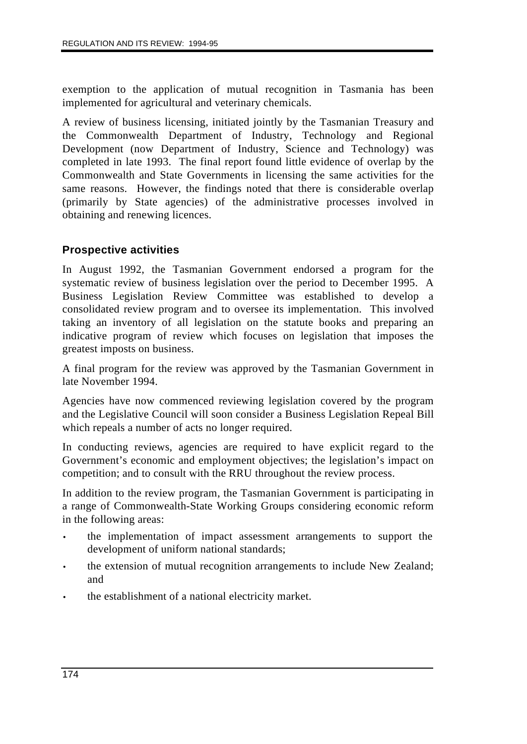exemption to the application of mutual recognition in Tasmania has been implemented for agricultural and veterinary chemicals.

A review of business licensing, initiated jointly by the Tasmanian Treasury and the Commonwealth Department of Industry, Technology and Regional Development (now Department of Industry, Science and Technology) was completed in late 1993. The final report found little evidence of overlap by the Commonwealth and State Governments in licensing the same activities for the same reasons. However, the findings noted that there is considerable overlap (primarily by State agencies) of the administrative processes involved in obtaining and renewing licences.

### Prospective activities

In August 1992, the Tasmanian Government endorsed a program for the systematic review of business legislation over the period to December 1995. A Business Legislation Review Committee was established to develop a consolidated review program and to oversee its implementation. This involved taking an inventory of all legislation on the statute books and preparing an indicative program of review which focuses on legislation that imposes the greatest imposts on business.

A final program for the review was approved by the Tasmanian Government in late November 1994.

Agencies have now commenced reviewing legislation covered by the program and the Legislative Council will soon consider a Business Legislation Repeal Bill which repeals a number of acts no longer required.

In conducting reviews, agencies are required to have explicit regard to the Government's economic and employment objectives; the legislation's impact on competition; and to consult with the RRU throughout the review process.

In addition to the review program, the Tasmanian Government is participating in a range of Commonwealth-State Working Groups considering economic reform in the following areas:

- the implementation of impact assessment arrangements to support the development of uniform national standards;
- the extension of mutual recognition arrangements to include New Zealand; and
- the establishment of a national electricity market.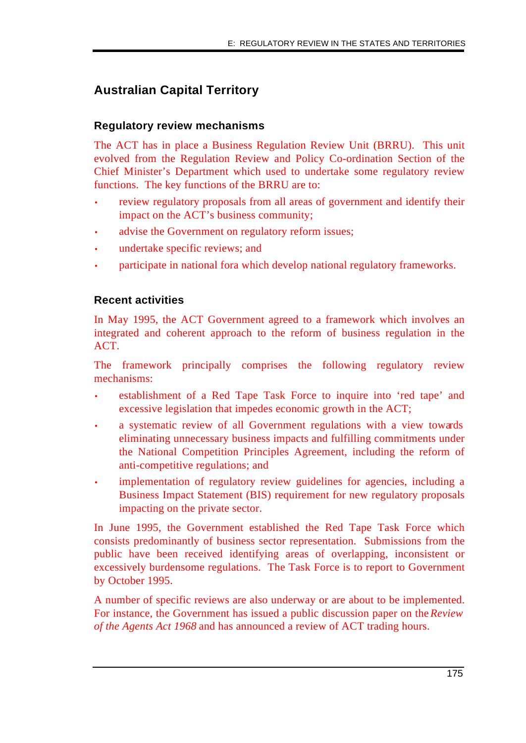## Australian Capital Territory

### Regulatory review mechanisms

The ACT has in place a Business Regulation Review Unit (BRRU). This unit evolved from the Regulation Review and Policy Co-ordination Section of the Chief Minister's Department which used to undertake some regulatory review functions. The key functions of the BRRU are to:

- review regulatory proposals from all areas of government and identify their impact on the ACT's business community;
- advise the Government on regulatory reform issues;
- undertake specific reviews; and
- participate in national fora which develop national regulatory frameworks.

### Recent activities

In May 1995, the ACT Government agreed to a framework which involves an integrated and coherent approach to the reform of business regulation in the ACT.

The framework principally comprises the following regulatory review mechanisms:

- establishment of a Red Tape Task Force to inquire into 'red tape' and excessive legislation that impedes economic growth in the ACT;
- a systematic review of all Government regulations with a view towards eliminating unnecessary business impacts and fulfilling commitments under the National Competition Principles Agreement, including the reform of anti-competitive regulations; and
- implementation of regulatory review guidelines for agencies, including a Business Impact Statement (BIS) requirement for new regulatory proposals impacting on the private sector.

In June 1995, the Government established the Red Tape Task Force which consists predominantly of business sector representation. Submissions from the public have been received identifying areas of overlapping, inconsistent or excessively burdensome regulations. The Task Force is to report to Government by October 1995.

A number of specific reviews are also underway or are about to be implemented. For instance, the Government has issued a public discussion paper on the *Review of the Agents Act 1968* and has announced a review of ACT trading hours.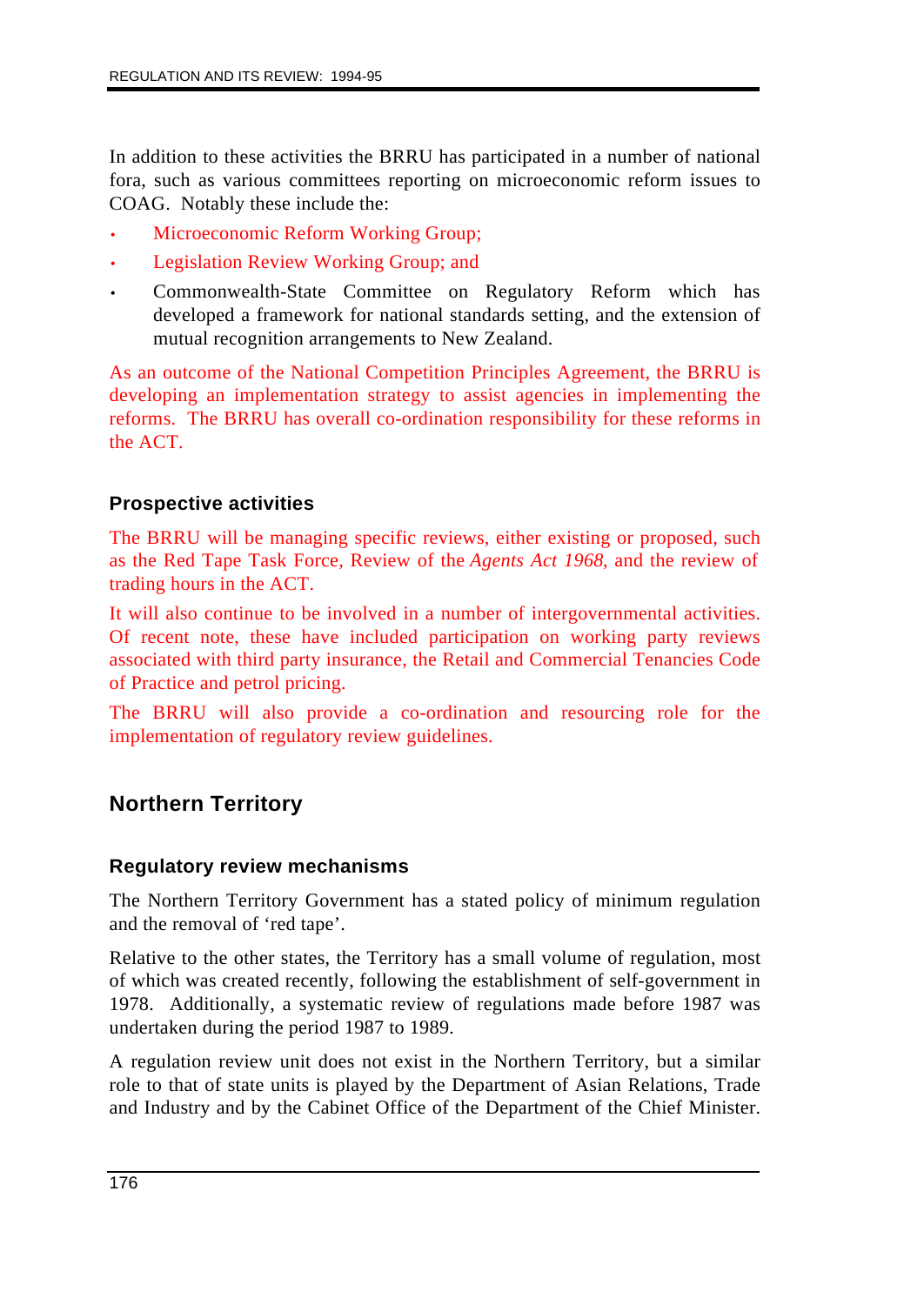In addition to these activities the BRRU has participated in a number of national fora, such as various committees reporting on microeconomic reform issues to COAG. Notably these include the:

- Microeconomic Reform Working Group;
- Legislation Review Working Group; and
- Commonwealth-State Committee on Regulatory Reform which has developed a framework for national standards setting, and the extension of mutual recognition arrangements to New Zealand.

As an outcome of the National Competition Principles Agreement, the BRRU is developing an implementation strategy to assist agencies in implementing the reforms. The BRRU has overall co-ordination responsibility for these reforms in the ACT.

### Prospective activities

The BRRU will be managing specific reviews, either existing or proposed, such as the Red Tape Task Force, Review of the *Agents Act 1968*, and the review of trading hours in the ACT.

It will also continue to be involved in a number of intergovernmental activities. Of recent note, these have included participation on working party reviews associated with third party insurance, the Retail and Commercial Tenancies Code of Practice and petrol pricing.

The BRRU will also provide a co-ordination and resourcing role for the implementation of regulatory review guidelines.

## Northern Territory

### Regulatory review mechanisms

The Northern Territory Government has a stated policy of minimum regulation and the removal of 'red tape'.

Relative to the other states, the Territory has a small volume of regulation, most of which was created recently, following the establishment of self-government in 1978. Additionally, a systematic review of regulations made before 1987 was undertaken during the period 1987 to 1989.

A regulation review unit does not exist in the Northern Territory, but a similar role to that of state units is played by the Department of Asian Relations, Trade and Industry and by the Cabinet Office of the Department of the Chief Minister.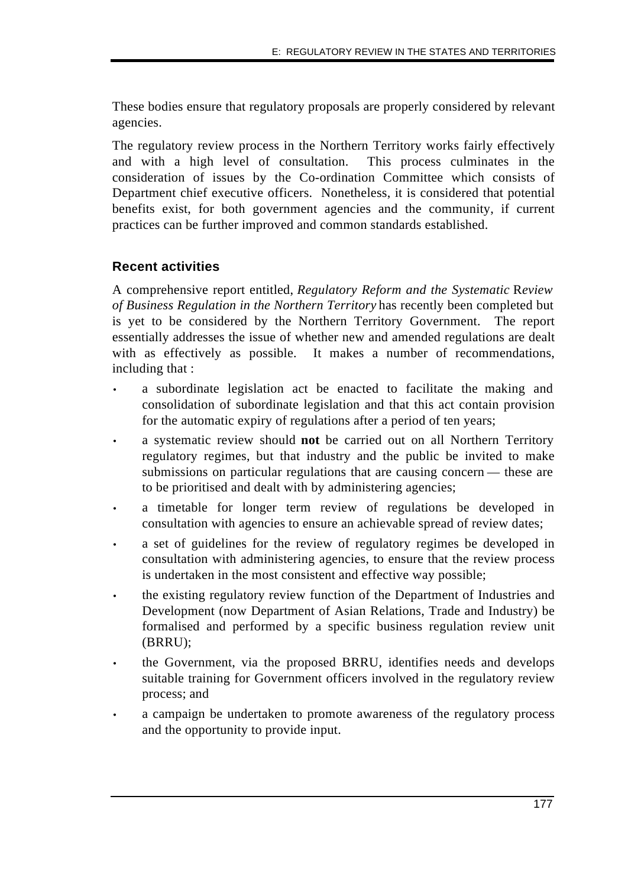These bodies ensure that regulatory proposals are properly considered by relevant agencies.

The regulatory review process in the Northern Territory works fairly effectively and with a high level of consultation. This process culminates in the consideration of issues by the Co-ordination Committee which consists of Department chief executive officers. Nonetheless, it is considered that potential benefits exist, for both government agencies and the community, if current practices can be further improved and common standards established.

### Recent activities

A comprehensive report entitled, *Regulatory Reform and the Systematic* R*eview of Business Regulation in the Northern Territory* has recently been completed but is yet to be considered by the Northern Territory Government. The report essentially addresses the issue of whether new and amended regulations are dealt with as effectively as possible. It makes a number of recommendations, including that :

- a subordinate legislation act be enacted to facilitate the making and consolidation of subordinate legislation and that this act contain provision for the automatic expiry of regulations after a period of ten years;
- a systematic review should **not** be carried out on all Northern Territory regulatory regimes, but that industry and the public be invited to make submissions on particular regulations that are causing concern — these are to be prioritised and dealt with by administering agencies;
- a timetable for longer term review of regulations be developed in consultation with agencies to ensure an achievable spread of review dates;
- a set of guidelines for the review of regulatory regimes be developed in consultation with administering agencies, to ensure that the review process is undertaken in the most consistent and effective way possible;
- the existing regulatory review function of the Department of Industries and Development (now Department of Asian Relations, Trade and Industry) be formalised and performed by a specific business regulation review unit (BRRU);
- the Government, via the proposed BRRU, identifies needs and develops suitable training for Government officers involved in the regulatory review process; and
- a campaign be undertaken to promote awareness of the regulatory process and the opportunity to provide input.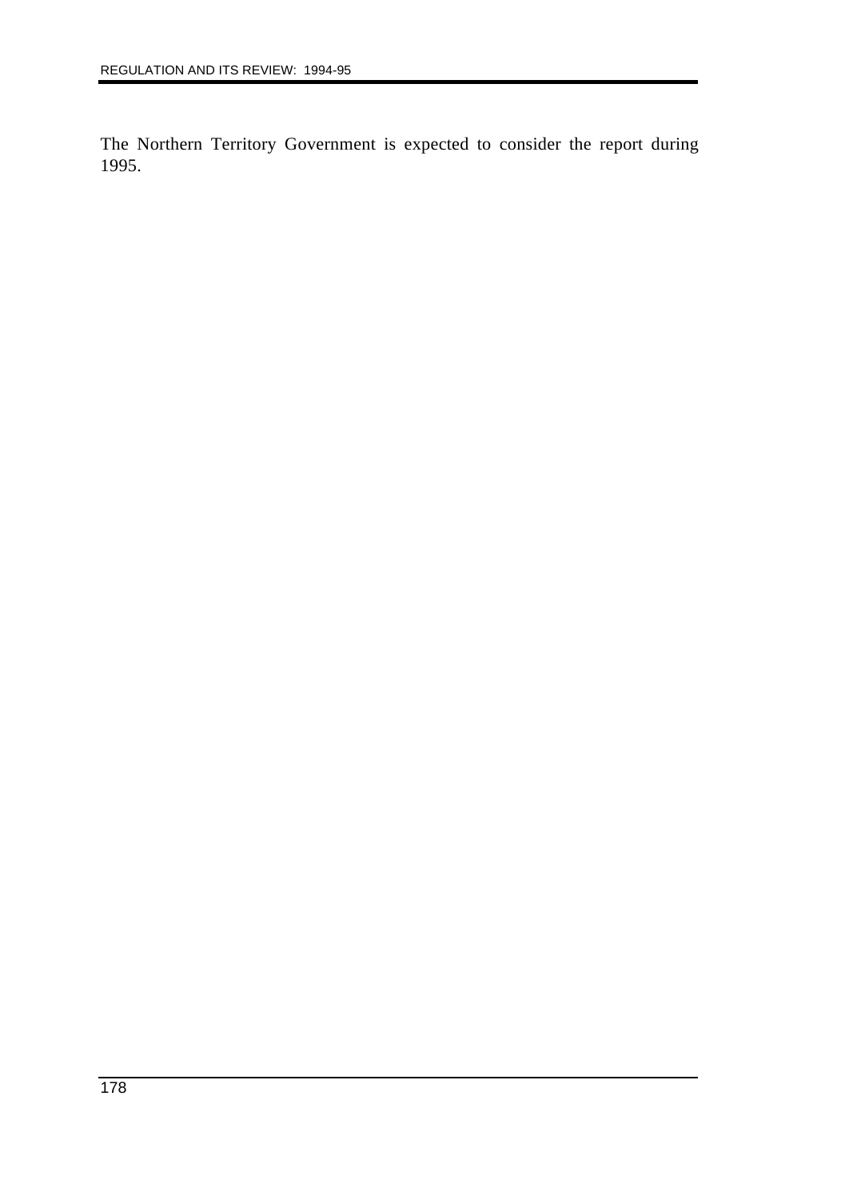The Northern Territory Government is expected to consider the report during 1995.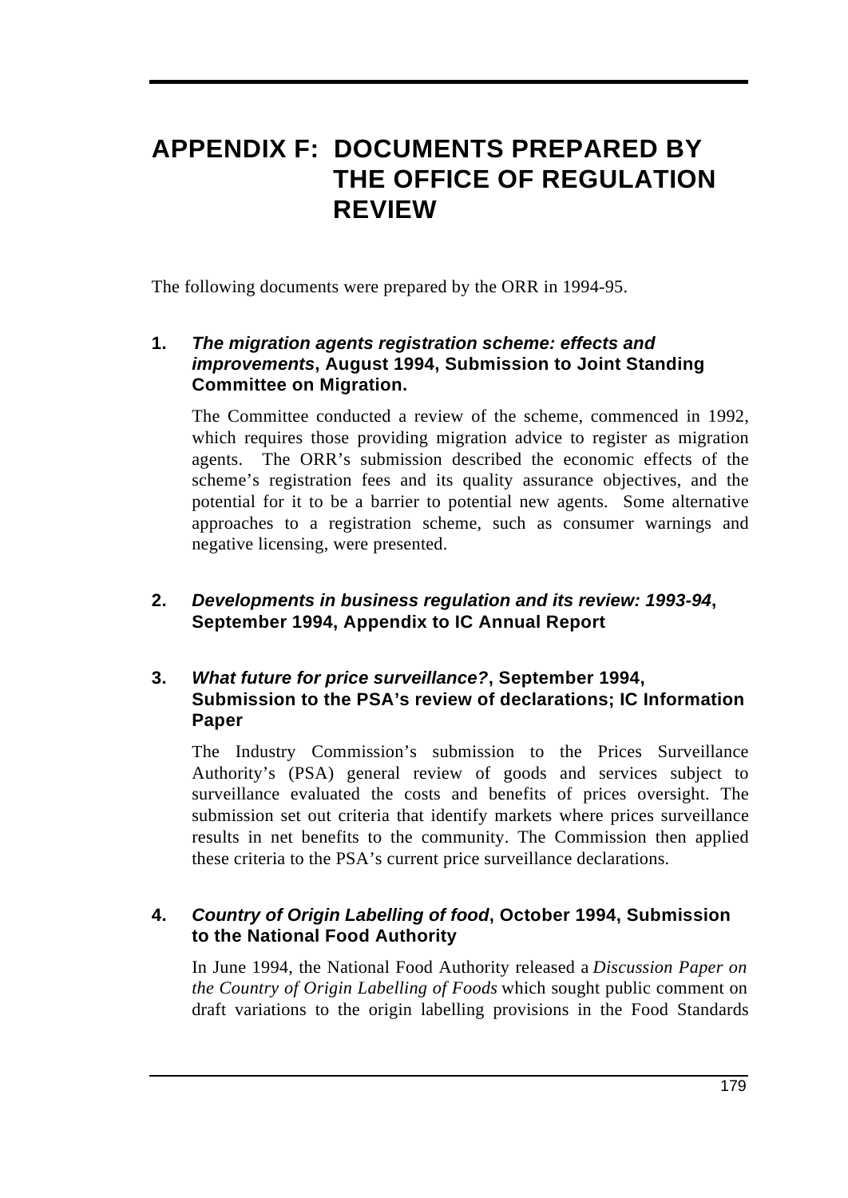# APPENDIX F: DOCUMENTS PREPARED BY THE OFFICE OF REGULATION REVIEW

The following documents were prepared by the ORR in 1994-95.

### 1. ***The migration agents registration scheme: effects and improvements*, August 1994, Submission to Joint Standing Committee on Migration.**

The Committee conducted a review of the scheme, commenced in 1992, which requires those providing migration advice to register as migration agents. The ORR's submission described the economic effects of the scheme's registration fees and its quality assurance objectives, and the potential for it to be a barrier to potential new agents. Some alternative approaches to a registration scheme, such as consumer warnings and negative licensing, were presented.

### 2. ***Developments in business regulation and its review: 1993-94*, September 1994, Appendix to IC Annual Report**

### 3. ***What future for price surveillance?*, September 1994, Submission to the PSA's review of declarations; IC Information Paper**

The Industry Commission's submission to the Prices Surveillance Authority's (PSA) general review of goods and services subject to surveillance evaluated the costs and benefits of prices oversight. The submission set out criteria that identify markets where prices surveillance results in net benefits to the community. The Commission then applied these criteria to the PSA's current price surveillance declarations.

### 4. ***Country of Origin Labelling of food*, October 1994, Submission to the National Food Authority**

In June 1994, the National Food Authority released a *Discussion Paper on the Country of Origin Labelling of Foods* which sought public comment on draft variations to the origin labelling provisions in the Food Standards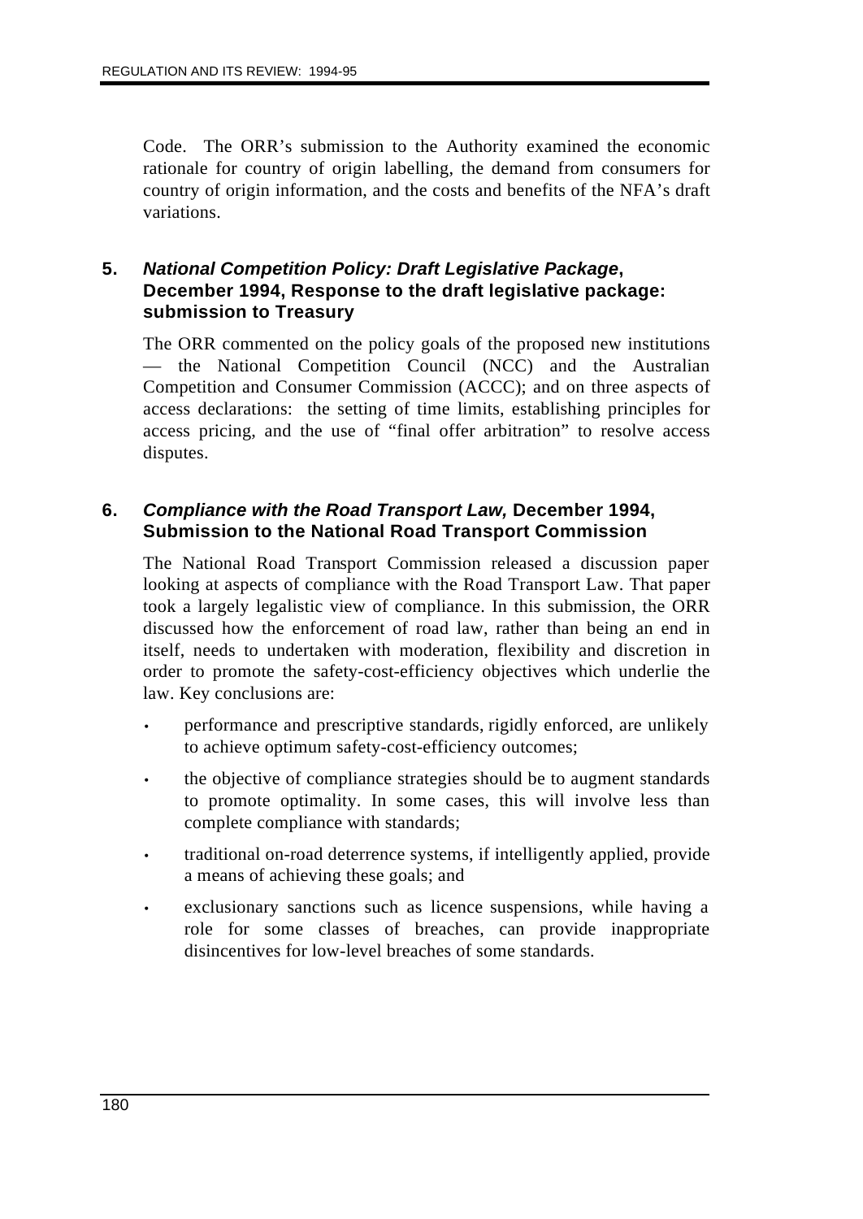Code. The ORR's submission to the Authority examined the economic rationale for country of origin labelling, the demand from consumers for country of origin information, and the costs and benefits of the NFA's draft variations.

### 5. *National Competition Policy: Draft Legislative Package*, December 1994, Response to the draft legislative package: submission to Treasury

The ORR commented on the policy goals of the proposed new institutions — the National Competition Council (NCC) and the Australian Competition and Consumer Commission (ACCC); and on three aspects of access declarations: the setting of time limits, establishing principles for access pricing, and the use of "final offer arbitration" to resolve access disputes.

### 6. *Compliance with the Road Transport Law,* December 1994, Submission to the National Road Transport Commission

The National Road Transport Commission released a discussion paper looking at aspects of compliance with the Road Transport Law. That paper took a largely legalistic view of compliance. In this submission, the ORR discussed how the enforcement of road law, rather than being an end in itself, needs to undertaken with moderation, flexibility and discretion in order to promote the safety-cost-efficiency objectives which underlie the law. Key conclusions are:

- performance and prescriptive standards, rigidly enforced, are unlikely to achieve optimum safety-cost-efficiency outcomes;
- the objective of compliance strategies should be to augment standards to promote optimality. In some cases, this will involve less than complete compliance with standards;
- traditional on-road deterrence systems, if intelligently applied, provide a means of achieving these goals; and
- exclusionary sanctions such as licence suspensions, while having a role for some classes of breaches, can provide inappropriate disincentives for low-level breaches of some standards.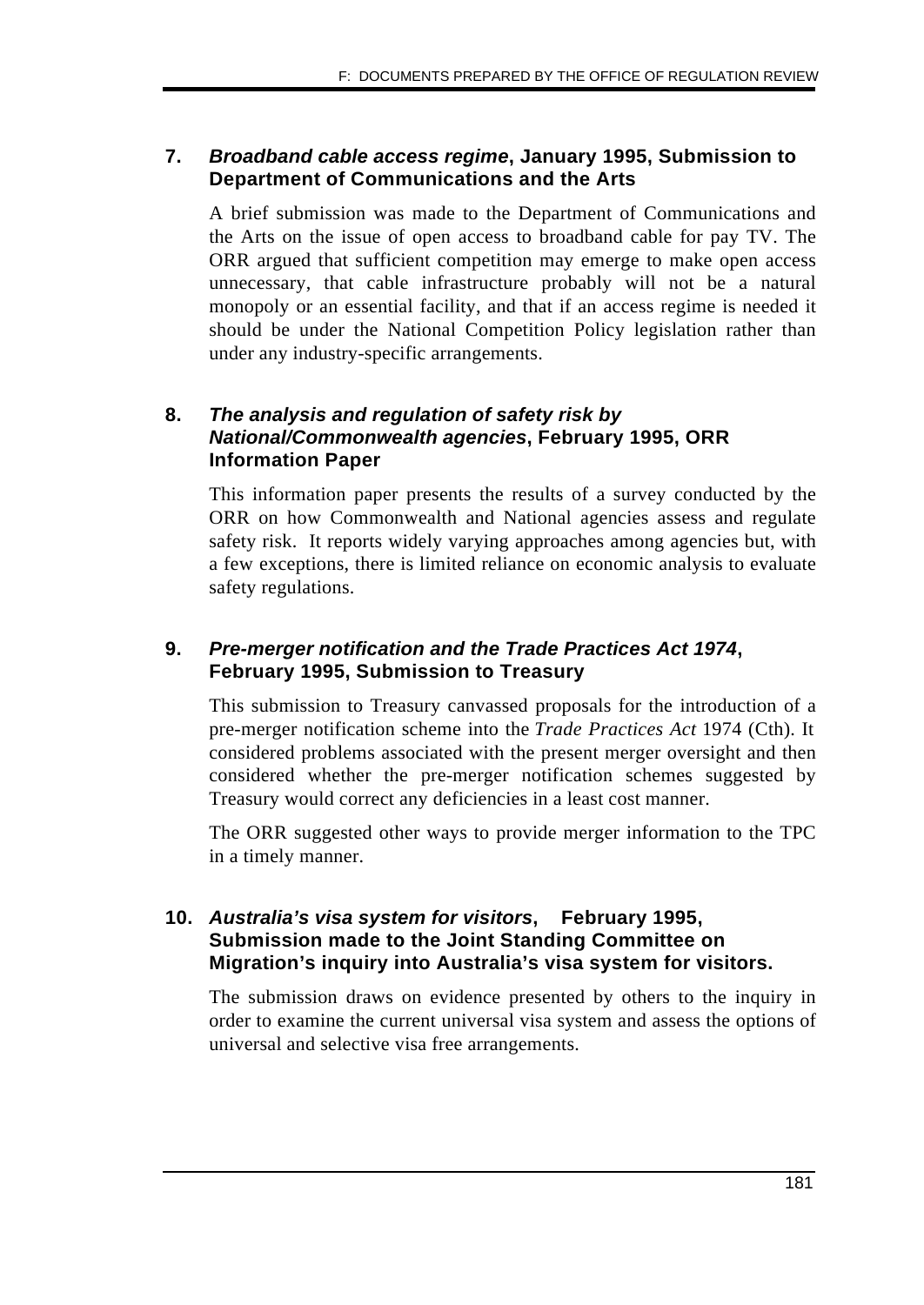### 7. ***Broadband cable access regime*, January 1995, Submission to Department of Communications and the Arts**

A brief submission was made to the Department of Communications and the Arts on the issue of open access to broadband cable for pay TV. The ORR argued that sufficient competition may emerge to make open access unnecessary, that cable infrastructure probably will not be a natural monopoly or an essential facility, and that if an access regime is needed it should be under the National Competition Policy legislation rather than under any industry-specific arrangements.

### 8. ***The analysis and regulation of safety risk by National/Commonwealth agencies*, February 1995, ORR Information Paper**

This information paper presents the results of a survey conducted by the ORR on how Commonwealth and National agencies assess and regulate safety risk. It reports widely varying approaches among agencies but, with a few exceptions, there is limited reliance on economic analysis to evaluate safety regulations.

### 9. ***Pre-merger notification and the Trade Practices Act 1974*, February 1995, Submission to Treasury**

This submission to Treasury canvassed proposals for the introduction of a pre-merger notification scheme into the *Trade Practices Act* 1974 (Cth). It considered problems associated with the present merger oversight and then considered whether the pre-merger notification schemes suggested by Treasury would correct any deficiencies in a least cost manner.

The ORR suggested other ways to provide merger information to the TPC in a timely manner.

### 10. ***Australia's visa system for visitors*, February 1995, Submission made to the Joint Standing Committee on Migration's inquiry into Australia's visa system for visitors.**

The submission draws on evidence presented by others to the inquiry in order to examine the current universal visa system and assess the options of universal and selective visa free arrangements.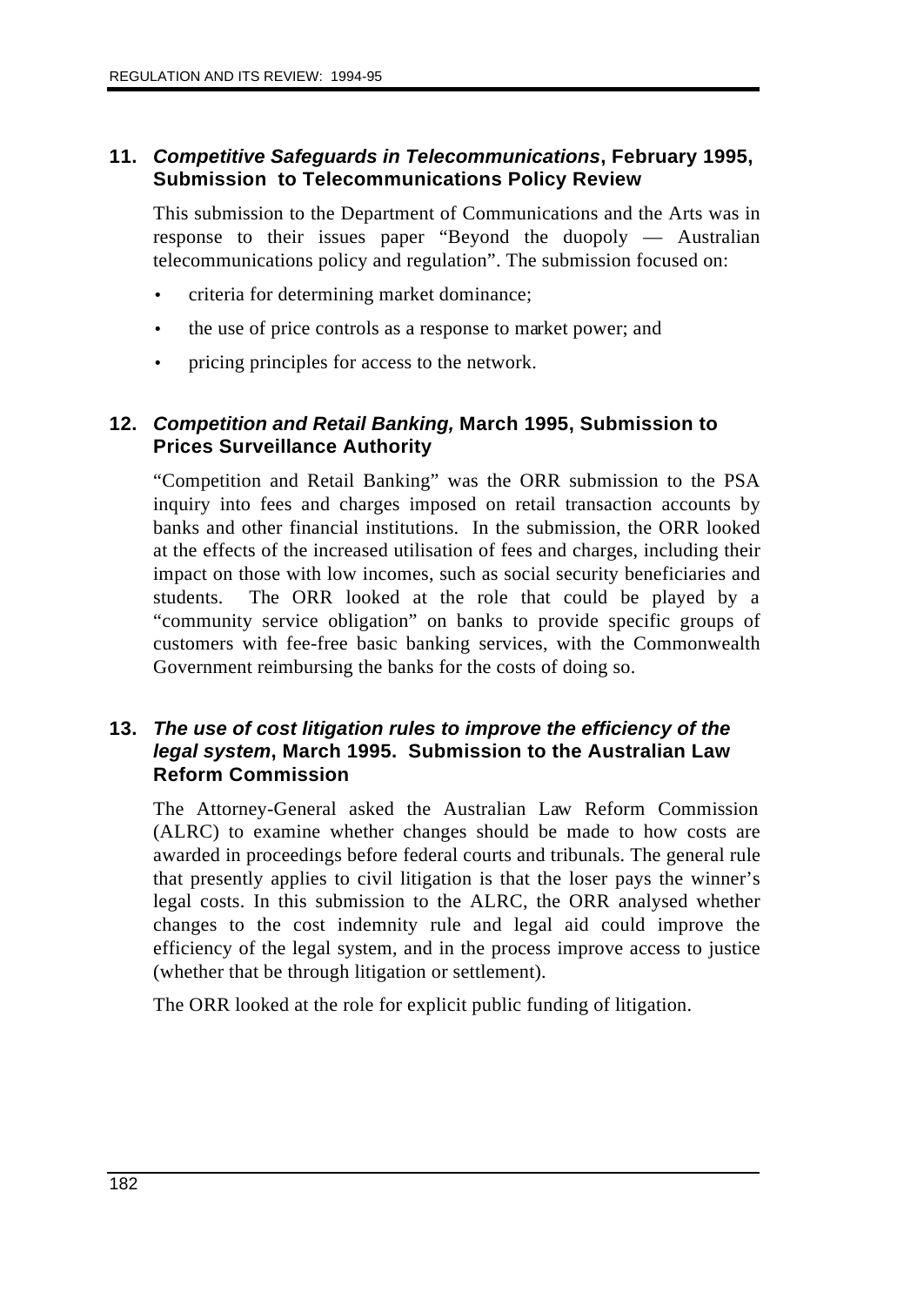### 11. ***Competitive Safeguards in Telecommunications*, February 1995, Submission to Telecommunications Policy Review**

This submission to the Department of Communications and the Arts was in response to their issues paper "Beyond the duopoly — Australian telecommunications policy and regulation". The submission focused on:

- criteria for determining market dominance;
- the use of price controls as a response to market power; and
- pricing principles for access to the network.

### 12. ***Competition and Retail Banking,* March 1995, Submission to Prices Surveillance Authority**

"Competition and Retail Banking" was the ORR submission to the PSA inquiry into fees and charges imposed on retail transaction accounts by banks and other financial institutions. In the submission, the ORR looked at the effects of the increased utilisation of fees and charges, including their impact on those with low incomes, such as social security beneficiaries and students. The ORR looked at the role that could be played by a "community service obligation" on banks to provide specific groups of customers with fee-free basic banking services, with the Commonwealth Government reimbursing the banks for the costs of doing so.

### 13. ***The use of cost litigation rules to improve the efficiency of the legal system*, March 1995. Submission to the Australian Law Reform Commission**

The Attorney-General asked the Australian Law Reform Commission (ALRC) to examine whether changes should be made to how costs are awarded in proceedings before federal courts and tribunals. The general rule that presently applies to civil litigation is that the loser pays the winner's legal costs. In this submission to the ALRC, the ORR analysed whether changes to the cost indemnity rule and legal aid could improve the efficiency of the legal system, and in the process improve access to justice (whether that be through litigation or settlement).

The ORR looked at the role for explicit public funding of litigation.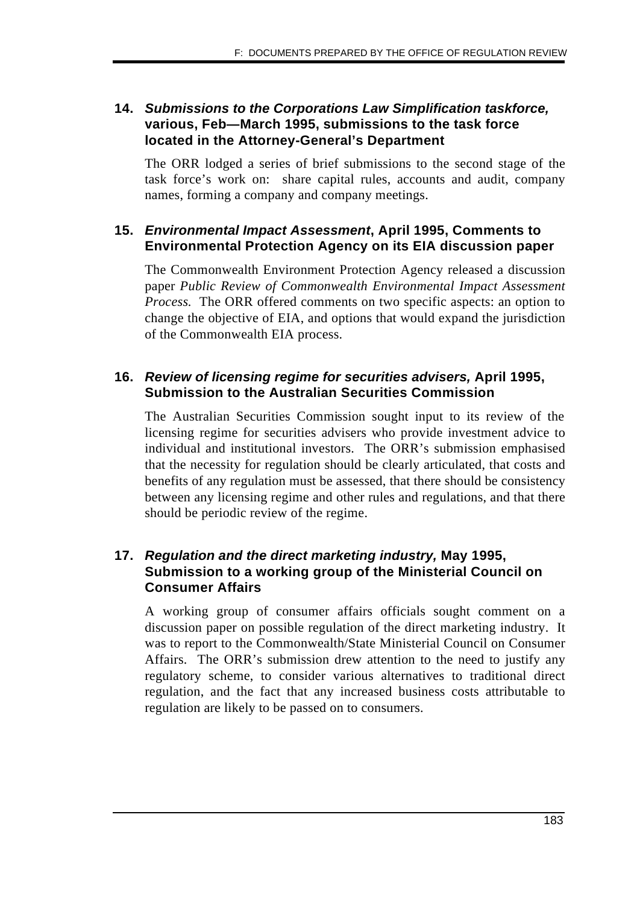### 14. ***Submissions to the Corporations Law Simplification taskforce,*** **various, Feb—March 1995, submissions to the task force located in the Attorney-General's Department**

The ORR lodged a series of brief submissions to the second stage of the task force's work on: share capital rules, accounts and audit, company names, forming a company and company meetings.

### 15. ***Environmental Impact Assessment*****, April 1995, Comments to Environmental Protection Agency on its EIA discussion paper**

The Commonwealth Environment Protection Agency released a discussion paper *Public Review of Commonwealth Environmental Impact Assessment Process.* The ORR offered comments on two specific aspects: an option to change the objective of EIA, and options that would expand the jurisdiction of the Commonwealth EIA process.

### 16. ***Review of licensing regime for securities advisers,*** **April 1995, Submission to the Australian Securities Commission**

The Australian Securities Commission sought input to its review of the licensing regime for securities advisers who provide investment advice to individual and institutional investors. The ORR's submission emphasised that the necessity for regulation should be clearly articulated, that costs and benefits of any regulation must be assessed, that there should be consistency between any licensing regime and other rules and regulations, and that there should be periodic review of the regime.

### 17. ***Regulation and the direct marketing industry,*** **May 1995, Submission to a working group of the Ministerial Council on Consumer Affairs**

A working group of consumer affairs officials sought comment on a discussion paper on possible regulation of the direct marketing industry. It was to report to the Commonwealth/State Ministerial Council on Consumer Affairs. The ORR's submission drew attention to the need to justify any regulatory scheme, to consider various alternatives to traditional direct regulation, and the fact that any increased business costs attributable to regulation are likely to be passed on to consumers.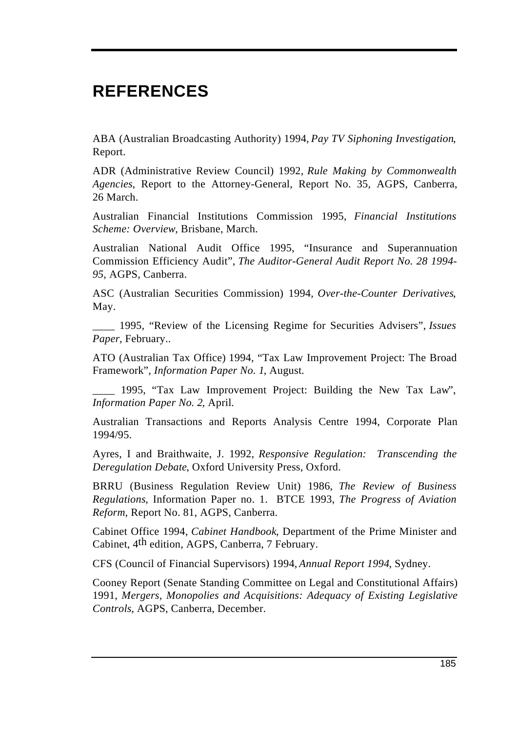# REFERENCES

ABA (Australian Broadcasting Authority) 1994, *Pay TV Siphoning Investigation*, Report.

ADR (Administrative Review Council) 1992, *Rule Making by Commonwealth Agencies*, Report to the Attorney-General, Report No. 35, AGPS, Canberra, 26 March.

Australian Financial Institutions Commission 1995, *Financial Institutions Scheme: Overview*, Brisbane, March.

Australian National Audit Office 1995, "Insurance and Superannuation Commission Efficiency Audit", *The Auditor-General Audit Report No. 28 1994-95*, AGPS, Canberra.

ASC (Australian Securities Commission) 1994, *Over-the-Counter Derivatives*, May.

____ 1995, "Review of the Licensing Regime for Securities Advisers", *Issues Paper*, February..

ATO (Australian Tax Office) 1994, "Tax Law Improvement Project: The Broad Framework", *Information Paper No. 1*, August.

____ 1995, "Tax Law Improvement Project: Building the New Tax Law", *Information Paper No. 2*, April.

Australian Transactions and Reports Analysis Centre 1994, Corporate Plan 1994/95.

Ayres, I and Braithwaite, J. 1992, *Responsive Regulation: Transcending the Deregulation Debate*, Oxford University Press, Oxford.

BRRU (Business Regulation Review Unit) 1986, *The Review of Business Regulations*, Information Paper no. 1. BTCE 1993, *The Progress of Aviation Reform*, Report No. 81, AGPS, Canberra.

Cabinet Office 1994, *Cabinet Handbook*, Department of the Prime Minister and Cabinet, 4th edition, AGPS, Canberra, 7 February.

CFS (Council of Financial Supervisors) 1994, *Annual Report 1994*, Sydney.

Cooney Report (Senate Standing Committee on Legal and Constitutional Affairs) 1991, *Mergers, Monopolies and Acquisitions: Adequacy of Existing Legislative Controls*, AGPS, Canberra, December.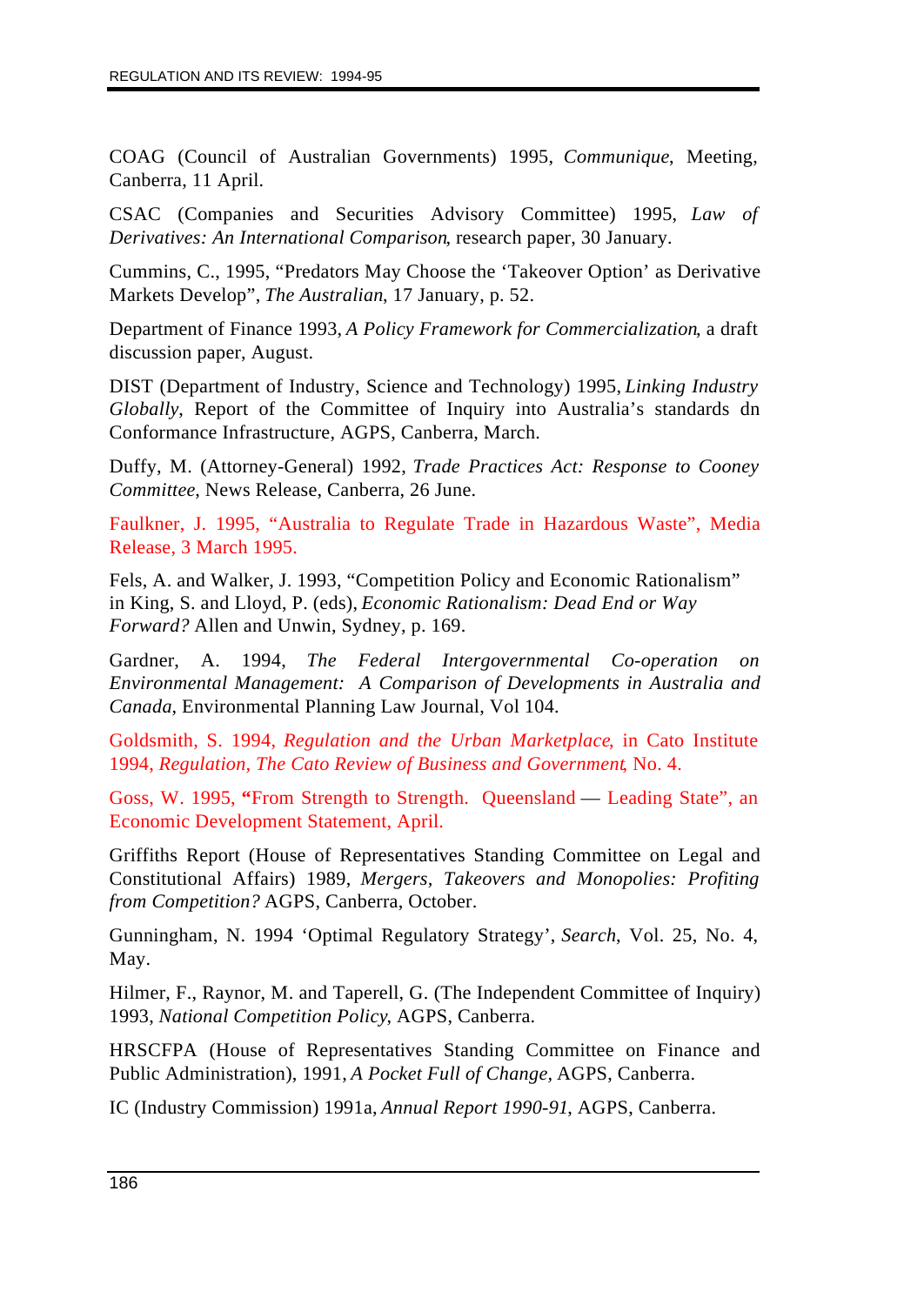COAG (Council of Australian Governments) 1995, *Communique*, Meeting, Canberra, 11 April.

CSAC (Companies and Securities Advisory Committee) 1995, *Law of Derivatives: An International Comparison*, research paper, 30 January.

Cummins, C., 1995, “Predators May Choose the ‘Takeover Option’ as Derivative Markets Develop”, *The Australian*, 17 January, p. 52.

Department of Finance 1993, *A Policy Framework for Commercialization*, a draft discussion paper, August.

DIST (Department of Industry, Science and Technology) 1995, *Linking Industry Globally*, Report of the Committee of Inquiry into Australia’s standards dn Conformance Infrastructure, AGPS, Canberra, March.

Duffy, M. (Attorney-General) 1992, *Trade Practices Act: Response to Cooney Committee*, News Release, Canberra, 26 June.

Faulkner, J. 1995, “Australia to Regulate Trade in Hazardous Waste”, Media Release, 3 March 1995.

Fels, A. and Walker, J. 1993, “Competition Policy and Economic Rationalism” in King, S. and Lloyd, P. (eds), *Economic Rationalism: Dead End or Way Forward?* Allen and Unwin, Sydney, p. 169.

Gardner, A. 1994, *The Federal Intergovernmental Co-operation on Environmental Management: A Comparison of Developments in Australia and Canada*, Environmental Planning Law Journal, Vol 104.

Goldsmith, S. 1994, *Regulation and the Urban Marketplace*, in Cato Institute 1994, *Regulation, The Cato Review of Business and Government*, No. 4.

Goss, W. 1995, **“**From Strength to Strength. Queensland — Leading State”, an Economic Development Statement, April.

Griffiths Report (House of Representatives Standing Committee on Legal and Constitutional Affairs) 1989, *Mergers, Takeovers and Monopolies: Profiting from Competition?* AGPS, Canberra, October.

Gunningham, N. 1994 ‘Optimal Regulatory Strategy’, *Search*, Vol. 25, No. 4, May.

Hilmer, F., Raynor, M. and Taperell, G. (The Independent Committee of Inquiry) 1993, *National Competition Policy*, AGPS, Canberra.

HRSCFPA (House of Representatives Standing Committee on Finance and Public Administration), 1991, *A Pocket Full of Change*, AGPS, Canberra.

IC (Industry Commission) 1991a, *Annual Report 1990-91*, AGPS, Canberra.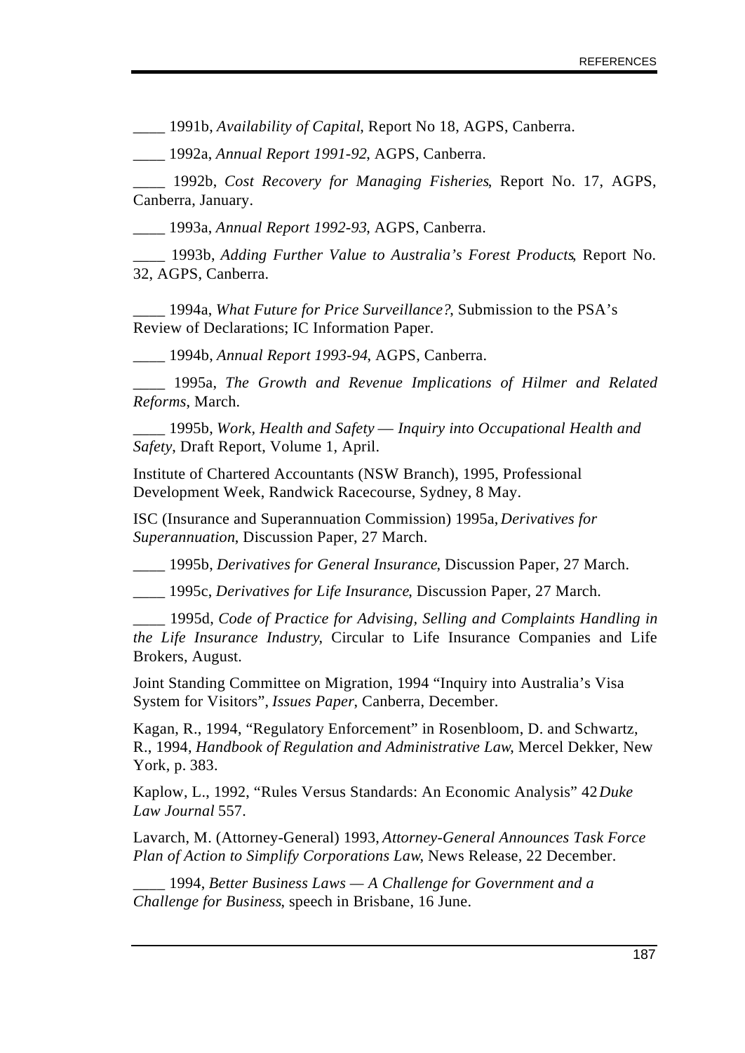____ 1991b, *Availability of Capital*, Report No 18, AGPS, Canberra.

____ 1992a, *Annual Report 1991-92*, AGPS, Canberra.

____ 1992b, *Cost Recovery for Managing Fisheries*, Report No. 17, AGPS, Canberra, January.

____ 1993a, *Annual Report 1992-93*, AGPS, Canberra.

____ 1993b, *Adding Further Value to Australia's Forest Products*, Report No. 32, AGPS, Canberra.

____ 1994a, *What Future for Price Surveillance?*, Submission to the PSA's Review of Declarations; IC Information Paper.

____ 1994b, *Annual Report 1993-94*, AGPS, Canberra.

____ 1995a, *The Growth and Revenue Implications of Hilmer and Related Reforms*, March.

____ 1995b, *Work, Health and Safety — Inquiry into Occupational Health and Safety*, Draft Report, Volume 1, April.

Institute of Chartered Accountants (NSW Branch), 1995, Professional Development Week, Randwick Racecourse, Sydney, 8 May.

ISC (Insurance and Superannuation Commission) 1995a, *Derivatives for Superannuation*, Discussion Paper, 27 March.

____ 1995b, *Derivatives for General Insurance*, Discussion Paper, 27 March.

____ 1995c, *Derivatives for Life Insurance*, Discussion Paper, 27 March.

____ 1995d, *Code of Practice for Advising, Selling and Complaints Handling in the Life Insurance Industry*, Circular to Life Insurance Companies and Life Brokers, August.

Joint Standing Committee on Migration, 1994 "Inquiry into Australia's Visa System for Visitors", *Issues Paper*, Canberra, December.

Kagan, R., 1994, "Regulatory Enforcement" in Rosenbloom, D. and Schwartz, R., 1994, *Handbook of Regulation and Administrative Law*, Mercel Dekker, New York, p. 383.

Kaplow, L., 1992, "Rules Versus Standards: An Economic Analysis" 42 *Duke Law Journal* 557.

Lavarch, M. (Attorney-General) 1993, *Attorney-General Announces Task Force Plan of Action to Simplify Corporations Law*, News Release, 22 December.

____ 1994, *Better Business Laws — A Challenge for Government and a Challenge for Business*, speech in Brisbane, 16 June.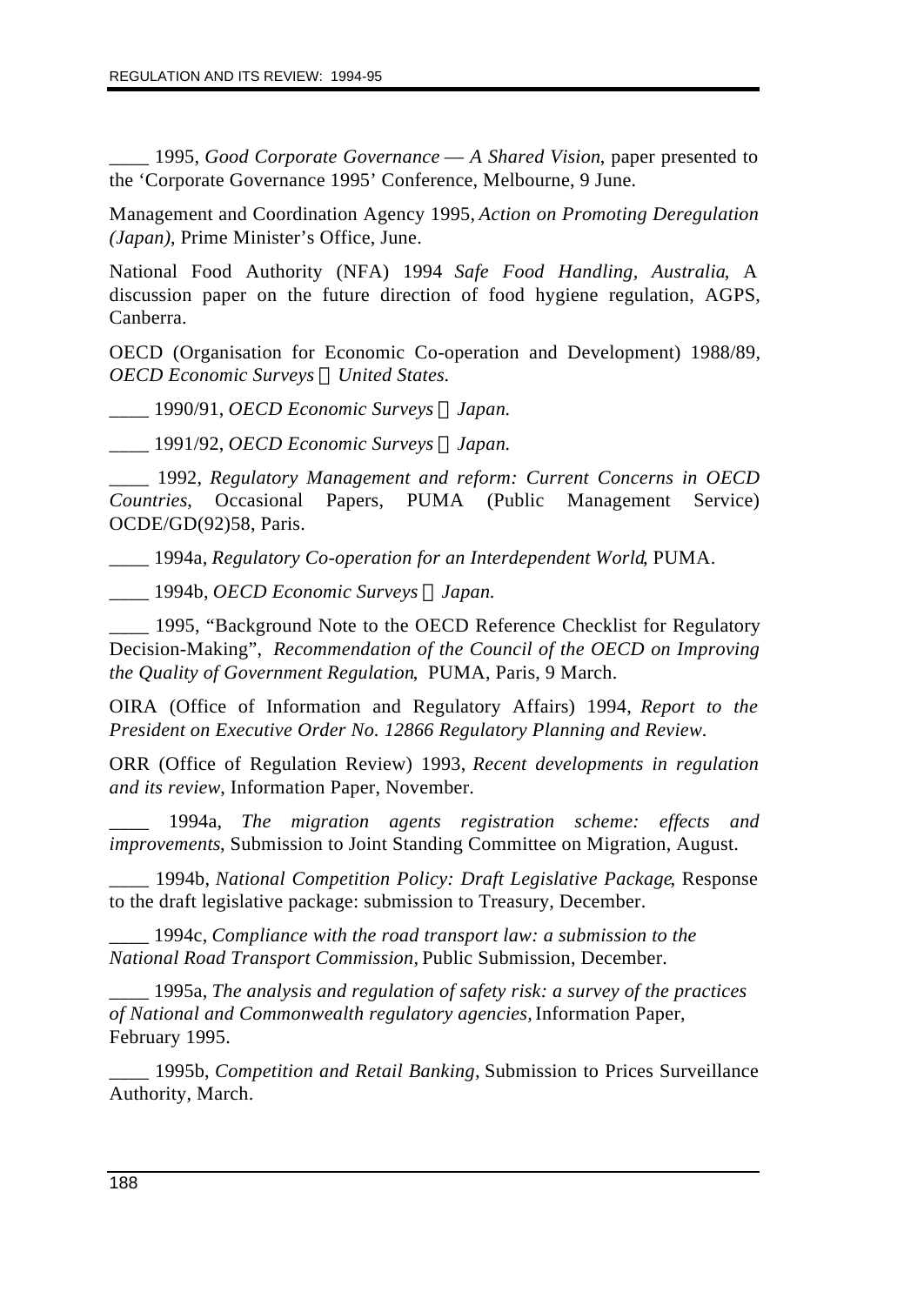____ 1995, *Good Corporate Governance — A Shared Vision*, paper presented to the 'Corporate Governance 1995' Conference, Melbourne, 9 June.

Management and Coordination Agency 1995, *Action on Promoting Deregulation (Japan)*, Prime Minister's Office, June.

National Food Authority (NFA) 1994 *Safe Food Handling, Australia*, A discussion paper on the future direction of food hygiene regulation, AGPS, Canberra.

OECD (Organisation for Economic Co-operation and Development) 1988/89, *OECD Economic Surveys — United States.*

____ 1990/91, *OECD Economic Surveys — Japan.*

____ 1991/92, *OECD Economic Surveys — Japan.*

____ 1992, *Regulatory Management and reform: Current Concerns in OECD Countries*, Occasional Papers, PUMA (Public Management Service) OCDE/GD(92)58, Paris.

____ 1994a, *Regulatory Co-operation for an Interdependent World*, PUMA.

____ 1994b, *OECD Economic Surveys — Japan.*

____ 1995, "Background Note to the OECD Reference Checklist for Regulatory Decision-Making", *Recommendation of the Council of the OECD on Improving the Quality of Government Regulation*, PUMA, Paris, 9 March.

OIRA (Office of Information and Regulatory Affairs) 1994, *Report to the President on Executive Order No. 12866 Regulatory Planning and Review*.

ORR (Office of Regulation Review) 1993, *Recent developments in regulation and its review*, Information Paper, November.

____ 1994a, *The migration agents registration scheme: effects and improvements*, Submission to Joint Standing Committee on Migration, August.

____ 1994b, *National Competition Policy: Draft Legislative Package*, Response to the draft legislative package: submission to Treasury, December.

____ 1994c, *Compliance with the road transport law: a submission to the National Road Transport Commission*, Public Submission, December.

____ 1995a, *The analysis and regulation of safety risk: a survey of the practices of National and Commonwealth regulatory agencies*, Information Paper, February 1995.

____ 1995b, *Competition and Retail Banking*, Submission to Prices Surveillance Authority, March.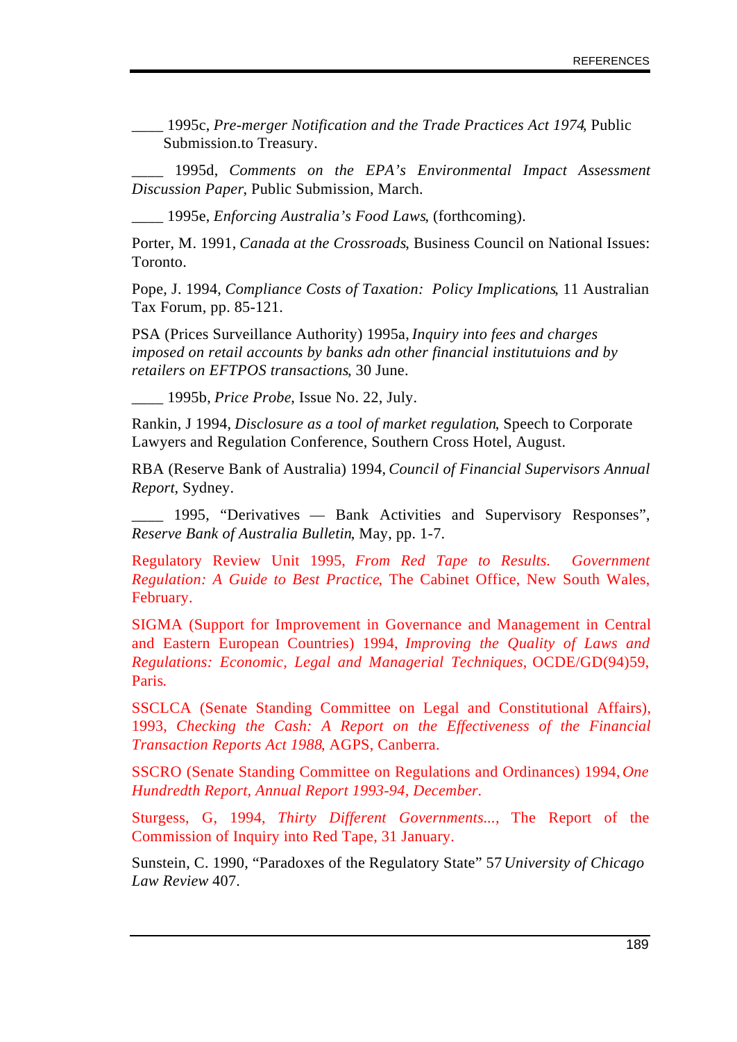____ 1995c, *Pre-merger Notification and the Trade Practices Act 1974*, Public Submission.to Treasury.

____ 1995d, *Comments on the EPA's Environmental Impact Assessment Discussion Paper*, Public Submission, March.

____ 1995e, *Enforcing Australia's Food Laws*, (forthcoming).

Porter, M. 1991, *Canada at the Crossroads*, Business Council on National Issues: Toronto.

Pope, J. 1994, *Compliance Costs of Taxation: Policy Implications*, 11 Australian Tax Forum, pp. 85-121.

PSA (Prices Surveillance Authority) 1995a, *Inquiry into fees and charges imposed on retail accounts by banks adn other financial institutuions and by retailers on EFTPOS transactions*, 30 June.

____ 1995b, *Price Probe*, Issue No. 22, July.

Rankin, J 1994, *Disclosure as a tool of market regulation*, Speech to Corporate Lawyers and Regulation Conference, Southern Cross Hotel, August.

RBA (Reserve Bank of Australia) 1994, *Council of Financial Supervisors Annual Report*, Sydney.

____ 1995, "Derivatives — Bank Activities and Supervisory Responses", *Reserve Bank of Australia Bulletin*, May, pp. 1-7.

Regulatory Review Unit 1995, *From Red Tape to Results. Government Regulation: A Guide to Best Practice*, The Cabinet Office, New South Wales, February.

SIGMA (Support for Improvement in Governance and Management in Central and Eastern European Countries) 1994, *Improving the Quality of Laws and Regulations: Economic, Legal and Managerial Techniques*, OCDE/GD(94)59, Paris.

SSCLCA (Senate Standing Committee on Legal and Constitutional Affairs), 1993, *Checking the Cash: A Report on the Effectiveness of the Financial Transaction Reports Act 1988*, AGPS, Canberra.

SSCRO (Senate Standing Committee on Regulations and Ordinances) 1994, *One Hundredth Report, Annual Report 1993-94, December.*

Sturgess, G, 1994, *Thirty Different Governments...*, The Report of the Commission of Inquiry into Red Tape, 31 January.

Sunstein, C. 1990, "Paradoxes of the Regulatory State" 57 *University of Chicago Law Review* 407.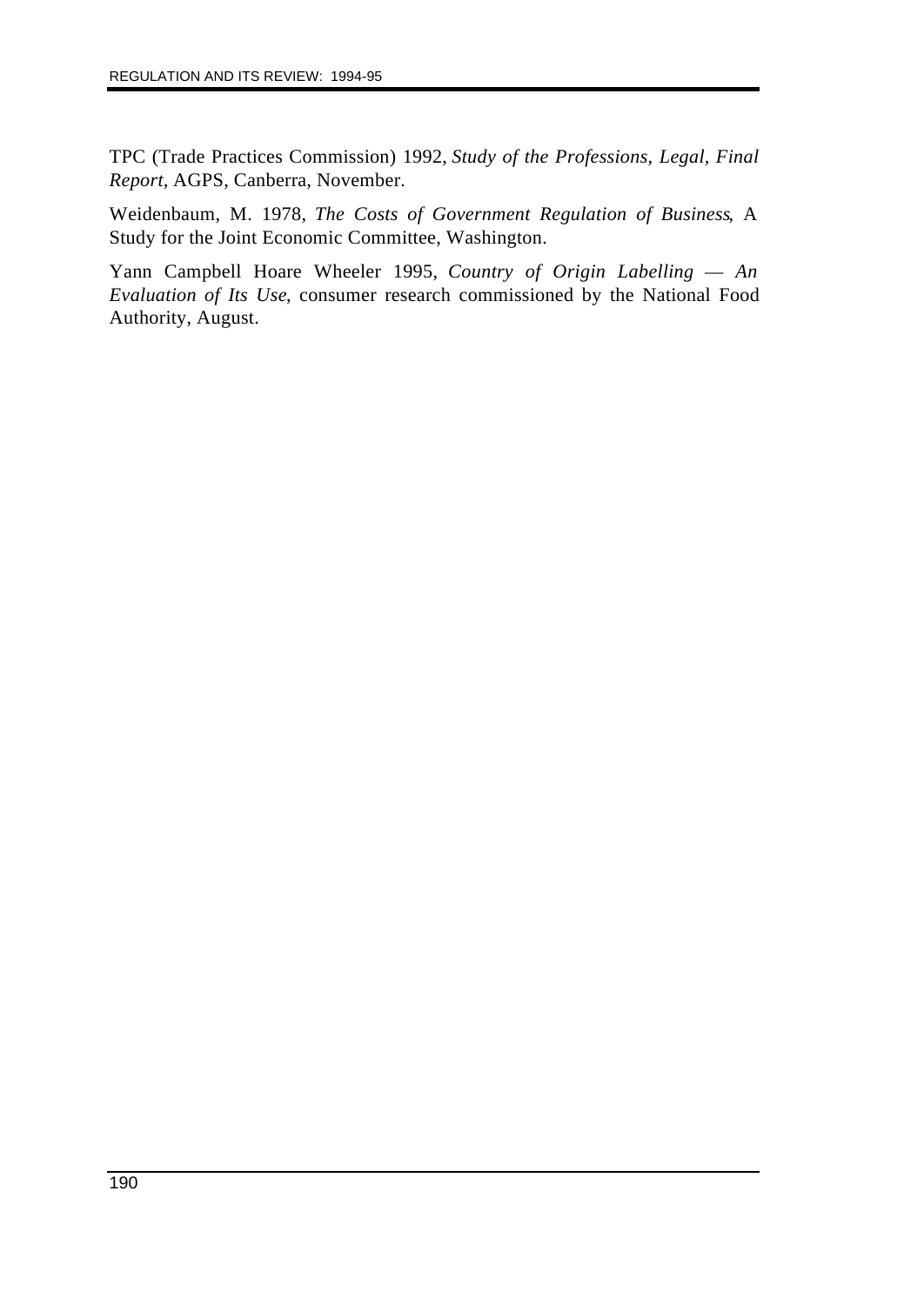TPC (Trade Practices Commission) 1992, *Study of the Professions, Legal, Final Report*, AGPS, Canberra, November.

Weidenbaum, M. 1978, *The Costs of Government Regulation of Business*, A Study for the Joint Economic Committee, Washington.

Yann Campbell Hoare Wheeler 1995, *Country of Origin Labelling — An Evaluation of Its Use*, consumer research commissioned by the National Food Authority, August.